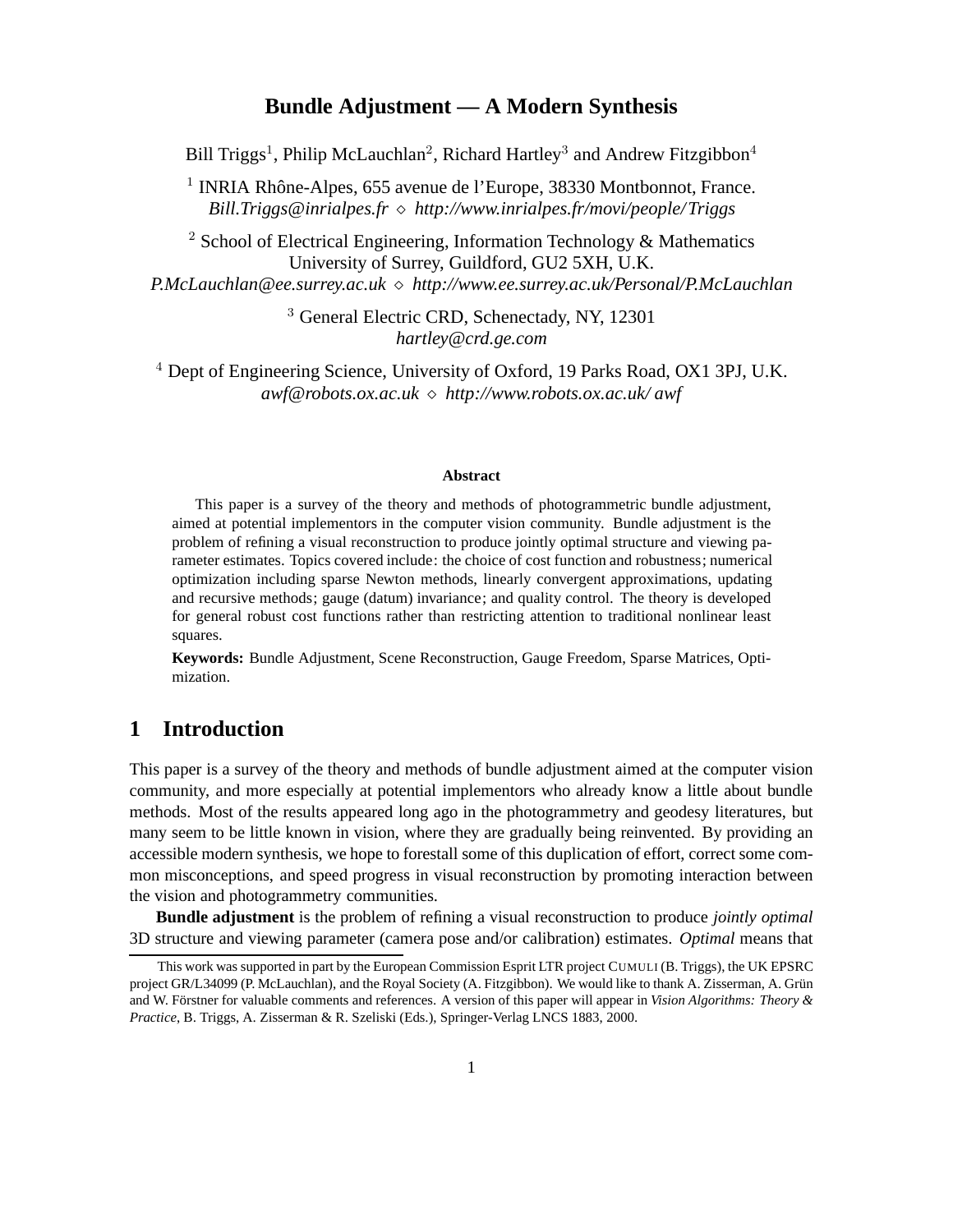# Bundle Adjustment — A Modern Synthesis

Bill Triggs[1], Philip McLauchlan[2], Richard Hartley[3] and Andrew Fitzgibbon[4]

[1] INRIA Rhône-Alpes, 655 avenue de l'Europe, 38330 Montbonnot, France.
*Bill.Triggs@inrialpes.fr* ⋄ *http://www.inrialpes.fr/movi/people/Triggs*

[2] School of Electrical Engineering, Information Technology & Mathematics
University of Surrey, Guildford, GU2 5XH, U.K.
*P.McLauchlan@ee.surrey.ac.uk* ⋄ *http://www.ee.surrey.ac.uk/Personal/P.McLauchlan*

[3] General Electric CRD, Schenectady, NY, 12301
*hartley@crd.ge.com*

[4] Dept of Engineering Science, University of Oxford, 19 Parks Road, OX1 3PJ, U.K.
*awf@robots.ox.ac.uk* ⋄ *http://www.robots.ox.ac.uk/ awf*

**Abstract**

This paper is a survey of the theory and methods of photogrammetric bundle adjustment, aimed at potential implementors in the computer vision community. Bundle adjustment is the problem of refining a visual reconstruction to produce jointly optimal structure and viewing parameter estimates. Topics covered include: the choice of cost function and robustness; numerical optimization including sparse Newton methods, linearly convergent approximations, updating and recursive methods; gauge (datum) invariance; and quality control. The theory is developed for general robust cost functions rather than restricting attention to traditional nonlinear least squares.

**Keywords:** Bundle Adjustment, Scene Reconstruction, Gauge Freedom, Sparse Matrices, Optimization.

## 1 Introduction

This paper is a survey of the theory and methods of bundle adjustment aimed at the computer vision community, and more especially at potential implementors who already know a little about bundle methods. Most of the results appeared long ago in the photogrammetry and geodesy literatures, but many seem to be little known in vision, where they are gradually being reinvented. By providing an accessible modern synthesis, we hope to forestall some of this duplication of effort, correct some common misconceptions, and speed progress in visual reconstruction by promoting interaction between the vision and photogrammetry communities.

**Bundle adjustment** is the problem of refining a visual reconstruction to produce *jointly optimal* 3D structure and viewing parameter (camera pose and/or calibration) estimates. *Optimal* means that

This work was supported in part by the European Commission Esprit LTR project CUMULI (B. Triggs), the UK EPSRC project GR/L34099 (P. McLauchlan), and the Royal Society (A. Fitzgibbon). We would like to thank A. Zisserman, A. Grün and W. Förstner for valuable comments and references. A version of this paper will appear in *Vision Algorithms: Theory & Practice*, B. Triggs, A. Zisserman & R. Szeliski (Eds.), Springer-Verlag LNCS 1883, 2000.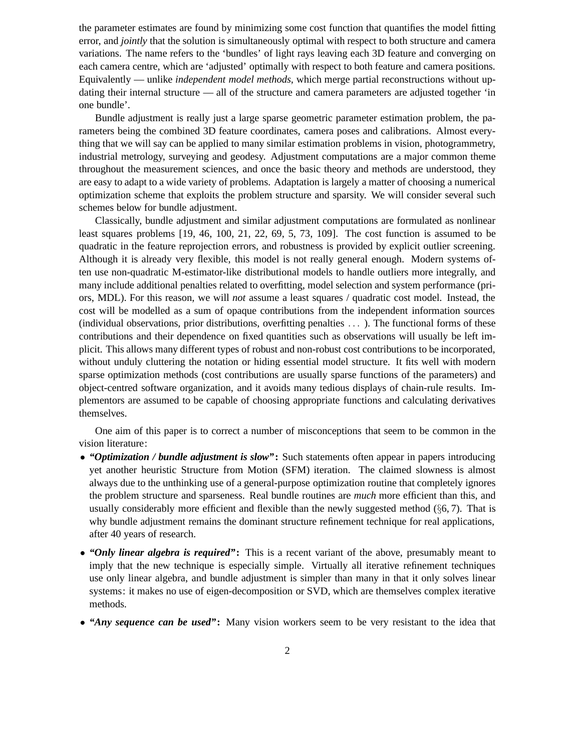the parameter estimates are found by minimizing some cost function that quantifies the model fitting error, and *jointly* that the solution is simultaneously optimal with respect to both structure and camera variations. The name refers to the 'bundles' of light rays leaving each 3D feature and converging on each camera centre, which are 'adjusted' optimally with respect to both feature and camera positions. Equivalently — unlike *independent model methods*, which merge partial reconstructions without updating their internal structure — all of the structure and camera parameters are adjusted together 'in one bundle'.

Bundle adjustment is really just a large sparse geometric parameter estimation problem, the parameters being the combined 3D feature coordinates, camera poses and calibrations. Almost everything that we will say can be applied to many similar estimation problems in vision, photogrammetry, industrial metrology, surveying and geodesy. Adjustment computations are a major common theme throughout the measurement sciences, and once the basic theory and methods are understood, they are easy to adapt to a wide variety of problems. Adaptation is largely a matter of choosing a numerical optimization scheme that exploits the problem structure and sparsity. We will consider several such schemes below for bundle adjustment.

Classically, bundle adjustment and similar adjustment computations are formulated as nonlinear least squares problems [19, 46, 100, 21, 22, 69, 5, 73, 109]. The cost function is assumed to be quadratic in the feature reprojection errors, and robustness is provided by explicit outlier screening. Although it is already very flexible, this model is not really general enough. Modern systems often use non-quadratic M-estimator-like distributional models to handle outliers more integrally, and many include additional penalties related to overfitting, model selection and system performance (priors, MDL). For this reason, we will *not* assume a least squares / quadratic cost model. Instead, the cost will be modelled as a sum of opaque contributions from the independent information sources (individual observations, prior distributions, overfitting penalties ... ). The functional forms of these contributions and their dependence on fixed quantities such as observations will usually be left implicit. This allows many different types of robust and non-robust cost contributions to be incorporated, without unduly cluttering the notation or hiding essential model structure. It fits well with modern sparse optimization methods (cost contributions are usually sparse functions of the parameters) and object-centred software organization, and it avoids many tedious displays of chain-rule results. Implementors are assumed to be capable of choosing appropriate functions and calculating derivatives themselves.

One aim of this paper is to correct a number of misconceptions that seem to be common in the vision literature:

- ***"Optimization / bundle adjustment is slow"*:** Such statements often appear in papers introducing yet another heuristic Structure from Motion (SFM) iteration. The claimed slowness is almost always due to the unthinking use of a general-purpose optimization routine that completely ignores the problem structure and sparseness. Real bundle routines are *much* more efficient than this, and usually considerably more efficient and flexible than the newly suggested method (§6, 7). That is why bundle adjustment remains the dominant structure refinement technique for real applications, after 40 years of research.

- ***"Only linear algebra is required"*:** This is a recent variant of the above, presumably meant to imply that the new technique is especially simple. Virtually all iterative refinement techniques use only linear algebra, and bundle adjustment is simpler than many in that it only solves linear systems: it makes no use of eigen-decomposition or SVD, which are themselves complex iterative methods.

- ***"Any sequence can be used"*:** Many vision workers seem to be very resistant to the idea that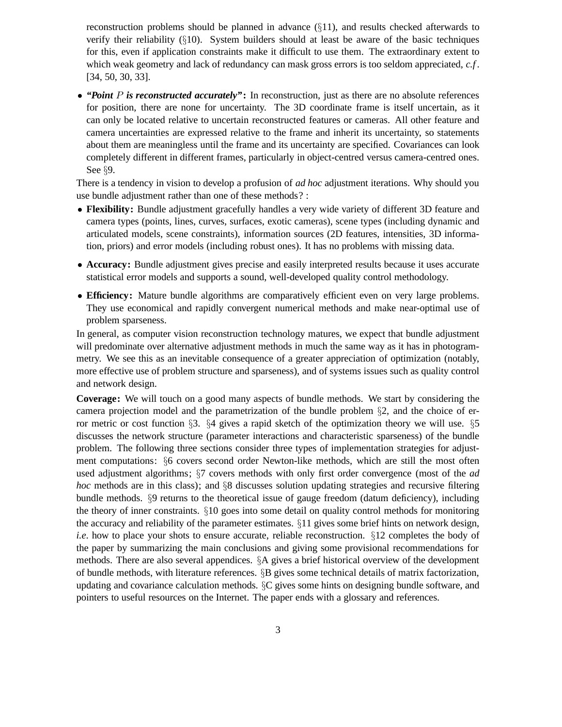reconstruction problems should be planned in advance (§11), and results checked afterwards to verify their reliability (§10). System builders should at least be aware of the basic techniques for this, even if application constraints make it difficult to use them. The extraordinary extent to which weak geometry and lack of redundancy can mask gross errors is too seldom appreciated, *c.f.* [34, 50, 30, 33].

- ***"Point $P$ is reconstructed accurately"*:** In reconstruction, just as there are no absolute references for position, there are none for uncertainty. The 3D coordinate frame is itself uncertain, as it can only be located relative to uncertain reconstructed features or cameras. All other feature and camera uncertainties are expressed relative to the frame and inherit its uncertainty, so statements about them are meaningless until the frame and its uncertainty are specified. Covariances can look completely different in different frames, particularly in object-centred versus camera-centred ones. See §9.

There is a tendency in vision to develop a profusion of *ad hoc* adjustment iterations. Why should you use bundle adjustment rather than one of these methods? :

- **Flexibility:** Bundle adjustment gracefully handles a very wide variety of different 3D feature and camera types (points, lines, curves, surfaces, exotic cameras), scene types (including dynamic and articulated models, scene constraints), information sources (2D features, intensities, 3D information, priors) and error models (including robust ones). It has no problems with missing data.
- **Accuracy:** Bundle adjustment gives precise and easily interpreted results because it uses accurate statistical error models and supports a sound, well-developed quality control methodology.
- **Efficiency:** Mature bundle algorithms are comparatively efficient even on very large problems. They use economical and rapidly convergent numerical methods and make near-optimal use of problem sparseness.

In general, as computer vision reconstruction technology matures, we expect that bundle adjustment will predominate over alternative adjustment methods in much the same way as it has in photogrammetry. We see this as an inevitable consequence of a greater appreciation of optimization (notably, more effective use of problem structure and sparseness), and of systems issues such as quality control and network design.

**Coverage:** We will touch on a good many aspects of bundle methods. We start by considering the camera projection model and the parametrization of the bundle problem §2, and the choice of error metric or cost function §3. §4 gives a rapid sketch of the optimization theory we will use. §5 discusses the network structure (parameter interactions and characteristic sparseness) of the bundle problem. The following three sections consider three types of implementation strategies for adjustment computations: §6 covers second order Newton-like methods, which are still the most often used adjustment algorithms; §7 covers methods with only first order convergence (most of the *ad hoc* methods are in this class); and §8 discusses solution updating strategies and recursive filtering bundle methods. §9 returns to the theoretical issue of gauge freedom (datum deficiency), including the theory of inner constraints. §10 goes into some detail on quality control methods for monitoring the accuracy and reliability of the parameter estimates. §11 gives some brief hints on network design, *i.e.* how to place your shots to ensure accurate, reliable reconstruction. §12 completes the body of the paper by summarizing the main conclusions and giving some provisional recommendations for methods. There are also several appendices. §A gives a brief historical overview of the development of bundle methods, with literature references. §B gives some technical details of matrix factorization, updating and covariance calculation methods. §C gives some hints on designing bundle software, and pointers to useful resources on the Internet. The paper ends with a glossary and references.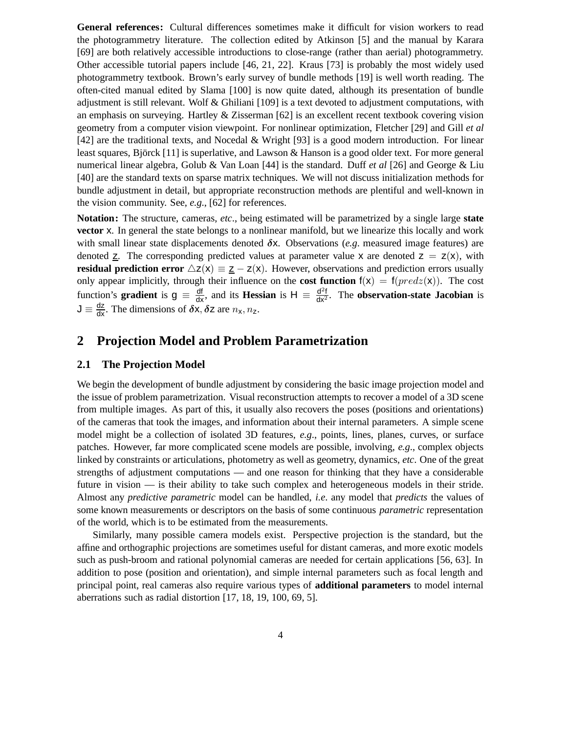**General references:** Cultural differences sometimes make it difficult for vision workers to read the photogrammetry literature. The collection edited by Atkinson [5] and the manual by Karara [69] are both relatively accessible introductions to close-range (rather than aerial) photogrammetry. Other accessible tutorial papers include [46, 21, 22]. Kraus [73] is probably the most widely used photogrammetry textbook. Brown's early survey of bundle methods [19] is well worth reading. The often-cited manual edited by Slama [100] is now quite dated, although its presentation of bundle adjustment is still relevant. Wolf & Ghiliani [109] is a text devoted to adjustment computations, with an emphasis on surveying. Hartley & Zisserman [62] is an excellent recent textbook covering vision geometry from a computer vision viewpoint. For nonlinear optimization, Fletcher [29] and Gill *et al* [42] are the traditional texts, and Nocedal & Wright [93] is a good modern introduction. For linear least squares, Björck [11] is superlative, and Lawson & Hanson is a good older text. For more general numerical linear algebra, Golub & Van Loan [44] is the standard. Duff *et al* [26] and George & Liu [40] are the standard texts on sparse matrix techniques. We will not discuss initialization methods for bundle adjustment in detail, but appropriate reconstruction methods are plentiful and well-known in the vision community. See, *e.g.*, [62] for references.

**Notation:** The structure, cameras, *etc*., being estimated will be parametrized by a single large **state vector** $\mathsf{x}$. In general the state belongs to a nonlinear manifold, but we linearize this locally and work with small linear state displacements denoted $\boldsymbol{\delta}\mathsf{x}$. Observations (*e.g.* measured image features) are denoted $\underline{\mathsf{z}}$. The corresponding predicted values at parameter value $\mathsf{x}$ are denoted $\mathsf{z} = \mathsf{z}(\mathsf{x})$, with **residual prediction error** $\triangle\mathsf{z}(\mathsf{x}) \equiv \underline{\mathsf{z}} - \mathsf{z}(\mathsf{x})$. However, observations and prediction errors usually only appear implicitly, through their influence on the **cost function** $\mathsf{f}(\mathsf{x}) = \mathsf{f}(predz(\mathsf{x}))$. The cost function's **gradient** is $\mathsf{g} \equiv \frac{d\mathsf{f}}{d\mathsf{x}}$, and its **Hessian** is $\mathsf{H} \equiv \frac{d^2\mathsf{f}}{d\mathsf{x}^2}$. The **observation-state Jacobian** is $\mathsf{J} \equiv \frac{d\mathsf{z}}{d\mathsf{x}}$. The dimensions of $\boldsymbol{\delta}\mathsf{x}, \boldsymbol{\delta}\mathsf{z}$ are $n_{\mathsf{x}}, n_{\mathsf{z}}$.

## 2 Projection Model and Problem Parametrization

### 2.1 The Projection Model

We begin the development of bundle adjustment by considering the basic image projection model and the issue of problem parametrization. Visual reconstruction attempts to recover a model of a 3D scene from multiple images. As part of this, it usually also recovers the poses (positions and orientations) of the cameras that took the images, and information about their internal parameters. A simple scene model might be a collection of isolated 3D features, *e.g.*, points, lines, planes, curves, or surface patches. However, far more complicated scene models are possible, involving, *e.g.*, complex objects linked by constraints or articulations, photometry as well as geometry, dynamics, *etc*. One of the great strengths of adjustment computations — and one reason for thinking that they have a considerable future in vision — is their ability to take such complex and heterogeneous models in their stride. Almost any *predictive parametric* model can be handled, *i.e.* any model that *predicts* the values of some known measurements or descriptors on the basis of some continuous *parametric* representation of the world, which is to be estimated from the measurements.

Similarly, many possible camera models exist. Perspective projection is the standard, but the affine and orthographic projections are sometimes useful for distant cameras, and more exotic models such as push-broom and rational polynomial cameras are needed for certain applications [56, 63]. In addition to pose (position and orientation), and simple internal parameters such as focal length and principal point, real cameras also require various types of **additional parameters** to model internal aberrations such as radial distortion [17, 18, 19, 100, 69, 5].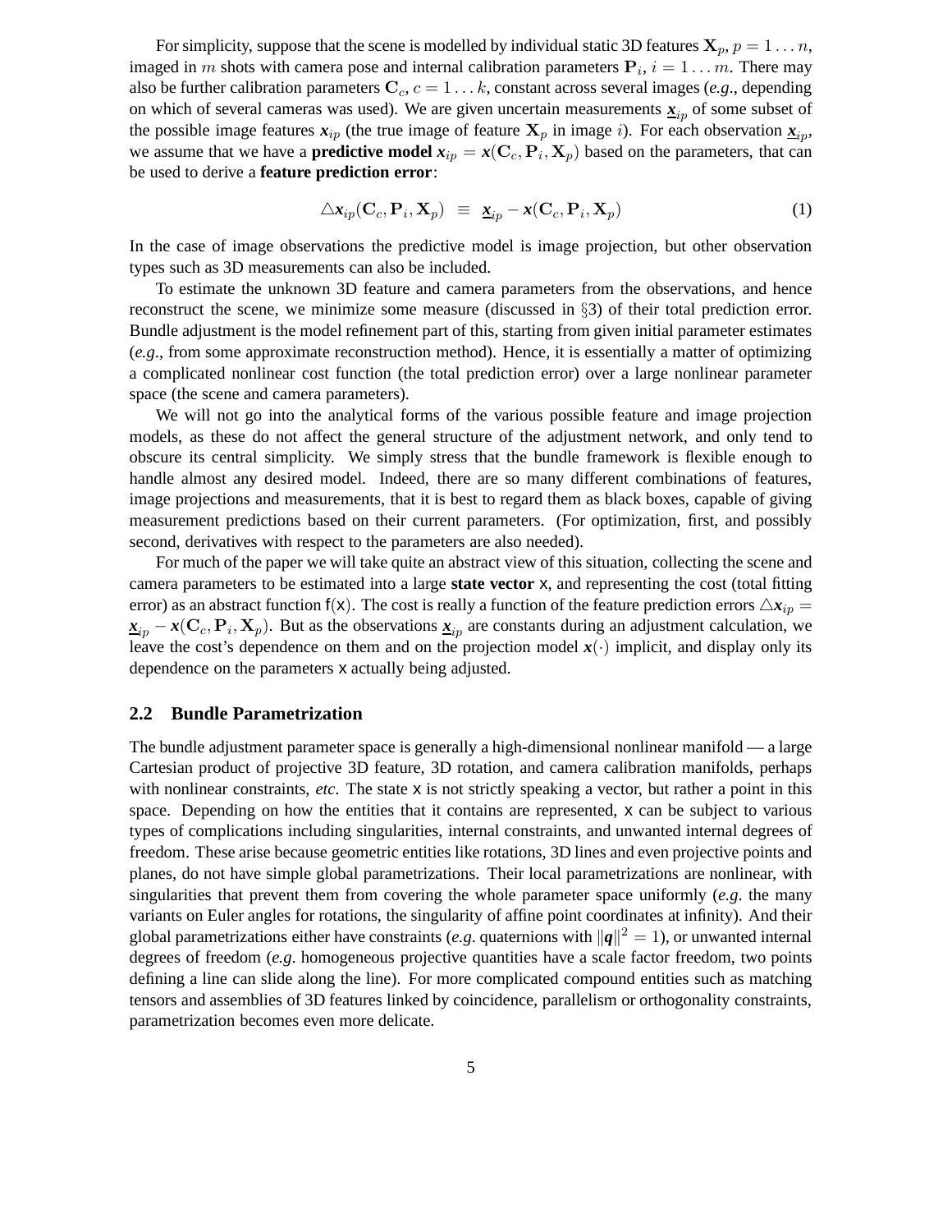For simplicity, suppose that the scene is modelled by individual static 3D features $\mathbf{X}_p$, $p = 1 \ldots n$, imaged in $m$ shots with camera pose and internal calibration parameters $\mathbf{P}_i$, $i = 1 \ldots m$. There may also be further calibration parameters $\mathbf{C}_c$, $c = 1 \ldots k$, constant across several images (*e.g.*, depending on which of several cameras was used). We are given uncertain measurements $\underline{\boldsymbol{x}}_{ip}$ of some subset of the possible image features $\boldsymbol{x}_{ip}$ (the true image of feature $\mathbf{X}_p$ in image $i$). For each observation $\underline{\boldsymbol{x}}_{ip}$, we assume that we have a **predictive model** $\boldsymbol{x}_{ip} = \boldsymbol{x}(\mathbf{C}_c, \mathbf{P}_i, \mathbf{X}_p)$ based on the parameters, that can be used to derive a **feature prediction error**:

$$\triangle \boldsymbol{x}_{ip}(\mathbf{C}_c, \mathbf{P}_i, \mathbf{X}_p) \;\equiv\; \underline{\boldsymbol{x}}_{ip} - \boldsymbol{x}(\mathbf{C}_c, \mathbf{P}_i, \mathbf{X}_p) \tag{1}$$

In the case of image observations the predictive model is image projection, but other observation types such as 3D measurements can also be included.

To estimate the unknown 3D feature and camera parameters from the observations, and hence reconstruct the scene, we minimize some measure (discussed in §3) of their total prediction error. Bundle adjustment is the model refinement part of this, starting from given initial parameter estimates (*e.g.*, from some approximate reconstruction method). Hence, it is essentially a matter of optimizing a complicated nonlinear cost function (the total prediction error) over a large nonlinear parameter space (the scene and camera parameters).

We will not go into the analytical forms of the various possible feature and image projection models, as these do not affect the general structure of the adjustment network, and only tend to obscure its central simplicity. We simply stress that the bundle framework is flexible enough to handle almost any desired model. Indeed, there are so many different combinations of features, image projections and measurements, that it is best to regard them as black boxes, capable of giving measurement predictions based on their current parameters. (For optimization, first, and possibly second, derivatives with respect to the parameters are also needed).

For much of the paper we will take quite an abstract view of this situation, collecting the scene and camera parameters to be estimated into a large **state vector** $\mathsf{x}$, and representing the cost (total fitting error) as an abstract function $\mathsf{f}(\mathsf{x})$. The cost is really a function of the feature prediction errors $\triangle \boldsymbol{x}_{ip} = \underline{\boldsymbol{x}}_{ip} - \boldsymbol{x}(\mathbf{C}_c, \mathbf{P}_i, \mathbf{X}_p)$. But as the observations $\underline{\boldsymbol{x}}_{ip}$ are constants during an adjustment calculation, we leave the cost's dependence on them and on the projection model $\boldsymbol{x}(\cdot)$ implicit, and display only its dependence on the parameters $\mathsf{x}$ actually being adjusted.

## 2.2 Bundle Parametrization

The bundle adjustment parameter space is generally a high-dimensional nonlinear manifold — a large Cartesian product of projective 3D feature, 3D rotation, and camera calibration manifolds, perhaps with nonlinear constraints, *etc*. The state $\mathsf{x}$ is not strictly speaking a vector, but rather a point in this space. Depending on how the entities that it contains are represented, $\mathsf{x}$ can be subject to various types of complications including singularities, internal constraints, and unwanted internal degrees of freedom. These arise because geometric entities like rotations, 3D lines and even projective points and planes, do not have simple global parametrizations. Their local parametrizations are nonlinear, with singularities that prevent them from covering the whole parameter space uniformly (*e.g.* the many variants on Euler angles for rotations, the singularity of affine point coordinates at infinity). And their global parametrizations either have constraints (*e.g.* quaternions with $\|\boldsymbol{q}\|^2 = 1$), or unwanted internal degrees of freedom (*e.g.* homogeneous projective quantities have a scale factor freedom, two points defining a line can slide along the line). For more complicated compound entities such as matching tensors and assemblies of 3D features linked by coincidence, parallelism or orthogonality constraints, parametrization becomes even more delicate.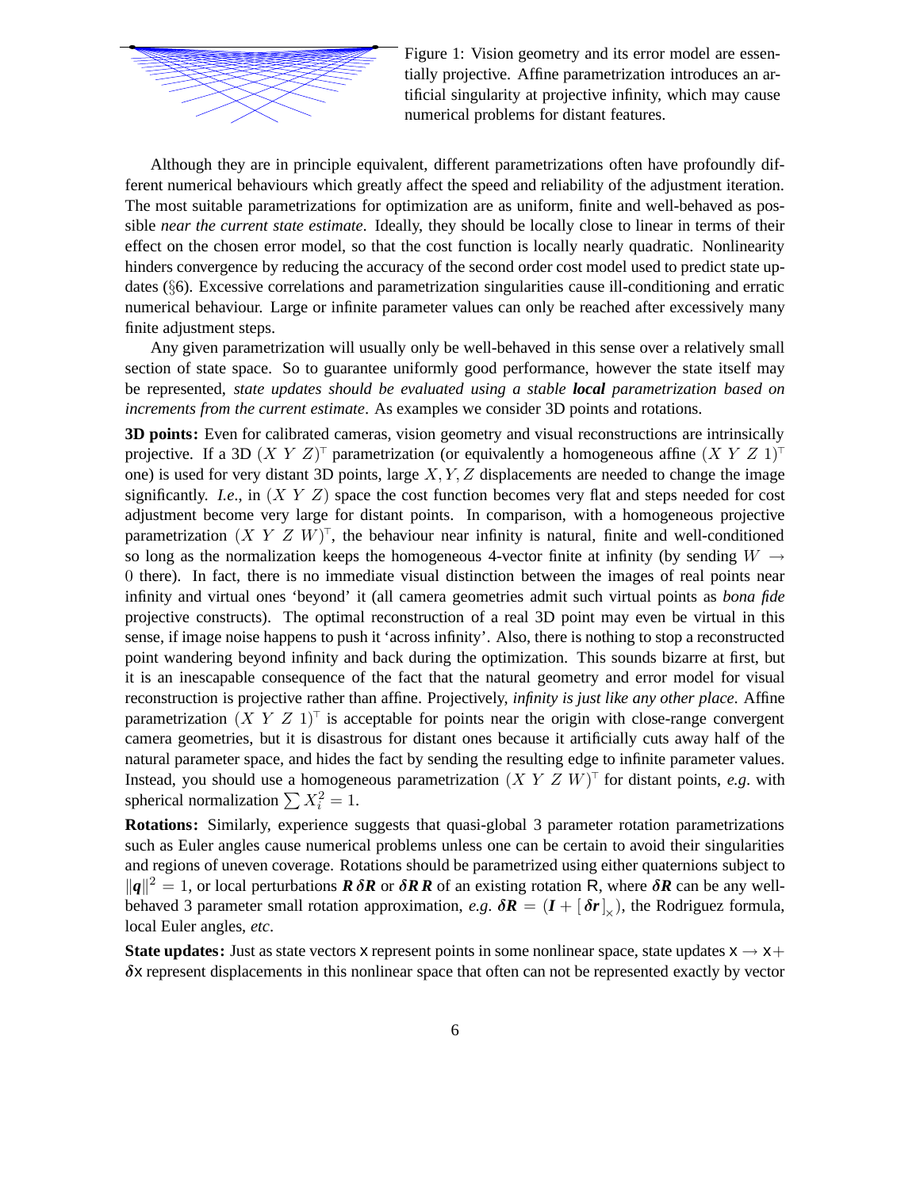Figure 1: Vision geometry and its error model are essentially projective. Affine parametrization introduces an artificial singularity at projective infinity, which may cause numerical problems for distant features.

Although they are in principle equivalent, different parametrizations often have profoundly different numerical behaviours which greatly affect the speed and reliability of the adjustment iteration. The most suitable parametrizations for optimization are as uniform, finite and well-behaved as possible *near the current state estimate*. Ideally, they should be locally close to linear in terms of their effect on the chosen error model, so that the cost function is locally nearly quadratic. Nonlinearity hinders convergence by reducing the accuracy of the second order cost model used to predict state updates (§6). Excessive correlations and parametrization singularities cause ill-conditioning and erratic numerical behaviour. Large or infinite parameter values can only be reached after excessively many finite adjustment steps.

Any given parametrization will usually only be well-behaved in this sense over a relatively small section of state space. So to guarantee uniformly good performance, however the state itself may be represented, *state updates should be evaluated using a stable* ***local*** *parametrization based on increments from the current estimate*. As examples we consider 3D points and rotations.

**3D points:** Even for calibrated cameras, vision geometry and visual reconstructions are intrinsically projective. If a 3D $(X\ Y\ Z)^\top$ parametrization (or equivalently a homogeneous affine $(X\ Y\ Z\ 1)^\top$ one) is used for very distant 3D points, large $X, Y, Z$ displacements are needed to change the image significantly. *I.e.*, in $(X\ Y\ Z)$ space the cost function becomes very flat and steps needed for cost adjustment become very large for distant points. In comparison, with a homogeneous projective parametrization $(X\ Y\ Z\ W)^\top$, the behaviour near infinity is natural, finite and well-conditioned so long as the normalization keeps the homogeneous 4-vector finite at infinity (by sending $W \to 0$ there). In fact, there is no immediate visual distinction between the images of real points near infinity and virtual ones 'beyond' it (all camera geometries admit such virtual points as *bona fide* projective constructs). The optimal reconstruction of a real 3D point may even be virtual in this sense, if image noise happens to push it 'across infinity'. Also, there is nothing to stop a reconstructed point wandering beyond infinity and back during the optimization. This sounds bizarre at first, but it is an inescapable consequence of the fact that the natural geometry and error model for visual reconstruction is projective rather than affine. Projectively, *infinity is just like any other place*. Affine parametrization $(X\ Y\ Z\ 1)^\top$ is acceptable for points near the origin with close-range convergent camera geometries, but it is disastrous for distant ones because it artificially cuts away half of the natural parameter space, and hides the fact by sending the resulting edge to infinite parameter values. Instead, you should use a homogeneous parametrization $(X\ Y\ Z\ W)^\top$ for distant points, *e.g.* with spherical normalization $\sum X_i^2 = 1$.

**Rotations:** Similarly, experience suggests that quasi-global 3 parameter rotation parametrizations such as Euler angles cause numerical problems unless one can be certain to avoid their singularities and regions of uneven coverage. Rotations should be parametrized using either quaternions subject to $\|\boldsymbol{q}\|^2 = 1$, or local perturbations $\boldsymbol{R}\,\boldsymbol{\delta R}$ or $\boldsymbol{\delta R}\,\boldsymbol{R}$ of an existing rotation $\mathsf{R}$, where $\boldsymbol{\delta R}$ can be any well-behaved 3 parameter small rotation approximation, *e.g.* $\boldsymbol{\delta R} = (\boldsymbol{I} + [\,\boldsymbol{\delta r}\,]_\times)$, the Rodriguez formula, local Euler angles, *etc*.

**State updates:** Just as state vectors $\mathsf{x}$ represent points in some nonlinear space, state updates $\mathsf{x} \to \mathsf{x} + \boldsymbol{\delta}\mathsf{x}$ represent displacements in this nonlinear space that often can not be represented exactly by vector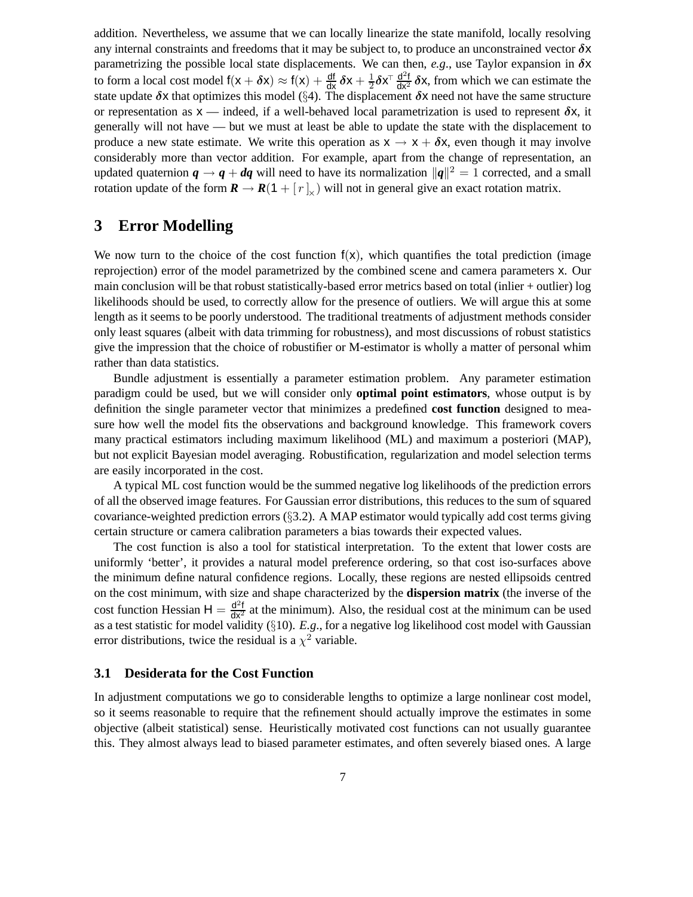addition. Nevertheless, we assume that we can locally linearize the state manifold, locally resolving any internal constraints and freedoms that it may be subject to, to produce an unconstrained vector $\boldsymbol{\delta}\mathsf{x}$ parametrizing the possible local state displacements. We can then, *e.g.*, use Taylor expansion in $\boldsymbol{\delta}\mathsf{x}$ to form a local cost model $\mathsf{f}(\mathsf{x}+\boldsymbol{\delta}\mathsf{x}) \approx \mathsf{f}(\mathsf{x}) + \frac{\mathsf{df}}{\mathsf{dx}}\,\boldsymbol{\delta}\mathsf{x} + \frac{1}{2}\boldsymbol{\delta}\mathsf{x}^\top\,\frac{\mathsf{d}^2\mathsf{f}}{\mathsf{dx}^2}\,\boldsymbol{\delta}\mathsf{x}$, from which we can estimate the state update $\boldsymbol{\delta}\mathsf{x}$ that optimizes this model (§4). The displacement $\boldsymbol{\delta}\mathsf{x}$ need not have the same structure or representation as $\mathsf{x}$ — indeed, if a well-behaved local parametrization is used to represent $\boldsymbol{\delta}\mathsf{x}$, it generally will not have — but we must at least be able to update the state with the displacement to produce a new state estimate. We write this operation as $\mathsf{x} \to \mathsf{x}+\boldsymbol{\delta}\mathsf{x}$, even though it may involve considerably more than vector addition. For example, apart from the change of representation, an updated quaternion $\boldsymbol{q} \to \boldsymbol{q}+\boldsymbol{dq}$ will need to have its normalization $\|\boldsymbol{q}\|^2 = 1$ corrected, and a small rotation update of the form $\boldsymbol{R} \to \boldsymbol{R}(\mathsf{1}+[\,r\,]_\times)$ will not in general give an exact rotation matrix.

## 3 Error Modelling

We now turn to the choice of the cost function $\mathsf{f}(\mathsf{x})$, which quantifies the total prediction (image reprojection) error of the model parametrized by the combined scene and camera parameters $\mathsf{x}$. Our main conclusion will be that robust statistically-based error metrics based on total (inlier + outlier) log likelihoods should be used, to correctly allow for the presence of outliers. We will argue this at some length as it seems to be poorly understood. The traditional treatments of adjustment methods consider only least squares (albeit with data trimming for robustness), and most discussions of robust statistics give the impression that the choice of robustifier or M-estimator is wholly a matter of personal whim rather than data statistics.

Bundle adjustment is essentially a parameter estimation problem. Any parameter estimation paradigm could be used, but we will consider only **optimal point estimators**, whose output is by definition the single parameter vector that minimizes a predefined **cost function** designed to measure how well the model fits the observations and background knowledge. This framework covers many practical estimators including maximum likelihood (ML) and maximum a posteriori (MAP), but not explicit Bayesian model averaging. Robustification, regularization and model selection terms are easily incorporated in the cost.

A typical ML cost function would be the summed negative log likelihoods of the prediction errors of all the observed image features. For Gaussian error distributions, this reduces to the sum of squared covariance-weighted prediction errors (§3.2). A MAP estimator would typically add cost terms giving certain structure or camera calibration parameters a bias towards their expected values.

The cost function is also a tool for statistical interpretation. To the extent that lower costs are uniformly 'better', it provides a natural model preference ordering, so that cost iso-surfaces above the minimum define natural confidence regions. Locally, these regions are nested ellipsoids centred on the cost minimum, with size and shape characterized by the **dispersion matrix** (the inverse of the cost function Hessian $\mathsf{H} = \frac{\mathsf{d}^2\mathsf{f}}{\mathsf{dx}^2}$ at the minimum). Also, the residual cost at the minimum can be used as a test statistic for model validity (§10). *E.g.*, for a negative log likelihood cost model with Gaussian error distributions, twice the residual is a $\chi^2$ variable.

### 3.1 Desiderata for the Cost Function

In adjustment computations we go to considerable lengths to optimize a large nonlinear cost model, so it seems reasonable to require that the refinement should actually improve the estimates in some objective (albeit statistical) sense. Heuristically motivated cost functions can not usually guarantee this. They almost always lead to biased parameter estimates, and often severely biased ones. A large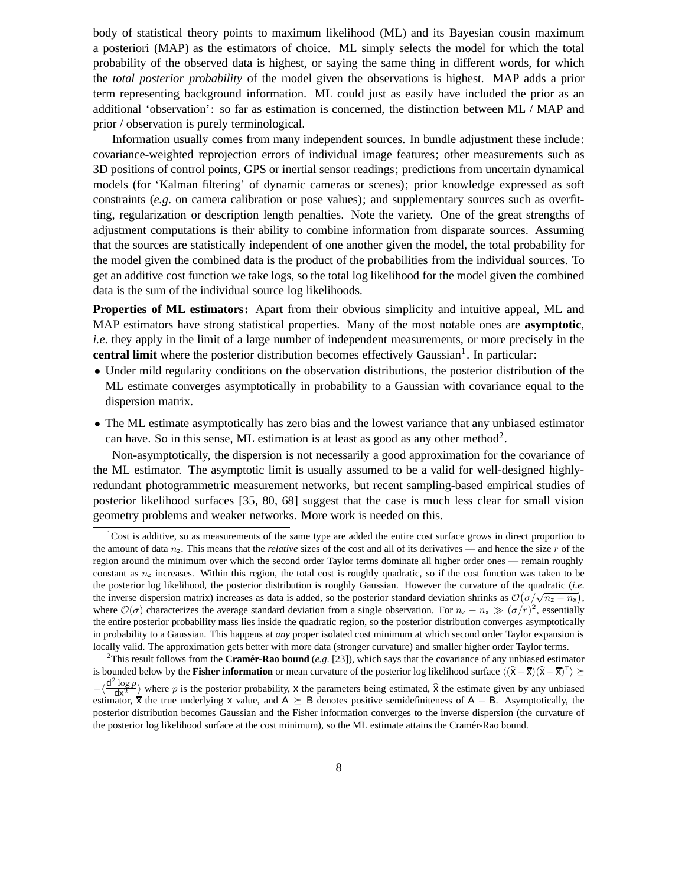body of statistical theory points to maximum likelihood (ML) and its Bayesian cousin maximum a posteriori (MAP) as the estimators of choice. ML simply selects the model for which the total probability of the observed data is highest, or saying the same thing in different words, for which the *total posterior probability* of the model given the observations is highest. MAP adds a prior term representing background information. ML could just as easily have included the prior as an additional 'observation': so far as estimation is concerned, the distinction between ML / MAP and prior / observation is purely terminological.

Information usually comes from many independent sources. In bundle adjustment these include: covariance-weighted reprojection errors of individual image features; other measurements such as 3D positions of control points, GPS or inertial sensor readings; predictions from uncertain dynamical models (for 'Kalman filtering' of dynamic cameras or scenes); prior knowledge expressed as soft constraints (*e.g.* on camera calibration or pose values); and supplementary sources such as overfitting, regularization or description length penalties. Note the variety. One of the great strengths of adjustment computations is their ability to combine information from disparate sources. Assuming that the sources are statistically independent of one another given the model, the total probability for the model given the combined data is the product of the probabilities from the individual sources. To get an additive cost function we take logs, so the total log likelihood for the model given the combined data is the sum of the individual source log likelihoods.

**Properties of ML estimators:** Apart from their obvious simplicity and intuitive appeal, ML and MAP estimators have strong statistical properties. Many of the most notable ones are **asymptotic**, *i.e.* they apply in the limit of a large number of independent measurements, or more precisely in the **central limit** where the posterior distribution becomes effectively Gaussian[1]. In particular:

- Under mild regularity conditions on the observation distributions, the posterior distribution of the ML estimate converges asymptotically in probability to a Gaussian with covariance equal to the dispersion matrix.
- The ML estimate asymptotically has zero bias and the lowest variance that any unbiased estimator can have. So in this sense, ML estimation is at least as good as any other method[2].

Non-asymptotically, the dispersion is not necessarily a good approximation for the covariance of the ML estimator. The asymptotic limit is usually assumed to be a valid for well-designed highly-redundant photogrammetric measurement networks, but recent sampling-based empirical studies of posterior likelihood surfaces [35, 80, 68] suggest that the case is much less clear for small vision geometry problems and weaker networks. More work is needed on this.

---

[1] Cost is additive, so as measurements of the same type are added the entire cost surface grows in direct proportion to the amount of data $n_z$. This means that the *relative* sizes of the cost and all of its derivatives — and hence the size $r$ of the region around the minimum over which the second order Taylor terms dominate all higher order ones — remain roughly constant as $n_z$ increases. Within this region, the total cost is roughly quadratic, so if the cost function was taken to be the posterior log likelihood, the posterior distribution is roughly Gaussian. However the curvature of the quadratic (*i.e.* the inverse dispersion matrix) increases as data is added, so the posterior standard deviation shrinks as $\mathcal{O}\big(\sigma/\sqrt{n_z - n_x}\big)$, where $\mathcal{O}(\sigma)$ characterizes the average standard deviation from a single observation. For $n_z - n_x \gg (\sigma/r)^2$, essentially the entire posterior probability mass lies inside the quadratic region, so the posterior distribution converges asymptotically in probability to a Gaussian. This happens at *any* proper isolated cost minimum at which second order Taylor expansion is locally valid. The approximation gets better with more data (stronger curvature) and smaller higher order Taylor terms.

[2] This result follows from the **Cramér-Rao bound** (*e.g.* [23]), which says that the covariance of any unbiased estimator is bounded below by the **Fisher information** or mean curvature of the posterior log likelihood surface $\langle(\widehat{x}-\overline{x})(\widehat{x}-\overline{x})^\top\rangle \succeq -\langle\frac{d^2 \log p}{dx^2}\rangle$ where $p$ is the posterior probability, $x$ the parameters being estimated, $\widehat{x}$ the estimate given by any unbiased estimator, $\overline{x}$ the true underlying $x$ value, and $A \succeq B$ denotes positive semidefiniteness of $A - B$. Asymptotically, the posterior distribution becomes Gaussian and the Fisher information converges to the inverse dispersion (the curvature of the posterior log likelihood surface at the cost minimum), so the ML estimate attains the Cramér-Rao bound.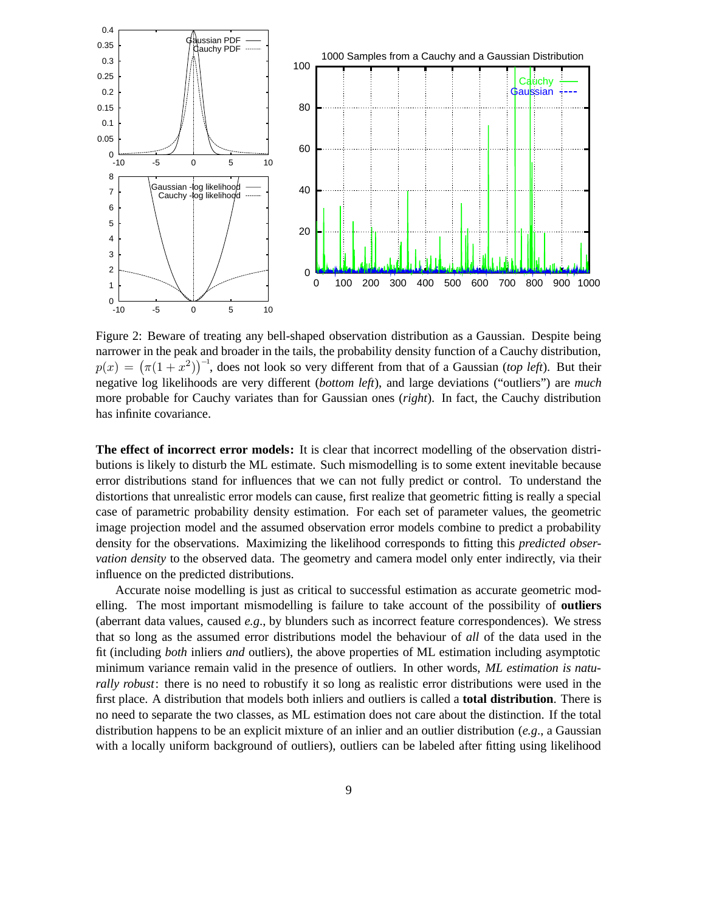Figure 2: Beware of treating any bell-shaped observation distribution as a Gaussian. Despite being narrower in the peak and broader in the tails, the probability density function of a Cauchy distribution, $p(x) = \left(\pi(1+x^2)\right)^{-1}$, does not look so very different from that of a Gaussian (*top left*). But their negative log likelihoods are very different (*bottom left*), and large deviations ("outliers") are *much* more probable for Cauchy variates than for Gaussian ones (*right*). In fact, the Cauchy distribution has infinite covariance.

**The effect of incorrect error models:** It is clear that incorrect modelling of the observation distributions is likely to disturb the ML estimate. Such mismodelling is to some extent inevitable because error distributions stand for influences that we can not fully predict or control. To understand the distortions that unrealistic error models can cause, first realize that geometric fitting is really a special case of parametric probability density estimation. For each set of parameter values, the geometric image projection model and the assumed observation error models combine to predict a probability density for the observations. Maximizing the likelihood corresponds to fitting this *predicted observation density* to the observed data. The geometry and camera model only enter indirectly, via their influence on the predicted distributions.

Accurate noise modelling is just as critical to successful estimation as accurate geometric modelling. The most important mismodelling is failure to take account of the possibility of **outliers** (aberrant data values, caused *e.g.*, by blunders such as incorrect feature correspondences). We stress that so long as the assumed error distributions model the behaviour of *all* of the data used in the fit (including *both* inliers *and* outliers), the above properties of ML estimation including asymptotic minimum variance remain valid in the presence of outliers. In other words, *ML estimation is naturally robust*: there is no need to robustify it so long as realistic error distributions were used in the first place. A distribution that models both inliers and outliers is called a **total distribution**. There is no need to separate the two classes, as ML estimation does not care about the distinction. If the total distribution happens to be an explicit mixture of an inlier and an outlier distribution (*e.g.*, a Gaussian with a locally uniform background of outliers), outliers can be labeled after fitting using likelihood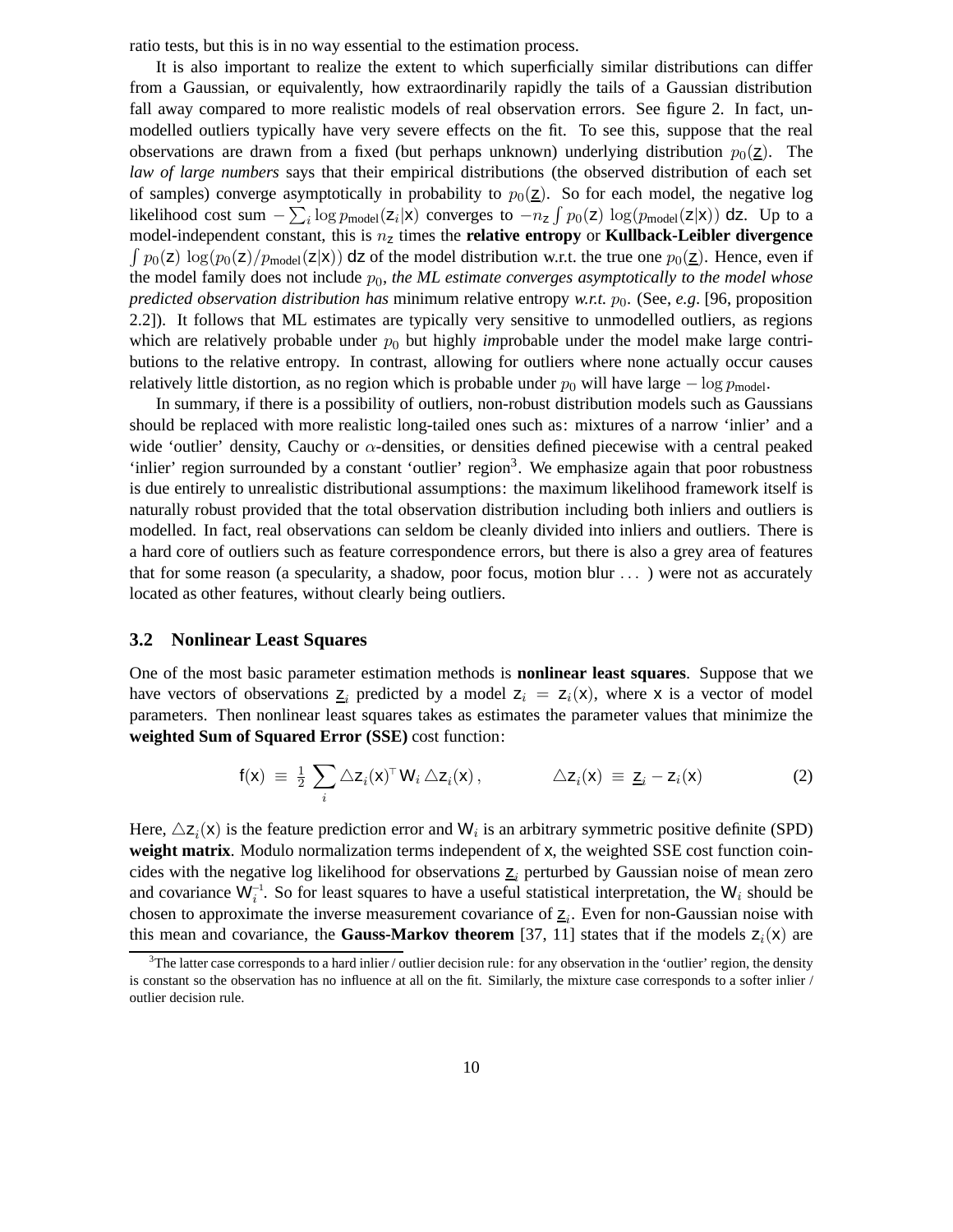ratio tests, but this is in no way essential to the estimation process.

It is also important to realize the extent to which superficially similar distributions can differ from a Gaussian, or equivalently, how extraordinarily rapidly the tails of a Gaussian distribution fall away compared to more realistic models of real observation errors. See figure 2. In fact, unmodelled outliers typically have very severe effects on the fit. To see this, suppose that the real observations are drawn from a fixed (but perhaps unknown) underlying distribution $p_0(\underline{z})$. The *law of large numbers* says that their empirical distributions (the observed distribution of each set of samples) converge asymptotically in probability to $p_0(\underline{z})$. So for each model, the negative log likelihood cost sum $-\sum_i \log p_{\text{model}}(z_i|x)$ converges to $-n_z \int p_0(z) \log(p_{\text{model}}(z|x))\, dz$. Up to a model-independent constant, this is $n_z$ times the **relative entropy** or **Kullback-Leibler divergence** $\int p_0(z) \log(p_0(z)/p_{\text{model}}(z|x))\, dz$ of the model distribution w.r.t. the true one $p_0(\underline{z})$. Hence, even if the model family does not include $p_0$, *the ML estimate converges asymptotically to the model whose predicted observation distribution has* minimum relative entropy *w.r.t.* $p_0$. (See, *e.g.* [96, proposition 2.2]). It follows that ML estimates are typically very sensitive to unmodelled outliers, as regions which are relatively probable under $p_0$ but highly *im*probable under the model make large contributions to the relative entropy. In contrast, allowing for outliers where none actually occur causes relatively little distortion, as no region which is probable under $p_0$ will have large $-\log p_{\text{model}}$.

In summary, if there is a possibility of outliers, non-robust distribution models such as Gaussians should be replaced with more realistic long-tailed ones such as: mixtures of a narrow 'inlier' and a wide 'outlier' density, Cauchy or $\alpha$-densities, or densities defined piecewise with a central peaked 'inlier' region surrounded by a constant 'outlier' region[3]. We emphasize again that poor robustness is due entirely to unrealistic distributional assumptions: the maximum likelihood framework itself is naturally robust provided that the total observation distribution including both inliers and outliers is modelled. In fact, real observations can seldom be cleanly divided into inliers and outliers. There is a hard core of outliers such as feature correspondence errors, but there is also a grey area of features that for some reason (a specularity, a shadow, poor focus, motion blur ... ) were not as accurately located as other features, without clearly being outliers.

### 3.2 Nonlinear Least Squares

One of the most basic parameter estimation methods is **nonlinear least squares**. Suppose that we have vectors of observations $\underline{z}_i$ predicted by a model $z_i = z_i(x)$, where $x$ is a vector of model parameters. Then nonlinear least squares takes as estimates the parameter values that minimize the **weighted Sum of Squared Error (SSE)** cost function:

$$f(x) \equiv \tfrac{1}{2} \sum_i \triangle z_i(x)^\top W_i \, \triangle z_i(x) \,, \qquad \triangle z_i(x) \equiv \underline{z}_i - z_i(x) \tag{2}$$

Here, $\triangle z_i(x)$ is the feature prediction error and $W_i$ is an arbitrary symmetric positive definite (SPD) **weight matrix**. Modulo normalization terms independent of $x$, the weighted SSE cost function coincides with the negative log likelihood for observations $\underline{z}_i$ perturbed by Gaussian noise of mean zero and covariance $W_i^{-1}$. So for least squares to have a useful statistical interpretation, the $W_i$ should be chosen to approximate the inverse measurement covariance of $\underline{z}_i$. Even for non-Gaussian noise with this mean and covariance, the **Gauss-Markov theorem** [37, 11] states that if the models $z_i(x)$ are

[3] The latter case corresponds to a hard inlier / outlier decision rule: for any observation in the 'outlier' region, the density is constant so the observation has no influence at all on the fit. Similarly, the mixture case corresponds to a softer inlier / outlier decision rule.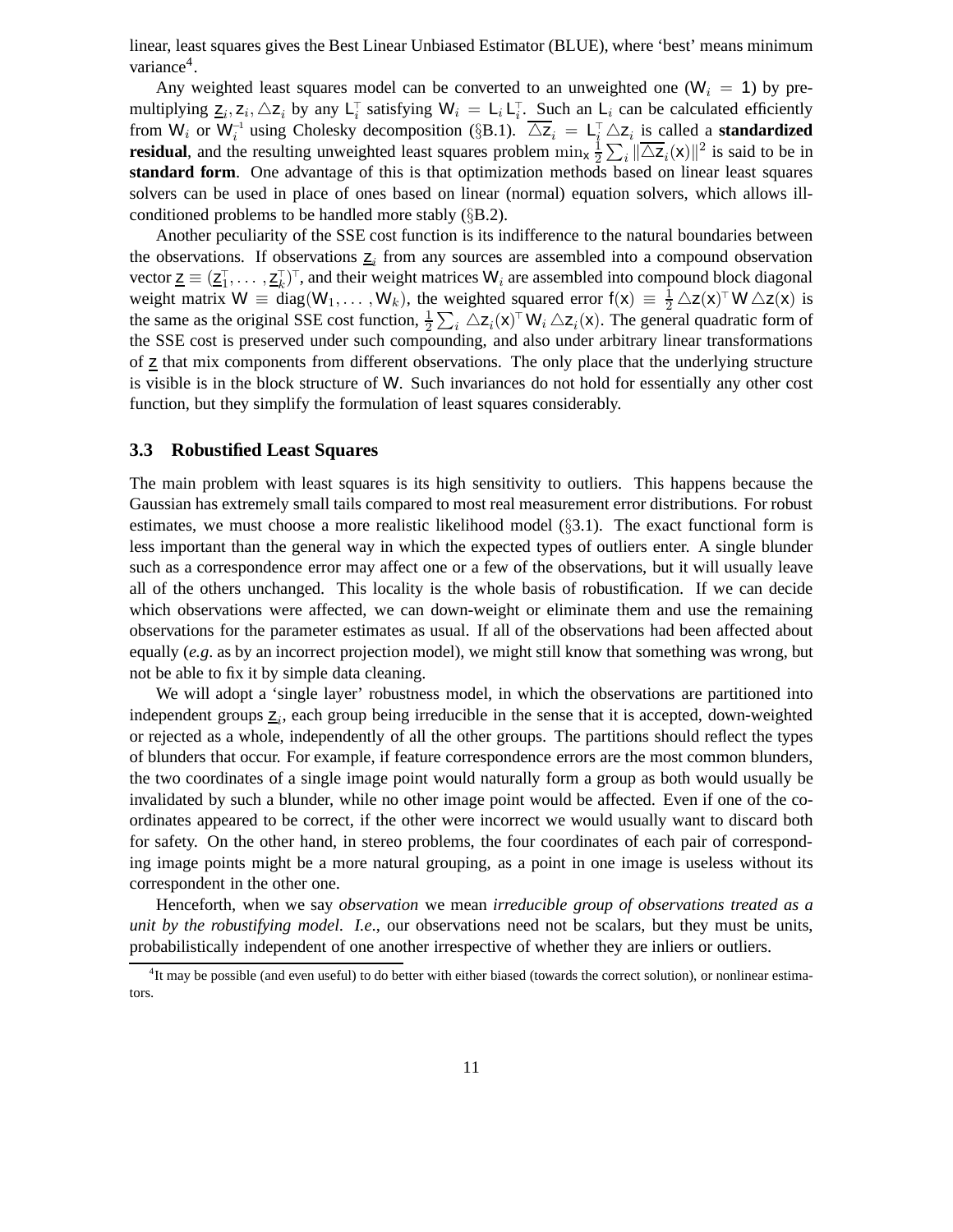linear, least squares gives the Best Linear Unbiased Estimator (BLUE), where 'best' means minimum variance[4].

Any weighted least squares model can be converted to an unweighted one ($\mathsf{W}_i = 1$) by pre-multiplying $\underline{\mathsf{z}}_i, \mathsf{z}_i, \triangle\mathsf{z}_i$ by any $\mathsf{L}_i^\top$ satisfying $\mathsf{W}_i = \mathsf{L}_i \mathsf{L}_i^\top$. Such an $\mathsf{L}_i$ can be calculated efficiently from $\mathsf{W}_i$ or $\mathsf{W}_i^{-1}$ using Cholesky decomposition (§B.1). $\overline{\triangle\mathsf{z}}_i = \mathsf{L}_i^\top \triangle\mathsf{z}_i$ is called a **standardized residual**, and the resulting unweighted least squares problem $\min_\mathsf{x} \frac{1}{2}\sum_i \|\overline{\triangle\mathsf{z}}_i(\mathsf{x})\|^2$ is said to be in **standard form**. One advantage of this is that optimization methods based on linear least squares solvers can be used in place of ones based on linear (normal) equation solvers, which allows ill-conditioned problems to be handled more stably (§B.2).

Another peculiarity of the SSE cost function is its indifference to the natural boundaries between the observations. If observations $\underline{\mathsf{z}}_i$ from any sources are assembled into a compound observation vector $\underline{\mathsf{z}} \equiv (\underline{\mathsf{z}}_1^\top, \ldots, \underline{\mathsf{z}}_k^\top)^\top$, and their weight matrices $\mathsf{W}_i$ are assembled into compound block diagonal weight matrix $\mathsf{W} \equiv \mathrm{diag}(\mathsf{W}_1, \ldots, \mathsf{W}_k)$, the weighted squared error $\mathsf{f}(\mathsf{x}) \equiv \frac{1}{2}\triangle\mathsf{z}(\mathsf{x})^\top \mathsf{W}\, \triangle\mathsf{z}(\mathsf{x})$ is the same as the original SSE cost function, $\frac{1}{2}\sum_i \triangle\mathsf{z}_i(\mathsf{x})^\top \mathsf{W}_i\, \triangle\mathsf{z}_i(\mathsf{x})$. The general quadratic form of the SSE cost is preserved under such compounding, and also under arbitrary linear transformations of $\underline{\mathsf{z}}$ that mix components from different observations. The only place that the underlying structure is visible is in the block structure of $\mathsf{W}$. Such invariances do not hold for essentially any other cost function, but they simplify the formulation of least squares considerably.

### 3.3 Robustified Least Squares

The main problem with least squares is its high sensitivity to outliers. This happens because the Gaussian has extremely small tails compared to most real measurement error distributions. For robust estimates, we must choose a more realistic likelihood model (§3.1). The exact functional form is less important than the general way in which the expected types of outliers enter. A single blunder such as a correspondence error may affect one or a few of the observations, but it will usually leave all of the others unchanged. This locality is the whole basis of robustification. If we can decide which observations were affected, we can down-weight or eliminate them and use the remaining observations for the parameter estimates as usual. If all of the observations had been affected about equally (*e.g.* as by an incorrect projection model), we might still know that something was wrong, but not be able to fix it by simple data cleaning.

We will adopt a 'single layer' robustness model, in which the observations are partitioned into independent groups $\underline{\mathsf{z}}_i$, each group being irreducible in the sense that it is accepted, down-weighted or rejected as a whole, independently of all the other groups. The partitions should reflect the types of blunders that occur. For example, if feature correspondence errors are the most common blunders, the two coordinates of a single image point would naturally form a group as both would usually be invalidated by such a blunder, while no other image point would be affected. Even if one of the coordinates appeared to be correct, if the other were incorrect we would usually want to discard both for safety. On the other hand, in stereo problems, the four coordinates of each pair of corresponding image points might be a more natural grouping, as a point in one image is useless without its correspondent in the other one.

Henceforth, when we say *observation* we mean *irreducible group of observations treated as a unit by the robustifying model*. *I.e.*, our observations need not be scalars, but they must be units, probabilistically independent of one another irrespective of whether they are inliers or outliers.

---

[4] It may be possible (and even useful) to do better with either biased (towards the correct solution), or nonlinear estimators.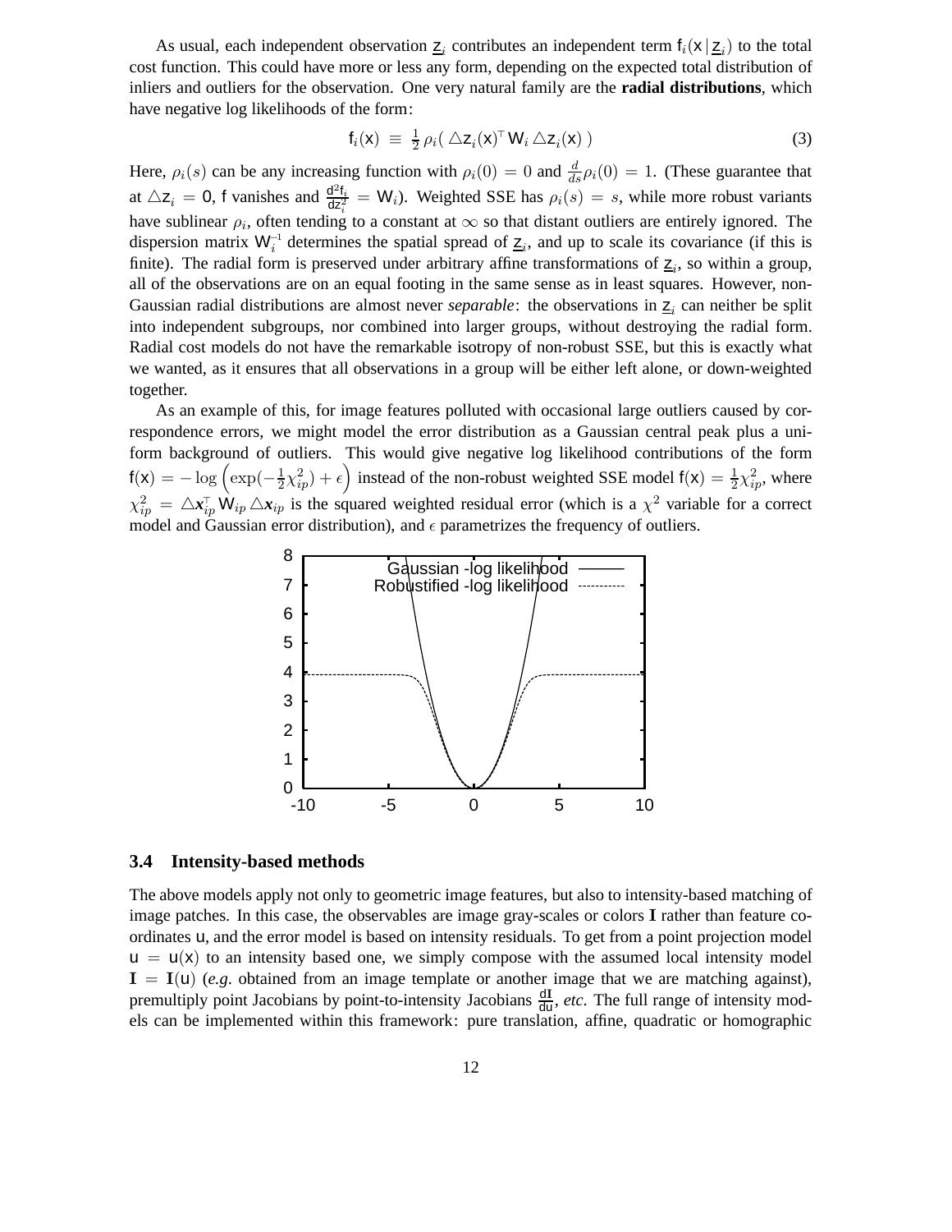As usual, each independent observation $\underline{\mathsf{z}}_i$ contributes an independent term $\mathsf{f}_i(\mathsf{x}\,|\,\underline{\mathsf{z}}_i)$ to the total cost function. This could have more or less any form, depending on the expected total distribution of inliers and outliers for the observation. One very natural family are the **radial distributions**, which have negative log likelihoods of the form:

$$\mathsf{f}_i(\mathsf{x}) \;\equiv\; \tfrac{1}{2}\,\rho_i(\,\triangle\mathsf{z}_i(\mathsf{x})^\top\,\mathsf{W}_i\,\triangle\mathsf{z}_i(\mathsf{x})\,) \tag{3}$$

Here, $\rho_i(s)$ can be any increasing function with $\rho_i(0) = 0$ and $\frac{d}{ds}\rho_i(0) = 1$. (These guarantee that at $\triangle\mathsf{z}_i = 0$, $\mathsf{f}$ vanishes and $\frac{\mathsf{d}^2\mathsf{f}_i}{\mathsf{d}\mathsf{z}_i^2} = \mathsf{W}_i$). Weighted SSE has $\rho_i(s) = s$, while more robust variants have sublinear $\rho_i$, often tending to a constant at $\infty$ so that distant outliers are entirely ignored. The dispersion matrix $\mathsf{W}_i^{-1}$ determines the spatial spread of $\underline{\mathsf{z}}_i$, and up to scale its covariance (if this is finite). The radial form is preserved under arbitrary affine transformations of $\underline{\mathsf{z}}_i$, so within a group, all of the observations are on an equal footing in the same sense as in least squares. However, non-Gaussian radial distributions are almost never *separable*: the observations in $\underline{\mathsf{z}}_i$ can neither be split into independent subgroups, nor combined into larger groups, without destroying the radial form. Radial cost models do not have the remarkable isotropy of non-robust SSE, but this is exactly what we wanted, as it ensures that all observations in a group will be either left alone, or down-weighted together.

As an example of this, for image features polluted with occasional large outliers caused by correspondence errors, we might model the error distribution as a Gaussian central peak plus a uniform background of outliers. This would give negative log likelihood contributions of the form $\mathsf{f}(\mathsf{x}) = -\log\left(\exp(-\frac{1}{2}\chi^2_{ip}) + \epsilon\right)$ instead of the non-robust weighted SSE model $\mathsf{f}(\mathsf{x}) = \frac{1}{2}\chi^2_{ip}$, where $\chi^2_{ip} = \triangle\boldsymbol{x}_{ip}^\top\,\mathsf{W}_{ip}\,\triangle\boldsymbol{x}_{ip}$ is the squared weighted residual error (which is a $\chi^2$ variable for a correct model and Gaussian error distribution), and $\epsilon$ parametrizes the frequency of outliers.

### 3.4 Intensity-based methods

The above models apply not only to geometric image features, but also to intensity-based matching of image patches. In this case, the observables are image gray-scales or colors $\mathbf{I}$ rather than feature coordinates $\mathsf{u}$, and the error model is based on intensity residuals. To get from a point projection model $\mathsf{u} = \mathsf{u}(\mathsf{x})$ to an intensity based one, we simply compose with the assumed local intensity model $\mathbf{I} = \mathbf{I}(\mathsf{u})$ (*e.g.* obtained from an image template or another image that we are matching against), premultiply point Jacobians by point-to-intensity Jacobians $\frac{\mathsf{d}\mathbf{I}}{\mathsf{d}\mathsf{u}}$, *etc*. The full range of intensity models can be implemented within this framework: pure translation, affine, quadratic or homographic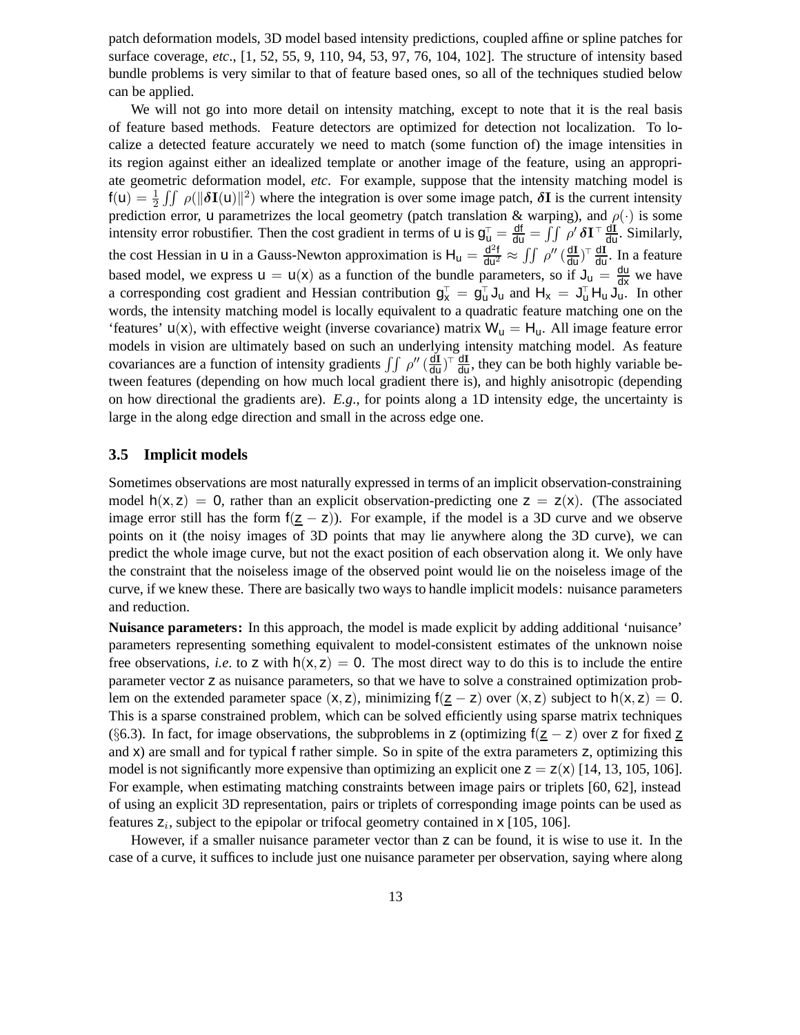patch deformation models, 3D model based intensity predictions, coupled affine or spline patches for surface coverage, *etc*., [1, 52, 55, 9, 110, 94, 53, 97, 76, 104, 102]. The structure of intensity based bundle problems is very similar to that of feature based ones, so all of the techniques studied below can be applied.

We will not go into more detail on intensity matching, except to note that it is the real basis of feature based methods. Feature detectors are optimized for detection not localization. To localize a detected feature accurately we need to match (some function of) the image intensities in its region against either an idealized template or another image of the feature, using an appropriate geometric deformation model, *etc*. For example, suppose that the intensity matching model is $\mathsf{f(u)} = \frac{1}{2}\iint \rho(\|\boldsymbol{\delta}\mathbf{I}(\mathsf{u})\|^2)$ where the integration is over some image patch, $\boldsymbol{\delta}\mathbf{I}$ is the current intensity prediction error, $\mathsf{u}$ parametrizes the local geometry (patch translation & warping), and $\rho(\cdot)$ is some intensity error robustifier. Then the cost gradient in terms of $\mathsf{u}$ is $\mathsf{g}_\mathsf{u}^\top = \frac{d\mathsf{f}}{d\mathsf{u}} = \iint \rho' \, \boldsymbol{\delta}\mathbf{I}^\top \frac{d\mathbf{I}}{d\mathsf{u}}$. Similarly, the cost Hessian in $\mathsf{u}$ in a Gauss-Newton approximation is $\mathsf{H}_\mathsf{u} = \frac{d^2\mathsf{f}}{d\mathsf{u}^2} \approx \iint \rho'' \, (\frac{d\mathbf{I}}{d\mathsf{u}})^\top \frac{d\mathbf{I}}{d\mathsf{u}}$. In a feature based model, we express $\mathsf{u} = \mathsf{u(x)}$ as a function of the bundle parameters, so if $\mathsf{J}_\mathsf{u} = \frac{d\mathsf{u}}{d\mathsf{x}}$ we have a corresponding cost gradient and Hessian contribution $\mathsf{g}_\mathsf{x}^\top = \mathsf{g}_\mathsf{u}^\top \mathsf{J}_\mathsf{u}$ and $\mathsf{H}_\mathsf{x} = \mathsf{J}_\mathsf{u}^\top \mathsf{H}_\mathsf{u} \, \mathsf{J}_\mathsf{u}$. In other words, the intensity matching model is locally equivalent to a quadratic feature matching one on the 'features' $\mathsf{u(x)}$, with effective weight (inverse covariance) matrix $\mathsf{W}_\mathsf{u} = \mathsf{H}_\mathsf{u}$. All image feature error models in vision are ultimately based on such an underlying intensity matching model. As feature covariances are a function of intensity gradients $\iint \rho'' \, (\frac{d\mathbf{I}}{d\mathsf{u}})^\top \frac{d\mathbf{I}}{d\mathsf{u}}$, they can be both highly variable between features (depending on how much local gradient there is), and highly anisotropic (depending on how directional the gradients are). *E.g*., for points along a 1D intensity edge, the uncertainty is large in the along edge direction and small in the across edge one.

### 3.5 Implicit models

Sometimes observations are most naturally expressed in terms of an implicit observation-constraining model $\mathsf{h(x,z)} = 0$, rather than an explicit observation-predicting one $\mathsf{z} = \mathsf{z(x)}$. (The associated image error still has the form $\mathsf{f}(\underline{\mathsf{z}} - \mathsf{z})$). For example, if the model is a 3D curve and we observe points on it (the noisy images of 3D points that may lie anywhere along the 3D curve), we can predict the whole image curve, but not the exact position of each observation along it. We only have the constraint that the noiseless image of the observed point would lie on the noiseless image of the curve, if we knew these. There are basically two ways to handle implicit models: nuisance parameters and reduction.

**Nuisance parameters:** In this approach, the model is made explicit by adding additional 'nuisance' parameters representing something equivalent to model-consistent estimates of the unknown noise free observations, *i.e.* to $\mathsf{z}$ with $\mathsf{h(x,z)} = 0$. The most direct way to do this is to include the entire parameter vector $\mathsf{z}$ as nuisance parameters, so that we have to solve a constrained optimization problem on the extended parameter space $(\mathsf{x,z})$, minimizing $\mathsf{f}(\underline{\mathsf{z}} - \mathsf{z})$ over $(\mathsf{x,z})$ subject to $\mathsf{h(x,z)} = 0$. This is a sparse constrained problem, which can be solved efficiently using sparse matrix techniques (§6.3). In fact, for image observations, the subproblems in $\mathsf{z}$ (optimizing $\mathsf{f}(\underline{\mathsf{z}} - \mathsf{z})$ over $\mathsf{z}$ for fixed $\underline{\mathsf{z}}$ and $\mathsf{x}$) are small and for typical $\mathsf{f}$ rather simple. So in spite of the extra parameters $\mathsf{z}$, optimizing this model is not significantly more expensive than optimizing an explicit one $\mathsf{z} = \mathsf{z(x)}$ [14, 13, 105, 106]. For example, when estimating matching constraints between image pairs or triplets [60, 62], instead of using an explicit 3D representation, pairs or triplets of corresponding image points can be used as features $\mathsf{z}_i$, subject to the epipolar or trifocal geometry contained in $\mathsf{x}$ [105, 106].

However, if a smaller nuisance parameter vector than $\mathsf{z}$ can be found, it is wise to use it. In the case of a curve, it suffices to include just one nuisance parameter per observation, saying where along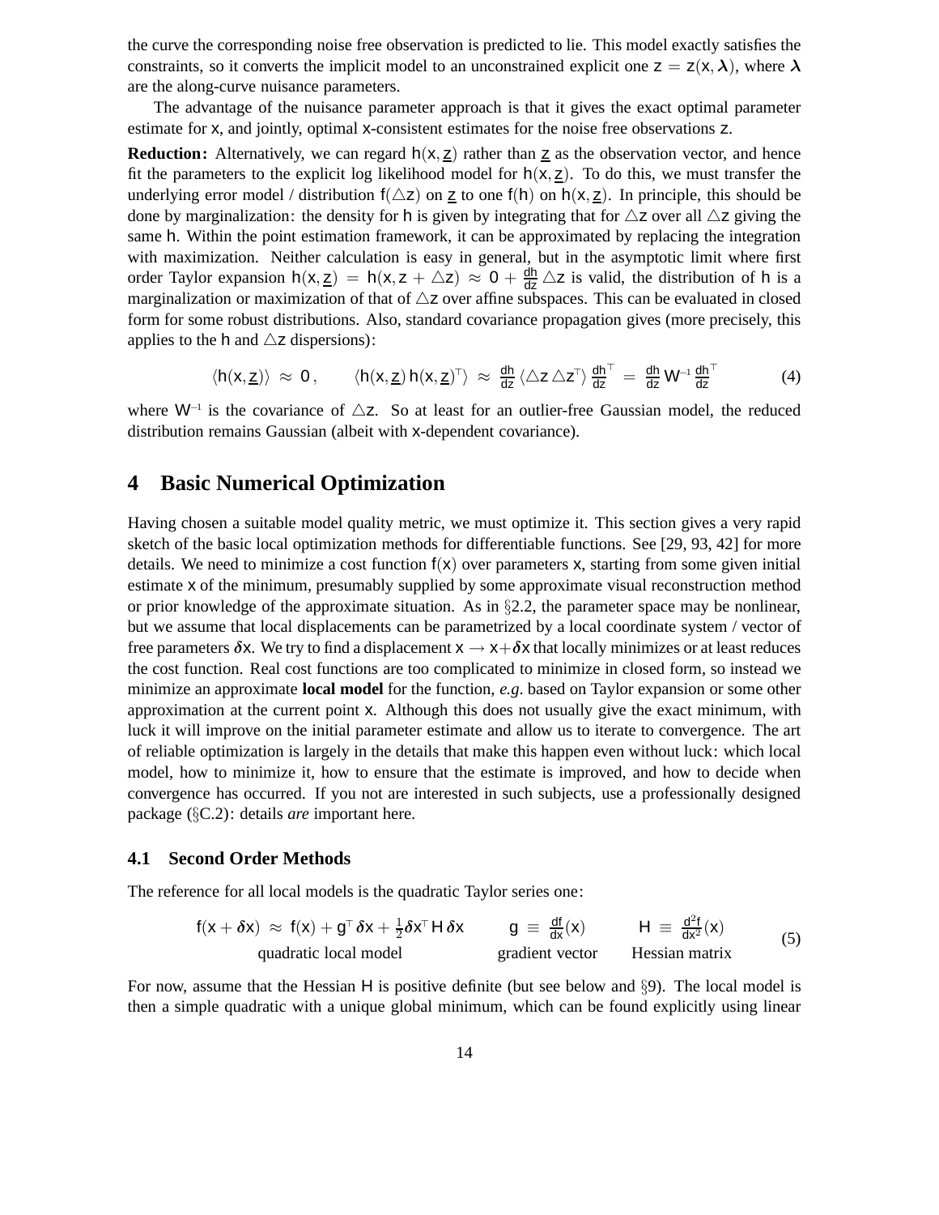the curve the corresponding noise free observation is predicted to lie. This model exactly satisfies the constraints, so it converts the implicit model to an unconstrained explicit one $\mathsf{z} = \mathsf{z}(\mathsf{x}, \boldsymbol{\lambda})$, where $\boldsymbol{\lambda}$ are the along-curve nuisance parameters.

The advantage of the nuisance parameter approach is that it gives the exact optimal parameter estimate for $\mathsf{x}$, and jointly, optimal $\mathsf{x}$-consistent estimates for the noise free observations $\mathsf{z}$.

**Reduction:** Alternatively, we can regard $\mathsf{h}(\mathsf{x}, \underline{\mathsf{z}})$ rather than $\underline{\mathsf{z}}$ as the observation vector, and hence fit the parameters to the explicit log likelihood model for $\mathsf{h}(\mathsf{x}, \underline{\mathsf{z}})$. To do this, we must transfer the underlying error model / distribution $\mathsf{f}(\triangle\mathsf{z})$ on $\underline{\mathsf{z}}$ to one $\mathsf{f}(\mathsf{h})$ on $\mathsf{h}(\mathsf{x}, \underline{\mathsf{z}})$. In principle, this should be done by marginalization: the density for $\mathsf{h}$ is given by integrating that for $\triangle\mathsf{z}$ over all $\triangle\mathsf{z}$ giving the same $\mathsf{h}$. Within the point estimation framework, it can be approximated by replacing the integration with maximization. Neither calculation is easy in general, but in the asymptotic limit where first order Taylor expansion $\mathsf{h}(\mathsf{x}, \underline{\mathsf{z}}) = \mathsf{h}(\mathsf{x}, \mathsf{z} + \triangle\mathsf{z}) \approx 0 + \frac{d\mathsf{h}}{d\mathsf{z}} \triangle\mathsf{z}$ is valid, the distribution of $\mathsf{h}$ is a marginalization or maximization of that of $\triangle\mathsf{z}$ over affine subspaces. This can be evaluated in closed form for some robust distributions. Also, standard covariance propagation gives (more precisely, this applies to the $\mathsf{h}$ and $\triangle\mathsf{z}$ dispersions):

$$\langle \mathsf{h}(\mathsf{x}, \underline{\mathsf{z}}) \rangle \approx 0, \qquad \langle \mathsf{h}(\mathsf{x}, \underline{\mathsf{z}})\, \mathsf{h}(\mathsf{x}, \underline{\mathsf{z}})^\top \rangle \approx \frac{d\mathsf{h}}{d\mathsf{z}} \langle \triangle\mathsf{z}\, \triangle\mathsf{z}^\top \rangle \frac{d\mathsf{h}}{d\mathsf{z}}^\top = \frac{d\mathsf{h}}{d\mathsf{z}} \mathsf{W}^{-1} \frac{d\mathsf{h}}{d\mathsf{z}}^\top \tag{4}$$

where $\mathsf{W}^{-1}$ is the covariance of $\triangle\mathsf{z}$. So at least for an outlier-free Gaussian model, the reduced distribution remains Gaussian (albeit with $\mathsf{x}$-dependent covariance).

# 4 Basic Numerical Optimization

Having chosen a suitable model quality metric, we must optimize it. This section gives a very rapid sketch of the basic local optimization methods for differentiable functions. See [29, 93, 42] for more details. We need to minimize a cost function $\mathsf{f}(\mathsf{x})$ over parameters $\mathsf{x}$, starting from some given initial estimate $\mathsf{x}$ of the minimum, presumably supplied by some approximate visual reconstruction method or prior knowledge of the approximate situation. As in §2.2, the parameter space may be nonlinear, but we assume that local displacements can be parametrized by a local coordinate system / vector of free parameters $\boldsymbol{\delta}\mathsf{x}$. We try to find a displacement $\mathsf{x} \to \mathsf{x} + \boldsymbol{\delta}\mathsf{x}$ that locally minimizes or at least reduces the cost function. Real cost functions are too complicated to minimize in closed form, so instead we minimize an approximate **local model** for the function, *e.g.* based on Taylor expansion or some other approximation at the current point $\mathsf{x}$. Although this does not usually give the exact minimum, with luck it will improve on the initial parameter estimate and allow us to iterate to convergence. The art of reliable optimization is largely in the details that make this happen even without luck: which local model, how to minimize it, how to ensure that the estimate is improved, and how to decide when convergence has occurred. If you not are interested in such subjects, use a professionally designed package (§C.2): details *are* important here.

## 4.1 Second Order Methods

The reference for all local models is the quadratic Taylor series one:

$$\underbrace{\mathsf{f}(\mathsf{x} + \boldsymbol{\delta}\mathsf{x}) \approx \mathsf{f}(\mathsf{x}) + \mathsf{g}^\top \boldsymbol{\delta}\mathsf{x} + \tfrac{1}{2} \boldsymbol{\delta}\mathsf{x}^\top \mathsf{H}\, \boldsymbol{\delta}\mathsf{x}}_{\text{quadratic local model}} \qquad \underbrace{\mathsf{g} \equiv \frac{d\mathsf{f}}{d\mathsf{x}}(\mathsf{x})}_{\text{gradient vector}} \qquad \underbrace{\mathsf{H} \equiv \frac{d^2\mathsf{f}}{d\mathsf{x}^2}(\mathsf{x})}_{\text{Hessian matrix}} \tag{5}$$

For now, assume that the Hessian $\mathsf{H}$ is positive definite (but see below and §9). The local model is then a simple quadratic with a unique global minimum, which can be found explicitly using linear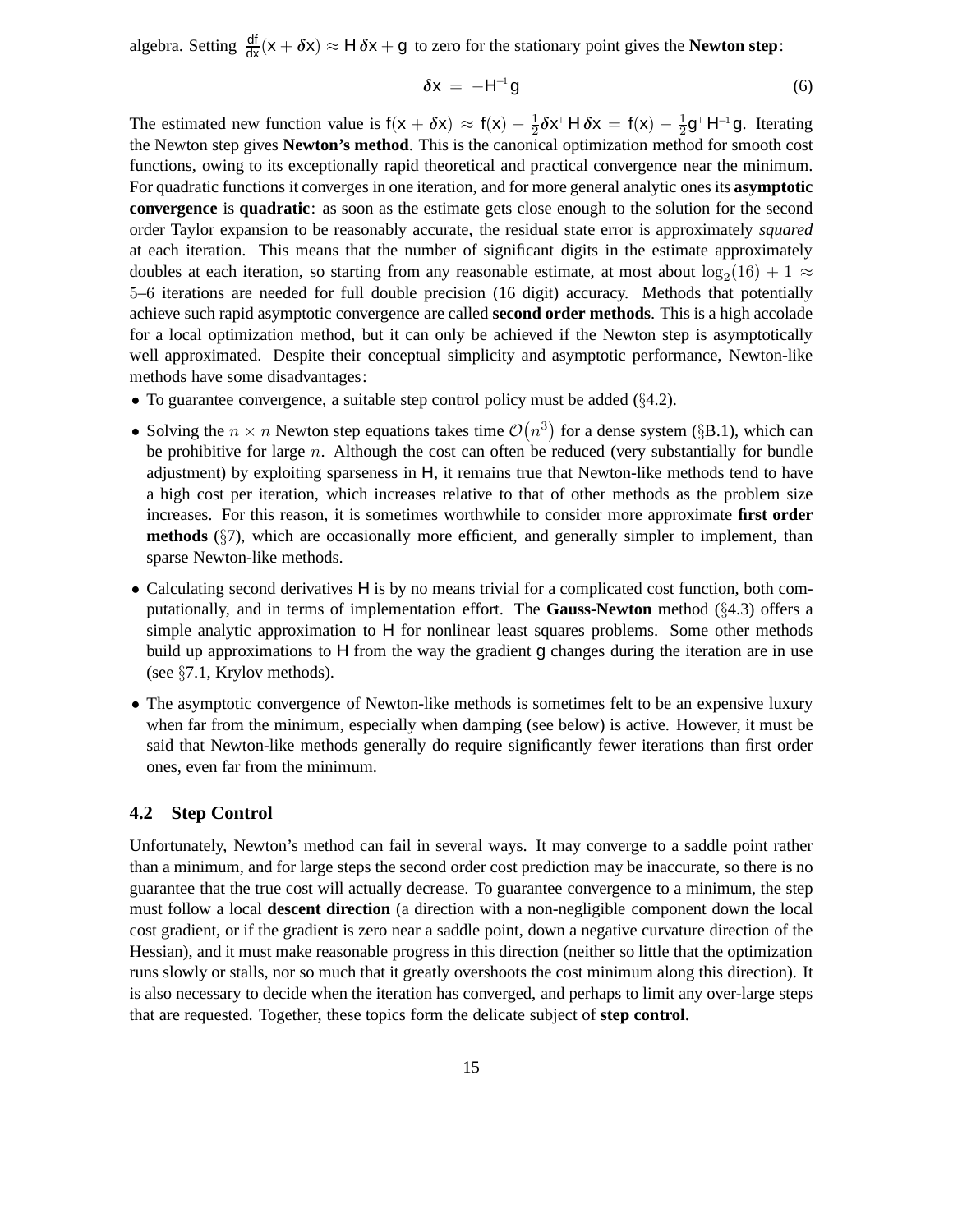algebra. Setting $\frac{\mathsf{df}}{\mathsf{dx}}(\mathsf{x}+\boldsymbol{\delta}\mathsf{x}) \approx \mathsf{H}\,\boldsymbol{\delta}\mathsf{x} + \mathsf{g}$ to zero for the stationary point gives the **Newton step**:

$$\boldsymbol{\delta}\mathsf{x} \;=\; -\mathsf{H}^{-1}\,\mathsf{g} \tag{6}$$

The estimated new function value is $\mathsf{f}(\mathsf{x}+\boldsymbol{\delta}\mathsf{x}) \approx \mathsf{f}(\mathsf{x}) - \frac{1}{2}\boldsymbol{\delta}\mathsf{x}^\top\mathsf{H}\,\boldsymbol{\delta}\mathsf{x} = \mathsf{f}(\mathsf{x}) - \frac{1}{2}\mathsf{g}^\top\mathsf{H}^{-1}\mathsf{g}$. Iterating the Newton step gives **Newton's method**. This is the canonical optimization method for smooth cost functions, owing to its exceptionally rapid theoretical and practical convergence near the minimum. For quadratic functions it converges in one iteration, and for more general analytic ones its **asymptotic convergence** is **quadratic**: as soon as the estimate gets close enough to the solution for the second order Taylor expansion to be reasonably accurate, the residual state error is approximately *squared* at each iteration. This means that the number of significant digits in the estimate approximately doubles at each iteration, so starting from any reasonable estimate, at most about $\log_2(16)+1 \approx 5$–$6$ iterations are needed for full double precision (16 digit) accuracy. Methods that potentially achieve such rapid asymptotic convergence are called **second order methods**. This is a high accolade for a local optimization method, but it can only be achieved if the Newton step is asymptotically well approximated. Despite their conceptual simplicity and asymptotic performance, Newton-like methods have some disadvantages:

- To guarantee convergence, a suitable step control policy must be added (§4.2).
- Solving the $n \times n$ Newton step equations takes time $\mathcal{O}(n^3)$ for a dense system (§B.1), which can be prohibitive for large $n$. Although the cost can often be reduced (very substantially for bundle adjustment) by exploiting sparseness in $\mathsf{H}$, it remains true that Newton-like methods tend to have a high cost per iteration, which increases relative to that of other methods as the problem size increases. For this reason, it is sometimes worthwhile to consider more approximate **first order methods** (§7), which are occasionally more efficient, and generally simpler to implement, than sparse Newton-like methods.
- Calculating second derivatives $\mathsf{H}$ is by no means trivial for a complicated cost function, both computationally, and in terms of implementation effort. The **Gauss-Newton** method (§4.3) offers a simple analytic approximation to $\mathsf{H}$ for nonlinear least squares problems. Some other methods build up approximations to $\mathsf{H}$ from the way the gradient $\mathsf{g}$ changes during the iteration are in use (see §7.1, Krylov methods).
- The asymptotic convergence of Newton-like methods is sometimes felt to be an expensive luxury when far from the minimum, especially when damping (see below) is active. However, it must be said that Newton-like methods generally do require significantly fewer iterations than first order ones, even far from the minimum.

## 4.2 Step Control

Unfortunately, Newton's method can fail in several ways. It may converge to a saddle point rather than a minimum, and for large steps the second order cost prediction may be inaccurate, so there is no guarantee that the true cost will actually decrease. To guarantee convergence to a minimum, the step must follow a local **descent direction** (a direction with a non-negligible component down the local cost gradient, or if the gradient is zero near a saddle point, down a negative curvature direction of the Hessian), and it must make reasonable progress in this direction (neither so little that the optimization runs slowly or stalls, nor so much that it greatly overshoots the cost minimum along this direction). It is also necessary to decide when the iteration has converged, and perhaps to limit any over-large steps that are requested. Together, these topics form the delicate subject of **step control**.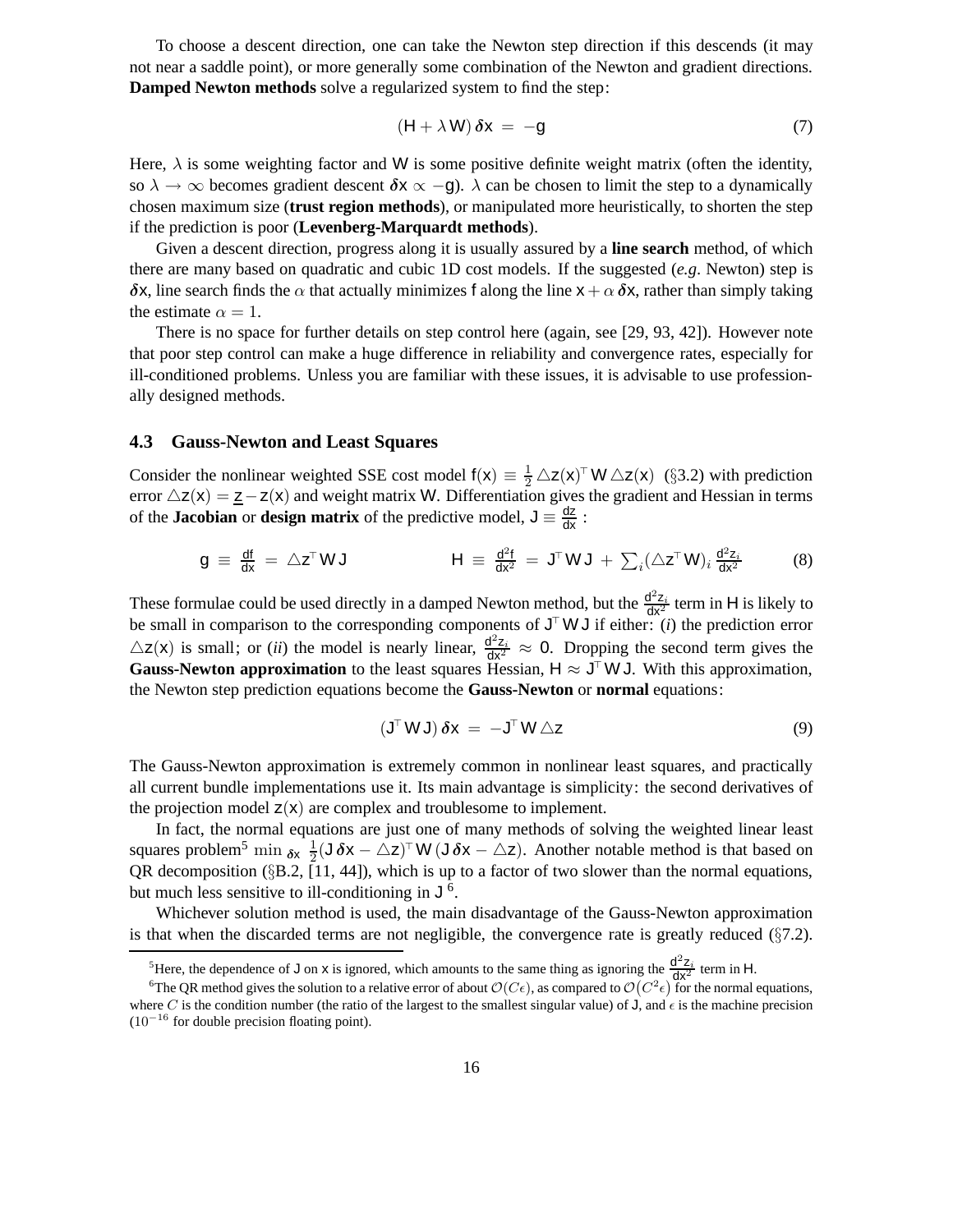To choose a descent direction, one can take the Newton step direction if this descends (it may not near a saddle point), or more generally some combination of the Newton and gradient directions. **Damped Newton methods** solve a regularized system to find the step:

$$(\mathsf{H} + \lambda\,\mathsf{W})\,\boldsymbol{\delta}\mathsf{x} \;=\; -\mathsf{g} \tag{7}$$

Here, $\lambda$ is some weighting factor and $\mathsf{W}$ is some positive definite weight matrix (often the identity, so $\lambda \to \infty$ becomes gradient descent $\boldsymbol{\delta}\mathsf{x} \propto -\mathsf{g}$). $\lambda$ can be chosen to limit the step to a dynamically chosen maximum size (**trust region methods**), or manipulated more heuristically, to shorten the step if the prediction is poor (**Levenberg-Marquardt methods**).

Given a descent direction, progress along it is usually assured by a **line search** method, of which there are many based on quadratic and cubic 1D cost models. If the suggested (*e.g.* Newton) step is $\boldsymbol{\delta}\mathsf{x}$, line search finds the $\alpha$ that actually minimizes $\mathsf{f}$ along the line $\mathsf{x} + \alpha\,\boldsymbol{\delta}\mathsf{x}$, rather than simply taking the estimate $\alpha = 1$.

There is no space for further details on step control here (again, see [29, 93, 42]). However note that poor step control can make a huge difference in reliability and convergence rates, especially for ill-conditioned problems. Unless you are familiar with these issues, it is advisable to use professionally designed methods.

### 4.3 Gauss-Newton and Least Squares

Consider the nonlinear weighted SSE cost model $\mathsf{f}(\mathsf{x}) \equiv \frac{1}{2}\,\triangle\mathsf{z}(\mathsf{x})^\top\,\mathsf{W}\,\triangle\mathsf{z}(\mathsf{x})$ (§3.2) with prediction error $\triangle\mathsf{z}(\mathsf{x}) = \underline{\mathsf{z}} - \mathsf{z}(\mathsf{x})$ and weight matrix $\mathsf{W}$. Differentiation gives the gradient and Hessian in terms of the **Jacobian** or **design matrix** of the predictive model, $\mathsf{J} \equiv \frac{d\mathsf{z}}{d\mathsf{x}}$ :

$$\mathsf{g} \;\equiv\; \frac{d\mathsf{f}}{d\mathsf{x}} \;=\; \triangle\mathsf{z}^\top\,\mathsf{W}\,\mathsf{J} \qquad\qquad \mathsf{H} \;\equiv\; \frac{d^2\mathsf{f}}{d\mathsf{x}^2} \;=\; \mathsf{J}^\top\,\mathsf{W}\,\mathsf{J} \;+\; \textstyle\sum_i (\triangle\mathsf{z}^\top\,\mathsf{W})_i\,\frac{d^2\mathsf{z}_i}{d\mathsf{x}^2} \tag{8}$$

These formulae could be used directly in a damped Newton method, but the $\frac{d^2\mathsf{z}_i}{d\mathsf{x}^2}$ term in $\mathsf{H}$ is likely to be small in comparison to the corresponding components of $\mathsf{J}^\top\,\mathsf{W}\,\mathsf{J}$ if either: (*i*) the prediction error $\triangle\mathsf{z}(\mathsf{x})$ is small; or (*ii*) the model is nearly linear, $\frac{d^2\mathsf{z}_i}{d\mathsf{x}^2} \approx 0$. Dropping the second term gives the **Gauss-Newton approximation** to the least squares Hessian, $\mathsf{H} \approx \mathsf{J}^\top\,\mathsf{W}\,\mathsf{J}$. With this approximation, the Newton step prediction equations become the **Gauss-Newton** or **normal** equations:

$$(\mathsf{J}^\top\,\mathsf{W}\,\mathsf{J})\,\boldsymbol{\delta}\mathsf{x} \;=\; -\mathsf{J}^\top\,\mathsf{W}\,\triangle\mathsf{z} \tag{9}$$

The Gauss-Newton approximation is extremely common in nonlinear least squares, and practically all current bundle implementations use it. Its main advantage is simplicity: the second derivatives of the projection model $\mathsf{z}(\mathsf{x})$ are complex and troublesome to implement.

In fact, the normal equations are just one of many methods of solving the weighted linear least squares problem[5] $\min_{\boldsymbol{\delta}\mathsf{x}} \frac{1}{2}(\mathsf{J}\,\boldsymbol{\delta}\mathsf{x} - \triangle\mathsf{z})^\top\,\mathsf{W}\,(\mathsf{J}\,\boldsymbol{\delta}\mathsf{x} - \triangle\mathsf{z})$. Another notable method is that based on QR decomposition (§B.2, [11, 44]), which is up to a factor of two slower than the normal equations, but much less sensitive to ill-conditioning in $\mathsf{J}$[6].

Whichever solution method is used, the main disadvantage of the Gauss-Newton approximation is that when the discarded terms are not negligible, the convergence rate is greatly reduced (§7.2).

---

[5] Here, the dependence of $\mathsf{J}$ on $\mathsf{x}$ is ignored, which amounts to the same thing as ignoring the $\frac{d^2\mathsf{z}_i}{d\mathsf{x}^2}$ term in $\mathsf{H}$.

[6] The QR method gives the solution to a relative error of about $\mathcal{O}(C\epsilon)$, as compared to $\mathcal{O}(C^2\epsilon)$ for the normal equations, where $C$ is the condition number (the ratio of the largest to the smallest singular value) of $\mathsf{J}$, and $\epsilon$ is the machine precision ($10^{-16}$ for double precision floating point).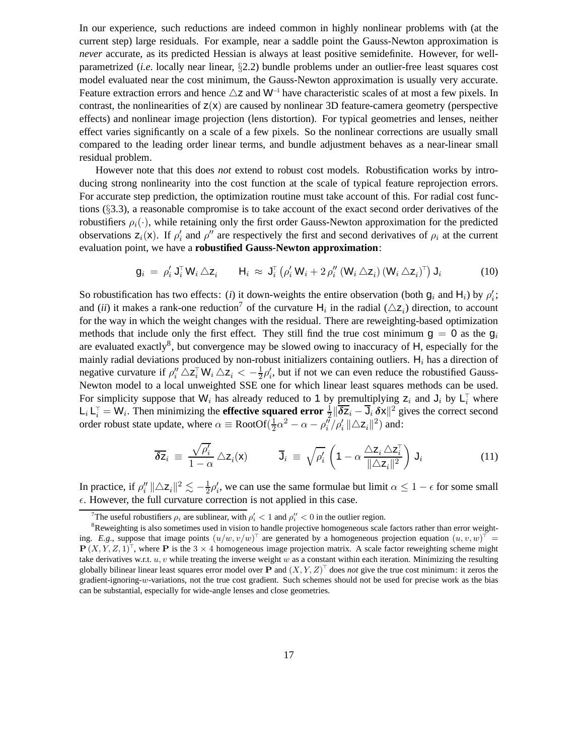In our experience, such reductions are indeed common in highly nonlinear problems with (at the current step) large residuals. For example, near a saddle point the Gauss-Newton approximation is *never* accurate, as its predicted Hessian is always at least positive semidefinite. However, for well-parametrized (*i.e.* locally near linear, §2.2) bundle problems under an outlier-free least squares cost model evaluated near the cost minimum, the Gauss-Newton approximation is usually very accurate. Feature extraction errors and hence $\triangle\mathsf{z}$ and $\mathsf{W}^{-1}$ have characteristic scales of at most a few pixels. In contrast, the nonlinearities of $\mathsf{z}(\mathsf{x})$ are caused by nonlinear 3D feature-camera geometry (perspective effects) and nonlinear image projection (lens distortion). For typical geometries and lenses, neither effect varies significantly on a scale of a few pixels. So the nonlinear corrections are usually small compared to the leading order linear terms, and bundle adjustment behaves as a near-linear small residual problem.

However note that this does *not* extend to robust cost models. Robustification works by introducing strong nonlinearity into the cost function at the scale of typical feature reprojection errors. For accurate step prediction, the optimization routine must take account of this. For radial cost functions (§3.3), a reasonable compromise is to take account of the exact second order derivatives of the robustifiers $\rho_i(\cdot)$, while retaining only the first order Gauss-Newton approximation for the predicted observations $\mathsf{z}_i(\mathsf{x})$. If $\rho_i'$ and $\rho''$ are respectively the first and second derivatives of $\rho_i$ at the current evaluation point, we have a **robustified Gauss-Newton approximation**:

$$\mathsf{g}_i \;=\; \rho_i'\,\mathsf{J}_i^\top \mathsf{W}_i\,\triangle\mathsf{z}_i \qquad \mathsf{H}_i \;\approx\; \mathsf{J}_i^\top\left(\rho_i'\,\mathsf{W}_i + 2\,\rho_i''\,(\mathsf{W}_i\,\triangle\mathsf{z}_i)\,(\mathsf{W}_i\,\triangle\mathsf{z}_i)^\top\right)\mathsf{J}_i \tag{10}$$

So robustification has two effects: (*i*) it down-weights the entire observation (both $\mathsf{g}_i$ and $\mathsf{H}_i$) by $\rho_i'$; and (*ii*) it makes a rank-one reduction[7] of the curvature $\mathsf{H}_i$ in the radial ($\triangle\mathsf{z}_i$) direction, to account for the way in which the weight changes with the residual. There are reweighting-based optimization methods that include only the first effect. They still find the true cost minimum $\mathsf{g} = \mathsf{0}$ as the $\mathsf{g}_i$ are evaluated exactly[8], but convergence may be slowed owing to inaccuracy of $\mathsf{H}$, especially for the mainly radial deviations produced by non-robust initializers containing outliers. $\mathsf{H}_i$ has a direction of negative curvature if $\rho_i''\,\triangle\mathsf{z}_i^\top\,\mathsf{W}_i\,\triangle\mathsf{z}_i < -\frac{1}{2}\rho_i'$, but if not we can even reduce the robustified Gauss-Newton model to a local unweighted SSE one for which linear least squares methods can be used. For simplicity suppose that $\mathsf{W}_i$ has already reduced to $\mathsf{1}$ by premultiplying $\mathsf{z}_i$ and $\mathsf{J}_i$ by $\mathsf{L}_i^\top$ where $\mathsf{L}_i\,\mathsf{L}_i^\top = \mathsf{W}_i$. Then minimizing the **effective squared error** $\frac{1}{2}\|\overline{\delta\mathsf{z}}_i - \overline{\mathsf{J}}_i\,\delta\mathsf{x}\|^2$ gives the correct second order robust state update, where $\alpha \equiv \mathrm{RootOf}(\frac{1}{2}\alpha^2 - \alpha - \rho_i''/\rho_i'\,\|\triangle\mathsf{z}_i\|^2)$ and:

$$\overline{\delta\mathsf{z}}_i \;\equiv\; \frac{\sqrt{\rho_i'}}{1-\alpha}\,\triangle\mathsf{z}_i(\mathsf{x}) \qquad\qquad \overline{\mathsf{J}}_i \;\equiv\; \sqrt{\rho_i'}\,\left(\mathsf{1} - \alpha\,\frac{\triangle\mathsf{z}_i\,\triangle\mathsf{z}_i^\top}{\|\triangle\mathsf{z}_i\|^2}\right)\mathsf{J}_i \tag{11}$$

In practice, if $\rho_i''\,\|\triangle\mathsf{z}_i\|^2 \lesssim -\frac{1}{2}\rho_i'$, we can use the same formulae but limit $\alpha \le 1-\epsilon$ for some small $\epsilon$. However, the full curvature correction is not applied in this case.

[7] The useful robustifiers $\rho_i$ are sublinear, with $\rho_i' < 1$ and $\rho_i'' < 0$ in the outlier region.

[8] Reweighting is also sometimes used in vision to handle projective homogeneous scale factors rather than error weighting. *E.g.*, suppose that image points $(u/w, v/w)^\top$ are generated by a homogeneous projection equation $(u, v, w)^\top = \mathbf{P}\,(X, Y, Z, 1)^\top$, where $\mathbf{P}$ is the $3\times 4$ homogeneous image projection matrix. A scale factor reweighting scheme might take derivatives w.r.t. $u, v$ while treating the inverse weight $w$ as a constant within each iteration. Minimizing the resulting globally bilinear linear least squares error model over $\mathbf{P}$ and $(X, Y, Z)^\top$ does *not* give the true cost minimum: it zeros the gradient-ignoring-$w$-variations, not the true cost gradient. Such schemes should not be used for precise work as the bias can be substantial, especially for wide-angle lenses and close geometries.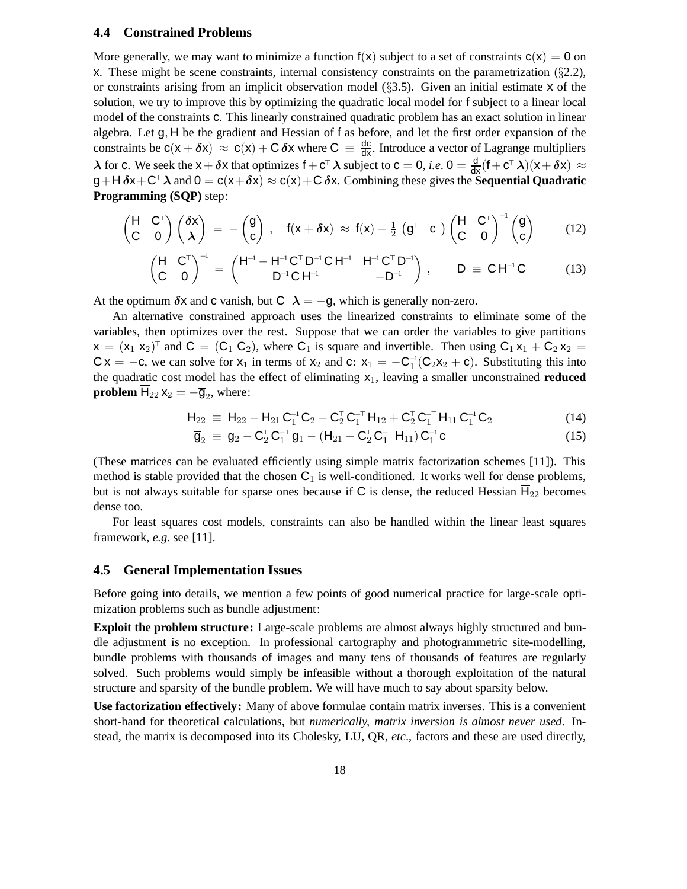### 4.4 Constrained Problems

More generally, we may want to minimize a function $f(x)$ subject to a set of constraints $c(x) = 0$ on $x$. These might be scene constraints, internal consistency constraints on the parametrization (§2.2), or constraints arising from an implicit observation model (§3.5). Given an initial estimate $x$ of the solution, we try to improve this by optimizing the quadratic local model for $f$ subject to a linear local model of the constraints $c$. This linearly constrained quadratic problem has an exact solution in linear algebra. Let $g, H$ be the gradient and Hessian of $f$ as before, and let the first order expansion of the constraints be $c(x + \delta x) \approx c(x) + C\,\delta x$ where $C \equiv \frac{dc}{dx}$. Introduce a vector of Lagrange multipliers $\lambda$ for $c$. We seek the $x + \delta x$ that optimizes $f + c^\top \lambda$ subject to $c = 0$, *i.e.* $0 = \frac{d}{dx}(f + c^\top \lambda)(x + \delta x) \approx g + H\,\delta x + C^\top \lambda$ and $0 = c(x + \delta x) \approx c(x) + C\,\delta x$. Combining these gives the **Sequential Quadratic Programming (SQP)** step:

$$\begin{pmatrix} H & C^\top \\ C & 0 \end{pmatrix} \begin{pmatrix} \delta x \\ \lambda \end{pmatrix} = -\begin{pmatrix} g \\ c \end{pmatrix}, \quad f(x + \delta x) \approx f(x) - \tfrac{1}{2} \begin{pmatrix} g^\top & c^\top \end{pmatrix} \begin{pmatrix} H & C^\top \\ C & 0 \end{pmatrix}^{-1} \begin{pmatrix} g \\ c \end{pmatrix} \tag{12}$$

$$\begin{pmatrix} H & C^\top \\ C & 0 \end{pmatrix}^{-1} = \begin{pmatrix} H^{-1} - H^{-1} C^\top D^{-1} C H^{-1} & H^{-1} C^\top D^{-1} \\ D^{-1} C H^{-1} & -D^{-1} \end{pmatrix}, \qquad D \equiv C H^{-1} C^\top \tag{13}$$

At the optimum $\delta x$ and $c$ vanish, but $C^\top \lambda = -g$, which is generally non-zero.

An alternative constrained approach uses the linearized constraints to eliminate some of the variables, then optimizes over the rest. Suppose that we can order the variables to give partitions $x = (x_1\ x_2)^\top$ and $C = (C_1\ C_2)$, where $C_1$ is square and invertible. Then using $C_1 x_1 + C_2 x_2 = C x = -c$, we can solve for $x_1$ in terms of $x_2$ and $c$: $x_1 = -C_1^{-1}(C_2 x_2 + c)$. Substituting this into the quadratic cost model has the effect of eliminating $x_1$, leaving a smaller unconstrained **reduced problem** $\overline{H}_{22}\, x_2 = -\overline{g}_2$, where:

$$\overline{H}_{22} \equiv H_{22} - H_{21} C_1^{-1} C_2 - C_2^\top C_1^{-\top} H_{12} + C_2^\top C_1^{-\top} H_{11} C_1^{-1} C_2 \tag{14}$$

$$\overline{g}_2 \equiv g_2 - C_2^\top C_1^{-\top} g_1 - (H_{21} - C_2^\top C_1^{-\top} H_{11})\, C_1^{-1} c \tag{15}$$

(These matrices can be evaluated efficiently using simple matrix factorization schemes [11]). This method is stable provided that the chosen $C_1$ is well-conditioned. It works well for dense problems, but is not always suitable for sparse ones because if $C$ is dense, the reduced Hessian $\overline{H}_{22}$ becomes dense too.

For least squares cost models, constraints can also be handled within the linear least squares framework, *e.g.* see [11].

### 4.5 General Implementation Issues

Before going into details, we mention a few points of good numerical practice for large-scale optimization problems such as bundle adjustment:

**Exploit the problem structure:** Large-scale problems are almost always highly structured and bundle adjustment is no exception. In professional cartography and photogrammetric site-modelling, bundle problems with thousands of images and many tens of thousands of features are regularly solved. Such problems would simply be infeasible without a thorough exploitation of the natural structure and sparsity of the bundle problem. We will have much to say about sparsity below.

**Use factorization effectively:** Many of above formulae contain matrix inverses. This is a convenient short-hand for theoretical calculations, but *numerically, matrix inversion is almost never used*. Instead, the matrix is decomposed into its Cholesky, LU, QR, *etc*., factors and these are used directly,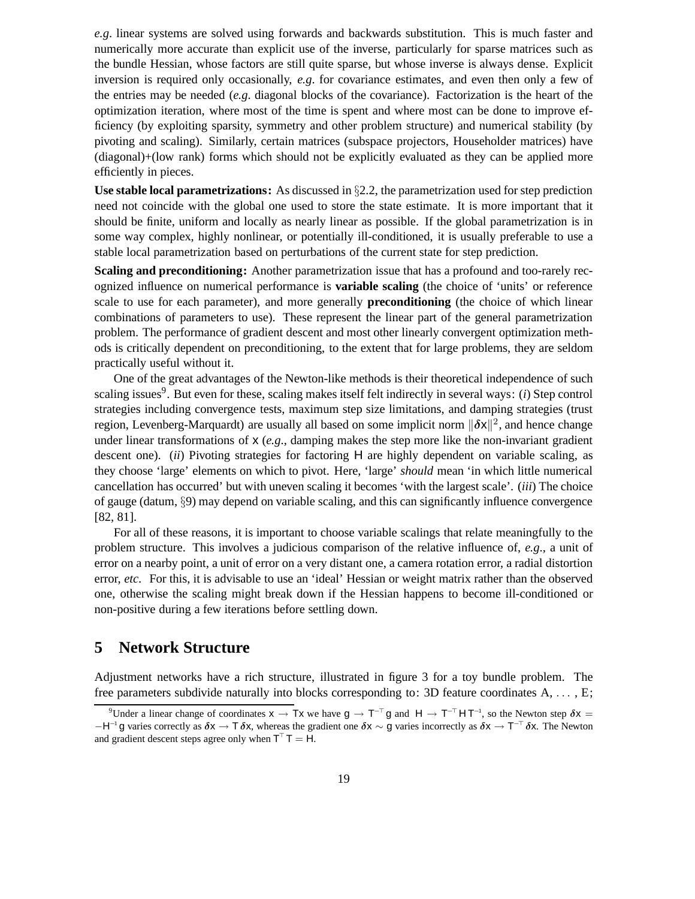*e.g*. linear systems are solved using forwards and backwards substitution. This is much faster and numerically more accurate than explicit use of the inverse, particularly for sparse matrices such as the bundle Hessian, whose factors are still quite sparse, but whose inverse is always dense. Explicit inversion is required only occasionally, *e.g*. for covariance estimates, and even then only a few of the entries may be needed (*e.g*. diagonal blocks of the covariance). Factorization is the heart of the optimization iteration, where most of the time is spent and where most can be done to improve efficiency (by exploiting sparsity, symmetry and other problem structure) and numerical stability (by pivoting and scaling). Similarly, certain matrices (subspace projectors, Householder matrices) have (diagonal)+(low rank) forms which should not be explicitly evaluated as they can be applied more efficiently in pieces.

**Use stable local parametrizations:** As discussed in §2.2, the parametrization used for step prediction need not coincide with the global one used to store the state estimate. It is more important that it should be finite, uniform and locally as nearly linear as possible. If the global parametrization is in some way complex, highly nonlinear, or potentially ill-conditioned, it is usually preferable to use a stable local parametrization based on perturbations of the current state for step prediction.

**Scaling and preconditioning:** Another parametrization issue that has a profound and too-rarely recognized influence on numerical performance is **variable scaling** (the choice of 'units' or reference scale to use for each parameter), and more generally **preconditioning** (the choice of which linear combinations of parameters to use). These represent the linear part of the general parametrization problem. The performance of gradient descent and most other linearly convergent optimization methods is critically dependent on preconditioning, to the extent that for large problems, they are seldom practically useful without it.

One of the great advantages of the Newton-like methods is their theoretical independence of such scaling issues[9]. But even for these, scaling makes itself felt indirectly in several ways: (*i*) Step control strategies including convergence tests, maximum step size limitations, and damping strategies (trust region, Levenberg-Marquardt) are usually all based on some implicit norm $\|\delta \mathsf{x}\|^2$, and hence change under linear transformations of $\mathsf{x}$ (*e.g*., damping makes the step more like the non-invariant gradient descent one). (*ii*) Pivoting strategies for factoring $\mathsf{H}$ are highly dependent on variable scaling, as they choose 'large' elements on which to pivot. Here, 'large' *should* mean 'in which little numerical cancellation has occurred' but with uneven scaling it becomes 'with the largest scale'. (*iii*) The choice of gauge (datum, §9) may depend on variable scaling, and this can significantly influence convergence [82, 81].

For all of these reasons, it is important to choose variable scalings that relate meaningfully to the problem structure. This involves a judicious comparison of the relative influence of, *e.g*., a unit of error on a nearby point, a unit of error on a very distant one, a camera rotation error, a radial distortion error, *etc*. For this, it is advisable to use an 'ideal' Hessian or weight matrix rather than the observed one, otherwise the scaling might break down if the Hessian happens to become ill-conditioned or non-positive during a few iterations before settling down.

## 5 Network Structure

Adjustment networks have a rich structure, illustrated in figure 3 for a toy bundle problem. The free parameters subdivide naturally into blocks corresponding to: 3D feature coordinates A, ..., E;

[9] Under a linear change of coordinates $\mathsf{x} \to \mathsf{T}\mathsf{x}$ we have $\mathsf{g} \to \mathsf{T}^{-\top}\mathsf{g}$ and $\mathsf{H} \to \mathsf{T}^{-\top}\mathsf{H}\,\mathsf{T}^{-1}$, so the Newton step $\delta\mathsf{x} = -\mathsf{H}^{-1}\mathsf{g}$ varies correctly as $\delta\mathsf{x} \to \mathsf{T}\,\delta\mathsf{x}$, whereas the gradient one $\delta\mathsf{x} \sim \mathsf{g}$ varies incorrectly as $\delta\mathsf{x} \to \mathsf{T}^{-\top}\,\delta\mathsf{x}$. The Newton and gradient descent steps agree only when $\mathsf{T}^\top\mathsf{T} = \mathsf{H}$.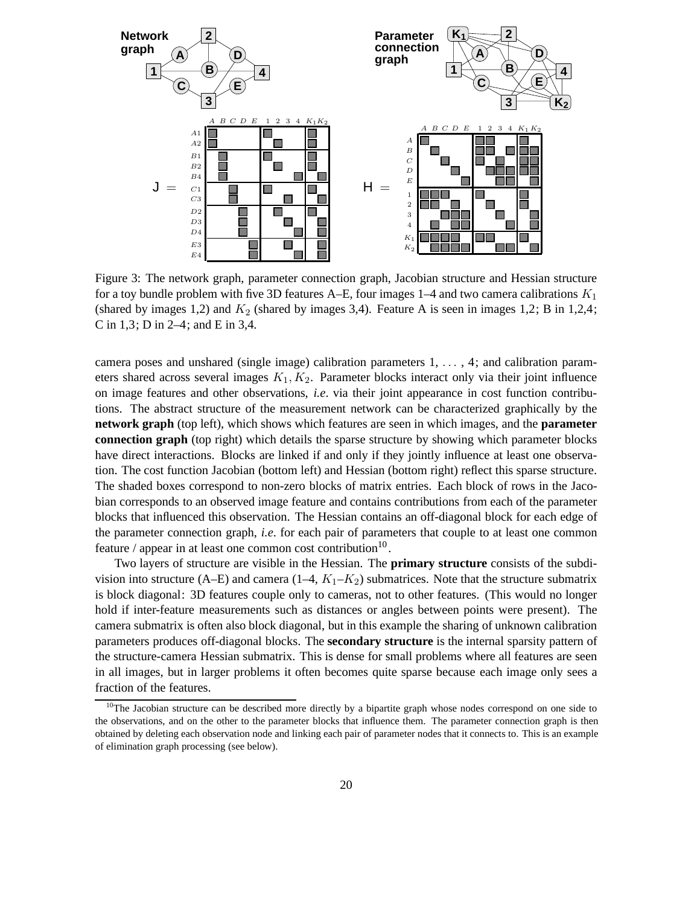Network graph

Parameter connection graph

Figure 3: The network graph, parameter connection graph, Jacobian structure and Hessian structure for a toy bundle problem with five 3D features A–E, four images 1–4 and two camera calibrations $K_1$ (shared by images 1,2) and $K_2$ (shared by images 3,4). Feature A is seen in images 1,2; B in 1,2,4; C in 1,3; D in 2–4; and E in 3,4.

camera poses and unshared (single image) calibration parameters 1, . . . , 4; and calibration parameters shared across several images $K_1, K_2$. Parameter blocks interact only via their joint influence on image features and other observations, *i.e*. via their joint appearance in cost function contributions. The abstract structure of the measurement network can be characterized graphically by the **network graph** (top left), which shows which features are seen in which images, and the **parameter connection graph** (top right) which details the sparse structure by showing which parameter blocks have direct interactions. Blocks are linked if and only if they jointly influence at least one observation. The cost function Jacobian (bottom left) and Hessian (bottom right) reflect this sparse structure. The shaded boxes correspond to non-zero blocks of matrix entries. Each block of rows in the Jacobian corresponds to an observed image feature and contains contributions from each of the parameter blocks that influenced this observation. The Hessian contains an off-diagonal block for each edge of the parameter connection graph, *i.e*. for each pair of parameters that couple to at least one common feature / appear in at least one common cost contribution[10].

Two layers of structure are visible in the Hessian. The **primary structure** consists of the subdivision into structure (A–E) and camera (1–4, $K_1$–$K_2$) submatrices. Note that the structure submatrix is block diagonal: 3D features couple only to cameras, not to other features. (This would no longer hold if inter-feature measurements such as distances or angles between points were present). The camera submatrix is often also block diagonal, but in this example the sharing of unknown calibration parameters produces off-diagonal blocks. The **secondary structure** is the internal sparsity pattern of the structure-camera Hessian submatrix. This is dense for small problems where all features are seen in all images, but in larger problems it often becomes quite sparse because each image only sees a fraction of the features.

[10] The Jacobian structure can be described more directly by a bipartite graph whose nodes correspond on one side to the observations, and on the other to the parameter blocks that influence them. The parameter connection graph is then obtained by deleting each observation node and linking each pair of parameter nodes that it connects to. This is an example of elimination graph processing (see below).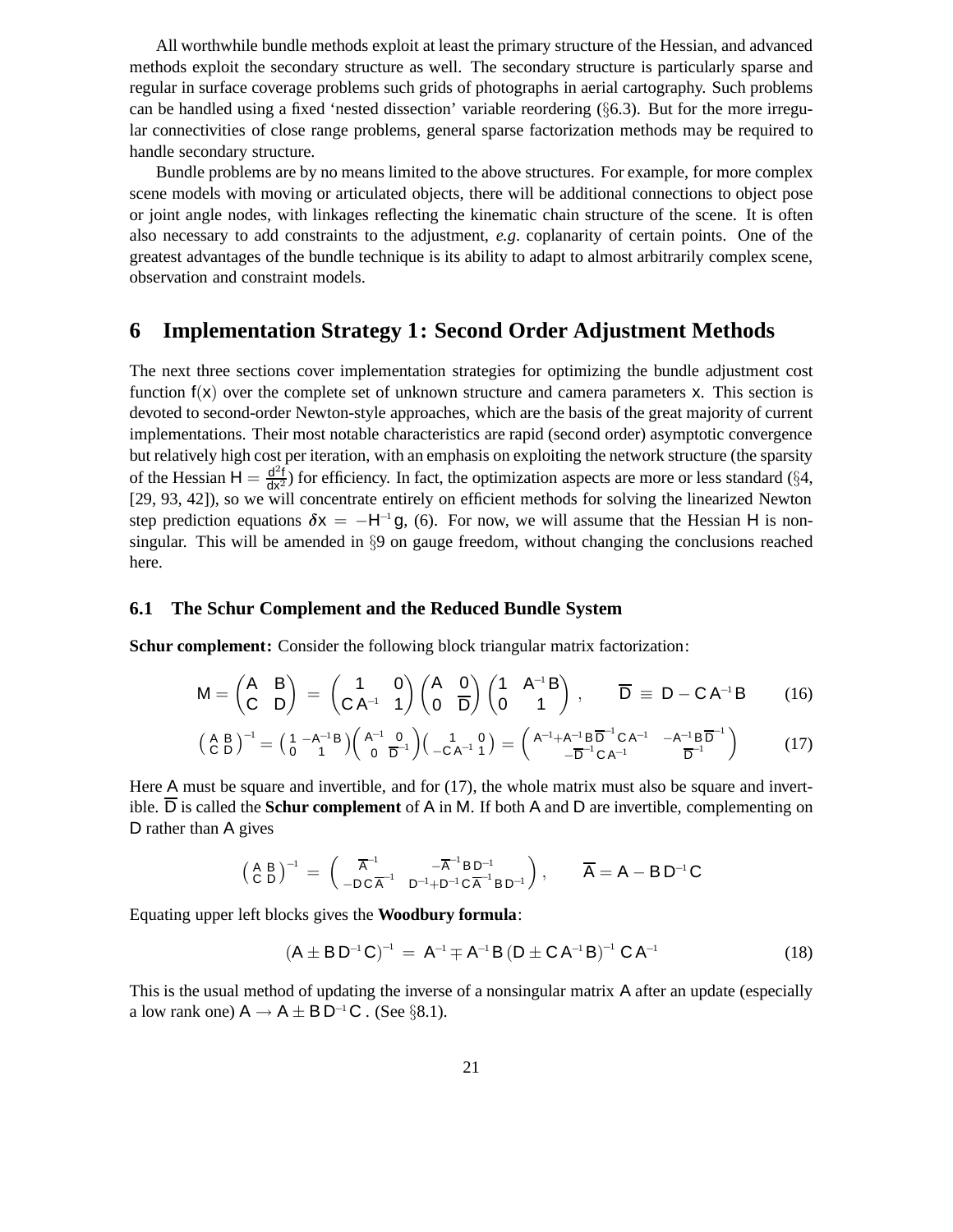All worthwhile bundle methods exploit at least the primary structure of the Hessian, and advanced methods exploit the secondary structure as well. The secondary structure is particularly sparse and regular in surface coverage problems such grids of photographs in aerial cartography. Such problems can be handled using a fixed 'nested dissection' variable reordering (§6.3). But for the more irregular connectivities of close range problems, general sparse factorization methods may be required to handle secondary structure.

Bundle problems are by no means limited to the above structures. For example, for more complex scene models with moving or articulated objects, there will be additional connections to object pose or joint angle nodes, with linkages reflecting the kinematic chain structure of the scene. It is often also necessary to add constraints to the adjustment, *e.g.* coplanarity of certain points. One of the greatest advantages of the bundle technique is its ability to adapt to almost arbitrarily complex scene, observation and constraint models.

# 6 Implementation Strategy 1: Second Order Adjustment Methods

The next three sections cover implementation strategies for optimizing the bundle adjustment cost function $f(x)$ over the complete set of unknown structure and camera parameters $x$. This section is devoted to second-order Newton-style approaches, which are the basis of the great majority of current implementations. Their most notable characteristics are rapid (second order) asymptotic convergence but relatively high cost per iteration, with an emphasis on exploiting the network structure (the sparsity of the Hessian $H = \frac{d^2 f}{dx^2}$) for efficiency. In fact, the optimization aspects are more or less standard (§4, [29, 93, 42]), so we will concentrate entirely on efficient methods for solving the linearized Newton step prediction equations $\delta x = -H^{-1} g$, (6). For now, we will assume that the Hessian $H$ is non-singular. This will be amended in §9 on gauge freedom, without changing the conclusions reached here.

## 6.1 The Schur Complement and the Reduced Bundle System

**Schur complement:** Consider the following block triangular matrix factorization:

$$M = \begin{pmatrix} A & B \\ C & D \end{pmatrix} = \begin{pmatrix} 1 & 0 \\ C A^{-1} & 1 \end{pmatrix} \begin{pmatrix} A & 0 \\ 0 & \overline{D} \end{pmatrix} \begin{pmatrix} 1 & A^{-1} B \\ 0 & 1 \end{pmatrix}, \qquad \overline{D} \equiv D - C A^{-1} B \tag{16}$$

$$\begin{pmatrix} A & B \\ C & D \end{pmatrix}^{-1} = \begin{pmatrix} 1 & -A^{-1}B \\ 0 & 1 \end{pmatrix} \begin{pmatrix} A^{-1} & 0 \\ 0 & \overline{D}^{-1} \end{pmatrix} \begin{pmatrix} 1 & 0 \\ -C A^{-1} & 1 \end{pmatrix} = \begin{pmatrix} A^{-1} + A^{-1} B \overline{D}^{-1} C A^{-1} & -A^{-1} B \overline{D}^{-1} \\ -\overline{D}^{-1} C A^{-1} & \overline{D}^{-1} \end{pmatrix} \tag{17}$$

Here $A$ must be square and invertible, and for (17), the whole matrix must also be square and invertible. $\overline{D}$ is called the **Schur complement** of $A$ in $M$. If both $A$ and $D$ are invertible, complementing on $D$ rather than $A$ gives

$$\begin{pmatrix} A & B \\ C & D \end{pmatrix}^{-1} = \begin{pmatrix} \overline{A}^{-1} & -\overline{A}^{-1} B D^{-1} \\ -D C \overline{A}^{-1} & D^{-1} + D^{-1} C \overline{A}^{-1} B D^{-1} \end{pmatrix}, \qquad \overline{A} = A - B D^{-1} C$$

Equating upper left blocks gives the **Woodbury formula**:

$$(A \pm B D^{-1} C)^{-1} = A^{-1} \mp A^{-1} B \, (D \pm C A^{-1} B)^{-1} \, C A^{-1} \tag{18}$$

This is the usual method of updating the inverse of a nonsingular matrix $A$ after an update (especially a low rank one) $A \to A \pm B D^{-1} C$. (See §8.1).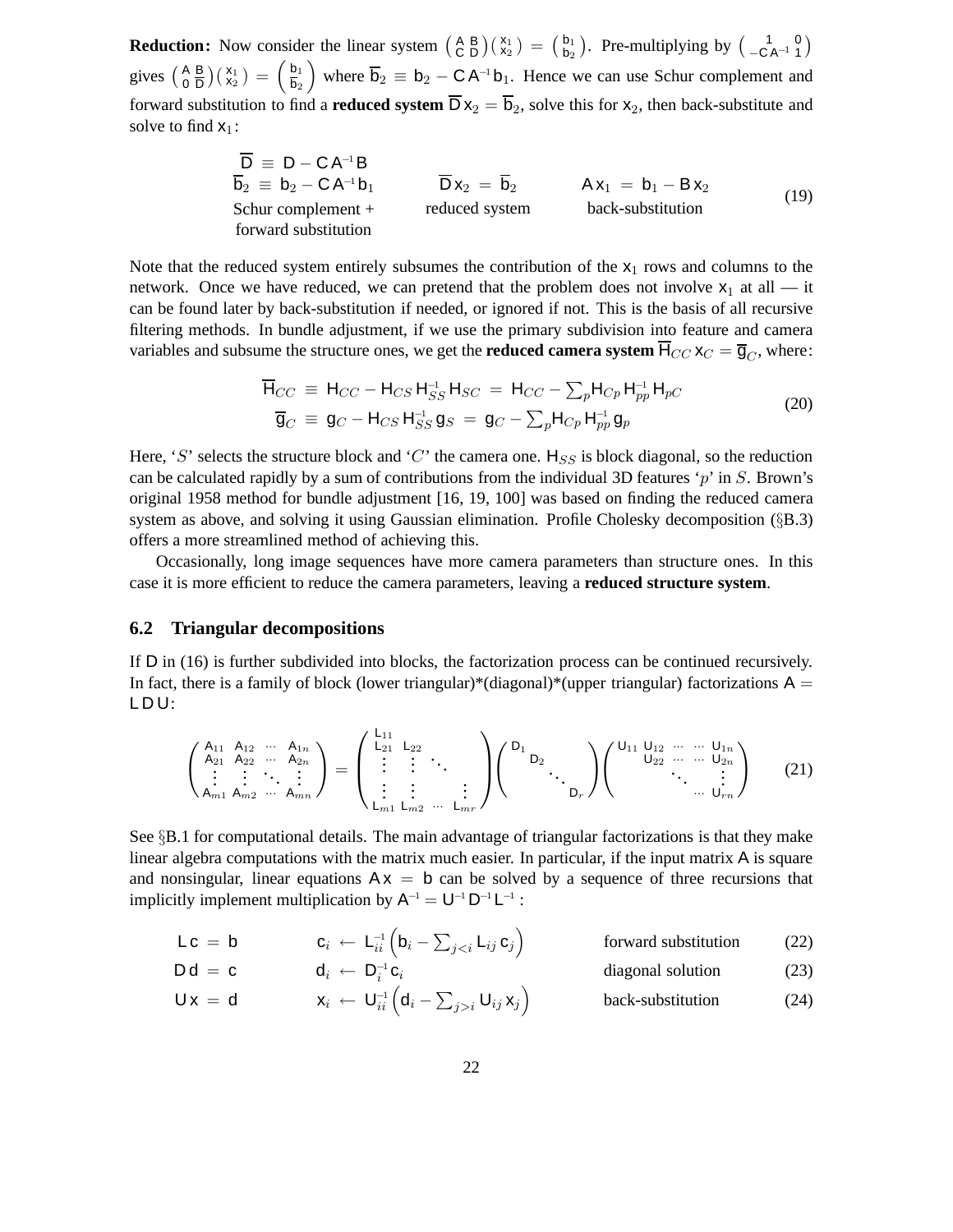**Reduction:** Now consider the linear system $\begin{pmatrix} \mathsf{A} & \mathsf{B} \\ \mathsf{C} & \mathsf{D} \end{pmatrix}\begin{pmatrix} \mathsf{x}_1 \\ \mathsf{x}_2 \end{pmatrix} = \begin{pmatrix} \mathsf{b}_1 \\ \mathsf{b}_2 \end{pmatrix}$. Pre-multiplying by $\begin{pmatrix} 1 & 0 \\ -\mathsf{C}\,\mathsf{A}^{-1} & 1 \end{pmatrix}$ gives $\begin{pmatrix} \mathsf{A} & \mathsf{B} \\ 0 & \overline{\mathsf{D}} \end{pmatrix}\begin{pmatrix} \mathsf{x}_1 \\ \mathsf{x}_2 \end{pmatrix} = \begin{pmatrix} \mathsf{b}_1 \\ \overline{\mathsf{b}}_2 \end{pmatrix}$ where $\overline{\mathsf{b}}_2 \equiv \mathsf{b}_2 - \mathsf{C}\,\mathsf{A}^{-1}\mathsf{b}_1$. Hence we can use Schur complement and forward substitution to find a **reduced system** $\overline{\mathsf{D}}\,\mathsf{x}_2 = \overline{\mathsf{b}}_2$, solve this for $\mathsf{x}_2$, then back-substitute and solve to find $\mathsf{x}_1$:

$$
\begin{array}{ccc}
\overline{\mathsf{D}} \equiv \mathsf{D} - \mathsf{C}\,\mathsf{A}^{-1}\mathsf{B} & & \\
\overline{\mathsf{b}}_2 \equiv \mathsf{b}_2 - \mathsf{C}\,\mathsf{A}^{-1}\mathsf{b}_1 & \overline{\mathsf{D}}\,\mathsf{x}_2 = \overline{\mathsf{b}}_2 & \mathsf{A}\,\mathsf{x}_1 = \mathsf{b}_1 - \mathsf{B}\,\mathsf{x}_2 \\
\text{Schur complement +} & \text{reduced system} & \text{back-substitution} \\
\text{forward substitution} & &
\end{array}
\tag{19}
$$

Note that the reduced system entirely subsumes the contribution of the $\mathsf{x}_1$ rows and columns to the network. Once we have reduced, we can pretend that the problem does not involve $\mathsf{x}_1$ at all — it can be found later by back-substitution if needed, or ignored if not. This is the basis of all recursive filtering methods. In bundle adjustment, if we use the primary subdivision into feature and camera variables and subsume the structure ones, we get the **reduced camera system** $\overline{\mathsf{H}}_{CC}\,\mathsf{x}_C = \overline{\mathsf{g}}_C$, where:

$$
\begin{aligned}
\overline{\mathsf{H}}_{CC} &\equiv \mathsf{H}_{CC} - \mathsf{H}_{CS}\,\mathsf{H}_{SS}^{-1}\,\mathsf{H}_{SC} = \mathsf{H}_{CC} - \textstyle\sum_p \mathsf{H}_{Cp}\,\mathsf{H}_{pp}^{-1}\,\mathsf{H}_{pC} \\
\overline{\mathsf{g}}_C &\equiv \mathsf{g}_C - \mathsf{H}_{CS}\,\mathsf{H}_{SS}^{-1}\,\mathsf{g}_S = \mathsf{g}_C - \textstyle\sum_p \mathsf{H}_{Cp}\,\mathsf{H}_{pp}^{-1}\,\mathsf{g}_p
\end{aligned}
\tag{20}
$$

Here, '$S$' selects the structure block and '$C$' the camera one. $\mathsf{H}_{SS}$ is block diagonal, so the reduction can be calculated rapidly by a sum of contributions from the individual 3D features '$p$' in $S$. Brown's original 1958 method for bundle adjustment [16, 19, 100] was based on finding the reduced camera system as above, and solving it using Gaussian elimination. Profile Cholesky decomposition (§B.3) offers a more streamlined method of achieving this.

Occasionally, long image sequences have more camera parameters than structure ones. In this case it is more efficient to reduce the camera parameters, leaving a **reduced structure system**.

## 6.2 Triangular decompositions

If $\mathsf{D}$ in (16) is further subdivided into blocks, the factorization process can be continued recursively. In fact, there is a family of block (lower triangular)*(diagonal)*(upper triangular) factorizations $\mathsf{A} = \mathsf{L}\,\mathsf{D}\,\mathsf{U}$:

$$
\begin{pmatrix}
\mathsf{A}_{11} & \mathsf{A}_{12} & \cdots & \mathsf{A}_{1n} \\
\mathsf{A}_{21} & \mathsf{A}_{22} & \cdots & \mathsf{A}_{2n} \\
\vdots & \vdots & \ddots & \vdots \\
\mathsf{A}_{m1} & \mathsf{A}_{m2} & \cdots & \mathsf{A}_{mn}
\end{pmatrix}
=
\begin{pmatrix}
\mathsf{L}_{11} & & & \\
\mathsf{L}_{21} & \mathsf{L}_{22} & & \\
\vdots & \vdots & \ddots & \\
\vdots & \vdots & & \vdots \\
\mathsf{L}_{m1} & \mathsf{L}_{m2} & \cdots & \mathsf{L}_{mr}
\end{pmatrix}
\begin{pmatrix}
\mathsf{D}_1 & & & \\
& \mathsf{D}_2 & & \\
& & \ddots & \\
& & & \mathsf{D}_r
\end{pmatrix}
\begin{pmatrix}
\mathsf{U}_{11} & \mathsf{U}_{12} & \cdots & \cdots & \mathsf{U}_{1n} \\
& \mathsf{U}_{22} & \cdots & \cdots & \mathsf{U}_{2n} \\
& & \ddots & & \vdots \\
& & & \cdots & \mathsf{U}_{rn}
\end{pmatrix}
\tag{21}
$$

See §B.1 for computational details. The main advantage of triangular factorizations is that they make linear algebra computations with the matrix much easier. In particular, if the input matrix $\mathsf{A}$ is square and nonsingular, linear equations $\mathsf{A}\,\mathsf{x} = \mathsf{b}$ can be solved by a sequence of three recursions that implicitly implement multiplication by $\mathsf{A}^{-1} = \mathsf{U}^{-1}\,\mathsf{D}^{-1}\,\mathsf{L}^{-1}$:

$$
\mathsf{L}\,\mathsf{c} = \mathsf{b} \qquad \mathsf{c}_i \leftarrow \mathsf{L}_{ii}^{-1}\Big(\mathsf{b}_i - \textstyle\sum_{j<i} \mathsf{L}_{ij}\,\mathsf{c}_j\Big) \qquad \text{forward substitution} \tag{22}
$$

$$
\mathsf{D}\,\mathsf{d} = \mathsf{c} \qquad \mathsf{d}_i \leftarrow \mathsf{D}_i^{-1}\,\mathsf{c}_i \qquad \text{diagonal solution} \tag{23}
$$

$$
\mathsf{U}\,\mathsf{x} = \mathsf{d} \qquad \mathsf{x}_i \leftarrow \mathsf{U}_{ii}^{-1}\Big(\mathsf{d}_i - \textstyle\sum_{j>i} \mathsf{U}_{ij}\,\mathsf{x}_j\Big) \qquad \text{back-substitution} \tag{24}
$$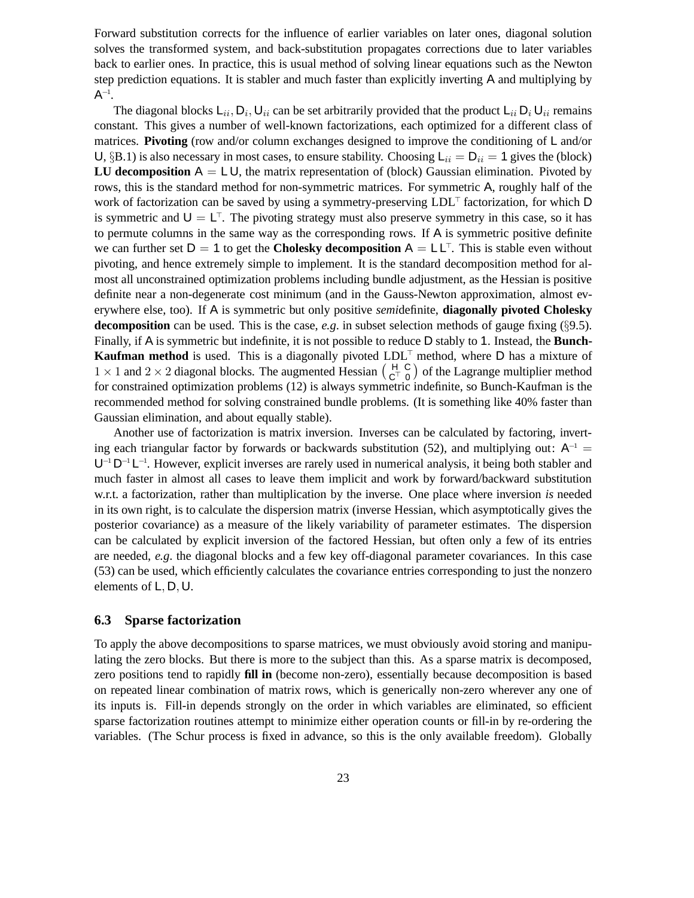Forward substitution corrects for the influence of earlier variables on later ones, diagonal solution solves the transformed system, and back-substitution propagates corrections due to later variables back to earlier ones. In practice, this is usual method of solving linear equations such as the Newton step prediction equations. It is stabler and much faster than explicitly inverting $\mathsf{A}$ and multiplying by $\mathsf{A}^{-1}$.

The diagonal blocks $\mathsf{L}_{ii}, \mathsf{D}_i, \mathsf{U}_{ii}$ can be set arbitrarily provided that the product $\mathsf{L}_{ii}\,\mathsf{D}_i\,\mathsf{U}_{ii}$ remains constant. This gives a number of well-known factorizations, each optimized for a different class of matrices. **Pivoting** (row and/or column exchanges designed to improve the conditioning of $\mathsf{L}$ and/or $\mathsf{U}$, §B.1) is also necessary in most cases, to ensure stability. Choosing $\mathsf{L}_{ii} = \mathsf{D}_{ii} = \mathsf{1}$ gives the (block) **LU decomposition** $\mathsf{A} = \mathsf{L}\,\mathsf{U}$, the matrix representation of (block) Gaussian elimination. Pivoted by rows, this is the standard method for non-symmetric matrices. For symmetric $\mathsf{A}$, roughly half of the work of factorization can be saved by using a symmetry-preserving $\mathrm{LDL}^\top$ factorization, for which $\mathsf{D}$ is symmetric and $\mathsf{U} = \mathsf{L}^\top$. The pivoting strategy must also preserve symmetry in this case, so it has to permute columns in the same way as the corresponding rows. If $\mathsf{A}$ is symmetric positive definite we can further set $\mathsf{D} = \mathsf{1}$ to get the **Cholesky decomposition** $\mathsf{A} = \mathsf{L}\,\mathsf{L}^\top$. This is stable even without pivoting, and hence extremely simple to implement. It is the standard decomposition method for almost all unconstrained optimization problems including bundle adjustment, as the Hessian is positive definite near a non-degenerate cost minimum (and in the Gauss-Newton approximation, almost everywhere else, too). If $\mathsf{A}$ is symmetric but only positive *semi*definite, **diagonally pivoted Cholesky decomposition** can be used. This is the case, *e.g*. in subset selection methods of gauge fixing (§9.5). Finally, if $\mathsf{A}$ is symmetric but indefinite, it is not possible to reduce $\mathsf{D}$ stably to $\mathsf{1}$. Instead, the **Bunch-Kaufman method** is used. This is a diagonally pivoted $\mathrm{LDL}^\top$ method, where $\mathsf{D}$ has a mixture of $1 \times 1$ and $2 \times 2$ diagonal blocks. The augmented Hessian $\left(\begin{smallmatrix} \mathsf{H} & \mathsf{C} \\ \mathsf{C}^\top & 0 \end{smallmatrix}\right)$ of the Lagrange multiplier method for constrained optimization problems (12) is always symmetric indefinite, so Bunch-Kaufman is the recommended method for solving constrained bundle problems. (It is something like 40% faster than Gaussian elimination, and about equally stable).

Another use of factorization is matrix inversion. Inverses can be calculated by factoring, inverting each triangular factor by forwards or backwards substitution (52), and multiplying out: $\mathsf{A}^{-1} = \mathsf{U}^{-1}\,\mathsf{D}^{-1}\,\mathsf{L}^{-1}$. However, explicit inverses are rarely used in numerical analysis, it being both stabler and much faster in almost all cases to leave them implicit and work by forward/backward substitution w.r.t. a factorization, rather than multiplication by the inverse. One place where inversion *is* needed in its own right, is to calculate the dispersion matrix (inverse Hessian, which asymptotically gives the posterior covariance) as a measure of the likely variability of parameter estimates. The dispersion can be calculated by explicit inversion of the factored Hessian, but often only a few of its entries are needed, *e.g*. the diagonal blocks and a few key off-diagonal parameter covariances. In this case (53) can be used, which efficiently calculates the covariance entries corresponding to just the nonzero elements of $\mathsf{L}, \mathsf{D}, \mathsf{U}$.

### 6.3 Sparse factorization

To apply the above decompositions to sparse matrices, we must obviously avoid storing and manipulating the zero blocks. But there is more to the subject than this. As a sparse matrix is decomposed, zero positions tend to rapidly **fill in** (become non-zero), essentially because decomposition is based on repeated linear combination of matrix rows, which is generically non-zero wherever any one of its inputs is. Fill-in depends strongly on the order in which variables are eliminated, so efficient sparse factorization routines attempt to minimize either operation counts or fill-in by re-ordering the variables. (The Schur process is fixed in advance, so this is the only available freedom). Globally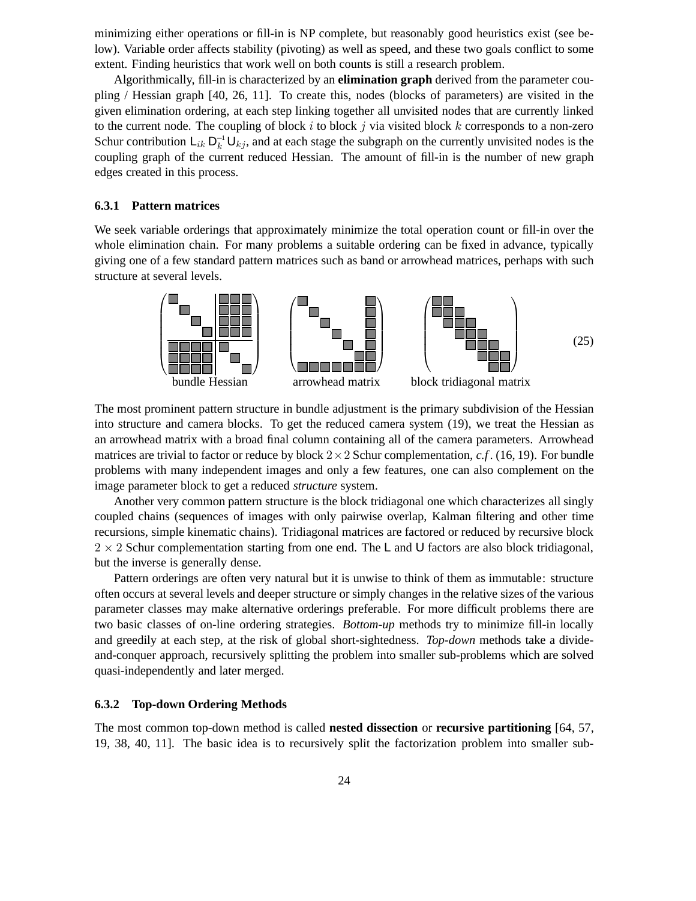minimizing either operations or fill-in is NP complete, but reasonably good heuristics exist (see below). Variable order affects stability (pivoting) as well as speed, and these two goals conflict to some extent. Finding heuristics that work well on both counts is still a research problem.

Algorithmically, fill-in is characterized by an **elimination graph** derived from the parameter coupling / Hessian graph [40, 26, 11]. To create this, nodes (blocks of parameters) are visited in the given elimination ordering, at each step linking together all unvisited nodes that are currently linked to the current node. The coupling of block $i$ to block $j$ via visited block $k$ corresponds to a non-zero Schur contribution $\mathsf{L}_{ik}\,\mathsf{D}_k^{-1}\,\mathsf{U}_{kj}$, and at each stage the subgraph on the currently unvisited nodes is the coupling graph of the current reduced Hessian. The amount of fill-in is the number of new graph edges created in this process.

### 6.3.1 Pattern matrices

We seek variable orderings that approximately minimize the total operation count or fill-in over the whole elimination chain. For many problems a suitable ordering can be fixed in advance, typically giving one of a few standard pattern matrices such as band or arrowhead matrices, perhaps with such structure at several levels.

bundle Hessian &emsp; arrowhead matrix &emsp; block tridiagonal matrix &emsp; (25)

The most prominent pattern structure in bundle adjustment is the primary subdivision of the Hessian into structure and camera blocks. To get the reduced camera system (19), we treat the Hessian as an arrowhead matrix with a broad final column containing all of the camera parameters. Arrowhead matrices are trivial to factor or reduce by block $2\times2$ Schur complementation, *c.f.* (16, 19). For bundle problems with many independent images and only a few features, one can also complement on the image parameter block to get a reduced *structure* system.

Another very common pattern structure is the block tridiagonal one which characterizes all singly coupled chains (sequences of images with only pairwise overlap, Kalman filtering and other time recursions, simple kinematic chains). Tridiagonal matrices are factored or reduced by recursive block $2 \times 2$ Schur complementation starting from one end. The $\mathsf{L}$ and $\mathsf{U}$ factors are also block tridiagonal, but the inverse is generally dense.

Pattern orderings are often very natural but it is unwise to think of them as immutable: structure often occurs at several levels and deeper structure or simply changes in the relative sizes of the various parameter classes may make alternative orderings preferable. For more difficult problems there are two basic classes of on-line ordering strategies. *Bottom-up* methods try to minimize fill-in locally and greedily at each step, at the risk of global short-sightedness. *Top-down* methods take a divide-and-conquer approach, recursively splitting the problem into smaller sub-problems which are solved quasi-independently and later merged.

### 6.3.2 Top-down Ordering Methods

The most common top-down method is called **nested dissection** or **recursive partitioning** [64, 57, 19, 38, 40, 11]. The basic idea is to recursively split the factorization problem into smaller sub-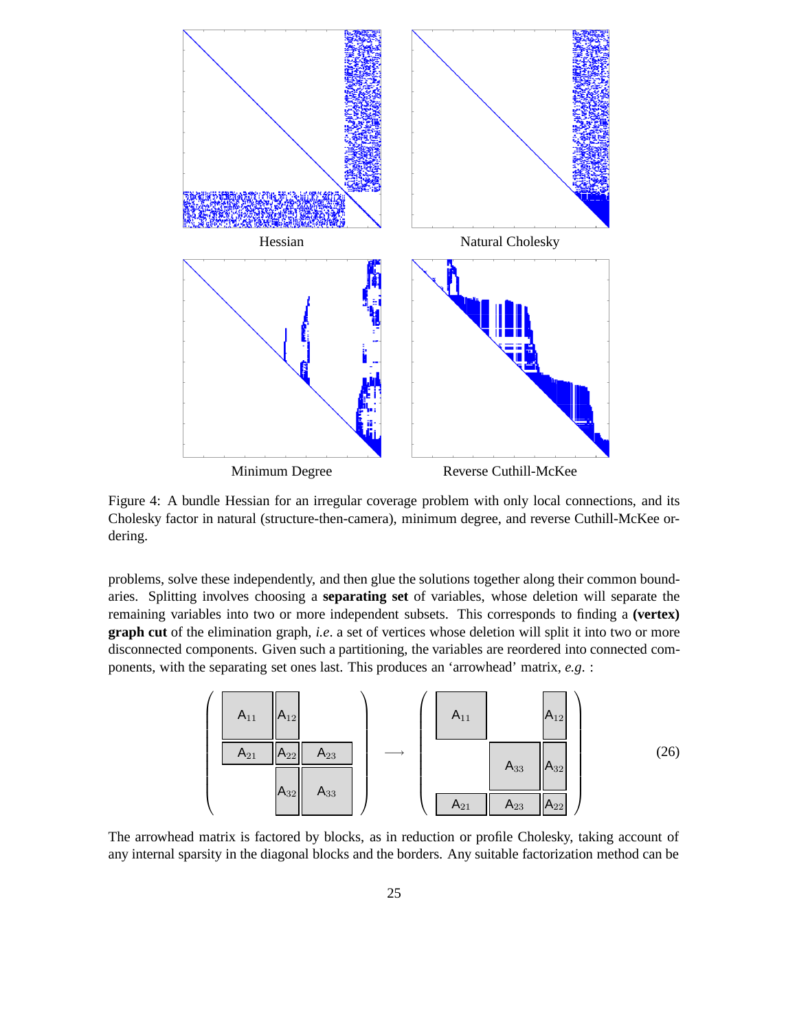Figure 4: A bundle Hessian for an irregular coverage problem with only local connections, and its Cholesky factor in natural (structure-then-camera), minimum degree, and reverse Cuthill-McKee ordering.

problems, solve these independently, and then glue the solutions together along their common boundaries. Splitting involves choosing a **separating set** of variables, whose deletion will separate the remaining variables into two or more independent subsets. This corresponds to finding a **(vertex) graph cut** of the elimination graph, *i.e*. a set of vertices whose deletion will split it into two or more disconnected components. Given such a partitioning, the variables are reordered into connected components, with the separating set ones last. This produces an 'arrowhead' matrix, *e.g*. :

$$\begin{pmatrix} A_{11} & A_{12} & \\ A_{21} & A_{22} & A_{23} \\ & A_{32} & A_{33} \end{pmatrix} \longrightarrow \begin{pmatrix} A_{11} & & A_{12} \\ & A_{33} & A_{32} \\ A_{21} & A_{23} & A_{22} \end{pmatrix} \tag{26}$$

The arrowhead matrix is factored by blocks, as in reduction or profile Cholesky, taking account of any internal sparsity in the diagonal blocks and the borders. Any suitable factorization method can be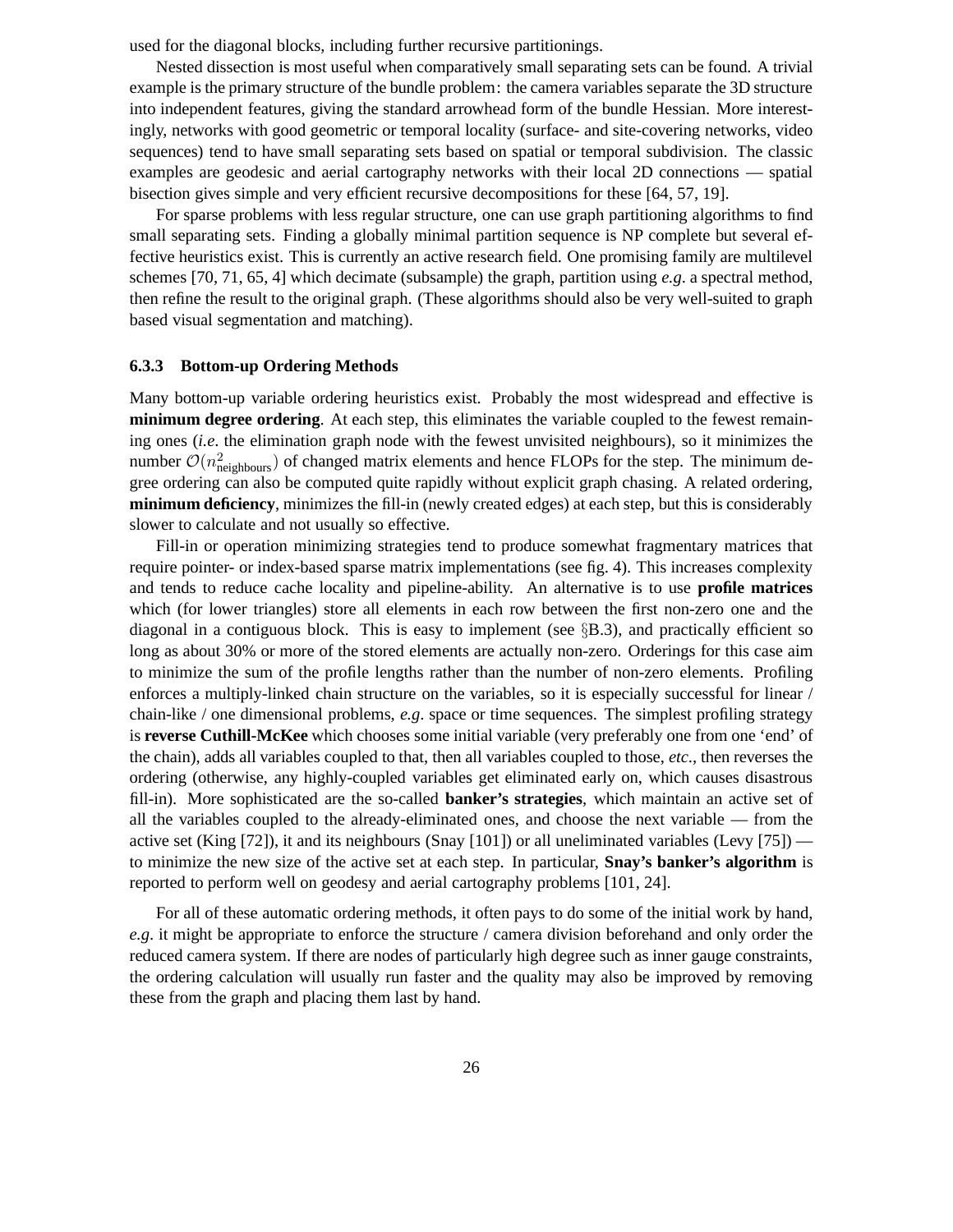used for the diagonal blocks, including further recursive partitionings.

Nested dissection is most useful when comparatively small separating sets can be found. A trivial example is the primary structure of the bundle problem: the camera variables separate the 3D structure into independent features, giving the standard arrowhead form of the bundle Hessian. More interestingly, networks with good geometric or temporal locality (surface- and site-covering networks, video sequences) tend to have small separating sets based on spatial or temporal subdivision. The classic examples are geodesic and aerial cartography networks with their local 2D connections — spatial bisection gives simple and very efficient recursive decompositions for these [64, 57, 19].

For sparse problems with less regular structure, one can use graph partitioning algorithms to find small separating sets. Finding a globally minimal partition sequence is NP complete but several effective heuristics exist. This is currently an active research field. One promising family are multilevel schemes [70, 71, 65, 4] which decimate (subsample) the graph, partition using *e.g.* a spectral method, then refine the result to the original graph. (These algorithms should also be very well-suited to graph based visual segmentation and matching).

### 6.3.3 Bottom-up Ordering Methods

Many bottom-up variable ordering heuristics exist. Probably the most widespread and effective is **minimum degree ordering**. At each step, this eliminates the variable coupled to the fewest remaining ones (*i.e.* the elimination graph node with the fewest unvisited neighbours), so it minimizes the number $\mathcal{O}(n_{\text{neighbours}}^2)$ of changed matrix elements and hence FLOPs for the step. The minimum degree ordering can also be computed quite rapidly without explicit graph chasing. A related ordering, **minimum deficiency**, minimizes the fill-in (newly created edges) at each step, but this is considerably slower to calculate and not usually so effective.

Fill-in or operation minimizing strategies tend to produce somewhat fragmentary matrices that require pointer- or index-based sparse matrix implementations (see fig. 4). This increases complexity and tends to reduce cache locality and pipeline-ability. An alternative is to use **profile matrices** which (for lower triangles) store all elements in each row between the first non-zero one and the diagonal in a contiguous block. This is easy to implement (see §B.3), and practically efficient so long as about 30% or more of the stored elements are actually non-zero. Orderings for this case aim to minimize the sum of the profile lengths rather than the number of non-zero elements. Profiling enforces a multiply-linked chain structure on the variables, so it is especially successful for linear / chain-like / one dimensional problems, *e.g.* space or time sequences. The simplest profiling strategy is **reverse Cuthill-McKee** which chooses some initial variable (very preferably one from one 'end' of the chain), adds all variables coupled to that, then all variables coupled to those, *etc.*, then reverses the ordering (otherwise, any highly-coupled variables get eliminated early on, which causes disastrous fill-in). More sophisticated are the so-called **banker's strategies**, which maintain an active set of all the variables coupled to the already-eliminated ones, and choose the next variable — from the active set (King [72]), it and its neighbours (Snay [101]) or all uneliminated variables (Levy [75]) — to minimize the new size of the active set at each step. In particular, **Snay's banker's algorithm** is reported to perform well on geodesy and aerial cartography problems [101, 24].

For all of these automatic ordering methods, it often pays to do some of the initial work by hand, *e.g.* it might be appropriate to enforce the structure / camera division beforehand and only order the reduced camera system. If there are nodes of particularly high degree such as inner gauge constraints, the ordering calculation will usually run faster and the quality may also be improved by removing these from the graph and placing them last by hand.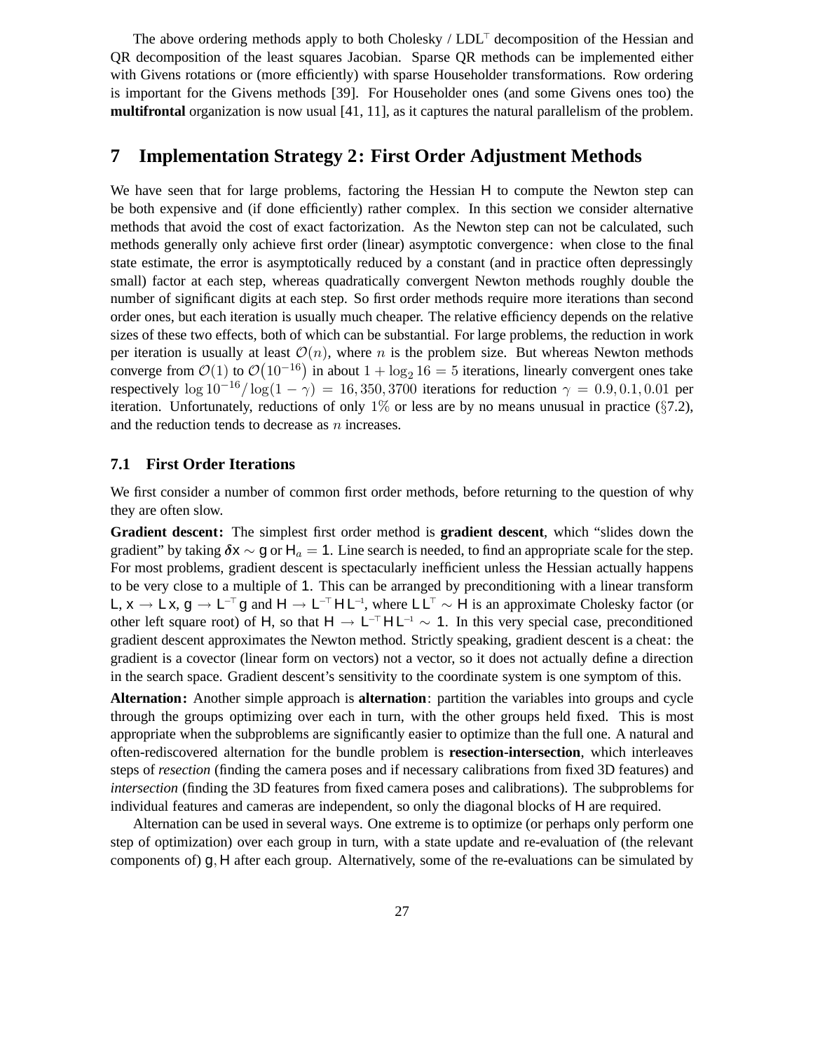The above ordering methods apply to both Cholesky / $\mathsf{LDL}^\top$ decomposition of the Hessian and QR decomposition of the least squares Jacobian. Sparse QR methods can be implemented either with Givens rotations or (more efficiently) with sparse Householder transformations. Row ordering is important for the Givens methods [39]. For Householder ones (and some Givens ones too) the **multifrontal** organization is now usual [41, 11], as it captures the natural parallelism of the problem.

# 7 Implementation Strategy 2: First Order Adjustment Methods

We have seen that for large problems, factoring the Hessian $\mathsf{H}$ to compute the Newton step can be both expensive and (if done efficiently) rather complex. In this section we consider alternative methods that avoid the cost of exact factorization. As the Newton step can not be calculated, such methods generally only achieve first order (linear) asymptotic convergence: when close to the final state estimate, the error is asymptotically reduced by a constant (and in practice often depressingly small) factor at each step, whereas quadratically convergent Newton methods roughly double the number of significant digits at each step. So first order methods require more iterations than second order ones, but each iteration is usually much cheaper. The relative efficiency depends on the relative sizes of these two effects, both of which can be substantial. For large problems, the reduction in work per iteration is usually at least $\mathcal{O}(n)$, where $n$ is the problem size. But whereas Newton methods converge from $\mathcal{O}(1)$ to $\mathcal{O}(10^{-16})$ in about $1 + \log_2 16 = 5$ iterations, linearly convergent ones take respectively $\log 10^{-16} / \log(1-\gamma) = 16, 350, 3700$ iterations for reduction $\gamma = 0.9, 0.1, 0.01$ per iteration. Unfortunately, reductions of only $1\%$ or less are by no means unusual in practice (§7.2), and the reduction tends to decrease as $n$ increases.

## 7.1 First Order Iterations

We first consider a number of common first order methods, before returning to the question of why they are often slow.

**Gradient descent:** The simplest first order method is **gradient descent**, which "slides down the gradient" by taking $\delta\mathsf{x} \sim \mathsf{g}$ or $\mathsf{H}_a = \mathsf{1}$. Line search is needed, to find an appropriate scale for the step. For most problems, gradient descent is spectacularly inefficient unless the Hessian actually happens to be very close to a multiple of $\mathsf{1}$. This can be arranged by preconditioning with a linear transform $\mathsf{L}$, $\mathsf{x} \to \mathsf{L}\,\mathsf{x}$, $\mathsf{g} \to \mathsf{L}^{-\top}\mathsf{g}$ and $\mathsf{H} \to \mathsf{L}^{-\top}\mathsf{H}\,\mathsf{L}^{-1}$, where $\mathsf{L}\,\mathsf{L}^\top \sim \mathsf{H}$ is an approximate Cholesky factor (or other left square root) of $\mathsf{H}$, so that $\mathsf{H} \to \mathsf{L}^{-\top}\mathsf{H}\,\mathsf{L}^{-1} \sim \mathsf{1}$. In this very special case, preconditioned gradient descent approximates the Newton method. Strictly speaking, gradient descent is a cheat: the gradient is a covector (linear form on vectors) not a vector, so it does not actually define a direction in the search space. Gradient descent's sensitivity to the coordinate system is one symptom of this.

**Alternation:** Another simple approach is **alternation**: partition the variables into groups and cycle through the groups optimizing over each in turn, with the other groups held fixed. This is most appropriate when the subproblems are significantly easier to optimize than the full one. A natural and often-rediscovered alternation for the bundle problem is **resection-intersection**, which interleaves steps of *resection* (finding the camera poses and if necessary calibrations from fixed 3D features) and *intersection* (finding the 3D features from fixed camera poses and calibrations). The subproblems for individual features and cameras are independent, so only the diagonal blocks of $\mathsf{H}$ are required.

Alternation can be used in several ways. One extreme is to optimize (or perhaps only perform one step of optimization) over each group in turn, with a state update and re-evaluation of (the relevant components of) $\mathsf{g}, \mathsf{H}$ after each group. Alternatively, some of the re-evaluations can be simulated by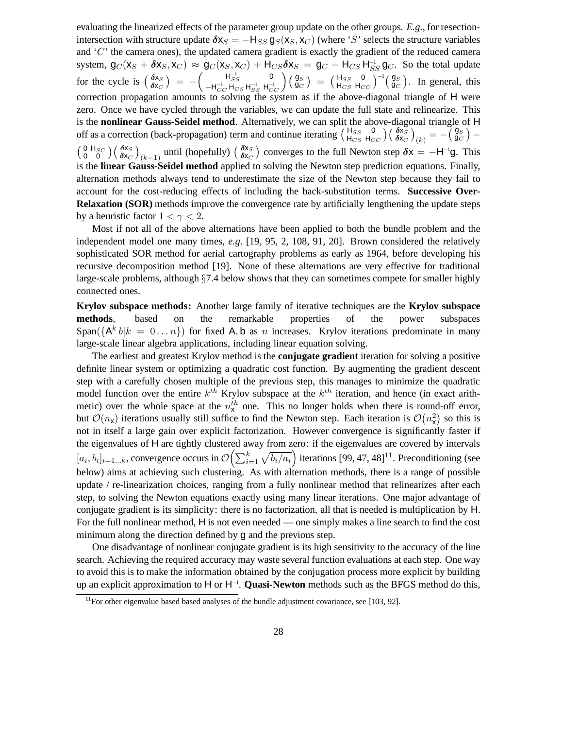evaluating the linearized effects of the parameter group update on the other groups. *E.g.*, for resection-intersection with structure update $\boldsymbol{\delta}\mathsf{x}_S = -\mathsf{H}_{SS}\,\mathsf{g}_S(\mathsf{x}_S, \mathsf{x}_C)$ (where '$S$' selects the structure variables and '$C$' the camera ones), the updated camera gradient is exactly the gradient of the reduced camera system, $\mathsf{g}_C(\mathsf{x}_S + \boldsymbol{\delta}\mathsf{x}_S, \mathsf{x}_C) \approx \mathsf{g}_C(\mathsf{x}_S, \mathsf{x}_C) + \mathsf{H}_{CS}\boldsymbol{\delta}\mathsf{x}_S = \mathsf{g}_C - \mathsf{H}_{CS}\,\mathsf{H}_{SS}^{-1}\,\mathsf{g}_C$. So the total update for the cycle is $\begin{pmatrix} \boldsymbol{\delta}\mathsf{x}_S \\ \boldsymbol{\delta}\mathsf{x}_C \end{pmatrix} = -\begin{pmatrix} \mathsf{H}_{SS}^{-1} & 0 \\ -\mathsf{H}_{CC}^{-1}\,\mathsf{H}_{CS}\,\mathsf{H}_{SS}^{-1} & \mathsf{H}_{CC}^{-1} \end{pmatrix}\begin{pmatrix} \mathsf{g}_S \\ \mathsf{g}_C \end{pmatrix} = \begin{pmatrix} \mathsf{H}_{SS} & 0 \\ \mathsf{H}_{CS} & \mathsf{H}_{CC} \end{pmatrix}^{-1}\begin{pmatrix} \mathsf{g}_S \\ \mathsf{g}_C \end{pmatrix}$. In general, this correction propagation amounts to solving the system as if the above-diagonal triangle of $\mathsf{H}$ were zero. Once we have cycled through the variables, we can update the full state and relinearize. This is the **nonlinear Gauss-Seidel method**. Alternatively, we can split the above-diagonal triangle of $\mathsf{H}$ off as a correction (back-propagation) term and continue iterating $\begin{pmatrix} \mathsf{H}_{SS} & 0 \\ \mathsf{H}_{CS} & \mathsf{H}_{CC} \end{pmatrix}\begin{pmatrix} \boldsymbol{\delta}\mathsf{x}_S \\ \boldsymbol{\delta}\mathsf{x}_C \end{pmatrix}_{(k)} = -\begin{pmatrix} \mathsf{g}_S \\ \mathsf{g}_C \end{pmatrix} - \begin{pmatrix} 0 & \mathsf{H}_{SC} \\ 0 & 0 \end{pmatrix}\begin{pmatrix} \boldsymbol{\delta}\mathsf{x}_S \\ \boldsymbol{\delta}\mathsf{x}_C \end{pmatrix}_{(k-1)}$ until (hopefully) $\begin{pmatrix} \boldsymbol{\delta}\mathsf{x}_S \\ \boldsymbol{\delta}\mathsf{x}_C \end{pmatrix}$ converges to the full Newton step $\boldsymbol{\delta}\mathsf{x} = -\mathsf{H}^{-1}\mathsf{g}$. This is the **linear Gauss-Seidel method** applied to solving the Newton step prediction equations. Finally, alternation methods always tend to underestimate the size of the Newton step because they fail to account for the cost-reducing effects of including the back-substitution terms. **Successive Over-Relaxation (SOR)** methods improve the convergence rate by artificially lengthening the update steps by a heuristic factor $1 < \gamma < 2$.

Most if not all of the above alternations have been applied to both the bundle problem and the independent model one many times, *e.g.* [19, 95, 2, 108, 91, 20]. Brown considered the relatively sophisticated SOR method for aerial cartography problems as early as 1964, before developing his recursive decomposition method [19]. None of these alternations are very effective for traditional large-scale problems, although §7.4 below shows that they can sometimes compete for smaller highly connected ones.

**Krylov subspace methods:** Another large family of iterative techniques are the **Krylov subspace methods**, based on the remarkable properties of the power subspaces $\text{Span}(\{\mathsf{A}^k\, b | k = 0 \ldots n\})$ for fixed $\mathsf{A}, \mathsf{b}$ as $n$ increases. Krylov iterations predominate in many large-scale linear algebra applications, including linear equation solving.

The earliest and greatest Krylov method is the **conjugate gradient** iteration for solving a positive definite linear system or optimizing a quadratic cost function. By augmenting the gradient descent step with a carefully chosen multiple of the previous step, this manages to minimize the quadratic model function over the entire $k^{th}$ Krylov subspace at the $k^{th}$ iteration, and hence (in exact arithmetic) over the whole space at the $n_{\mathsf{x}}^{th}$ one. This no longer holds when there is round-off error, but $\mathcal{O}(n_{\mathsf{x}})$ iterations usually still suffice to find the Newton step. Each iteration is $\mathcal{O}(n_{\mathsf{x}}^2)$ so this is not in itself a large gain over explicit factorization. However convergence is significantly faster if the eigenvalues of $\mathsf{H}$ are tightly clustered away from zero: if the eigenvalues are covered by intervals $[a_i, b_i]_{i=1\ldots k}$, convergence occurs in $\mathcal{O}\left(\sum_{i=1}^{k} \sqrt{b_i/a_i}\right)$ iterations [99, 47, 48][11]. Preconditioning (see below) aims at achieving such clustering. As with alternation methods, there is a range of possible update / re-linearization choices, ranging from a fully nonlinear method that relinearizes after each step, to solving the Newton equations exactly using many linear iterations. One major advantage of conjugate gradient is its simplicity: there is no factorization, all that is needed is multiplication by $\mathsf{H}$. For the full nonlinear method, $\mathsf{H}$ is not even needed — one simply makes a line search to find the cost minimum along the direction defined by $\mathsf{g}$ and the previous step.

One disadvantage of nonlinear conjugate gradient is its high sensitivity to the accuracy of the line search. Achieving the required accuracy may waste several function evaluations at each step. One way to avoid this is to make the information obtained by the conjugation process more explicit by building up an explicit approximation to $\mathsf{H}$ or $\mathsf{H}^{-1}$. **Quasi-Newton** methods such as the BFGS method do this,

[11] For other eigenvalue based based analyses of the bundle adjustment covariance, see [103, 92].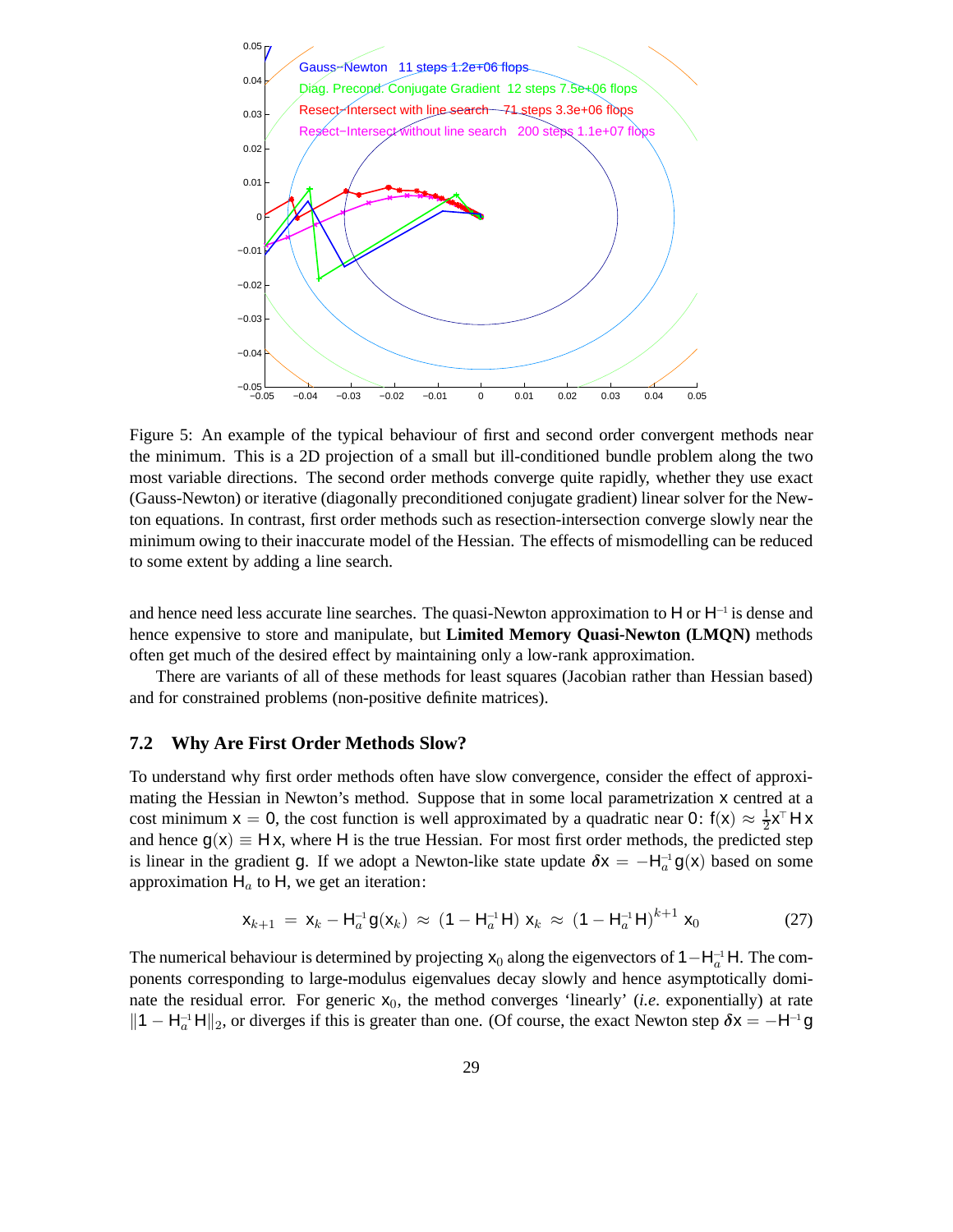Figure 5: An example of the typical behaviour of first and second order convergent methods near the minimum. This is a 2D projection of a small but ill-conditioned bundle problem along the two most variable directions. The second order methods converge quite rapidly, whether they use exact (Gauss-Newton) or iterative (diagonally preconditioned conjugate gradient) linear solver for the Newton equations. In contrast, first order methods such as resection-intersection converge slowly near the minimum owing to their inaccurate model of the Hessian. The effects of mismodelling can be reduced to some extent by adding a line search.

and hence need less accurate line searches. The quasi-Newton approximation to $\mathsf{H}$ or $\mathsf{H}^{-1}$ is dense and hence expensive to store and manipulate, but **Limited Memory Quasi-Newton (LMQN)** methods often get much of the desired effect by maintaining only a low-rank approximation.

There are variants of all of these methods for least squares (Jacobian rather than Hessian based) and for constrained problems (non-positive definite matrices).

### 7.2 Why Are First Order Methods Slow?

To understand why first order methods often have slow convergence, consider the effect of approximating the Hessian in Newton's method. Suppose that in some local parametrization $\mathsf{x}$ centred at a cost minimum $\mathsf{x} = 0$, the cost function is well approximated by a quadratic near $0$: $\mathsf{f}(\mathsf{x}) \approx \frac{1}{2}\mathsf{x}^\top \mathsf{H}\,\mathsf{x}$ and hence $\mathsf{g}(\mathsf{x}) \equiv \mathsf{H}\,\mathsf{x}$, where $\mathsf{H}$ is the true Hessian. For most first order methods, the predicted step is linear in the gradient $\mathsf{g}$. If we adopt a Newton-like state update $\delta\mathsf{x} = -\mathsf{H}_a^{-1}\,\mathsf{g}(\mathsf{x})$ based on some approximation $\mathsf{H}_a$ to $\mathsf{H}$, we get an iteration:

$$\mathsf{x}_{k+1} \;=\; \mathsf{x}_k - \mathsf{H}_a^{-1}\,\mathsf{g}(\mathsf{x}_k) \;\approx\; (1 - \mathsf{H}_a^{-1}\,\mathsf{H})\,\mathsf{x}_k \;\approx\; (1 - \mathsf{H}_a^{-1}\,\mathsf{H})^{k+1}\,\mathsf{x}_0 \tag{27}$$

The numerical behaviour is determined by projecting $\mathsf{x}_0$ along the eigenvectors of $1-\mathsf{H}_a^{-1}\mathsf{H}$. The components corresponding to large-modulus eigenvalues decay slowly and hence asymptotically dominate the residual error. For generic $\mathsf{x}_0$, the method converges 'linearly' (*i.e.* exponentially) at rate $\|1 - \mathsf{H}_a^{-1}\,\mathsf{H}\|_2$, or diverges if this is greater than one. (Of course, the exact Newton step $\delta\mathsf{x} = -\mathsf{H}^{-1}\,\mathsf{g}$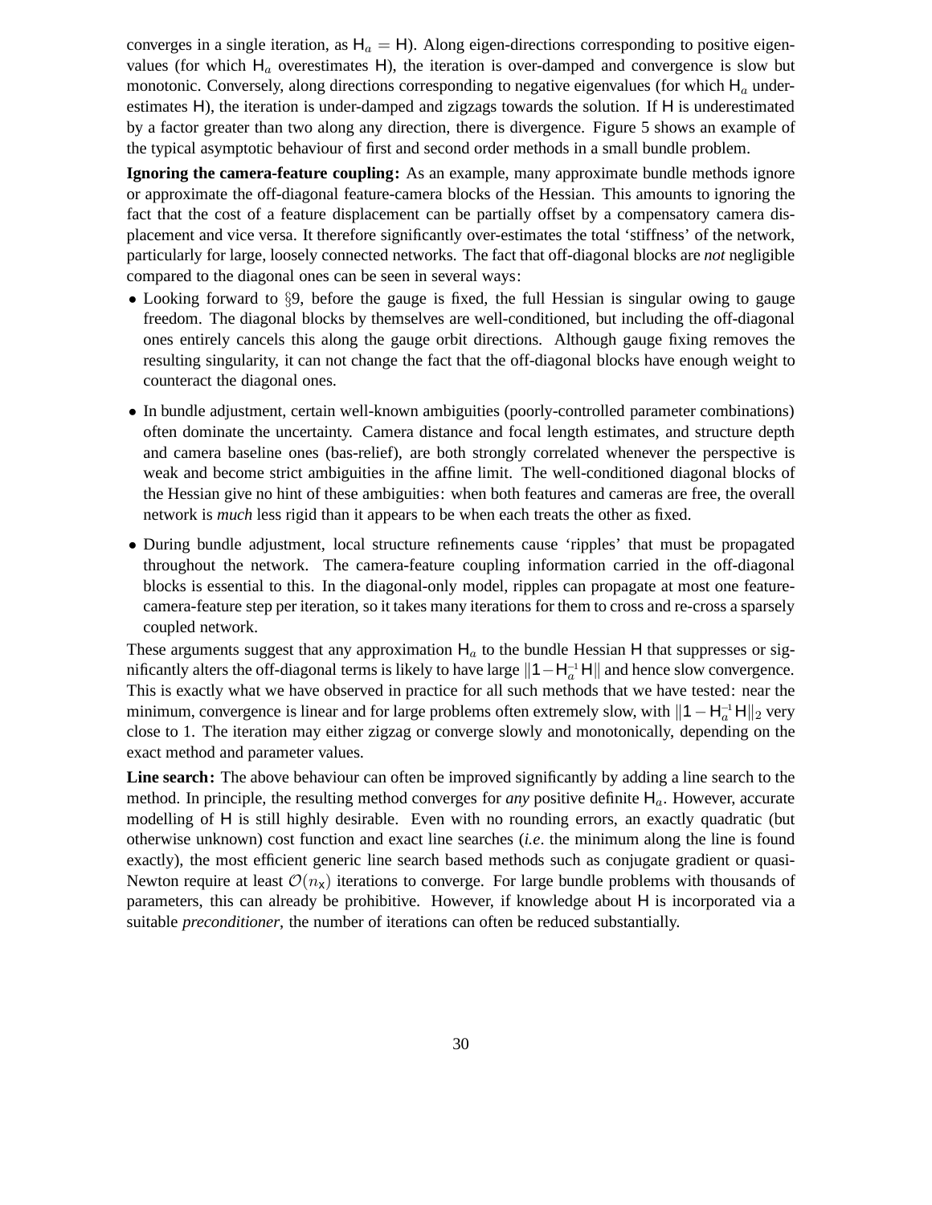converges in a single iteration, as $\mathsf{H}_a = \mathsf{H}$). Along eigen-directions corresponding to positive eigenvalues (for which $\mathsf{H}_a$ overestimates $\mathsf{H}$), the iteration is over-damped and convergence is slow but monotonic. Conversely, along directions corresponding to negative eigenvalues (for which $\mathsf{H}_a$ underestimates $\mathsf{H}$), the iteration is under-damped and zigzags towards the solution. If $\mathsf{H}$ is underestimated by a factor greater than two along any direction, there is divergence. Figure 5 shows an example of the typical asymptotic behaviour of first and second order methods in a small bundle problem.

**Ignoring the camera-feature coupling:** As an example, many approximate bundle methods ignore or approximate the off-diagonal feature-camera blocks of the Hessian. This amounts to ignoring the fact that the cost of a feature displacement can be partially offset by a compensatory camera displacement and vice versa. It therefore significantly over-estimates the total 'stiffness' of the network, particularly for large, loosely connected networks. The fact that off-diagonal blocks are *not* negligible compared to the diagonal ones can be seen in several ways:

- Looking forward to §9, before the gauge is fixed, the full Hessian is singular owing to gauge freedom. The diagonal blocks by themselves are well-conditioned, but including the off-diagonal ones entirely cancels this along the gauge orbit directions. Although gauge fixing removes the resulting singularity, it can not change the fact that the off-diagonal blocks have enough weight to counteract the diagonal ones.
- In bundle adjustment, certain well-known ambiguities (poorly-controlled parameter combinations) often dominate the uncertainty. Camera distance and focal length estimates, and structure depth and camera baseline ones (bas-relief), are both strongly correlated whenever the perspective is weak and become strict ambiguities in the affine limit. The well-conditioned diagonal blocks of the Hessian give no hint of these ambiguities: when both features and cameras are free, the overall network is *much* less rigid than it appears to be when each treats the other as fixed.
- During bundle adjustment, local structure refinements cause 'ripples' that must be propagated throughout the network. The camera-feature coupling information carried in the off-diagonal blocks is essential to this. In the diagonal-only model, ripples can propagate at most one feature-camera-feature step per iteration, so it takes many iterations for them to cross and re-cross a sparsely coupled network.

These arguments suggest that any approximation $\mathsf{H}_a$ to the bundle Hessian $\mathsf{H}$ that suppresses or significantly alters the off-diagonal terms is likely to have large $\|1-\mathsf{H}_a^{-1}\mathsf{H}\|$ and hence slow convergence. This is exactly what we have observed in practice for all such methods that we have tested: near the minimum, convergence is linear and for large problems often extremely slow, with $\|1-\mathsf{H}_a^{-1}\mathsf{H}\|_2$ very close to 1. The iteration may either zigzag or converge slowly and monotonically, depending on the exact method and parameter values.

**Line search:** The above behaviour can often be improved significantly by adding a line search to the method. In principle, the resulting method converges for *any* positive definite $\mathsf{H}_a$. However, accurate modelling of $\mathsf{H}$ is still highly desirable. Even with no rounding errors, an exactly quadratic (but otherwise unknown) cost function and exact line searches (*i.e*. the minimum along the line is found exactly), the most efficient generic line search based methods such as conjugate gradient or quasi-Newton require at least $\mathcal{O}(n_{\mathsf{x}})$ iterations to converge. For large bundle problems with thousands of parameters, this can already be prohibitive. However, if knowledge about $\mathsf{H}$ is incorporated via a suitable *preconditioner*, the number of iterations can often be reduced substantially.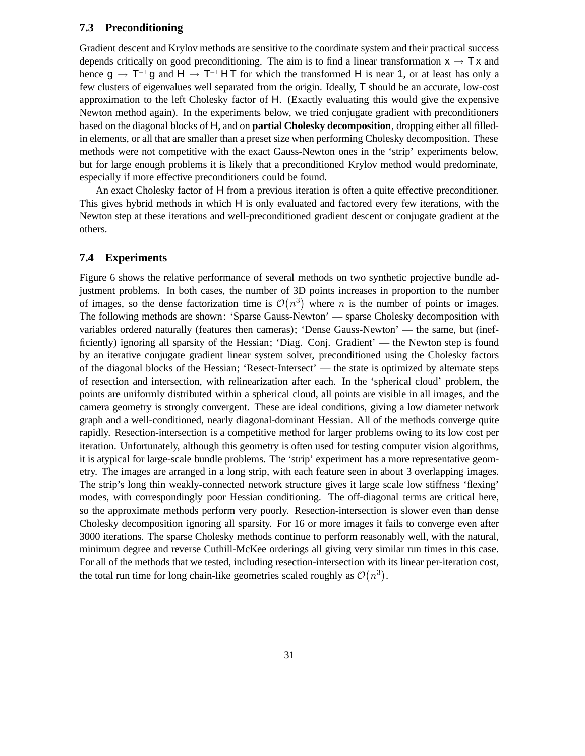### 7.3 Preconditioning

Gradient descent and Krylov methods are sensitive to the coordinate system and their practical success depends critically on good preconditioning. The aim is to find a linear transformation $\mathsf{x} \to \mathsf{T}\,\mathsf{x}$ and hence $\mathsf{g} \to \mathsf{T}^{-\top}\mathsf{g}$ and $\mathsf{H} \to \mathsf{T}^{-\top}\mathsf{H}\,\mathsf{T}$ for which the transformed $\mathsf{H}$ is near $\mathsf{1}$, or at least has only a few clusters of eigenvalues well separated from the origin. Ideally, $\mathsf{T}$ should be an accurate, low-cost approximation to the left Cholesky factor of $\mathsf{H}$. (Exactly evaluating this would give the expensive Newton method again). In the experiments below, we tried conjugate gradient with preconditioners based on the diagonal blocks of $\mathsf{H}$, and on **partial Cholesky decomposition**, dropping either all filled-in elements, or all that are smaller than a preset size when performing Cholesky decomposition. These methods were not competitive with the exact Gauss-Newton ones in the 'strip' experiments below, but for large enough problems it is likely that a preconditioned Krylov method would predominate, especially if more effective preconditioners could be found.

An exact Cholesky factor of $\mathsf{H}$ from a previous iteration is often a quite effective preconditioner. This gives hybrid methods in which $\mathsf{H}$ is only evaluated and factored every few iterations, with the Newton step at these iterations and well-preconditioned gradient descent or conjugate gradient at the others.

### 7.4 Experiments

Figure 6 shows the relative performance of several methods on two synthetic projective bundle adjustment problems. In both cases, the number of 3D points increases in proportion to the number of images, so the dense factorization time is $\mathcal{O}(n^3)$ where $n$ is the number of points or images. The following methods are shown: 'Sparse Gauss-Newton' — sparse Cholesky decomposition with variables ordered naturally (features then cameras); 'Dense Gauss-Newton' — the same, but (inefficiently) ignoring all sparsity of the Hessian; 'Diag. Conj. Gradient' — the Newton step is found by an iterative conjugate gradient linear system solver, preconditioned using the Cholesky factors of the diagonal blocks of the Hessian; 'Resect-Intersect' — the state is optimized by alternate steps of resection and intersection, with relinearization after each. In the 'spherical cloud' problem, the points are uniformly distributed within a spherical cloud, all points are visible in all images, and the camera geometry is strongly convergent. These are ideal conditions, giving a low diameter network graph and a well-conditioned, nearly diagonal-dominant Hessian. All of the methods converge quite rapidly. Resection-intersection is a competitive method for larger problems owing to its low cost per iteration. Unfortunately, although this geometry is often used for testing computer vision algorithms, it is atypical for large-scale bundle problems. The 'strip' experiment has a more representative geometry. The images are arranged in a long strip, with each feature seen in about 3 overlapping images. The strip's long thin weakly-connected network structure gives it large scale low stiffness 'flexing' modes, with correspondingly poor Hessian conditioning. The off-diagonal terms are critical here, so the approximate methods perform very poorly. Resection-intersection is slower even than dense Cholesky decomposition ignoring all sparsity. For 16 or more images it fails to converge even after 3000 iterations. The sparse Cholesky methods continue to perform reasonably well, with the natural, minimum degree and reverse Cuthill-McKee orderings all giving very similar run times in this case. For all of the methods that we tested, including resection-intersection with its linear per-iteration cost, the total run time for long chain-like geometries scaled roughly as $\mathcal{O}(n^3)$.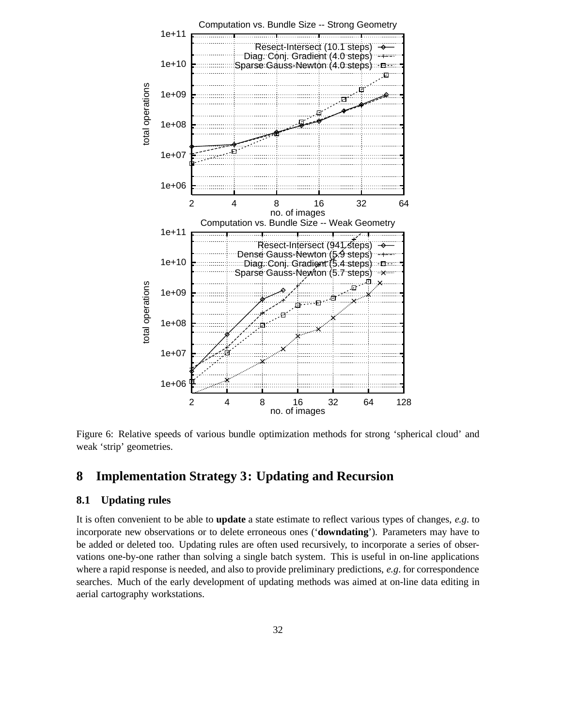Figure 6: Relative speeds of various bundle optimization methods for strong 'spherical cloud' and weak 'strip' geometries.

## 8 Implementation Strategy 3: Updating and Recursion

### 8.1 Updating rules

It is often convenient to be able to **update** a state estimate to reflect various types of changes, *e.g.* to incorporate new observations or to delete erroneous ones ('**downdating**'). Parameters may have to be added or deleted too. Updating rules are often used recursively, to incorporate a series of observations one-by-one rather than solving a single batch system. This is useful in on-line applications where a rapid response is needed, and also to provide preliminary predictions, *e.g.* for correspondence searches. Much of the early development of updating methods was aimed at on-line data editing in aerial cartography workstations.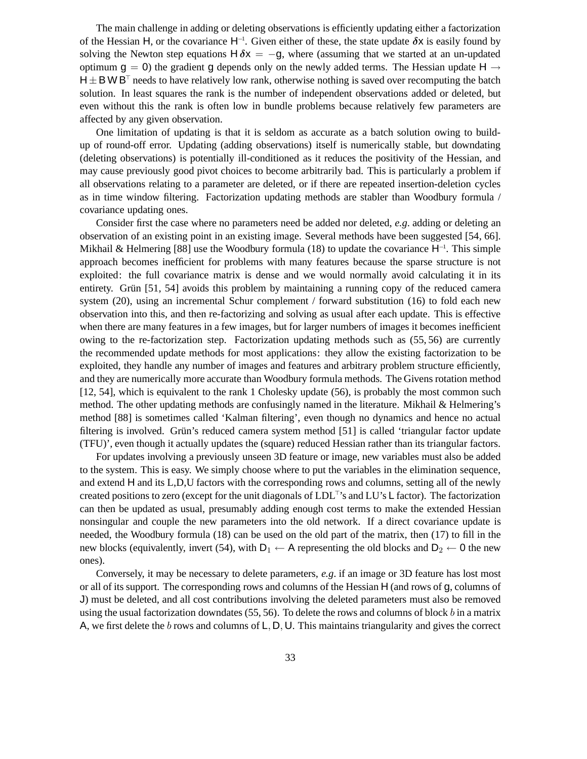The main challenge in adding or deleting observations is efficiently updating either a factorization of the Hessian $\mathsf{H}$, or the covariance $\mathsf{H}^{-1}$. Given either of these, the state update $\delta\mathsf{x}$ is easily found by solving the Newton step equations $\mathsf{H}\,\delta\mathsf{x} = -\mathsf{g}$, where (assuming that we started at an un-updated optimum $\mathsf{g} = 0$) the gradient $\mathsf{g}$ depends only on the newly added terms. The Hessian update $\mathsf{H} \rightarrow \mathsf{H} \pm \mathsf{B}\,\mathsf{W}\,\mathsf{B}^\top$ needs to have relatively low rank, otherwise nothing is saved over recomputing the batch solution. In least squares the rank is the number of independent observations added or deleted, but even without this the rank is often low in bundle problems because relatively few parameters are affected by any given observation.

One limitation of updating is that it is seldom as accurate as a batch solution owing to build-up of round-off error. Updating (adding observations) itself is numerically stable, but downdating (deleting observations) is potentially ill-conditioned as it reduces the positivity of the Hessian, and may cause previously good pivot choices to become arbitrarily bad. This is particularly a problem if all observations relating to a parameter are deleted, or if there are repeated insertion-deletion cycles as in time window filtering. Factorization updating methods are stabler than Woodbury formula / covariance updating ones.

Consider first the case where no parameters need be added nor deleted, *e.g*. adding or deleting an observation of an existing point in an existing image. Several methods have been suggested [54, 66]. Mikhail & Helmering [88] use the Woodbury formula (18) to update the covariance $\mathsf{H}^{-1}$. This simple approach becomes inefficient for problems with many features because the sparse structure is not exploited: the full covariance matrix is dense and we would normally avoid calculating it in its entirety. Grün [51, 54] avoids this problem by maintaining a running copy of the reduced camera system (20), using an incremental Schur complement / forward substitution (16) to fold each new observation into this, and then re-factorizing and solving as usual after each update. This is effective when there are many features in a few images, but for larger numbers of images it becomes inefficient owing to the re-factorization step. Factorization updating methods such as (55, 56) are currently the recommended update methods for most applications: they allow the existing factorization to be exploited, they handle any number of images and features and arbitrary problem structure efficiently, and they are numerically more accurate than Woodbury formula methods. The Givens rotation method [12, 54], which is equivalent to the rank 1 Cholesky update (56), is probably the most common such method. The other updating methods are confusingly named in the literature. Mikhail & Helmering's method [88] is sometimes called 'Kalman filtering', even though no dynamics and hence no actual filtering is involved. Grün's reduced camera system method [51] is called 'triangular factor update (TFU)', even though it actually updates the (square) reduced Hessian rather than its triangular factors.

For updates involving a previously unseen 3D feature or image, new variables must also be added to the system. This is easy. We simply choose where to put the variables in the elimination sequence, and extend $\mathsf{H}$ and its L,D,U factors with the corresponding rows and columns, setting all of the newly created positions to zero (except for the unit diagonals of $\mathrm{LDL}^\top$'s and LU's $\mathsf{L}$ factor). The factorization can then be updated as usual, presumably adding enough cost terms to make the extended Hessian nonsingular and couple the new parameters into the old network. If a direct covariance update is needed, the Woodbury formula (18) can be used on the old part of the matrix, then (17) to fill in the new blocks (equivalently, invert (54), with $\mathsf{D}_1 \leftarrow \mathsf{A}$ representing the old blocks and $\mathsf{D}_2 \leftarrow 0$ the new ones).

Conversely, it may be necessary to delete parameters, *e.g*. if an image or 3D feature has lost most or all of its support. The corresponding rows and columns of the Hessian $\mathsf{H}$ (and rows of $\mathsf{g}$, columns of $\mathsf{J}$) must be deleted, and all cost contributions involving the deleted parameters must also be removed using the usual factorization downdates (55, 56). To delete the rows and columns of block $b$ in a matrix $\mathsf{A}$, we first delete the $b$ rows and columns of $\mathsf{L}, \mathsf{D}, \mathsf{U}$. This maintains triangularity and gives the correct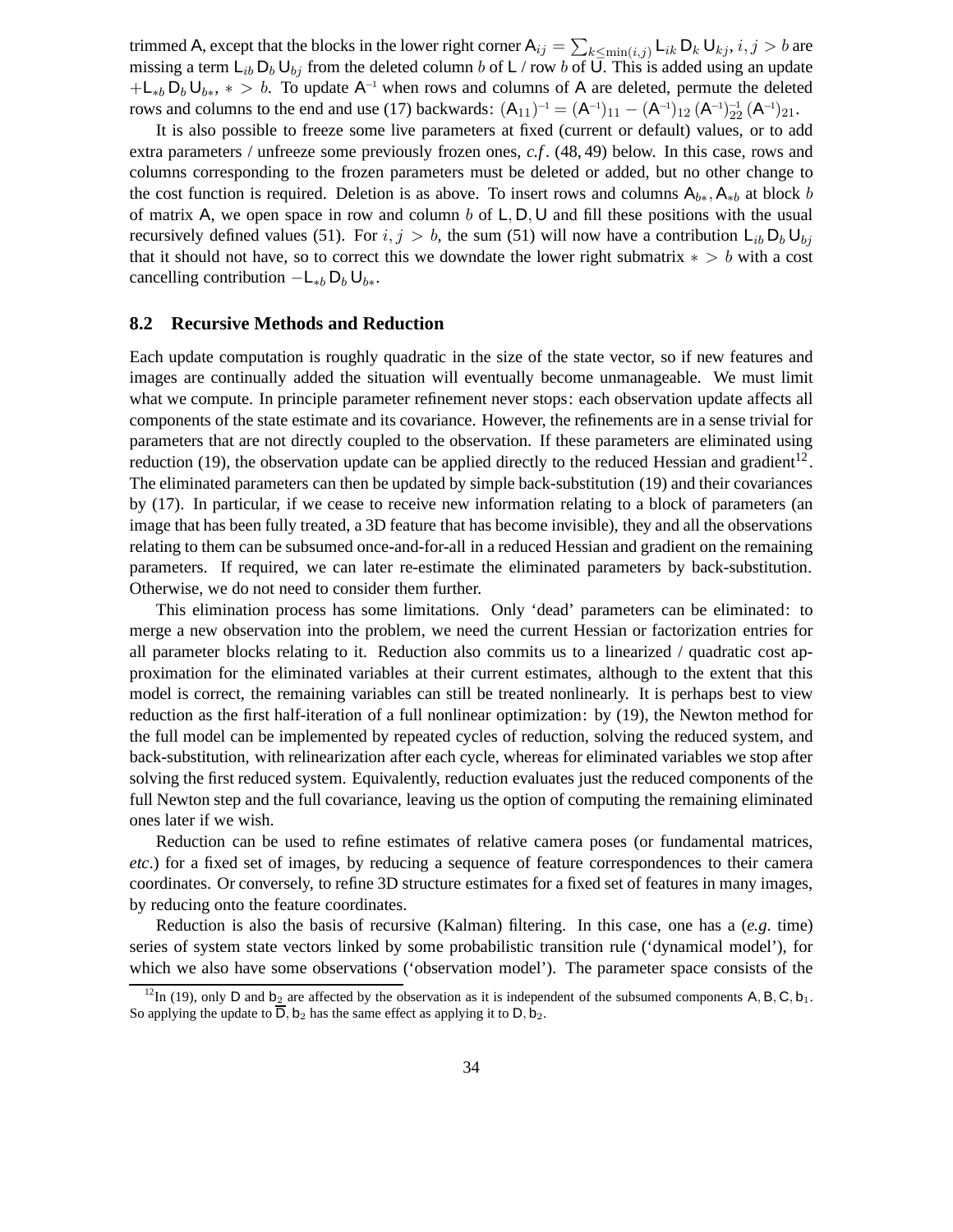trimmed $\mathsf{A}$, except that the blocks in the lower right corner $\mathsf{A}_{ij} = \sum_{k \le \min(i,j)} \mathsf{L}_{ik} \, \mathsf{D}_k \, \mathsf{U}_{kj}, i,j > b$ are missing a term $\mathsf{L}_{ib} \, \mathsf{D}_b \, \mathsf{U}_{bj}$ from the deleted column $b$ of $\mathsf{L}$ / row $b$ of $\mathsf{U}$. This is added using an update $+\mathsf{L}_{*b} \, \mathsf{D}_b \, \mathsf{U}_{b*}$, $* > b$. To update $\mathsf{A}^{-1}$ when rows and columns of $\mathsf{A}$ are deleted, permute the deleted rows and columns to the end and use (17) backwards: $(\mathsf{A}_{11})^{-1} = (\mathsf{A}^{-1})_{11} - (\mathsf{A}^{-1})_{12} \, (\mathsf{A}^{-1})_{22}^{-1} \, (\mathsf{A}^{-1})_{21}$.

It is also possible to freeze some live parameters at fixed (current or default) values, or to add extra parameters / unfreeze some previously frozen ones, *c.f.* (48, 49) below. In this case, rows and columns corresponding to the frozen parameters must be deleted or added, but no other change to the cost function is required. Deletion is as above. To insert rows and columns $\mathsf{A}_{b*}, \mathsf{A}_{*b}$ at block $b$ of matrix $\mathsf{A}$, we open space in row and column $b$ of $\mathsf{L}, \mathsf{D}, \mathsf{U}$ and fill these positions with the usual recursively defined values (51). For $i, j > b$, the sum (51) will now have a contribution $\mathsf{L}_{ib} \, \mathsf{D}_b \, \mathsf{U}_{bj}$ that it should not have, so to correct this we downdate the lower right submatrix $* > b$ with a cost cancelling contribution $-\mathsf{L}_{*b} \, \mathsf{D}_b \, \mathsf{U}_{b*}$.

## 8.2 Recursive Methods and Reduction

Each update computation is roughly quadratic in the size of the state vector, so if new features and images are continually added the situation will eventually become unmanageable. We must limit what we compute. In principle parameter refinement never stops: each observation update affects all components of the state estimate and its covariance. However, the refinements are in a sense trivial for parameters that are not directly coupled to the observation. If these parameters are eliminated using reduction (19), the observation update can be applied directly to the reduced Hessian and gradient[12]. The eliminated parameters can then be updated by simple back-substitution (19) and their covariances by (17). In particular, if we cease to receive new information relating to a block of parameters (an image that has been fully treated, a 3D feature that has become invisible), they and all the observations relating to them can be subsumed once-and-for-all in a reduced Hessian and gradient on the remaining parameters. If required, we can later re-estimate the eliminated parameters by back-substitution. Otherwise, we do not need to consider them further.

This elimination process has some limitations. Only 'dead' parameters can be eliminated: to merge a new observation into the problem, we need the current Hessian or factorization entries for all parameter blocks relating to it. Reduction also commits us to a linearized / quadratic cost approximation for the eliminated variables at their current estimates, although to the extent that this model is correct, the remaining variables can still be treated nonlinearly. It is perhaps best to view reduction as the first half-iteration of a full nonlinear optimization: by (19), the Newton method for the full model can be implemented by repeated cycles of reduction, solving the reduced system, and back-substitution, with relinearization after each cycle, whereas for eliminated variables we stop after solving the first reduced system. Equivalently, reduction evaluates just the reduced components of the full Newton step and the full covariance, leaving us the option of computing the remaining eliminated ones later if we wish.

Reduction can be used to refine estimates of relative camera poses (or fundamental matrices, *etc*.) for a fixed set of images, by reducing a sequence of feature correspondences to their camera coordinates. Or conversely, to refine 3D structure estimates for a fixed set of features in many images, by reducing onto the feature coordinates.

Reduction is also the basis of recursive (Kalman) filtering. In this case, one has a (*e.g.* time) series of system state vectors linked by some probabilistic transition rule ('dynamical model'), for which we also have some observations ('observation model'). The parameter space consists of the

[12] In (19), only $\mathsf{D}$ and $\mathsf{b}_2$ are affected by the observation as it is independent of the subsumed components $\mathsf{A}, \mathsf{B}, \mathsf{C}, \mathsf{b}_1$. So applying the update to $\overline{\mathsf{D}}, \overline{\mathsf{b}}_2$ has the same effect as applying it to $\mathsf{D}, \mathsf{b}_2$.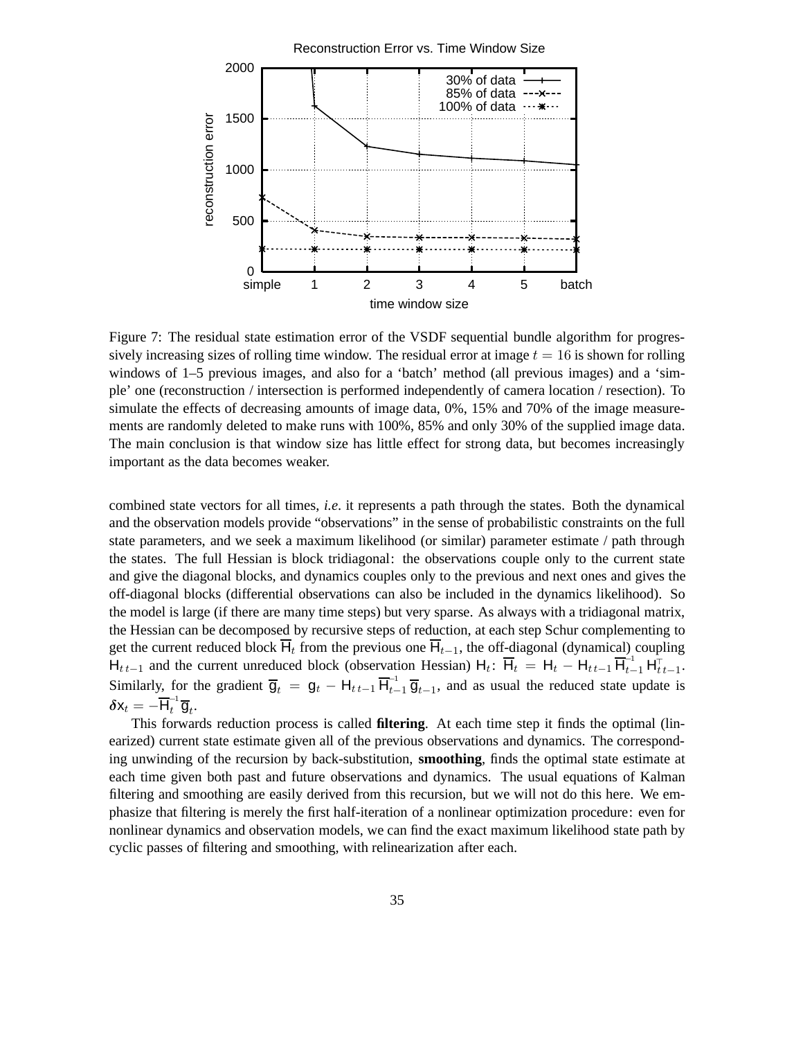Figure 7: The residual state estimation error of the VSDF sequential bundle algorithm for progressively increasing sizes of rolling time window. The residual error at image $t = 16$ is shown for rolling windows of 1–5 previous images, and also for a 'batch' method (all previous images) and a 'simple' one (reconstruction / intersection is performed independently of camera location / resection). To simulate the effects of decreasing amounts of image data, 0%, 15% and 70% of the image measurements are randomly deleted to make runs with 100%, 85% and only 30% of the supplied image data. The main conclusion is that window size has little effect for strong data, but becomes increasingly important as the data becomes weaker.

combined state vectors for all times, *i.e.* it represents a path through the states. Both the dynamical and the observation models provide "observations" in the sense of probabilistic constraints on the full state parameters, and we seek a maximum likelihood (or similar) parameter estimate / path through the states. The full Hessian is block tridiagonal: the observations couple only to the current state and give the diagonal blocks, and dynamics couples only to the previous and next ones and gives the off-diagonal blocks (differential observations can also be included in the dynamics likelihood). So the model is large (if there are many time steps) but very sparse. As always with a tridiagonal matrix, the Hessian can be decomposed by recursive steps of reduction, at each step Schur complementing to get the current reduced block $\overline{\mathsf{H}}_t$ from the previous one $\overline{\mathsf{H}}_{t-1}$, the off-diagonal (dynamical) coupling $\mathsf{H}_{t\,t-1}$ and the current unreduced block (observation Hessian) $\mathsf{H}_t$: $\overline{\mathsf{H}}_t = \mathsf{H}_t - \mathsf{H}_{t\,t-1}\,\overline{\mathsf{H}}_{t-1}^{-1}\,\mathsf{H}_{t\,t-1}^{\top}$. Similarly, for the gradient $\overline{\mathsf{g}}_t = \mathsf{g}_t - \mathsf{H}_{t\,t-1}\,\overline{\mathsf{H}}_{t-1}^{-1}\,\overline{\mathsf{g}}_{t-1}$, and as usual the reduced state update is $\delta\mathsf{x}_t = -\overline{\mathsf{H}}_t^{-1}\,\overline{\mathsf{g}}_t$.

This forwards reduction process is called **filtering**. At each time step it finds the optimal (linearized) current state estimate given all of the previous observations and dynamics. The corresponding unwinding of the recursion by back-substitution, **smoothing**, finds the optimal state estimate at each time given both past and future observations and dynamics. The usual equations of Kalman filtering and smoothing are easily derived from this recursion, but we will not do this here. We emphasize that filtering is merely the first half-iteration of a nonlinear optimization procedure: even for nonlinear dynamics and observation models, we can find the exact maximum likelihood state path by cyclic passes of filtering and smoothing, with relinearization after each.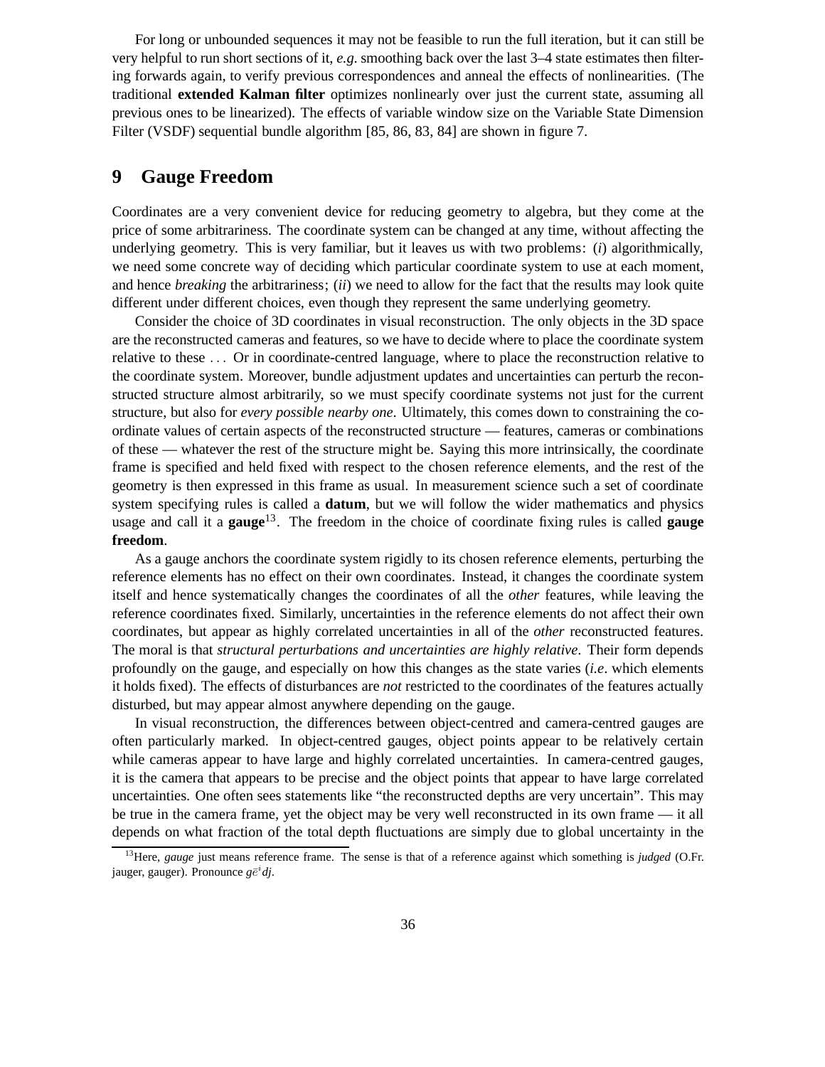For long or unbounded sequences it may not be feasible to run the full iteration, but it can still be very helpful to run short sections of it, *e.g.* smoothing back over the last 3–4 state estimates then filtering forwards again, to verify previous correspondences and anneal the effects of nonlinearities. (The traditional **extended Kalman filter** optimizes nonlinearly over just the current state, assuming all previous ones to be linearized). The effects of variable window size on the Variable State Dimension Filter (VSDF) sequential bundle algorithm [85, 86, 83, 84] are shown in figure 7.

# 9 Gauge Freedom

Coordinates are a very convenient device for reducing geometry to algebra, but they come at the price of some arbitrariness. The coordinate system can be changed at any time, without affecting the underlying geometry. This is very familiar, but it leaves us with two problems: (*i*) algorithmically, we need some concrete way of deciding which particular coordinate system to use at each moment, and hence *breaking* the arbitrariness; (*ii*) we need to allow for the fact that the results may look quite different under different choices, even though they represent the same underlying geometry.

Consider the choice of 3D coordinates in visual reconstruction. The only objects in the 3D space are the reconstructed cameras and features, so we have to decide where to place the coordinate system relative to these ... Or in coordinate-centred language, where to place the reconstruction relative to the coordinate system. Moreover, bundle adjustment updates and uncertainties can perturb the reconstructed structure almost arbitrarily, so we must specify coordinate systems not just for the current structure, but also for *every possible nearby one*. Ultimately, this comes down to constraining the coordinate values of certain aspects of the reconstructed structure — features, cameras or combinations of these — whatever the rest of the structure might be. Saying this more intrinsically, the coordinate frame is specified and held fixed with respect to the chosen reference elements, and the rest of the geometry is then expressed in this frame as usual. In measurement science such a set of coordinate system specifying rules is called a **datum**, but we will follow the wider mathematics and physics usage and call it a **gauge**[13]. The freedom in the choice of coordinate fixing rules is called **gauge freedom**.

As a gauge anchors the coordinate system rigidly to its chosen reference elements, perturbing the reference elements has no effect on their own coordinates. Instead, it changes the coordinate system itself and hence systematically changes the coordinates of all the *other* features, while leaving the reference coordinates fixed. Similarly, uncertainties in the reference elements do not affect their own coordinates, but appear as highly correlated uncertainties in all of the *other* reconstructed features. The moral is that *structural perturbations and uncertainties are highly relative*. Their form depends profoundly on the gauge, and especially on how this changes as the state varies (*i.e*. which elements it holds fixed). The effects of disturbances are *not* restricted to the coordinates of the features actually disturbed, but may appear almost anywhere depending on the gauge.

In visual reconstruction, the differences between object-centred and camera-centred gauges are often particularly marked. In object-centred gauges, object points appear to be relatively certain while cameras appear to have large and highly correlated uncertainties. In camera-centred gauges, it is the camera that appears to be precise and the object points that appear to have large correlated uncertainties. One often sees statements like "the reconstructed depths are very uncertain". This may be true in the camera frame, yet the object may be very well reconstructed in its own frame — it all depends on what fraction of the total depth fluctuations are simply due to global uncertainty in the

[13] Here, *gauge* just means reference frame. The sense is that of a reference against which something is *judged* (O.Fr. jauger, gauger). Pronounce *gē^ı dj*.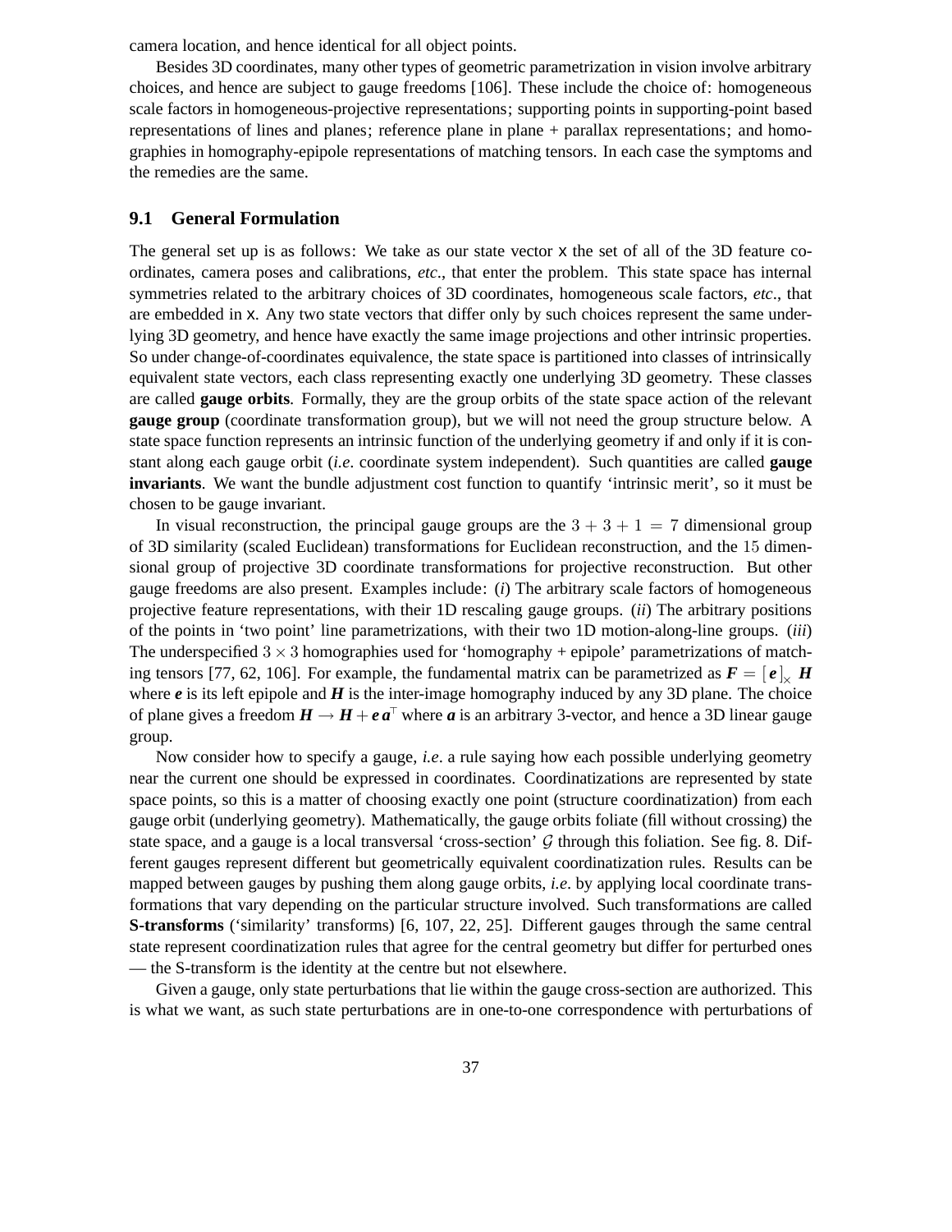camera location, and hence identical for all object points.

Besides 3D coordinates, many other types of geometric parametrization in vision involve arbitrary choices, and hence are subject to gauge freedoms [106]. These include the choice of: homogeneous scale factors in homogeneous-projective representations; supporting points in supporting-point based representations of lines and planes; reference plane in plane + parallax representations; and homographies in homography-epipole representations of matching tensors. In each case the symptoms and the remedies are the same.

## 9.1 General Formulation

The general set up is as follows: We take as our state vector $\mathtt{x}$ the set of all of the 3D feature coordinates, camera poses and calibrations, *etc*., that enter the problem. This state space has internal symmetries related to the arbitrary choices of 3D coordinates, homogeneous scale factors, *etc*., that are embedded in $\mathtt{x}$. Any two state vectors that differ only by such choices represent the same underlying 3D geometry, and hence have exactly the same image projections and other intrinsic properties. So under change-of-coordinates equivalence, the state space is partitioned into classes of intrinsically equivalent state vectors, each class representing exactly one underlying 3D geometry. These classes are called **gauge orbits**. Formally, they are the group orbits of the state space action of the relevant **gauge group** (coordinate transformation group), but we will not need the group structure below. A state space function represents an intrinsic function of the underlying geometry if and only if it is constant along each gauge orbit (*i.e*. coordinate system independent). Such quantities are called **gauge invariants**. We want the bundle adjustment cost function to quantify 'intrinsic merit', so it must be chosen to be gauge invariant.

In visual reconstruction, the principal gauge groups are the $3 + 3 + 1 = 7$ dimensional group of 3D similarity (scaled Euclidean) transformations for Euclidean reconstruction, and the $15$ dimensional group of projective 3D coordinate transformations for projective reconstruction. But other gauge freedoms are also present. Examples include: (*i*) The arbitrary scale factors of homogeneous projective feature representations, with their 1D rescaling gauge groups. (*ii*) The arbitrary positions of the points in 'two point' line parametrizations, with their two 1D motion-along-line groups. (*iii*) The underspecified $3 \times 3$ homographies used for 'homography + epipole' parametrizations of matching tensors [77, 62, 106]. For example, the fundamental matrix can be parametrized as $\boldsymbol{F} = [\,\boldsymbol{e}\,]_\times\,\boldsymbol{H}$ where $\boldsymbol{e}$ is its left epipole and $\boldsymbol{H}$ is the inter-image homography induced by any 3D plane. The choice of plane gives a freedom $\boldsymbol{H} \rightarrow \boldsymbol{H} + \boldsymbol{e}\,\boldsymbol{a}^\top$ where $\boldsymbol{a}$ is an arbitrary 3-vector, and hence a 3D linear gauge group.

Now consider how to specify a gauge, *i.e*. a rule saying how each possible underlying geometry near the current one should be expressed in coordinates. Coordinatizations are represented by state space points, so this is a matter of choosing exactly one point (structure coordinatization) from each gauge orbit (underlying geometry). Mathematically, the gauge orbits foliate (fill without crossing) the state space, and a gauge is a local transversal 'cross-section' $\mathcal{G}$ through this foliation. See fig. 8. Different gauges represent different but geometrically equivalent coordinatization rules. Results can be mapped between gauges by pushing them along gauge orbits, *i.e*. by applying local coordinate transformations that vary depending on the particular structure involved. Such transformations are called **S-transforms** ('similarity' transforms) [6, 107, 22, 25]. Different gauges through the same central state represent coordinatization rules that agree for the central geometry but differ for perturbed ones — the S-transform is the identity at the centre but not elsewhere.

Given a gauge, only state perturbations that lie within the gauge cross-section are authorized. This is what we want, as such state perturbations are in one-to-one correspondence with perturbations of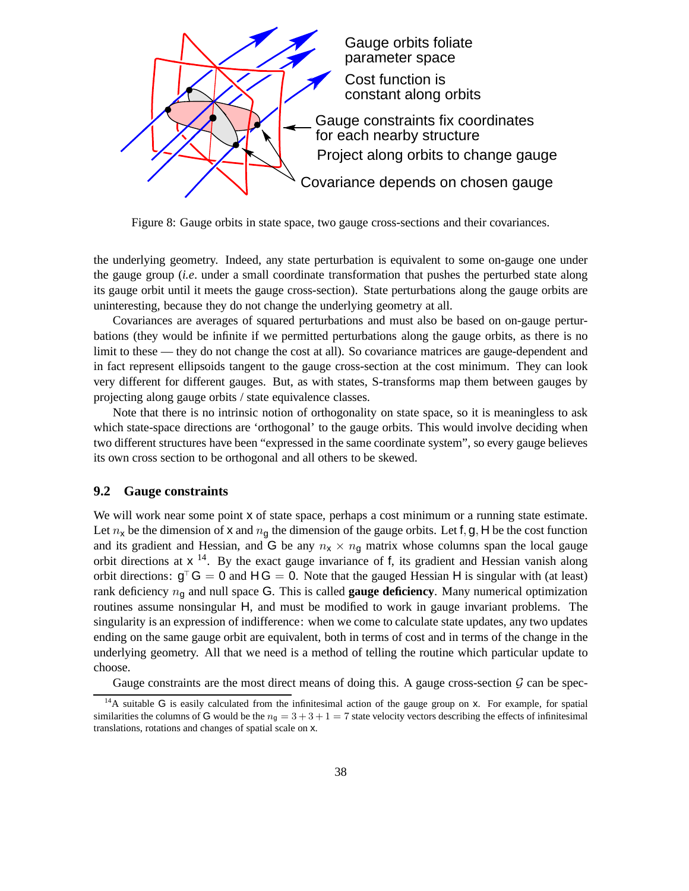Gauge orbits foliate parameter space

Cost function is constant along orbits

Gauge constraints fix coordinates for each nearby structure

Project along orbits to change gauge

Covariance depends on chosen gauge

Figure 8: Gauge orbits in state space, two gauge cross-sections and their covariances.

the underlying geometry. Indeed, any state perturbation is equivalent to some on-gauge one under the gauge group (*i.e*. under a small coordinate transformation that pushes the perturbed state along its gauge orbit until it meets the gauge cross-section). State perturbations along the gauge orbits are uninteresting, because they do not change the underlying geometry at all.

Covariances are averages of squared perturbations and must also be based on on-gauge perturbations (they would be infinite if we permitted perturbations along the gauge orbits, as there is no limit to these — they do not change the cost at all). So covariance matrices are gauge-dependent and in fact represent ellipsoids tangent to the gauge cross-section at the cost minimum. They can look very different for different gauges. But, as with states, S-transforms map them between gauges by projecting along gauge orbits / state equivalence classes.

Note that there is no intrinsic notion of orthogonality on state space, so it is meaningless to ask which state-space directions are 'orthogonal' to the gauge orbits. This would involve deciding when two different structures have been "expressed in the same coordinate system", so every gauge believes its own cross section to be orthogonal and all others to be skewed.

## 9.2 Gauge constraints

We will work near some point $\mathsf{x}$ of state space, perhaps a cost minimum or a running state estimate. Let $n_\mathsf{x}$ be the dimension of $\mathsf{x}$ and $n_\mathsf{g}$ the dimension of the gauge orbits. Let $\mathsf{f}, \mathsf{g}, \mathsf{H}$ be the cost function and its gradient and Hessian, and $\mathsf{G}$ be any $n_\mathsf{x} \times n_\mathsf{g}$ matrix whose columns span the local gauge orbit directions at $\mathsf{x}$ [14]. By the exact gauge invariance of $\mathsf{f}$, its gradient and Hessian vanish along orbit directions: $\mathsf{g}^\top \mathsf{G} = 0$ and $\mathsf{H}\,\mathsf{G} = 0$. Note that the gauged Hessian $\mathsf{H}$ is singular with (at least) rank deficiency $n_\mathsf{g}$ and null space $\mathsf{G}$. This is called **gauge deficiency**. Many numerical optimization routines assume nonsingular $\mathsf{H}$, and must be modified to work in gauge invariant problems. The singularity is an expression of indifference: when we come to calculate state updates, any two updates ending on the same gauge orbit are equivalent, both in terms of cost and in terms of the change in the underlying geometry. All that we need is a method of telling the routine which particular update to choose.

Gauge constraints are the most direct means of doing this. A gauge cross-section $\mathcal{G}$ can be spec-

[14] A suitable $\mathsf{G}$ is easily calculated from the infinitesimal action of the gauge group on $\mathsf{x}$. For example, for spatial similarities the columns of $\mathsf{G}$ would be the $n_\mathsf{g} = 3+3+1 = 7$ state velocity vectors describing the effects of infinitesimal translations, rotations and changes of spatial scale on $\mathsf{x}$.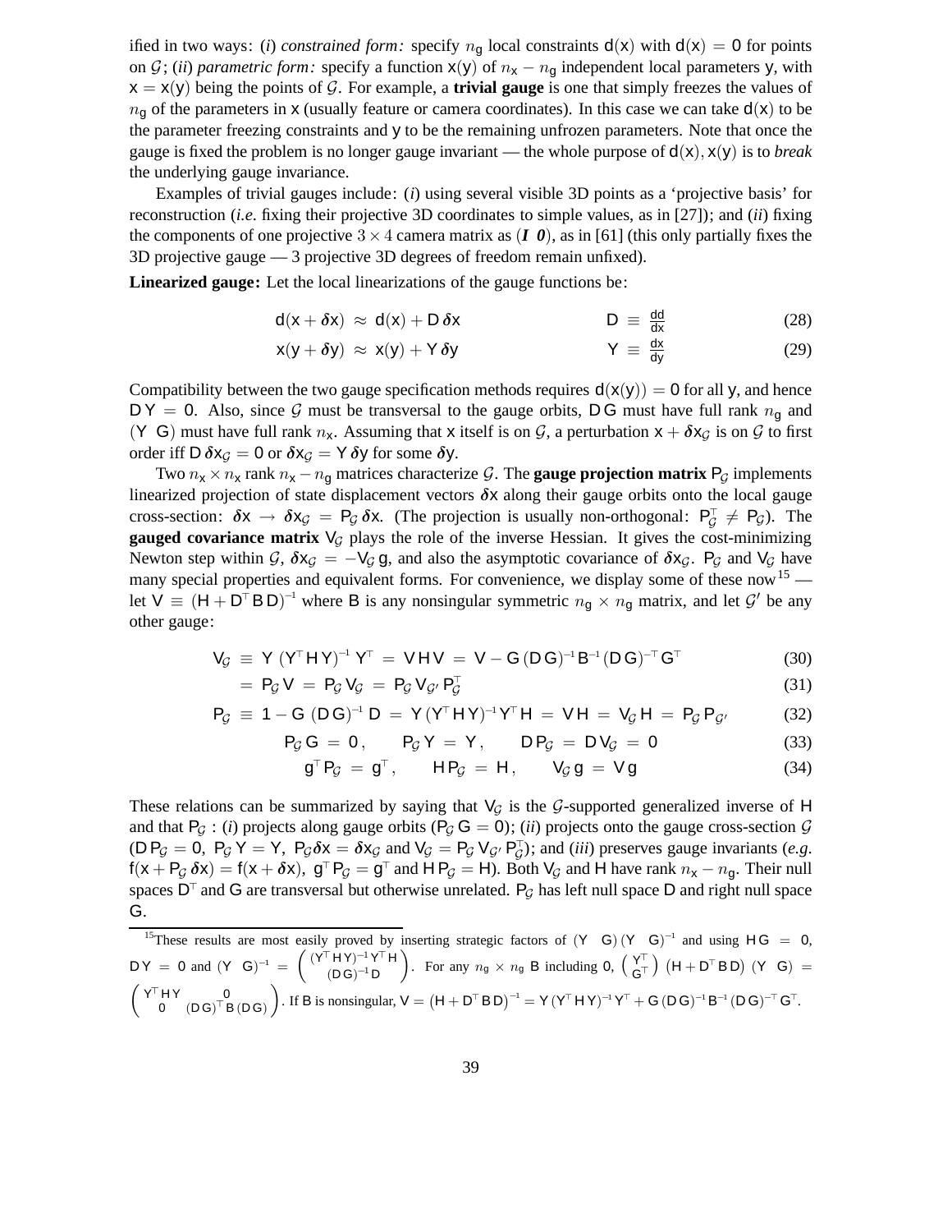ified in two ways: (*i*) *constrained form:* specify $n_\mathsf{g}$ local constraints $\mathsf{d}(\mathsf{x})$ with $\mathsf{d}(\mathsf{x}) = 0$ for points on $\mathcal{G}$; (*ii*) *parametric form:* specify a function $\mathsf{x}(\mathsf{y})$ of $n_\mathsf{x} - n_\mathsf{g}$ independent local parameters $\mathsf{y}$, with $\mathsf{x} = \mathsf{x}(\mathsf{y})$ being the points of $\mathcal{G}$. For example, a **trivial gauge** is one that simply freezes the values of $n_\mathsf{g}$ of the parameters in $\mathsf{x}$ (usually feature or camera coordinates). In this case we can take $\mathsf{d}(\mathsf{x})$ to be the parameter freezing constraints and $\mathsf{y}$ to be the remaining unfrozen parameters. Note that once the gauge is fixed the problem is no longer gauge invariant — the whole purpose of $\mathsf{d}(\mathsf{x}), \mathsf{x}(\mathsf{y})$ is to *break* the underlying gauge invariance.

Examples of trivial gauges include: (*i*) using several visible 3D points as a 'projective basis' for reconstruction (*i.e.* fixing their projective 3D coordinates to simple values, as in [27]); and (*ii*) fixing the components of one projective $3 \times 4$ camera matrix as $(\boldsymbol{I} \;\; \boldsymbol{0})$, as in [61] (this only partially fixes the 3D projective gauge — 3 projective 3D degrees of freedom remain unfixed).

**Linearized gauge:** Let the local linearizations of the gauge functions be:

$$\mathsf{d}(\mathsf{x} + \delta\mathsf{x}) \;\approx\; \mathsf{d}(\mathsf{x}) + \mathsf{D}\,\delta\mathsf{x} \qquad\qquad \mathsf{D} \;\equiv\; \tfrac{\mathsf{dd}}{\mathsf{dx}} \tag{28}$$

$$\mathsf{x}(\mathsf{y} + \delta\mathsf{y}) \;\approx\; \mathsf{x}(\mathsf{y}) + \mathsf{Y}\,\delta\mathsf{y} \qquad\qquad \mathsf{Y} \;\equiv\; \tfrac{\mathsf{dx}}{\mathsf{dy}} \tag{29}$$

Compatibility between the two gauge specification methods requires $\mathsf{d}(\mathsf{x}(\mathsf{y})) = 0$ for all $\mathsf{y}$, and hence $\mathsf{D}\,\mathsf{Y} = 0$. Also, since $\mathcal{G}$ must be transversal to the gauge orbits, $\mathsf{D}\,\mathsf{G}$ must have full rank $n_\mathsf{g}$ and $(\mathsf{Y} \;\; \mathsf{G})$ must have full rank $n_\mathsf{x}$. Assuming that $\mathsf{x}$ itself is on $\mathcal{G}$, a perturbation $\mathsf{x} + \delta\mathsf{x}_\mathcal{G}$ is on $\mathcal{G}$ to first order iff $\mathsf{D}\,\delta\mathsf{x}_\mathcal{G} = 0$ or $\delta\mathsf{x}_\mathcal{G} = \mathsf{Y}\,\delta\mathsf{y}$ for some $\delta\mathsf{y}$.

Two $n_\mathsf{x} \times n_\mathsf{x}$ rank $n_\mathsf{x} - n_\mathsf{g}$ matrices characterize $\mathcal{G}$. The **gauge projection matrix** $\mathsf{P}_\mathcal{G}$ implements linearized projection of state displacement vectors $\delta\mathsf{x}$ along their gauge orbits onto the local gauge cross-section: $\delta\mathsf{x} \rightarrow \delta\mathsf{x}_\mathcal{G} = \mathsf{P}_\mathcal{G}\,\delta\mathsf{x}$. (The projection is usually non-orthogonal: $\mathsf{P}_\mathcal{G}^\top \neq \mathsf{P}_\mathcal{G}$). The **gauged covariance matrix** $\mathsf{V}_\mathcal{G}$ plays the role of the inverse Hessian. It gives the cost-minimizing Newton step within $\mathcal{G}$, $\delta\mathsf{x}_\mathcal{G} = -\mathsf{V}_\mathcal{G}\,\mathsf{g}$, and also the asymptotic covariance of $\delta\mathsf{x}_\mathcal{G}$. $\mathsf{P}_\mathcal{G}$ and $\mathsf{V}_\mathcal{G}$ have many special properties and equivalent forms. For convenience, we display some of these now[15] — let $\mathsf{V} \equiv (\mathsf{H} + \mathsf{D}^\top \mathsf{B}\,\mathsf{D})^{-1}$ where $\mathsf{B}$ is any nonsingular symmetric $n_\mathsf{g} \times n_\mathsf{g}$ matrix, and let $\mathcal{G}'$ be any other gauge:

$$\mathsf{V}_\mathcal{G} \;\equiv\; \mathsf{Y}\,(\mathsf{Y}^\top \mathsf{H}\,\mathsf{Y})^{-1}\,\mathsf{Y}^\top \;=\; \mathsf{V}\,\mathsf{H}\,\mathsf{V} \;=\; \mathsf{V} - \mathsf{G}\,(\mathsf{D}\,\mathsf{G})^{-1}\,\mathsf{B}^{-1}\,(\mathsf{D}\,\mathsf{G})^{-\top}\,\mathsf{G}^\top \tag{30}$$

$$= \mathsf{P}_\mathcal{G}\,\mathsf{V} \;=\; \mathsf{P}_\mathcal{G}\,\mathsf{V}_\mathcal{G} \;=\; \mathsf{P}_\mathcal{G}\,\mathsf{V}_{\mathcal{G}'}\,\mathsf{P}_\mathcal{G}^\top \tag{31}$$

$$\mathsf{P}_\mathcal{G} \;\equiv\; 1 - \mathsf{G}\,(\mathsf{D}\,\mathsf{G})^{-1}\,\mathsf{D} \;=\; \mathsf{Y}\,(\mathsf{Y}^\top \mathsf{H}\,\mathsf{Y})^{-1}\mathsf{Y}^\top \mathsf{H} \;=\; \mathsf{V}\,\mathsf{H} \;=\; \mathsf{V}_\mathcal{G}\,\mathsf{H} \;=\; \mathsf{P}_\mathcal{G}\,\mathsf{P}_{\mathcal{G}'} \tag{32}$$

$$\mathsf{P}_\mathcal{G}\,\mathsf{G} \;=\; 0\,, \qquad \mathsf{P}_\mathcal{G}\,\mathsf{Y} \;=\; \mathsf{Y}\,, \qquad \mathsf{D}\,\mathsf{P}_\mathcal{G} \;=\; \mathsf{D}\,\mathsf{V}_\mathcal{G} \;=\; 0 \tag{33}$$

$$\mathsf{g}^\top \mathsf{P}_\mathcal{G} \;=\; \mathsf{g}^\top\,, \qquad \mathsf{H}\,\mathsf{P}_\mathcal{G} \;=\; \mathsf{H}\,, \qquad \mathsf{V}_\mathcal{G}\,\mathsf{g} \;=\; \mathsf{V}\,\mathsf{g} \tag{34}$$

These relations can be summarized by saying that $\mathsf{V}_\mathcal{G}$ is the $\mathcal{G}$-supported generalized inverse of $\mathsf{H}$ and that $\mathsf{P}_\mathcal{G}$ : (*i*) projects along gauge orbits ($\mathsf{P}_\mathcal{G}\,\mathsf{G} = 0$); (*ii*) projects onto the gauge cross-section $\mathcal{G}$ ($\mathsf{D}\,\mathsf{P}_\mathcal{G} = 0$, $\mathsf{P}_\mathcal{G}\,\mathsf{Y} = \mathsf{Y}$, $\mathsf{P}_\mathcal{G}\delta\mathsf{x} = \delta\mathsf{x}_\mathcal{G}$ and $\mathsf{V}_\mathcal{G} = \mathsf{P}_\mathcal{G}\,\mathsf{V}_{\mathcal{G}'}\,\mathsf{P}_\mathcal{G}^\top$); and (*iii*) preserves gauge invariants (*e.g.* $\mathsf{f}(\mathsf{x} + \mathsf{P}_\mathcal{G}\,\delta\mathsf{x}) = \mathsf{f}(\mathsf{x} + \delta\mathsf{x})$, $\mathsf{g}^\top \mathsf{P}_\mathcal{G} = \mathsf{g}^\top$ and $\mathsf{H}\,\mathsf{P}_\mathcal{G} = \mathsf{H}$). Both $\mathsf{V}_\mathcal{G}$ and $\mathsf{H}$ have rank $n_\mathsf{x} - n_\mathsf{g}$. Their null spaces $\mathsf{D}^\top$ and $\mathsf{G}$ are transversal but otherwise unrelated. $\mathsf{P}_\mathcal{G}$ has left null space $\mathsf{D}$ and right null space $\mathsf{G}$.

---

[15] These results are most easily proved by inserting strategic factors of $(\mathsf{Y} \;\; \mathsf{G})\,(\mathsf{Y} \;\; \mathsf{G})^{-1}$ and using $\mathsf{H}\,\mathsf{G} = 0$, $\mathsf{D}\,\mathsf{Y} = 0$ and $(\mathsf{Y} \;\; \mathsf{G})^{-1} = \begin{pmatrix} (\mathsf{Y}^\top \mathsf{H}\,\mathsf{Y})^{-1}\,\mathsf{Y}^\top \mathsf{H} \\ (\mathsf{D}\,\mathsf{G})^{-1}\,\mathsf{D} \end{pmatrix}$. For any $n_\mathsf{g} \times n_\mathsf{g}$ $\mathsf{B}$ including $0$, $\begin{pmatrix} \mathsf{Y}^\top \\ \mathsf{G}^\top \end{pmatrix} \left(\mathsf{H} + \mathsf{D}^\top \mathsf{B}\,\mathsf{D}\right) (\mathsf{Y} \;\; \mathsf{G}) = \begin{pmatrix} \mathsf{Y}^\top \mathsf{H}\,\mathsf{Y} & 0 \\ 0 & (\mathsf{D}\,\mathsf{G})^\top \mathsf{B}\,(\mathsf{D}\,\mathsf{G}) \end{pmatrix}$. If $\mathsf{B}$ is nonsingular, $\mathsf{V} = \left(\mathsf{H} + \mathsf{D}^\top \mathsf{B}\,\mathsf{D}\right)^{-1} = \mathsf{Y}\,(\mathsf{Y}^\top \mathsf{H}\,\mathsf{Y})^{-1}\,\mathsf{Y}^\top + \mathsf{G}\,(\mathsf{D}\,\mathsf{G})^{-1}\,\mathsf{B}^{-1}\,(\mathsf{D}\,\mathsf{G})^{-\top}\,\mathsf{G}^\top$.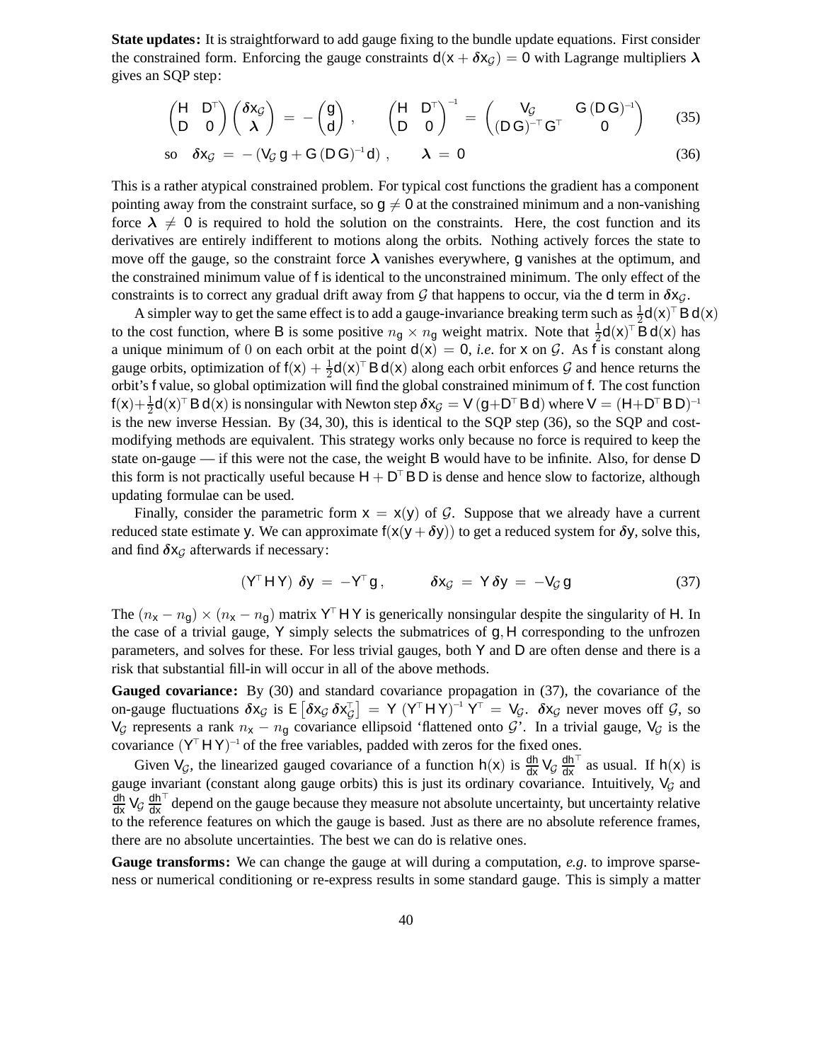**State updates:** It is straightforward to add gauge fixing to the bundle update equations. First consider the constrained form. Enforcing the gauge constraints $\mathsf{d}(\mathsf{x}+\boldsymbol{\delta}\mathsf{x}_{\mathcal{G}}) = 0$ with Lagrange multipliers $\boldsymbol{\lambda}$ gives an SQP step:

$$\begin{pmatrix} \mathsf{H} & \mathsf{D}^\top \\ \mathsf{D} & 0 \end{pmatrix} \begin{pmatrix} \boldsymbol{\delta}\mathsf{x}_{\mathcal{G}} \\ \boldsymbol{\lambda} \end{pmatrix} = -\begin{pmatrix} \mathsf{g} \\ \mathsf{d} \end{pmatrix}, \qquad \begin{pmatrix} \mathsf{H} & \mathsf{D}^\top \\ \mathsf{D} & 0 \end{pmatrix}^{-1} = \begin{pmatrix} \mathsf{V}_{\mathcal{G}} & \mathsf{G}\,(\mathsf{D}\,\mathsf{G})^{-1} \\ (\mathsf{D}\,\mathsf{G})^{-\top}\,\mathsf{G}^\top & 0 \end{pmatrix} \tag{35}$$

$$\text{so}\quad \boldsymbol{\delta}\mathsf{x}_{\mathcal{G}} = -\left(\mathsf{V}_{\mathcal{G}}\,\mathsf{g} + \mathsf{G}\,(\mathsf{D}\,\mathsf{G})^{-1}\,\mathsf{d}\right), \qquad \boldsymbol{\lambda} = 0 \tag{36}$$

This is a rather atypical constrained problem. For typical cost functions the gradient has a component pointing away from the constraint surface, so $\mathsf{g} \neq 0$ at the constrained minimum and a non-vanishing force $\boldsymbol{\lambda} \neq 0$ is required to hold the solution on the constraints. Here, the cost function and its derivatives are entirely indifferent to motions along the orbits. Nothing actively forces the state to move off the gauge, so the constraint force $\boldsymbol{\lambda}$ vanishes everywhere, $\mathsf{g}$ vanishes at the optimum, and the constrained minimum value of $\mathsf{f}$ is identical to the unconstrained minimum. The only effect of the constraints is to correct any gradual drift away from $\mathcal{G}$ that happens to occur, via the $\mathsf{d}$ term in $\boldsymbol{\delta}\mathsf{x}_{\mathcal{G}}$.

A simpler way to get the same effect is to add a gauge-invariance breaking term such as $\frac{1}{2}\mathsf{d}(\mathsf{x})^\top\,\mathsf{B}\,\mathsf{d}(\mathsf{x})$ to the cost function, where $\mathsf{B}$ is some positive $n_{\mathsf{g}} \times n_{\mathsf{g}}$ weight matrix. Note that $\frac{1}{2}\mathsf{d}(\mathsf{x})^\top\,\mathsf{B}\,\mathsf{d}(\mathsf{x})$ has a unique minimum of 0 on each orbit at the point $\mathsf{d}(\mathsf{x}) = 0$, *i.e.* for $\mathsf{x}$ on $\mathcal{G}$. As $\mathsf{f}$ is constant along gauge orbits, optimization of $\mathsf{f}(\mathsf{x}) + \frac{1}{2}\mathsf{d}(\mathsf{x})^\top\,\mathsf{B}\,\mathsf{d}(\mathsf{x})$ along each orbit enforces $\mathcal{G}$ and hence returns the orbit's $\mathsf{f}$ value, so global optimization will find the global constrained minimum of $\mathsf{f}$. The cost function $\mathsf{f}(\mathsf{x})+\frac{1}{2}\mathsf{d}(\mathsf{x})^\top\,\mathsf{B}\,\mathsf{d}(\mathsf{x})$ is nonsingular with Newton step $\boldsymbol{\delta}\mathsf{x}_{\mathcal{G}} = \mathsf{V}\,(\mathsf{g}+\mathsf{D}^\top\,\mathsf{B}\,\mathsf{d})$ where $\mathsf{V} = (\mathsf{H}+\mathsf{D}^\top\,\mathsf{B}\,\mathsf{D})^{-1}$ is the new inverse Hessian. By (34, 30), this is identical to the SQP step (36), so the SQP and cost-modifying methods are equivalent. This strategy works only because no force is required to keep the state on-gauge — if this were not the case, the weight $\mathsf{B}$ would have to be infinite. Also, for dense $\mathsf{D}$ this form is not practically useful because $\mathsf{H} + \mathsf{D}^\top\,\mathsf{B}\,\mathsf{D}$ is dense and hence slow to factorize, although updating formulae can be used.

Finally, consider the parametric form $\mathsf{x} = \mathsf{x}(\mathsf{y})$ of $\mathcal{G}$. Suppose that we already have a current reduced state estimate $\mathsf{y}$. We can approximate $\mathsf{f}(\mathsf{x}(\mathsf{y}+\boldsymbol{\delta}\mathsf{y}))$ to get a reduced system for $\boldsymbol{\delta}\mathsf{y}$, solve this, and find $\boldsymbol{\delta}\mathsf{x}_{\mathcal{G}}$ afterwards if necessary:

$$(\mathsf{Y}^\top\,\mathsf{H}\,\mathsf{Y})\;\boldsymbol{\delta}\mathsf{y} = -\mathsf{Y}^\top\,\mathsf{g}\,, \qquad \boldsymbol{\delta}\mathsf{x}_{\mathcal{G}} = \mathsf{Y}\,\boldsymbol{\delta}\mathsf{y} = -\mathsf{V}_{\mathcal{G}}\,\mathsf{g} \tag{37}$$

The $(n_{\mathsf{x}} - n_{\mathsf{g}}) \times (n_{\mathsf{x}} - n_{\mathsf{g}})$ matrix $\mathsf{Y}^\top\,\mathsf{H}\,\mathsf{Y}$ is generically nonsingular despite the singularity of $\mathsf{H}$. In the case of a trivial gauge, $\mathsf{Y}$ simply selects the submatrices of $\mathsf{g}, \mathsf{H}$ corresponding to the unfrozen parameters, and solves for these. For less trivial gauges, both $\mathsf{Y}$ and $\mathsf{D}$ are often dense and there is a risk that substantial fill-in will occur in all of the above methods.

**Gauged covariance:** By (30) and standard covariance propagation in (37), the covariance of the on-gauge fluctuations $\boldsymbol{\delta}\mathsf{x}_{\mathcal{G}}$ is $\mathsf{E}\left[\boldsymbol{\delta}\mathsf{x}_{\mathcal{G}}\,\boldsymbol{\delta}\mathsf{x}_{\mathcal{G}}^\top\right] = \mathsf{Y}\,(\mathsf{Y}^\top\,\mathsf{H}\,\mathsf{Y})^{-1}\,\mathsf{Y}^\top = \mathsf{V}_{\mathcal{G}}$. $\boldsymbol{\delta}\mathsf{x}_{\mathcal{G}}$ never moves off $\mathcal{G}$, so $\mathsf{V}_{\mathcal{G}}$ represents a rank $n_{\mathsf{x}} - n_{\mathsf{g}}$ covariance ellipsoid 'flattened onto $\mathcal{G}$'. In a trivial gauge, $\mathsf{V}_{\mathcal{G}}$ is the covariance $(\mathsf{Y}^\top\,\mathsf{H}\,\mathsf{Y})^{-1}$ of the free variables, padded with zeros for the fixed ones.

Given $\mathsf{V}_{\mathcal{G}}$, the linearized gauged covariance of a function $\mathsf{h}(\mathsf{x})$ is $\frac{d\mathsf{h}}{d\mathsf{x}}\,\mathsf{V}_{\mathcal{G}}\,\frac{d\mathsf{h}}{d\mathsf{x}}^\top$ as usual. If $\mathsf{h}(\mathsf{x})$ is gauge invariant (constant along gauge orbits) this is just its ordinary covariance. Intuitively, $\mathsf{V}_{\mathcal{G}}$ and $\frac{d\mathsf{h}}{d\mathsf{x}}\,\mathsf{V}_{\mathcal{G}}\,\frac{d\mathsf{h}}{d\mathsf{x}}^\top$ depend on the gauge because they measure not absolute uncertainty, but uncertainty relative to the reference features on which the gauge is based. Just as there are no absolute reference frames, there are no absolute uncertainties. The best we can do is relative ones.

**Gauge transforms:** We can change the gauge at will during a computation, *e.g.* to improve sparseness or numerical conditioning or re-express results in some standard gauge. This is simply a matter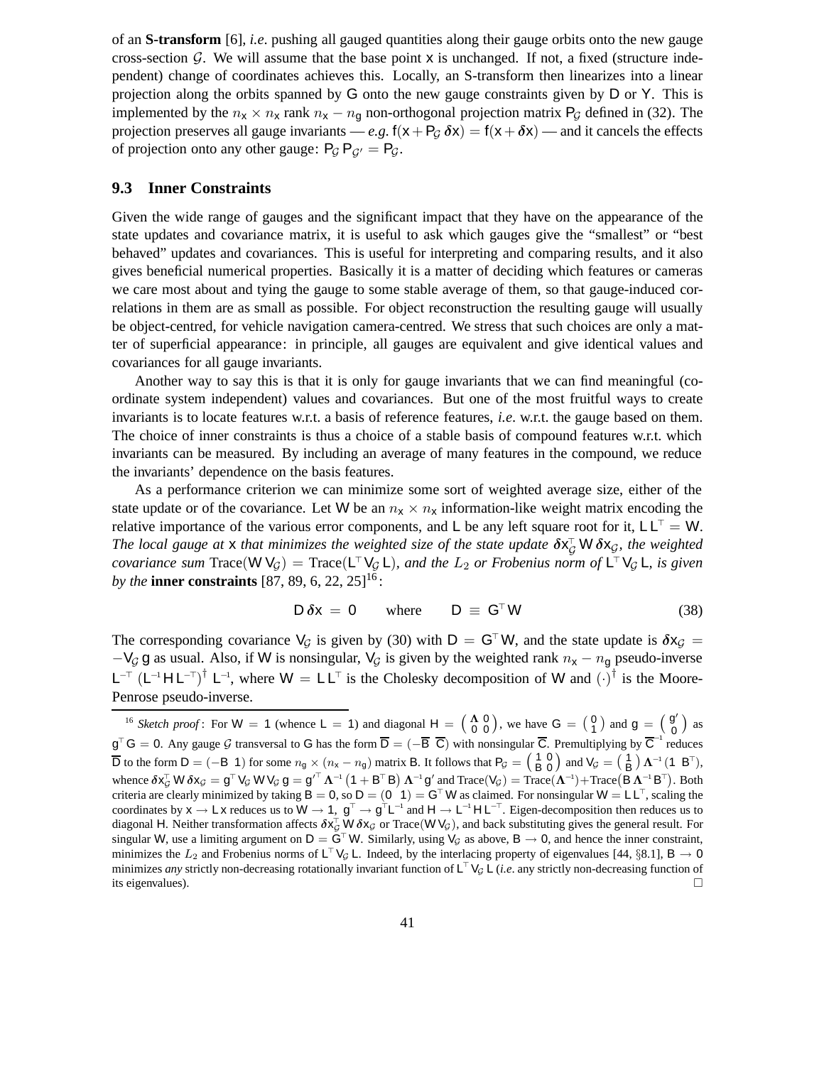of an **S-transform** [6], *i.e.* pushing all gauged quantities along their gauge orbits onto the new gauge cross-section $\mathcal{G}$. We will assume that the base point $\mathsf{x}$ is unchanged. If not, a fixed (structure independent) change of coordinates achieves this. Locally, an S-transform then linearizes into a linear projection along the orbits spanned by $\mathsf{G}$ onto the new gauge constraints given by $\mathsf{D}$ or $\mathsf{Y}$. This is implemented by the $n_\mathsf{x} \times n_\mathsf{x}$ rank $n_\mathsf{x} - n_\mathsf{g}$ non-orthogonal projection matrix $\mathsf{P}_\mathcal{G}$ defined in (32). The projection preserves all gauge invariants — *e.g.* $\mathsf{f}(\mathsf{x} + \mathsf{P}_\mathcal{G}\, \boldsymbol{\delta}\mathsf{x}) = \mathsf{f}(\mathsf{x} + \boldsymbol{\delta}\mathsf{x})$ — and it cancels the effects of projection onto any other gauge: $\mathsf{P}_\mathcal{G}\, \mathsf{P}_{\mathcal{G}'} = \mathsf{P}_\mathcal{G}$.

### 9.3 Inner Constraints

Given the wide range of gauges and the significant impact that they have on the appearance of the state updates and covariance matrix, it is useful to ask which gauges give the "smallest" or "best behaved" updates and covariances. This is useful for interpreting and comparing results, and it also gives beneficial numerical properties. Basically it is a matter of deciding which features or cameras we care most about and tying the gauge to some stable average of them, so that gauge-induced correlations in them are as small as possible. For object reconstruction the resulting gauge will usually be object-centred, for vehicle navigation camera-centred. We stress that such choices are only a matter of superficial appearance: in principle, all gauges are equivalent and give identical values and covariances for all gauge invariants.

Another way to say this is that it is only for gauge invariants that we can find meaningful (coordinate system independent) values and covariances. But one of the most fruitful ways to create invariants is to locate features w.r.t. a basis of reference features, *i.e.* w.r.t. the gauge based on them. The choice of inner constraints is thus a choice of a stable basis of compound features w.r.t. which invariants can be measured. By including an average of many features in the compound, we reduce the invariants' dependence on the basis features.

As a performance criterion we can minimize some sort of weighted average size, either of the state update or of the covariance. Let $\mathsf{W}$ be an $n_\mathsf{x} \times n_\mathsf{x}$ information-like weight matrix encoding the relative importance of the various error components, and $\mathsf{L}$ be any left square root for it, $\mathsf{L}\,\mathsf{L}^\top = \mathsf{W}$. *The local gauge at* $\mathsf{x}$ *that minimizes the weighted size of the state update* $\boldsymbol{\delta}\mathsf{x}_\mathcal{G}^\top\, \mathsf{W}\, \boldsymbol{\delta}\mathsf{x}_\mathcal{G}$*, the weighted covariance sum* $\mathrm{Trace}(\mathsf{W}\,\mathsf{V}_\mathcal{G}) = \mathrm{Trace}(\mathsf{L}^\top \mathsf{V}_\mathcal{G}\, \mathsf{L})$*, and the* $L_2$ *or Frobenius norm of* $\mathsf{L}^\top \mathsf{V}_\mathcal{G}\, \mathsf{L}$*, is given by the* **inner constraints** [87, 89, 6, 22, 25][16]:

$$\mathsf{D}\, \boldsymbol{\delta}\mathsf{x} \;=\; 0 \qquad \text{where} \qquad \mathsf{D} \;\equiv\; \mathsf{G}^\top \mathsf{W} \tag{38}$$

The corresponding covariance $\mathsf{V}_\mathcal{G}$ is given by (30) with $\mathsf{D} = \mathsf{G}^\top \mathsf{W}$, and the state update is $\boldsymbol{\delta}\mathsf{x}_\mathcal{G} = -\mathsf{V}_\mathcal{G}\, \mathsf{g}$ as usual. Also, if $\mathsf{W}$ is nonsingular, $\mathsf{V}_\mathcal{G}$ is given by the weighted rank $n_\mathsf{x} - n_\mathsf{g}$ pseudo-inverse $\mathsf{L}^{-\top}\,(\mathsf{L}^{-1} \mathsf{H}\, \mathsf{L}^{-\top})^\dagger\, \mathsf{L}^{-1}$, where $\mathsf{W} = \mathsf{L}\,\mathsf{L}^\top$ is the Cholesky decomposition of $\mathsf{W}$ and $(\cdot)^\dagger$ is the Moore-Penrose pseudo-inverse.

---

[16] *Sketch proof*: For $\mathsf{W} = 1$ (whence $\mathsf{L} = 1$) and diagonal $\mathsf{H} = \left(\begin{smallmatrix} \boldsymbol{\Lambda} & 0 \\ 0 & 0 \end{smallmatrix}\right)$, we have $\mathsf{G} = \left(\begin{smallmatrix} 0 \\ 1 \end{smallmatrix}\right)$ and $\mathsf{g} = \left(\begin{smallmatrix} \mathsf{g}' \\ 0 \end{smallmatrix}\right)$ as $\mathsf{g}^\top \mathsf{G} = 0$. Any gauge $\mathcal{G}$ transversal to $\mathsf{G}$ has the form $\overline{\mathsf{D}} = (-\overline{\mathsf{B}}\;\; \overline{\mathsf{C}})$ with nonsingular $\overline{\mathsf{C}}$. Premultiplying by $\overline{\mathsf{C}}^{-1}$ reduces $\overline{\mathsf{D}}$ to the form $\mathsf{D} = (-\mathsf{B}\;\; 1)$ for some $n_\mathsf{g} \times (n_\mathsf{x} - n_\mathsf{g})$ matrix $\mathsf{B}$. It follows that $\mathsf{P}_\mathcal{G} = \left(\begin{smallmatrix} 1 & 0 \\ \mathsf{B} & 0 \end{smallmatrix}\right)$ and $\mathsf{V}_\mathcal{G} = \left(\begin{smallmatrix} 1 \\ \mathsf{B} \end{smallmatrix}\right) \boldsymbol{\Lambda}^{-1} (1\;\; \mathsf{B}^\top)$, whence $\boldsymbol{\delta}\mathsf{x}_\mathcal{G}^\top\, \mathsf{W}\, \boldsymbol{\delta}\mathsf{x}_\mathcal{G} = \mathsf{g}^\top \mathsf{V}_\mathcal{G}\, \mathsf{W}\, \mathsf{V}_\mathcal{G}\, \mathsf{g} = \mathsf{g}'^\top\, \boldsymbol{\Lambda}^{-1}\, (1 + \mathsf{B}^\top \mathsf{B})\, \boldsymbol{\Lambda}^{-1} \mathsf{g}'$ and $\mathrm{Trace}(\mathsf{V}_\mathcal{G}) = \mathrm{Trace}(\boldsymbol{\Lambda}^{-1}) + \mathrm{Trace}(\mathsf{B}\, \boldsymbol{\Lambda}^{-1} \mathsf{B}^\top)$. Both criteria are clearly minimized by taking $\mathsf{B} = 0$, so $\mathsf{D} = (0\;\; 1) = \mathsf{G}^\top \mathsf{W}$ as claimed. For nonsingular $\mathsf{W} = \mathsf{L}\,\mathsf{L}^\top$, scaling the coordinates by $\mathsf{x} \to \mathsf{L}\,\mathsf{x}$ reduces us to $\mathsf{W} \to 1$, $\mathsf{g}^\top \to \mathsf{g}^\top \mathsf{L}^{-1}$ and $\mathsf{H} \to \mathsf{L}^{-1}\, \mathsf{H}\, \mathsf{L}^{-\top}$. Eigen-decomposition then reduces us to diagonal $\mathsf{H}$. Neither transformation affects $\boldsymbol{\delta}\mathsf{x}_\mathcal{G}^\top\, \mathsf{W}\, \boldsymbol{\delta}\mathsf{x}_\mathcal{G}$ or $\mathrm{Trace}(\mathsf{W}\,\mathsf{V}_\mathcal{G})$, and back substituting gives the general result. For singular $\mathsf{W}$, use a limiting argument on $\mathsf{D} = \mathsf{G}^\top \mathsf{W}$. Similarly, using $\mathsf{V}_\mathcal{G}$ as above, $\mathsf{B} \to 0$, and hence the inner constraint, minimizes the $L_2$ and Frobenius norms of $\mathsf{L}^\top \mathsf{V}_\mathcal{G}\, \mathsf{L}$. Indeed, by the interlacing property of eigenvalues [44, §8.1], $\mathsf{B} \to 0$ minimizes *any* strictly non-decreasing rotationally invariant function of $\mathsf{L}^\top \mathsf{V}_\mathcal{G}\, \mathsf{L}$ (*i.e.* any strictly non-decreasing function of its eigenvalues). □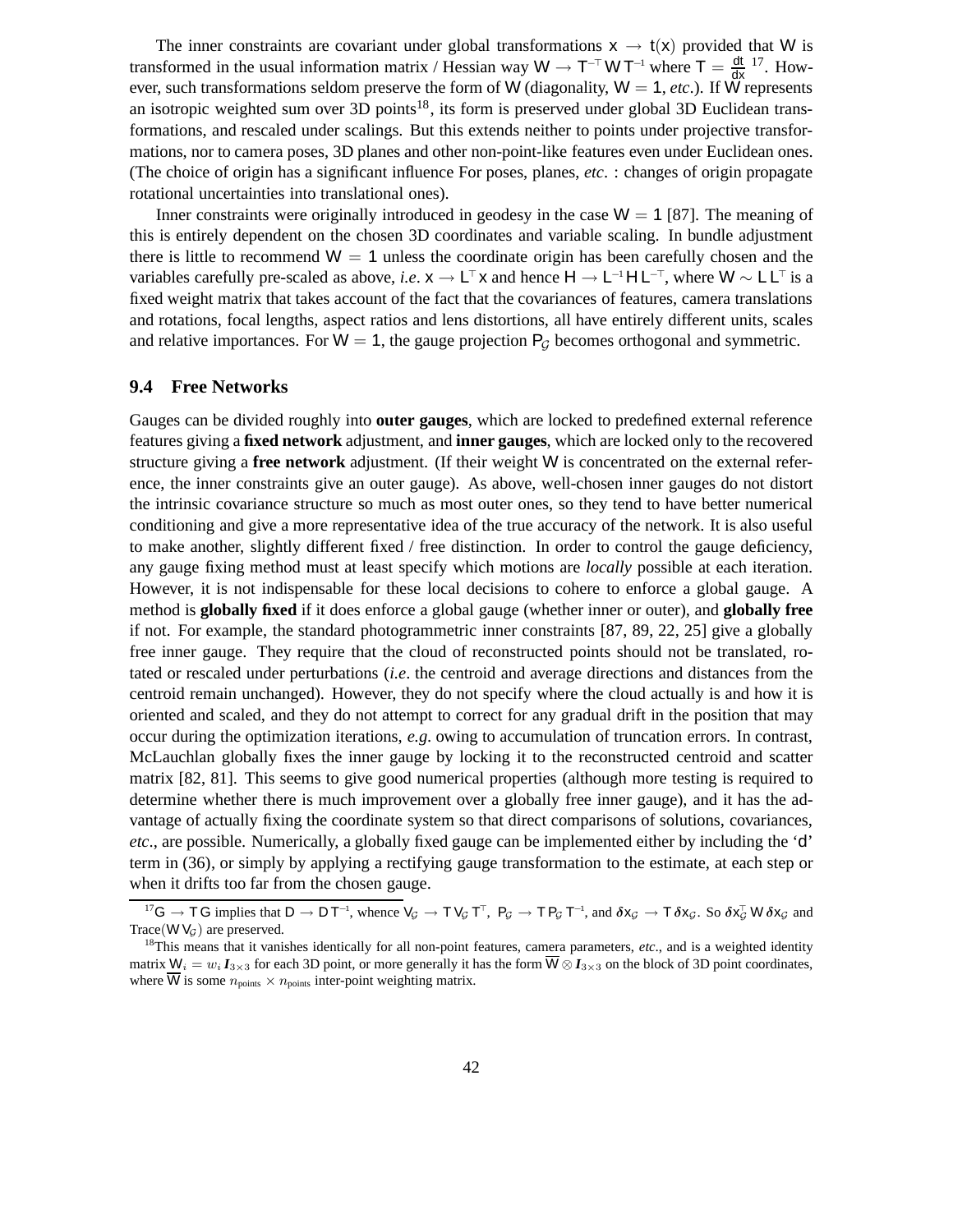The inner constraints are covariant under global transformations $\mathsf{x} \to \mathsf{t}(\mathsf{x})$ provided that $\mathsf{W}$ is transformed in the usual information matrix / Hessian way $\mathsf{W} \to \mathsf{T}^{-\top} \mathsf{W} \mathsf{T}^{-1}$ where $\mathsf{T} = \frac{d\mathsf{t}}{d\mathsf{x}}$ [17]. However, such transformations seldom preserve the form of $\mathsf{W}$ (diagonality, $\mathsf{W} = 1$, *etc*.). If $\mathsf{W}$ represents an isotropic weighted sum over 3D points[18], its form is preserved under global 3D Euclidean transformations, and rescaled under scalings. But this extends neither to points under projective transformations, nor to camera poses, 3D planes and other non-point-like features even under Euclidean ones. (The choice of origin has a significant influence For poses, planes, *etc*. : changes of origin propagate rotational uncertainties into translational ones).

Inner constraints were originally introduced in geodesy in the case $\mathsf{W} = 1$ [87]. The meaning of this is entirely dependent on the chosen 3D coordinates and variable scaling. In bundle adjustment there is little to recommend $\mathsf{W} = 1$ unless the coordinate origin has been carefully chosen and the variables carefully pre-scaled as above, *i.e*. $\mathsf{x} \to \mathsf{L}^{\top} \mathsf{x}$ and hence $\mathsf{H} \to \mathsf{L}^{-1} \mathsf{H} \mathsf{L}^{-\top}$, where $\mathsf{W} \sim \mathsf{L} \mathsf{L}^{\top}$ is a fixed weight matrix that takes account of the fact that the covariances of features, camera translations and rotations, focal lengths, aspect ratios and lens distortions, all have entirely different units, scales and relative importances. For $\mathsf{W} = 1$, the gauge projection $\mathsf{P}_{\mathcal{G}}$ becomes orthogonal and symmetric.

### 9.4 Free Networks

Gauges can be divided roughly into **outer gauges**, which are locked to predefined external reference features giving a **fixed network** adjustment, and **inner gauges**, which are locked only to the recovered structure giving a **free network** adjustment. (If their weight $\mathsf{W}$ is concentrated on the external reference, the inner constraints give an outer gauge). As above, well-chosen inner gauges do not distort the intrinsic covariance structure so much as most outer ones, so they tend to have better numerical conditioning and give a more representative idea of the true accuracy of the network. It is also useful to make another, slightly different fixed / free distinction. In order to control the gauge deficiency, any gauge fixing method must at least specify which motions are *locally* possible at each iteration. However, it is not indispensable for these local decisions to cohere to enforce a global gauge. A method is **globally fixed** if it does enforce a global gauge (whether inner or outer), and **globally free** if not. For example, the standard photogrammetric inner constraints [87, 89, 22, 25] give a globally free inner gauge. They require that the cloud of reconstructed points should not be translated, rotated or rescaled under perturbations (*i.e*. the centroid and average directions and distances from the centroid remain unchanged). However, they do not specify where the cloud actually is and how it is oriented and scaled, and they do not attempt to correct for any gradual drift in the position that may occur during the optimization iterations, *e.g*. owing to accumulation of truncation errors. In contrast, McLauchlan globally fixes the inner gauge by locking it to the reconstructed centroid and scatter matrix [82, 81]. This seems to give good numerical properties (although more testing is required to determine whether there is much improvement over a globally free inner gauge), and it has the advantage of actually fixing the coordinate system so that direct comparisons of solutions, covariances, *etc*., are possible. Numerically, a globally fixed gauge can be implemented either by including the '$\mathsf{d}$' term in (36), or simply by applying a rectifying gauge transformation to the estimate, at each step or when it drifts too far from the chosen gauge.

---

[17] $\mathsf{G} \to \mathsf{T}\,\mathsf{G}$ implies that $\mathsf{D} \to \mathsf{D}\,\mathsf{T}^{-1}$, whence $\mathsf{V}_{\mathcal{G}} \to \mathsf{T}\,\mathsf{V}_{\mathcal{G}}\,\mathsf{T}^{\top}$, $\mathsf{P}_{\mathcal{G}} \to \mathsf{T}\,\mathsf{P}_{\mathcal{G}}\,\mathsf{T}^{-1}$, and $\delta\mathsf{x}_{\mathcal{G}} \to \mathsf{T}\,\delta\mathsf{x}_{\mathcal{G}}$. So $\delta\mathsf{x}_{\mathcal{G}}^{\top}\,\mathsf{W}\,\delta\mathsf{x}_{\mathcal{G}}$ and $\mathrm{Trace}(\mathsf{W}\,\mathsf{V}_{\mathcal{G}})$ are preserved.

[18] This means that it vanishes identically for all non-point features, camera parameters, *etc*., and is a weighted identity matrix $\mathsf{W}_i = w_i\, \boldsymbol{I}_{3\times3}$ for each 3D point, or more generally it has the form $\overline{\mathsf{W}} \otimes \boldsymbol{I}_{3\times3}$ on the block of 3D point coordinates, where $\overline{\mathsf{W}}$ is some $n_{\text{points}} \times n_{\text{points}}$ inter-point weighting matrix.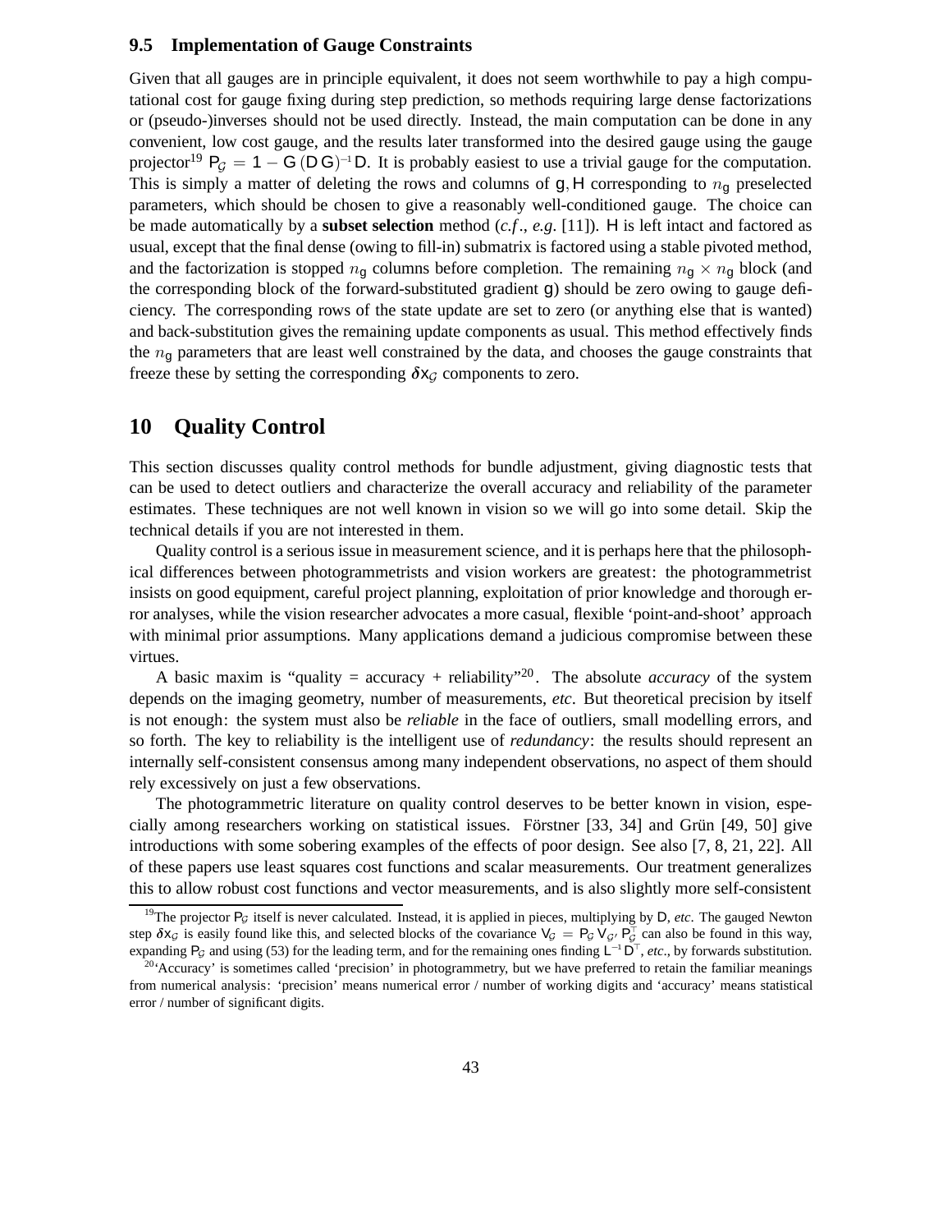### 9.5 Implementation of Gauge Constraints

Given that all gauges are in principle equivalent, it does not seem worthwhile to pay a high computational cost for gauge fixing during step prediction, so methods requiring large dense factorizations or (pseudo-)inverses should not be used directly. Instead, the main computation can be done in any convenient, low cost gauge, and the results later transformed into the desired gauge using the gauge projector[19] $\mathsf{P}_{\mathcal{G}} = 1 - \mathsf{G}\,(\mathsf{D}\,\mathsf{G})^{-1}\,\mathsf{D}$. It is probably easiest to use a trivial gauge for the computation. This is simply a matter of deleting the rows and columns of $\mathsf{g}, \mathsf{H}$ corresponding to $n_{\mathsf{g}}$ preselected parameters, which should be chosen to give a reasonably well-conditioned gauge. The choice can be made automatically by a **subset selection** method (*c.f.*, *e.g.* [11]). $\mathsf{H}$ is left intact and factored as usual, except that the final dense (owing to fill-in) submatrix is factored using a stable pivoted method, and the factorization is stopped $n_{\mathsf{g}}$ columns before completion. The remaining $n_{\mathsf{g}} \times n_{\mathsf{g}}$ block (and the corresponding block of the forward-substituted gradient $\mathsf{g}$) should be zero owing to gauge deficiency. The corresponding rows of the state update are set to zero (or anything else that is wanted) and back-substitution gives the remaining update components as usual. This method effectively finds the $n_{\mathsf{g}}$ parameters that are least well constrained by the data, and chooses the gauge constraints that freeze these by setting the corresponding $\delta\mathsf{x}_{\mathcal{G}}$ components to zero.

## 10 Quality Control

This section discusses quality control methods for bundle adjustment, giving diagnostic tests that can be used to detect outliers and characterize the overall accuracy and reliability of the parameter estimates. These techniques are not well known in vision so we will go into some detail. Skip the technical details if you are not interested in them.

Quality control is a serious issue in measurement science, and it is perhaps here that the philosophical differences between photogrammetrists and vision workers are greatest: the photogrammetrist insists on good equipment, careful project planning, exploitation of prior knowledge and thorough error analyses, while the vision researcher advocates a more casual, flexible 'point-and-shoot' approach with minimal prior assumptions. Many applications demand a judicious compromise between these virtues.

A basic maxim is "quality = accuracy + reliability"[20]. The absolute *accuracy* of the system depends on the imaging geometry, number of measurements, *etc*. But theoretical precision by itself is not enough: the system must also be *reliable* in the face of outliers, small modelling errors, and so forth. The key to reliability is the intelligent use of *redundancy*: the results should represent an internally self-consistent consensus among many independent observations, no aspect of them should rely excessively on just a few observations.

The photogrammetric literature on quality control deserves to be better known in vision, especially among researchers working on statistical issues. Förstner [33, 34] and Grün [49, 50] give introductions with some sobering examples of the effects of poor design. See also [7, 8, 21, 22]. All of these papers use least squares cost functions and scalar measurements. Our treatment generalizes this to allow robust cost functions and vector measurements, and is also slightly more self-consistent

---

[19] The projector $\mathsf{P}_{\mathcal{G}}$ itself is never calculated. Instead, it is applied in pieces, multiplying by $\mathsf{D}$, *etc*. The gauged Newton step $\delta\mathsf{x}_{\mathcal{G}}$ is easily found like this, and selected blocks of the covariance $\mathsf{V}_{\mathcal{G}} = \mathsf{P}_{\mathcal{G}}\,\mathsf{V}_{\mathcal{G}'}\,\mathsf{P}_{\mathcal{G}}^{\top}$ can also be found in this way, expanding $\mathsf{P}_{\mathcal{G}}$ and using (53) for the leading term, and for the remaining ones finding $\mathsf{L}^{-1}\,\mathsf{D}^{\top}$, *etc*., by forwards substitution.

[20] 'Accuracy' is sometimes called 'precision' in photogrammetry, but we have preferred to retain the familiar meanings from numerical analysis: 'precision' means numerical error / number of working digits and 'accuracy' means statistical error / number of significant digits.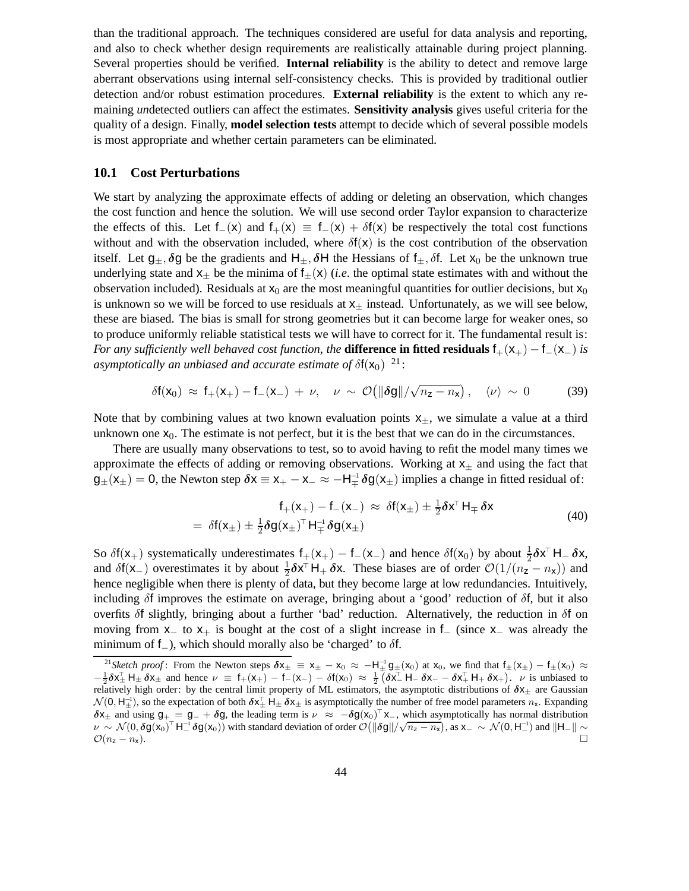than the traditional approach. The techniques considered are useful for data analysis and reporting, and also to check whether design requirements are realistically attainable during project planning. Several properties should be verified. **Internal reliability** is the ability to detect and remove large aberrant observations using internal self-consistency checks. This is provided by traditional outlier detection and/or robust estimation procedures. **External reliability** is the extent to which any remaining *un*detected outliers can affect the estimates. **Sensitivity analysis** gives useful criteria for the quality of a design. Finally, **model selection tests** attempt to decide which of several possible models is most appropriate and whether certain parameters can be eliminated.

### 10.1 Cost Perturbations

We start by analyzing the approximate effects of adding or deleting an observation, which changes the cost function and hence the solution. We will use second order Taylor expansion to characterize the effects of this. Let $\mathsf{f}_-(\mathsf{x})$ and $\mathsf{f}_+(\mathsf{x}) \equiv \mathsf{f}_-(\mathsf{x}) + \delta\mathsf{f}(\mathsf{x})$ be respectively the total cost functions without and with the observation included, where $\delta\mathsf{f}(\mathsf{x})$ is the cost contribution of the observation itself. Let $\mathsf{g}_\pm, \boldsymbol{\delta}\mathsf{g}$ be the gradients and $\mathsf{H}_\pm, \boldsymbol{\delta}\mathsf{H}$ the Hessians of $\mathsf{f}_\pm, \delta\mathsf{f}$. Let $\mathsf{x}_0$ be the unknown true underlying state and $\mathsf{x}_\pm$ be the minima of $\mathsf{f}_\pm(\mathsf{x})$ (*i.e*. the optimal state estimates with and without the observation included). Residuals at $\mathsf{x}_0$ are the most meaningful quantities for outlier decisions, but $\mathsf{x}_0$ is unknown so we will be forced to use residuals at $\mathsf{x}_\pm$ instead. Unfortunately, as we will see below, these are biased. The bias is small for strong geometries but it can become large for weaker ones, so to produce uniformly reliable statistical tests we will have to correct for it. The fundamental result is: *For any sufficiently well behaved cost function, the* **difference in fitted residuals** $\mathsf{f}_+(\mathsf{x}_+) - \mathsf{f}_-(\mathsf{x}_-)$ *is asymptotically an unbiased and accurate estimate of* $\delta\mathsf{f}(\mathsf{x}_0)$ [21]:

$$\delta\mathsf{f}(\mathsf{x}_0) \;\approx\; \mathsf{f}_+(\mathsf{x}_+) - \mathsf{f}_-(\mathsf{x}_-) \;+\; \nu, \quad \nu \;\sim\; \mathcal{O}\big(\|\boldsymbol{\delta}\mathsf{g}\|/\sqrt{n_\mathsf{z} - n_\mathsf{x}}\big), \quad \langle\nu\rangle \;\sim\; 0 \tag{39}$$

Note that by combining values at two known evaluation points $\mathsf{x}_\pm$, we simulate a value at a third unknown one $\mathsf{x}_0$. The estimate is not perfect, but it is the best that we can do in the circumstances.

There are usually many observations to test, so to avoid having to refit the model many times we approximate the effects of adding or removing observations. Working at $\mathsf{x}_\pm$ and using the fact that $\mathsf{g}_\pm(\mathsf{x}_\pm) = 0$, the Newton step $\boldsymbol{\delta}\mathsf{x} \equiv \mathsf{x}_+ - \mathsf{x}_- \approx -\mathsf{H}_\mp^{-1}\,\boldsymbol{\delta}\mathsf{g}(\mathsf{x}_\pm)$ implies a change in fitted residual of:

$$\begin{aligned} \mathsf{f}_+(\mathsf{x}_+) - \mathsf{f}_-(\mathsf{x}_-) \;&\approx\; \delta\mathsf{f}(\mathsf{x}_\pm) \pm \tfrac{1}{2}\boldsymbol{\delta}\mathsf{x}^\top \mathsf{H}_\mp\,\boldsymbol{\delta}\mathsf{x} \\ =\; \delta\mathsf{f}(\mathsf{x}_\pm) &\pm \tfrac{1}{2}\boldsymbol{\delta}\mathsf{g}(\mathsf{x}_\pm)^\top \mathsf{H}_\mp^{-1}\,\boldsymbol{\delta}\mathsf{g}(\mathsf{x}_\pm) \end{aligned} \tag{40}$$

So $\delta\mathsf{f}(\mathsf{x}_+)$ systematically underestimates $\mathsf{f}_+(\mathsf{x}_+) - \mathsf{f}_-(\mathsf{x}_-)$ and hence $\delta\mathsf{f}(\mathsf{x}_0)$ by about $\frac{1}{2}\boldsymbol{\delta}\mathsf{x}^\top \mathsf{H}_-\,\boldsymbol{\delta}\mathsf{x}$, and $\delta\mathsf{f}(\mathsf{x}_-)$ overestimates it by about $\frac{1}{2}\boldsymbol{\delta}\mathsf{x}^\top \mathsf{H}_+\,\boldsymbol{\delta}\mathsf{x}$. These biases are of order $\mathcal{O}(1/(n_\mathsf{z} - n_\mathsf{x}))$ and hence negligible when there is plenty of data, but they become large at low redundancies. Intuitively, including $\delta\mathsf{f}$ improves the estimate on average, bringing about a 'good' reduction of $\delta\mathsf{f}$, but it also overfits $\delta\mathsf{f}$ slightly, bringing about a further 'bad' reduction. Alternatively, the reduction in $\delta\mathsf{f}$ on moving from $\mathsf{x}_-$ to $\mathsf{x}_+$ is bought at the cost of a slight increase in $\mathsf{f}_-$ (since $\mathsf{x}_-$ was already the minimum of $\mathsf{f}_-$), which should morally also be 'charged' to $\delta\mathsf{f}$.

---

[21] *Sketch proof*: From the Newton steps $\boldsymbol{\delta}\mathsf{x}_\pm \equiv \mathsf{x}_\pm - \mathsf{x}_0 \approx -\mathsf{H}_\pm^{-1}\mathsf{g}_\pm(\mathsf{x}_0)$ at $\mathsf{x}_0$, we find that $\mathsf{f}_\pm(\mathsf{x}_\pm) - \mathsf{f}_\pm(\mathsf{x}_0) \approx -\frac{1}{2}\boldsymbol{\delta}\mathsf{x}_\pm^\top \mathsf{H}_\pm\,\boldsymbol{\delta}\mathsf{x}_\pm$ and hence $\nu \equiv \mathsf{f}_+(\mathsf{x}_+) - \mathsf{f}_-(\mathsf{x}_-) - \delta\mathsf{f}(\mathsf{x}_0) \approx \frac{1}{2}\big(\boldsymbol{\delta}\mathsf{x}_-^\top \mathsf{H}_-\,\boldsymbol{\delta}\mathsf{x}_- - \boldsymbol{\delta}\mathsf{x}_+^\top \mathsf{H}_+\,\boldsymbol{\delta}\mathsf{x}_+\big)$. $\nu$ is unbiased to relatively high order: by the central limit property of ML estimators, the asymptotic distributions of $\boldsymbol{\delta}\mathsf{x}_\pm$ are Gaussian $\mathcal{N}(0, \mathsf{H}_\pm^{-1})$, so the expectation of both $\boldsymbol{\delta}\mathsf{x}_\pm^\top \mathsf{H}_\pm\,\boldsymbol{\delta}\mathsf{x}_\pm$ is asymptotically the number of free model parameters $n_\mathsf{x}$. Expanding $\boldsymbol{\delta}\mathsf{x}_\pm$ and using $\mathsf{g}_+ = \mathsf{g}_- + \boldsymbol{\delta}\mathsf{g}$, the leading term is $\nu \approx -\boldsymbol{\delta}\mathsf{g}(\mathsf{x}_0)^\top \mathsf{x}_-$, which asymptotically has normal distribution $\nu \sim \mathcal{N}(0, \boldsymbol{\delta}\mathsf{g}(\mathsf{x}_0)^\top \mathsf{H}_-^{-1}\,\boldsymbol{\delta}\mathsf{g}(\mathsf{x}_0))$ with standard deviation of order $\mathcal{O}\big(\|\boldsymbol{\delta}\mathsf{g}\|/\sqrt{n_\mathsf{z} - n_\mathsf{x}}\big)$, as $\mathsf{x}_- \sim \mathcal{N}(0, \mathsf{H}_-^{-1})$ and $\|\mathsf{H}_-\| \sim \mathcal{O}(n_\mathsf{z} - n_\mathsf{x})$. □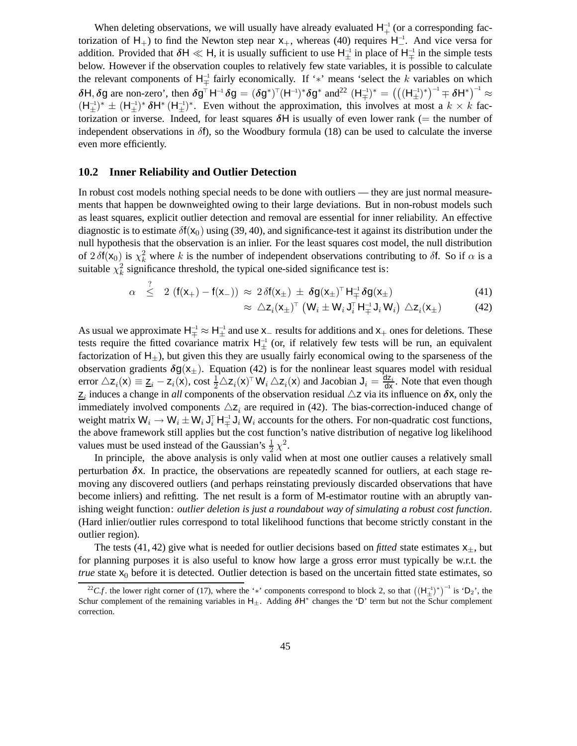When deleting observations, we will usually have already evaluated $\mathsf{H}_+^{-1}$ (or a corresponding factorization of $\mathsf{H}_+$) to find the Newton step near $\mathsf{x}_+$, whereas (40) requires $\mathsf{H}_-^{-1}$. And vice versa for addition. Provided that $\boldsymbol{\delta}\mathsf{H} \ll \mathsf{H}$, it is usually sufficient to use $\mathsf{H}_\pm^{-1}$ in place of $\mathsf{H}_\mp^{-1}$ in the simple tests below. However if the observation couples to relatively few state variables, it is possible to calculate the relevant components of $\mathsf{H}_\mp^{-1}$ fairly economically. If '$*$' means 'select the $k$ variables on which $\boldsymbol{\delta}\mathsf{H}, \boldsymbol{\delta}\mathsf{g}$ are non-zero', then $\boldsymbol{\delta}\mathsf{g}^\top \mathsf{H}^{-1} \boldsymbol{\delta}\mathsf{g} = (\boldsymbol{\delta}\mathsf{g}^*)^\top (\mathsf{H}^{-1})^* \boldsymbol{\delta}\mathsf{g}^*$ and[22] $(\mathsf{H}_\mp^{-1})^* = \left(\left((\mathsf{H}_\pm^{-1})^*\right)^{-1} \mp \boldsymbol{\delta}\mathsf{H}^*\right)^{-1} \approx (\mathsf{H}_\pm^{-1})^* \pm (\mathsf{H}_\pm^{-1})^* \, \boldsymbol{\delta}\mathsf{H}^* \, (\mathsf{H}_\pm^{-1})^*$. Even without the approximation, this involves at most a $k \times k$ factorization or inverse. Indeed, for least squares $\boldsymbol{\delta}\mathsf{H}$ is usually of even lower rank ($=$ the number of independent observations in $\delta\mathsf{f}$), so the Woodbury formula (18) can be used to calculate the inverse even more efficiently.

## 10.2 Inner Reliability and Outlier Detection

In robust cost models nothing special needs to be done with outliers — they are just normal measurements that happen be downweighted owing to their large deviations. But in non-robust models such as least squares, explicit outlier detection and removal are essential for inner reliability. An effective diagnostic is to estimate $\delta\mathsf{f}(\mathsf{x}_0)$ using (39, 40), and significance-test it against its distribution under the null hypothesis that the observation is an inlier. For the least squares cost model, the null distribution of $2\,\delta\mathsf{f}(\mathsf{x}_0)$ is $\chi^2_k$ where $k$ is the number of independent observations contributing to $\delta\mathsf{f}$. So if $\alpha$ is a suitable $\chi^2_k$ significance threshold, the typical one-sided significance test is:

$$\alpha \;\overset{?}{\leq}\; 2\,(\mathsf{f}(\mathsf{x}_+) - \mathsf{f}(\mathsf{x}_-)) \;\approx\; 2\,\delta\mathsf{f}(\mathsf{x}_\pm) \;\pm\; \boldsymbol{\delta}\mathsf{g}(\mathsf{x}_\pm)^\top \mathsf{H}_\mp^{-1} \boldsymbol{\delta}\mathsf{g}(\mathsf{x}_\pm) \tag{41}$$

$$\approx\; \triangle\mathsf{z}_i(\mathsf{x}_\pm)^\top \left(\mathsf{W}_i \pm \mathsf{W}_i\,\mathsf{J}_i^\top \mathsf{H}_\mp^{-1} \mathsf{J}_i\,\mathsf{W}_i\right) \triangle\mathsf{z}_i(\mathsf{x}_\pm) \tag{42}$$

As usual we approximate $\mathsf{H}_\mp^{-1} \approx \mathsf{H}_\pm^{-1}$ and use $\mathsf{x}_-$ results for additions and $\mathsf{x}_+$ ones for deletions. These tests require the fitted covariance matrix $\mathsf{H}_\pm^{-1}$ (or, if relatively few tests will be run, an equivalent factorization of $\mathsf{H}_\pm$), but given this they are usually fairly economical owing to the sparseness of the observation gradients $\boldsymbol{\delta}\mathsf{g}(\mathsf{x}_\pm)$. Equation (42) is for the nonlinear least squares model with residual error $\triangle\mathsf{z}_i(\mathsf{x}) \equiv \underline{\mathsf{z}}_i - \mathsf{z}_i(\mathsf{x})$, cost $\frac{1}{2}\triangle\mathsf{z}_i(\mathsf{x})^\top \mathsf{W}_i \triangle\mathsf{z}_i(\mathsf{x})$ and Jacobian $\mathsf{J}_i = \frac{\mathsf{dz}_i}{\mathsf{dx}}$. Note that even though $\underline{\mathsf{z}}_i$ induces a change in *all* components of the observation residual $\triangle\mathsf{z}$ via its influence on $\boldsymbol{\delta}\mathsf{x}$, only the immediately involved components $\triangle\mathsf{z}_i$ are required in (42). The bias-correction-induced change of weight matrix $\mathsf{W}_i \to \mathsf{W}_i \pm \mathsf{W}_i\,\mathsf{J}_i^\top \mathsf{H}_\mp^{-1} \mathsf{J}_i\,\mathsf{W}_i$ accounts for the others. For non-quadratic cost functions, the above framework still applies but the cost function's native distribution of negative log likelihood values must be used instead of the Gaussian's $\frac{1}{2}\chi^2$.

In principle, the above analysis is only valid when at most one outlier causes a relatively small perturbation $\boldsymbol{\delta}\mathsf{x}$. In practice, the observations are repeatedly scanned for outliers, at each stage removing any discovered outliers (and perhaps reinstating previously discarded observations that have become inliers) and refitting. The net result is a form of M-estimator routine with an abruptly vanishing weight function: *outlier deletion is just a roundabout way of simulating a robust cost function*. (Hard inlier/outlier rules correspond to total likelihood functions that become strictly constant in the outlier region).

The tests (41, 42) give what is needed for outlier decisions based on *fitted* state estimates $\mathsf{x}_\pm$, but for planning purposes it is also useful to know how large a gross error must typically be w.r.t. the *true* state $\mathsf{x}_0$ before it is detected. Outlier detection is based on the uncertain fitted state estimates, so

[22] *C.f.* the lower right corner of (17), where the '$*$' components correspond to block 2, so that $\left((\mathsf{H}_\pm^{-1})^*\right)^{-1}$ is '$\mathsf{D}_2$', the Schur complement of the remaining variables in $\mathsf{H}_\pm$. Adding $\boldsymbol{\delta}\mathsf{H}^*$ changes the '$\mathsf{D}$' term but not the Schur complement correction.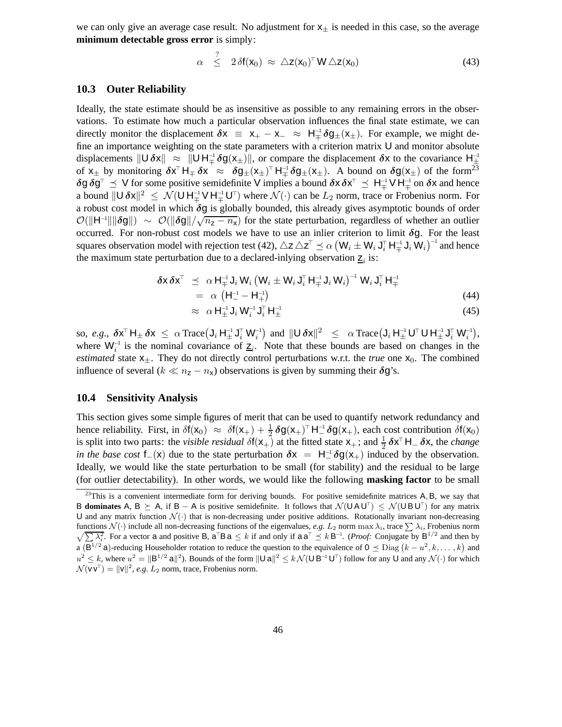we can only give an average case result. No adjustment for $\mathsf{x}_\pm$ is needed in this case, so the average **minimum detectable gross error** is simply:

$$\alpha \overset{?}{\leq} 2\,\delta\mathsf{f}(\mathsf{x}_0) \approx \triangle\mathsf{z}(\mathsf{x}_0)^\top\,\mathsf{W}\,\triangle\mathsf{z}(\mathsf{x}_0) \tag{43}$$

### 10.3 Outer Reliability

Ideally, the state estimate should be as insensitive as possible to any remaining errors in the observations. To estimate how much a particular observation influences the final state estimate, we can directly monitor the displacement $\boldsymbol{\delta}\mathsf{x} \equiv \mathsf{x}_+ - \mathsf{x}_- \approx \mathsf{H}_\mp^{-1}\,\boldsymbol{\delta}\mathsf{g}_\pm(\mathsf{x}_\pm)$. For example, we might define an importance weighting on the state parameters with a criterion matrix $\mathsf{U}$ and monitor absolute displacements $\|\mathsf{U}\,\boldsymbol{\delta}\mathsf{x}\| \approx \|\mathsf{U}\,\mathsf{H}_\mp^{-1}\,\boldsymbol{\delta}\mathsf{g}(\mathsf{x}_\pm)\|$, or compare the displacement $\boldsymbol{\delta}\mathsf{x}$ to the covariance $\mathsf{H}_\mp^{-1}$ of $\mathsf{x}_\pm$ by monitoring $\boldsymbol{\delta}\mathsf{x}^\top\,\mathsf{H}_\mp\,\boldsymbol{\delta}\mathsf{x} \approx \boldsymbol{\delta}\mathsf{g}_\pm(\mathsf{x}_\pm)^\top\,\mathsf{H}_\mp^{-1}\,\boldsymbol{\delta}\mathsf{g}_\pm(\mathsf{x}_\pm)$. A bound on $\boldsymbol{\delta}\mathsf{g}(\mathsf{x}_\pm)$ of the form[23] $\boldsymbol{\delta}\mathsf{g}\,\boldsymbol{\delta}\mathsf{g}^\top \preceq \mathsf{V}$ for some positive semidefinite $\mathsf{V}$ implies a bound $\boldsymbol{\delta}\mathsf{x}\,\boldsymbol{\delta}\mathsf{x}^\top \preceq \mathsf{H}_\mp^{-1}\,\mathsf{V}\,\mathsf{H}_\mp^{-1}$ on $\boldsymbol{\delta}\mathsf{x}$ and hence a bound $\|\mathsf{U}\,\boldsymbol{\delta}\mathsf{x}\|^2 \leq \mathcal{N}(\mathsf{U}\,\mathsf{H}_\mp^{-1}\,\mathsf{V}\,\mathsf{H}_\mp^{-1}\,\mathsf{U}^\top)$ where $\mathcal{N}(\cdot)$ can be $L_2$ norm, trace or Frobenius norm. For a robust cost model in which $\boldsymbol{\delta}\mathsf{g}$ is globally bounded, this already gives asymptotic bounds of order $\mathcal{O}(\|\mathsf{H}^{-1}\|\|\boldsymbol{\delta}\mathsf{g}\|) \sim \mathcal{O}(\|\boldsymbol{\delta}\mathsf{g}\|/\sqrt{n_\mathsf{z}-n_\mathsf{x}})$ for the state perturbation, regardless of whether an outlier occurred. For non-robust cost models we have to use an inlier criterion to limit $\boldsymbol{\delta}\mathsf{g}$. For the least squares observation model with rejection test (42), $\triangle\mathsf{z}\,\triangle\mathsf{z}^\top \preceq \alpha\left(\mathsf{W}_i \pm \mathsf{W}_i\,\mathsf{J}_i^\top\,\mathsf{H}_\mp^{-1}\,\mathsf{J}_i\,\mathsf{W}_i\right)^{-1}$ and hence the maximum state perturbation due to a declared-inlying observation $\underline{\mathsf{z}}_i$ is:

$$\begin{aligned}
\boldsymbol{\delta}\mathsf{x}\,\boldsymbol{\delta}\mathsf{x}^\top &\preceq \alpha\,\mathsf{H}_\mp^{-1}\,\mathsf{J}_i\,\mathsf{W}_i\left(\mathsf{W}_i \pm \mathsf{W}_i\,\mathsf{J}_i^\top\,\mathsf{H}_\mp^{-1}\,\mathsf{J}_i\,\mathsf{W}_i\right)^{-1}\mathsf{W}_i\,\mathsf{J}_i^\top\,\mathsf{H}_\mp^{-1} \\
&= \alpha\left(\mathsf{H}_-^{-1} - \mathsf{H}_+^{-1}\right) && (44) \\
&\approx \alpha\,\mathsf{H}_\pm^{-1}\,\mathsf{J}_i\,\mathsf{W}_i^{-1}\,\mathsf{J}_i^\top\,\mathsf{H}_\pm^{-1} && (45)
\end{aligned}$$

so, *e.g.*, $\boldsymbol{\delta}\mathsf{x}^\top\,\mathsf{H}_\pm\,\boldsymbol{\delta}\mathsf{x} \leq \alpha\,\mathrm{Trace}\big(\mathsf{J}_i\,\mathsf{H}_\pm^{-1}\,\mathsf{J}_i^\top\,\mathsf{W}_i^{-1}\big)$ and $\|\mathsf{U}\,\boldsymbol{\delta}\mathsf{x}\|^2 \leq \alpha\,\mathrm{Trace}\big(\mathsf{J}_i\,\mathsf{H}_\pm^{-1}\,\mathsf{U}^\top\,\mathsf{U}\,\mathsf{H}_\pm^{-1}\,\mathsf{J}_i^\top\,\mathsf{W}_i^{-1}\big)$, where $\mathsf{W}_i^{-1}$ is the nominal covariance of $\underline{\mathsf{z}}_i$. Note that these bounds are based on changes in the *estimated* state $\mathsf{x}_\pm$. They do not directly control perturbations w.r.t. the *true* one $\mathsf{x}_0$. The combined influence of several ($k \ll n_\mathsf{z} - n_\mathsf{x}$) observations is given by summing their $\boldsymbol{\delta}\mathsf{g}$'s.

### 10.4 Sensitivity Analysis

This section gives some simple figures of merit that can be used to quantify network redundancy and hence reliability. First, in $\delta\mathsf{f}(\mathsf{x}_0) \approx \delta\mathsf{f}(\mathsf{x}_+) + \frac{1}{2}\,\boldsymbol{\delta}\mathsf{g}(\mathsf{x}_+)^\top\,\mathsf{H}_-^{-1}\,\boldsymbol{\delta}\mathsf{g}(\mathsf{x}_+)$, each cost contribution $\delta\mathsf{f}(\mathsf{x}_0)$ is split into two parts: the *visible residual* $\delta\mathsf{f}(\mathsf{x}_+)$ at the fitted state $\mathsf{x}_+$; and $\frac{1}{2}\,\boldsymbol{\delta}\mathsf{x}^\top\,\mathsf{H}_-\,\boldsymbol{\delta}\mathsf{x}$, the *change in the base cost* $\mathsf{f}_-(\mathsf{x})$ due to the state perturbation $\boldsymbol{\delta}\mathsf{x} = \mathsf{H}_-^{-1}\,\boldsymbol{\delta}\mathsf{g}(\mathsf{x}_+)$ induced by the observation. Ideally, we would like the state perturbation to be small (for stability) and the residual to be large (for outlier detectability). In other words, we would like the following **masking factor** to be small

[23] This is a convenient intermediate form for deriving bounds. For positive semidefinite matrices $\mathsf{A}, \mathsf{B}$, we say that $\mathsf{B}$ **dominates** $\mathsf{A}$, $\mathsf{B} \succeq \mathsf{A}$, if $\mathsf{B} - \mathsf{A}$ is positive semidefinite. It follows that $\mathcal{N}(\mathsf{U}\,\mathsf{A}\,\mathsf{U}^\top) \leq \mathcal{N}(\mathsf{U}\,\mathsf{B}\,\mathsf{U}^\top)$ for any matrix $\mathsf{U}$ and any matrix function $\mathcal{N}(\cdot)$ that is non-decreasing under positive additions. Rotationally invariant non-decreasing functions $\mathcal{N}(\cdot)$ include all non-decreasing functions of the eigenvalues, *e.g.* $L_2$ norm $\max \lambda_i$, trace $\sum \lambda_i$, Frobenius norm $\sqrt{\sum \lambda_i^2}$. For a vector $\mathsf{a}$ and positive $\mathsf{B}$, $\mathsf{a}^\top\mathsf{B}\,\mathsf{a} \leq k$ if and only if $\mathsf{a}\,\mathsf{a}^\top \preceq k\,\mathsf{B}^{-1}$. (*Proof:* Conjugate by $\mathsf{B}^{1/2}$ and then by a $(\mathsf{B}^{1/2}\,\mathsf{a})$-reducing Householder rotation to reduce the question to the equivalence of $0 \preceq \mathrm{Diag}\left(k - u^2, k, \ldots, k\right)$ and $u^2 \leq k$, where $u^2 = \|\mathsf{B}^{1/2}\,\mathsf{a}\|^2$). Bounds of the form $\|\mathsf{U}\,\mathsf{a}\|^2 \leq k\,\mathcal{N}(\mathsf{U}\,\mathsf{B}^{-1}\,\mathsf{U}^\top)$ follow for any $\mathsf{U}$ and any $\mathcal{N}(\cdot)$ for which $\mathcal{N}(\mathsf{v}\,\mathsf{v}^\top) = \|\mathsf{v}\|^2$, *e.g.* $L_2$ norm, trace, Frobenius norm.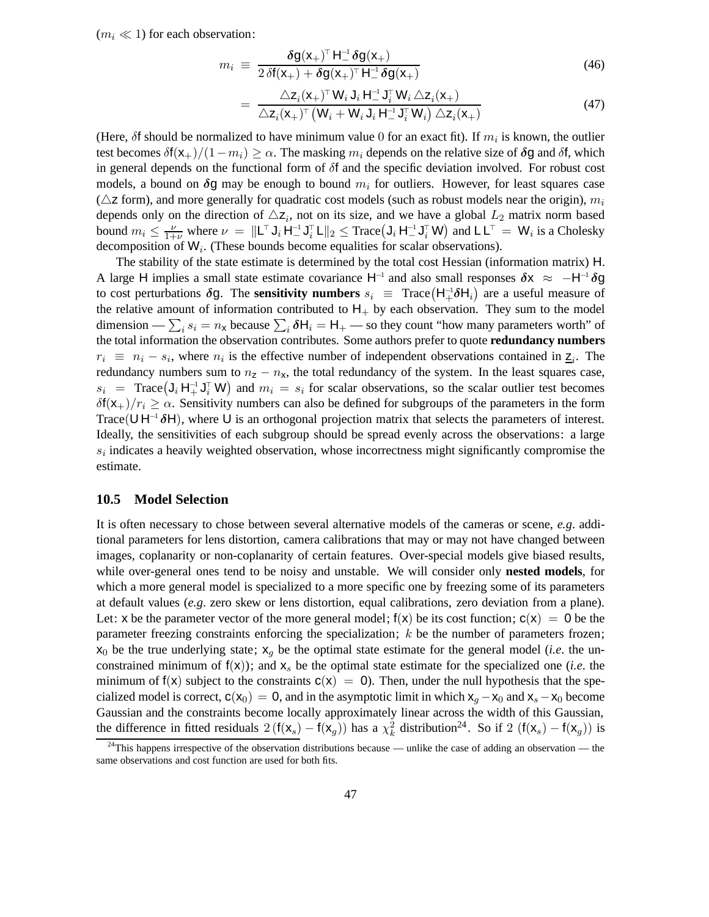($m_i \ll 1$) for each observation:

$$m_i \equiv \frac{\boldsymbol{\delta}\mathsf{g}(\mathsf{x}_+)^\top \mathsf{H}_-^{-1} \boldsymbol{\delta}\mathsf{g}(\mathsf{x}_+)}{2\,\delta\mathsf{f}(\mathsf{x}_+) + \boldsymbol{\delta}\mathsf{g}(\mathsf{x}_+)^\top \mathsf{H}_-^{-1} \boldsymbol{\delta}\mathsf{g}(\mathsf{x}_+)} \tag{46}$$

$$= \frac{\triangle\mathsf{z}_i(\mathsf{x}_+)^\top \mathsf{W}_i\,\mathsf{J}_i\,\mathsf{H}_-^{-1}\,\mathsf{J}_i^\top\,\mathsf{W}_i\,\triangle\mathsf{z}_i(\mathsf{x}_+)}{\triangle\mathsf{z}_i(\mathsf{x}_+)^\top \left(\mathsf{W}_i + \mathsf{W}_i\,\mathsf{J}_i\,\mathsf{H}_-^{-1}\,\mathsf{J}_i^\top\,\mathsf{W}_i\right)\triangle\mathsf{z}_i(\mathsf{x}_+)} \tag{47}$$

(Here, $\delta\mathsf{f}$ should be normalized to have minimum value 0 for an exact fit). If $m_i$ is known, the outlier test becomes $\delta\mathsf{f}(\mathsf{x}_+)/(1-m_i) \geq \alpha$. The masking $m_i$ depends on the relative size of $\boldsymbol{\delta}\mathsf{g}$ and $\delta\mathsf{f}$, which in general depends on the functional form of $\delta\mathsf{f}$ and the specific deviation involved. For robust cost models, a bound on $\boldsymbol{\delta}\mathsf{g}$ may be enough to bound $m_i$ for outliers. However, for least squares case ($\triangle\mathsf{z}$ form), and more generally for quadratic cost models (such as robust models near the origin), $m_i$ depends only on the direction of $\triangle\mathsf{z}_i$, not on its size, and we have a global $L_2$ matrix norm based bound $m_i \leq \frac{\nu}{1+\nu}$ where $\nu = \|\mathsf{L}^\top\,\mathsf{J}_i\,\mathsf{H}_-^{-1}\,\mathsf{J}_i^\top\,\mathsf{L}\|_2 \leq \mathrm{Trace}\big(\mathsf{J}_i\,\mathsf{H}_-^{-1}\,\mathsf{J}_i^\top\,\mathsf{W}\big)$ and $\mathsf{L}\,\mathsf{L}^\top = \mathsf{W}_i$ is a Cholesky decomposition of $\mathsf{W}_i$. (These bounds become equalities for scalar observations).

The stability of the state estimate is determined by the total cost Hessian (information matrix) $\mathsf{H}$. A large $\mathsf{H}$ implies a small state estimate covariance $\mathsf{H}^{-1}$ and also small responses $\boldsymbol{\delta}\mathsf{x} \approx -\mathsf{H}^{-1}\boldsymbol{\delta}\mathsf{g}$ to cost perturbations $\boldsymbol{\delta}\mathsf{g}$. The **sensitivity numbers** $s_i \equiv \mathrm{Trace}\big(\mathsf{H}_+^{-1}\boldsymbol{\delta}\mathsf{H}_i\big)$ are a useful measure of the relative amount of information contributed to $\mathsf{H}_+$ by each observation. They sum to the model dimension — $\sum_i s_i = n_\mathsf{x}$ because $\sum_i \boldsymbol{\delta}\mathsf{H}_i = \mathsf{H}_+$ — so they count "how many parameters worth" of the total information the observation contributes. Some authors prefer to quote **redundancy numbers** $r_i \equiv n_i - s_i$, where $n_i$ is the effective number of independent observations contained in $\underline{\mathsf{z}}_i$. The redundancy numbers sum to $n_\mathsf{z} - n_\mathsf{x}$, the total redundancy of the system. In the least squares case, $s_i = \mathrm{Trace}\big(\mathsf{J}_i\,\mathsf{H}_+^{-1}\,\mathsf{J}_i^\top\,\mathsf{W}\big)$ and $m_i = s_i$ for scalar observations, so the scalar outlier test becomes $\delta\mathsf{f}(\mathsf{x}_+)/r_i \geq \alpha$. Sensitivity numbers can also be defined for subgroups of the parameters in the form $\mathrm{Trace}(\mathsf{U}\,\mathsf{H}^{-1}\,\boldsymbol{\delta}\mathsf{H})$, where $\mathsf{U}$ is an orthogonal projection matrix that selects the parameters of interest. Ideally, the sensitivities of each subgroup should be spread evenly across the observations: a large $s_i$ indicates a heavily weighted observation, whose incorrectness might significantly compromise the estimate.

### 10.5 Model Selection

It is often necessary to chose between several alternative models of the cameras or scene, *e.g.* additional parameters for lens distortion, camera calibrations that may or may not have changed between images, coplanarity or non-coplanarity of certain features. Over-special models give biased results, while over-general ones tend to be noisy and unstable. We will consider only **nested models**, for which a more general model is specialized to a more specific one by freezing some of its parameters at default values (*e.g.* zero skew or lens distortion, equal calibrations, zero deviation from a plane). Let: $\mathsf{x}$ be the parameter vector of the more general model; $\mathsf{f}(\mathsf{x})$ be its cost function; $\mathsf{c}(\mathsf{x}) = \mathsf{0}$ be the parameter freezing constraints enforcing the specialization; $k$ be the number of parameters frozen; $\mathsf{x}_0$ be the true underlying state; $\mathsf{x}_g$ be the optimal state estimate for the general model (*i.e.* the unconstrained minimum of $\mathsf{f}(\mathsf{x})$); and $\mathsf{x}_s$ be the optimal state estimate for the specialized one (*i.e.* the minimum of $\mathsf{f}(\mathsf{x})$ subject to the constraints $\mathsf{c}(\mathsf{x}) = \mathsf{0}$). Then, under the null hypothesis that the specialized model is correct, $\mathsf{c}(\mathsf{x}_0) = \mathsf{0}$, and in the asymptotic limit in which $\mathsf{x}_g - \mathsf{x}_0$ and $\mathsf{x}_s - \mathsf{x}_0$ become Gaussian and the constraints become locally approximately linear across the width of this Gaussian, the difference in fitted residuals $2\,(\mathsf{f}(\mathsf{x}_s) - \mathsf{f}(\mathsf{x}_g))$ has a $\chi^2_k$ distribution[24]. So if $2\,(\mathsf{f}(\mathsf{x}_s) - \mathsf{f}(\mathsf{x}_g))$ is

[24] This happens irrespective of the observation distributions because — unlike the case of adding an observation — the same observations and cost function are used for both fits.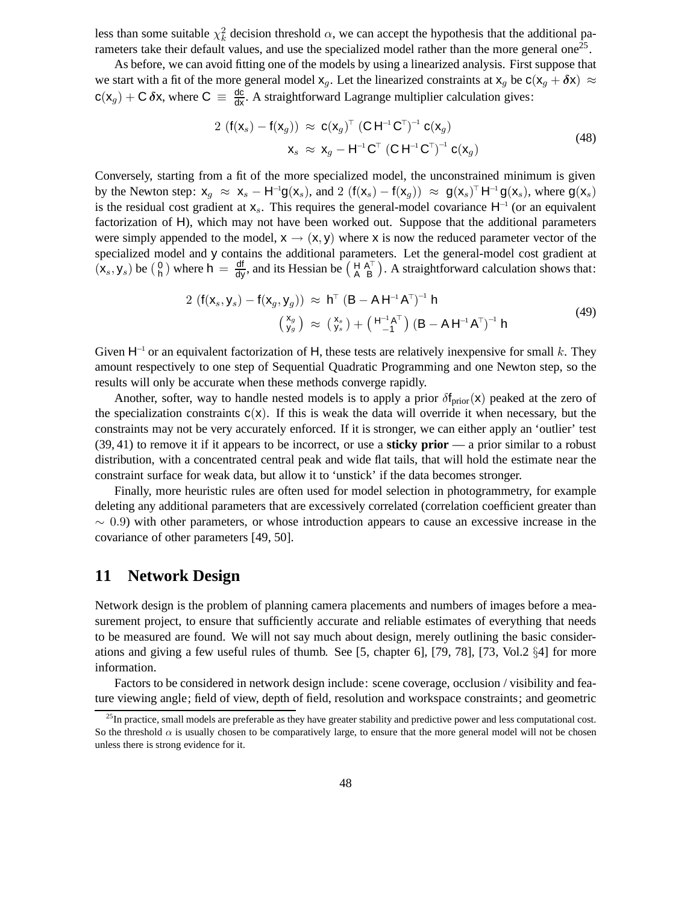less than some suitable $\chi^2_k$ decision threshold $\alpha$, we can accept the hypothesis that the additional parameters take their default values, and use the specialized model rather than the more general one[25].

As before, we can avoid fitting one of the models by using a linearized analysis. First suppose that we start with a fit of the more general model $\mathsf{x}_g$. Let the linearized constraints at $\mathsf{x}_g$ be $\mathsf{c}(\mathsf{x}_g + \boldsymbol{\delta}\mathsf{x}) \approx \mathsf{c}(\mathsf{x}_g) + \mathsf{C}\,\delta\mathsf{x}$, where $\mathsf{C} \equiv \frac{d\mathsf{c}}{d\mathsf{x}}$. A straightforward Lagrange multiplier calculation gives:

$$
\begin{aligned}
2\,(\mathsf{f}(\mathsf{x}_s) - \mathsf{f}(\mathsf{x}_g)) \;&\approx\; \mathsf{c}(\mathsf{x}_g)^\top\,(\mathsf{C}\,\mathsf{H}^{-1}\,\mathsf{C}^\top)^{-1}\,\mathsf{c}(\mathsf{x}_g) \\
\mathsf{x}_s \;&\approx\; \mathsf{x}_g - \mathsf{H}^{-1}\,\mathsf{C}^\top\,(\mathsf{C}\,\mathsf{H}^{-1}\,\mathsf{C}^\top)^{-1}\,\mathsf{c}(\mathsf{x}_g)
\end{aligned}
\tag{48}
$$

Conversely, starting from a fit of the more specialized model, the unconstrained minimum is given by the Newton step: $\mathsf{x}_g \approx \mathsf{x}_s - \mathsf{H}^{-1}\mathsf{g}(\mathsf{x}_s)$, and $2\,(\mathsf{f}(\mathsf{x}_s) - \mathsf{f}(\mathsf{x}_g)) \approx \mathsf{g}(\mathsf{x}_s)^\top\,\mathsf{H}^{-1}\,\mathsf{g}(\mathsf{x}_s)$, where $\mathsf{g}(\mathsf{x}_s)$ is the residual cost gradient at $\mathsf{x}_s$. This requires the general-model covariance $\mathsf{H}^{-1}$ (or an equivalent factorization of $\mathsf{H}$), which may not have been worked out. Suppose that the additional parameters were simply appended to the model, $\mathsf{x} \to (\mathsf{x}, \mathsf{y})$ where $\mathsf{x}$ is now the reduced parameter vector of the specialized model and $\mathsf{y}$ contains the additional parameters. Let the general-model cost gradient at $(\mathsf{x}_s, \mathsf{y}_s)$ be $\left(\begin{smallmatrix} 0 \\ \mathsf{h} \end{smallmatrix}\right)$ where $\mathsf{h} = \frac{d\mathsf{f}}{d\mathsf{y}}$, and its Hessian be $\left(\begin{smallmatrix} \mathsf{H} & \mathsf{A}^\top \\ \mathsf{A} & \mathsf{B} \end{smallmatrix}\right)$. A straightforward calculation shows that:

$$
\begin{aligned}
2\,(\mathsf{f}(\mathsf{x}_s, \mathsf{y}_s) - \mathsf{f}(\mathsf{x}_g, \mathsf{y}_g)) \;&\approx\; \mathsf{h}^\top\,(\mathsf{B} - \mathsf{A}\,\mathsf{H}^{-1}\,\mathsf{A}^\top)^{-1}\,\mathsf{h} \\
\begin{pmatrix} \mathsf{x}_g \\ \mathsf{y}_g \end{pmatrix} \;&\approx\; \begin{pmatrix} \mathsf{x}_s \\ \mathsf{y}_s \end{pmatrix} + \begin{pmatrix} \mathsf{H}^{-1}\mathsf{A}^\top \\ -1 \end{pmatrix} (\mathsf{B} - \mathsf{A}\,\mathsf{H}^{-1}\,\mathsf{A}^\top)^{-1}\,\mathsf{h}
\end{aligned}
\tag{49}
$$

Given $\mathsf{H}^{-1}$ or an equivalent factorization of $\mathsf{H}$, these tests are relatively inexpensive for small $k$. They amount respectively to one step of Sequential Quadratic Programming and one Newton step, so the results will only be accurate when these methods converge rapidly.

Another, softer, way to handle nested models is to apply a prior $\delta\mathsf{f}_{\text{prior}}(\mathsf{x})$ peaked at the zero of the specialization constraints $\mathsf{c}(\mathsf{x})$. If this is weak the data will override it when necessary, but the constraints may not be very accurately enforced. If it is stronger, we can either apply an 'outlier' test (39, 41) to remove it if it appears to be incorrect, or use a **sticky prior** — a prior similar to a robust distribution, with a concentrated central peak and wide flat tails, that will hold the estimate near the constraint surface for weak data, but allow it to 'unstick' if the data becomes stronger.

Finally, more heuristic rules are often used for model selection in photogrammetry, for example deleting any additional parameters that are excessively correlated (correlation coefficient greater than $\sim 0.9$) with other parameters, or whose introduction appears to cause an excessive increase in the covariance of other parameters [49, 50].

## 11 Network Design

Network design is the problem of planning camera placements and numbers of images before a measurement project, to ensure that sufficiently accurate and reliable estimates of everything that needs to be measured are found. We will not say much about design, merely outlining the basic considerations and giving a few useful rules of thumb. See [5, chapter 6], [79, 78], [73, Vol.2 §4] for more information.

Factors to be considered in network design include: scene coverage, occlusion / visibility and feature viewing angle; field of view, depth of field, resolution and workspace constraints; and geometric

[25] In practice, small models are preferable as they have greater stability and predictive power and less computational cost. So the threshold $\alpha$ is usually chosen to be comparatively large, to ensure that the more general model will not be chosen unless there is strong evidence for it.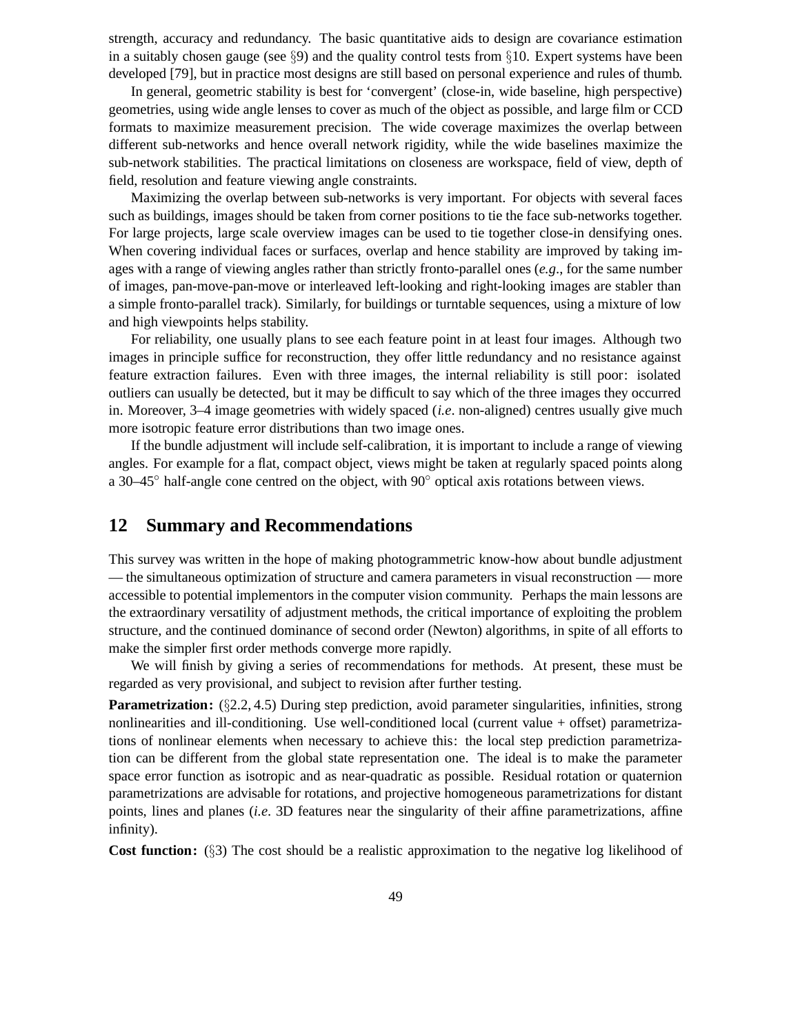strength, accuracy and redundancy. The basic quantitative aids to design are covariance estimation in a suitably chosen gauge (see §9) and the quality control tests from §10. Expert systems have been developed [79], but in practice most designs are still based on personal experience and rules of thumb.

In general, geometric stability is best for 'convergent' (close-in, wide baseline, high perspective) geometries, using wide angle lenses to cover as much of the object as possible, and large film or CCD formats to maximize measurement precision. The wide coverage maximizes the overlap between different sub-networks and hence overall network rigidity, while the wide baselines maximize the sub-network stabilities. The practical limitations on closeness are workspace, field of view, depth of field, resolution and feature viewing angle constraints.

Maximizing the overlap between sub-networks is very important. For objects with several faces such as buildings, images should be taken from corner positions to tie the face sub-networks together. For large projects, large scale overview images can be used to tie together close-in densifying ones. When covering individual faces or surfaces, overlap and hence stability are improved by taking images with a range of viewing angles rather than strictly fronto-parallel ones (*e.g.*, for the same number of images, pan-move-pan-move or interleaved left-looking and right-looking images are stabler than a simple fronto-parallel track). Similarly, for buildings or turntable sequences, using a mixture of low and high viewpoints helps stability.

For reliability, one usually plans to see each feature point in at least four images. Although two images in principle suffice for reconstruction, they offer little redundancy and no resistance against feature extraction failures. Even with three images, the internal reliability is still poor: isolated outliers can usually be detected, but it may be difficult to say which of the three images they occurred in. Moreover, 3–4 image geometries with widely spaced (*i.e.* non-aligned) centres usually give much more isotropic feature error distributions than two image ones.

If the bundle adjustment will include self-calibration, it is important to include a range of viewing angles. For example for a flat, compact object, views might be taken at regularly spaced points along a 30–45° half-angle cone centred on the object, with 90° optical axis rotations between views.

## 12 Summary and Recommendations

This survey was written in the hope of making photogrammetric know-how about bundle adjustment — the simultaneous optimization of structure and camera parameters in visual reconstruction — more accessible to potential implementors in the computer vision community. Perhaps the main lessons are the extraordinary versatility of adjustment methods, the critical importance of exploiting the problem structure, and the continued dominance of second order (Newton) algorithms, in spite of all efforts to make the simpler first order methods converge more rapidly.

We will finish by giving a series of recommendations for methods. At present, these must be regarded as very provisional, and subject to revision after further testing.

**Parametrization:** (§2.2, 4.5) During step prediction, avoid parameter singularities, infinities, strong nonlinearities and ill-conditioning. Use well-conditioned local (current value + offset) parametrizations of nonlinear elements when necessary to achieve this: the local step prediction parametrization can be different from the global state representation one. The ideal is to make the parameter space error function as isotropic and as near-quadratic as possible. Residual rotation or quaternion parametrizations are advisable for rotations, and projective homogeneous parametrizations for distant points, lines and planes (*i.e.* 3D features near the singularity of their affine parametrizations, affine infinity).

**Cost function:** (§3) The cost should be a realistic approximation to the negative log likelihood of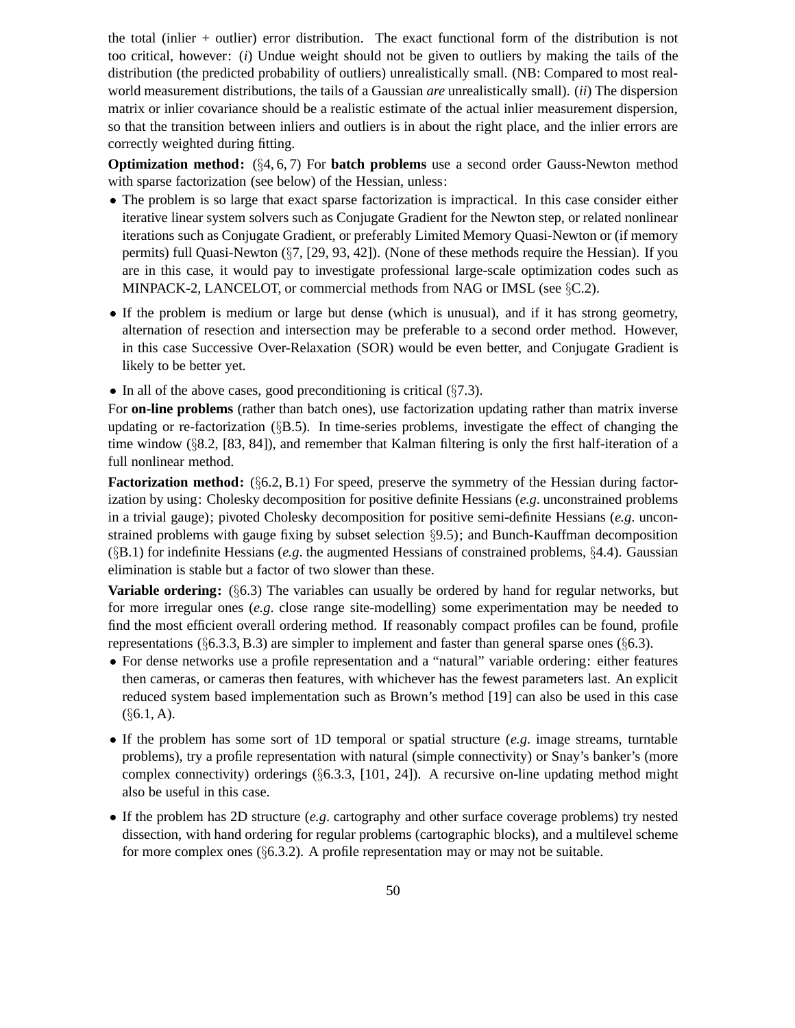the total (inlier + outlier) error distribution. The exact functional form of the distribution is not too critical, however: (*i*) Undue weight should not be given to outliers by making the tails of the distribution (the predicted probability of outliers) unrealistically small. (NB: Compared to most real-world measurement distributions, the tails of a Gaussian *are* unrealistically small). (*ii*) The dispersion matrix or inlier covariance should be a realistic estimate of the actual inlier measurement dispersion, so that the transition between inliers and outliers is in about the right place, and the inlier errors are correctly weighted during fitting.

**Optimization method:** (§4, 6, 7) For **batch problems** use a second order Gauss-Newton method with sparse factorization (see below) of the Hessian, unless:

- The problem is so large that exact sparse factorization is impractical. In this case consider either iterative linear system solvers such as Conjugate Gradient for the Newton step, or related nonlinear iterations such as Conjugate Gradient, or preferably Limited Memory Quasi-Newton or (if memory permits) full Quasi-Newton (§7, [29, 93, 42]). (None of these methods require the Hessian). If you are in this case, it would pay to investigate professional large-scale optimization codes such as MINPACK-2, LANCELOT, or commercial methods from NAG or IMSL (see §C.2).
- If the problem is medium or large but dense (which is unusual), and if it has strong geometry, alternation of resection and intersection may be preferable to a second order method. However, in this case Successive Over-Relaxation (SOR) would be even better, and Conjugate Gradient is likely to be better yet.
- In all of the above cases, good preconditioning is critical (§7.3).

For **on-line problems** (rather than batch ones), use factorization updating rather than matrix inverse updating or re-factorization (§B.5). In time-series problems, investigate the effect of changing the time window (§8.2, [83, 84]), and remember that Kalman filtering is only the first half-iteration of a full nonlinear method.

**Factorization method:** (§6.2, B.1) For speed, preserve the symmetry of the Hessian during factorization by using: Cholesky decomposition for positive definite Hessians (*e.g*. unconstrained problems in a trivial gauge); pivoted Cholesky decomposition for positive semi-definite Hessians (*e.g*. unconstrained problems with gauge fixing by subset selection §9.5); and Bunch-Kauffman decomposition (§B.1) for indefinite Hessians (*e.g*. the augmented Hessians of constrained problems, §4.4). Gaussian elimination is stable but a factor of two slower than these.

**Variable ordering:** (§6.3) The variables can usually be ordered by hand for regular networks, but for more irregular ones (*e.g*. close range site-modelling) some experimentation may be needed to find the most efficient overall ordering method. If reasonably compact profiles can be found, profile representations (§6.3.3, B.3) are simpler to implement and faster than general sparse ones (§6.3).

- For dense networks use a profile representation and a "natural" variable ordering: either features then cameras, or cameras then features, with whichever has the fewest parameters last. An explicit reduced system based implementation such as Brown's method [19] can also be used in this case (§6.1, A).
- If the problem has some sort of 1D temporal or spatial structure (*e.g*. image streams, turntable problems), try a profile representation with natural (simple connectivity) or Snay's banker's (more complex connectivity) orderings (§6.3.3, [101, 24]). A recursive on-line updating method might also be useful in this case.
- If the problem has 2D structure (*e.g*. cartography and other surface coverage problems) try nested dissection, with hand ordering for regular problems (cartographic blocks), and a multilevel scheme for more complex ones (§6.3.2). A profile representation may or may not be suitable.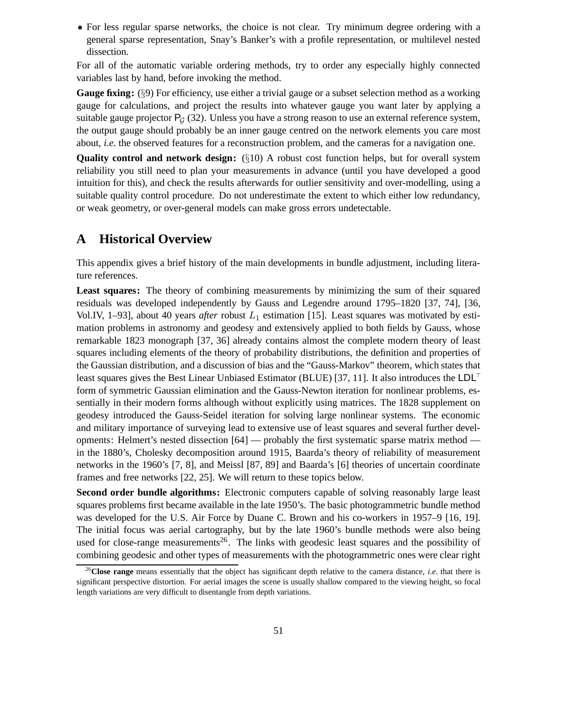- For less regular sparse networks, the choice is not clear. Try minimum degree ordering with a general sparse representation, Snay's Banker's with a profile representation, or multilevel nested dissection.

For all of the automatic variable ordering methods, try to order any especially highly connected variables last by hand, before invoking the method.

**Gauge fixing:** (§9) For efficiency, use either a trivial gauge or a subset selection method as a working gauge for calculations, and project the results into whatever gauge you want later by applying a suitable gauge projector $\mathsf{P}_{\mathcal{G}}$ (32). Unless you have a strong reason to use an external reference system, the output gauge should probably be an inner gauge centred on the network elements you care most about, *i.e*. the observed features for a reconstruction problem, and the cameras for a navigation one.

**Quality control and network design:** (§10) A robust cost function helps, but for overall system reliability you still need to plan your measurements in advance (until you have developed a good intuition for this), and check the results afterwards for outlier sensitivity and over-modelling, using a suitable quality control procedure. Do not underestimate the extent to which either low redundancy, or weak geometry, or over-general models can make gross errors undetectable.

# A Historical Overview

This appendix gives a brief history of the main developments in bundle adjustment, including literature references.

**Least squares:** The theory of combining measurements by minimizing the sum of their squared residuals was developed independently by Gauss and Legendre around 1795–1820 [37, 74], [36, Vol.IV, 1–93], about 40 years *after* robust $L_1$ estimation [15]. Least squares was motivated by estimation problems in astronomy and geodesy and extensively applied to both fields by Gauss, whose remarkable 1823 monograph [37, 36] already contains almost the complete modern theory of least squares including elements of the theory of probability distributions, the definition and properties of the Gaussian distribution, and a discussion of bias and the "Gauss-Markov" theorem, which states that least squares gives the Best Linear Unbiased Estimator (BLUE) [37, 11]. It also introduces the $\mathsf{LDL}^\top$ form of symmetric Gaussian elimination and the Gauss-Newton iteration for nonlinear problems, essentially in their modern forms although without explicitly using matrices. The 1828 supplement on geodesy introduced the Gauss-Seidel iteration for solving large nonlinear systems. The economic and military importance of surveying lead to extensive use of least squares and several further developments: Helmert's nested dissection [64] — probably the first systematic sparse matrix method — in the 1880's, Cholesky decomposition around 1915, Baarda's theory of reliability of measurement networks in the 1960's [7, 8], and Meissl [87, 89] and Baarda's [6] theories of uncertain coordinate frames and free networks [22, 25]. We will return to these topics below.

**Second order bundle algorithms:** Electronic computers capable of solving reasonably large least squares problems first became available in the late 1950's. The basic photogrammetric bundle method was developed for the U.S. Air Force by Duane C. Brown and his co-workers in 1957–9 [16, 19]. The initial focus was aerial cartography, but by the late 1960's bundle methods were also being used for close-range measurements[26]. The links with geodesic least squares and the possibility of combining geodesic and other types of measurements with the photogrammetric ones were clear right

[26] **Close range** means essentially that the object has significant depth relative to the camera distance, *i.e*. that there is significant perspective distortion. For aerial images the scene is usually shallow compared to the viewing height, so focal length variations are very difficult to disentangle from depth variations.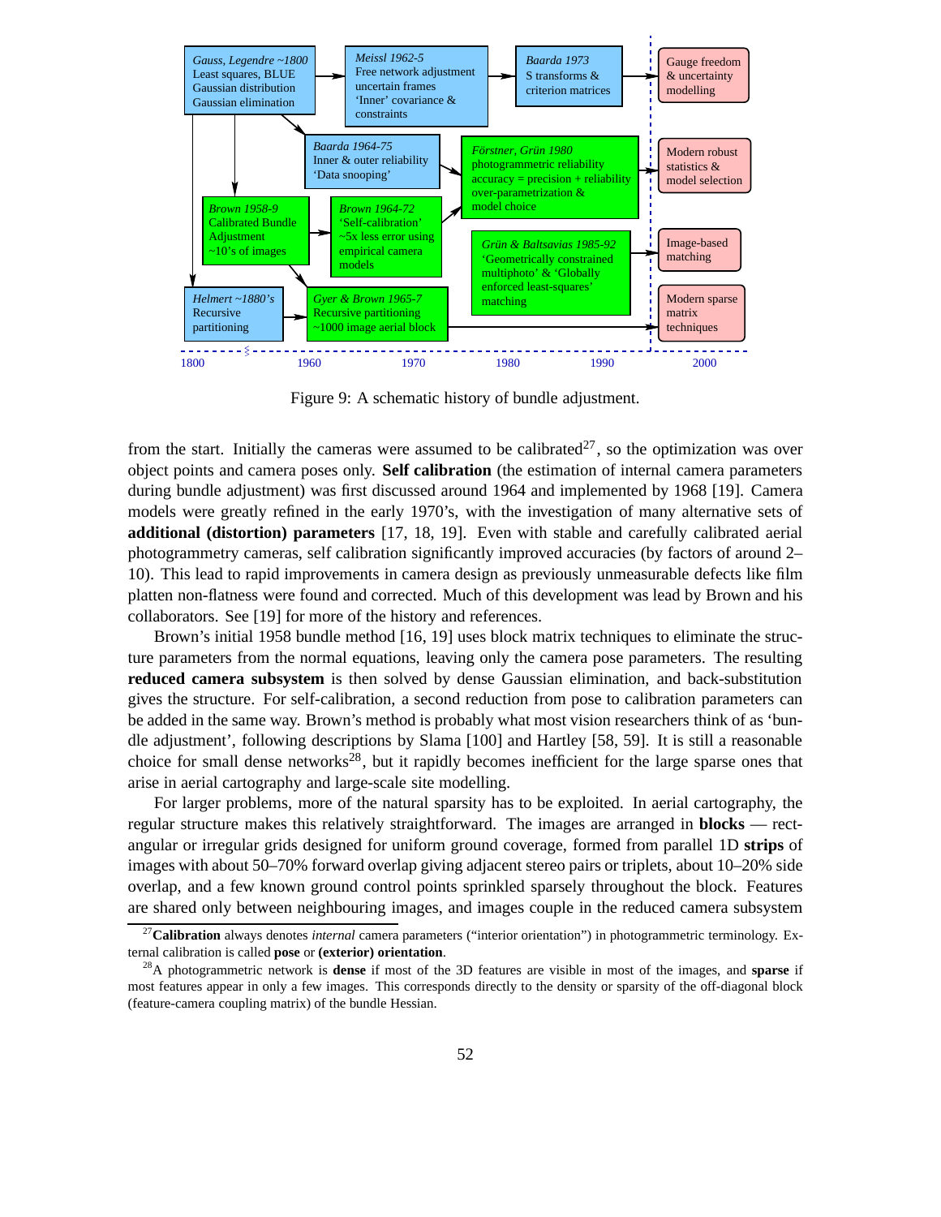Figure 9: A schematic history of bundle adjustment.

from the start. Initially the cameras were assumed to be calibrated[27], so the optimization was over object points and camera poses only. **Self calibration** (the estimation of internal camera parameters during bundle adjustment) was first discussed around 1964 and implemented by 1968 [19]. Camera models were greatly refined in the early 1970's, with the investigation of many alternative sets of **additional (distortion) parameters** [17, 18, 19]. Even with stable and carefully calibrated aerial photogrammetry cameras, self calibration significantly improved accuracies (by factors of around 2–10). This lead to rapid improvements in camera design as previously unmeasurable defects like film platten non-flatness were found and corrected. Much of this development was lead by Brown and his collaborators. See [19] for more of the history and references.

Brown's initial 1958 bundle method [16, 19] uses block matrix techniques to eliminate the structure parameters from the normal equations, leaving only the camera pose parameters. The resulting **reduced camera subsystem** is then solved by dense Gaussian elimination, and back-substitution gives the structure. For self-calibration, a second reduction from pose to calibration parameters can be added in the same way. Brown's method is probably what most vision researchers think of as 'bundle adjustment', following descriptions by Slama [100] and Hartley [58, 59]. It is still a reasonable choice for small dense networks[28], but it rapidly becomes inefficient for the large sparse ones that arise in aerial cartography and large-scale site modelling.

For larger problems, more of the natural sparsity has to be exploited. In aerial cartography, the regular structure makes this relatively straightforward. The images are arranged in **blocks** — rectangular or irregular grids designed for uniform ground coverage, formed from parallel 1D **strips** of images with about 50–70% forward overlap giving adjacent stereo pairs or triplets, about 10–20% side overlap, and a few known ground control points sprinkled sparsely throughout the block. Features are shared only between neighbouring images, and images couple in the reduced camera subsystem

[27] **Calibration** always denotes *internal* camera parameters ("interior orientation") in photogrammetric terminology. External calibration is called **pose** or **(exterior) orientation**.

[28] A photogrammetric network is **dense** if most of the 3D features are visible in most of the images, and **sparse** if most features appear in only a few images. This corresponds directly to the density or sparsity of the off-diagonal block (feature-camera coupling matrix) of the bundle Hessian.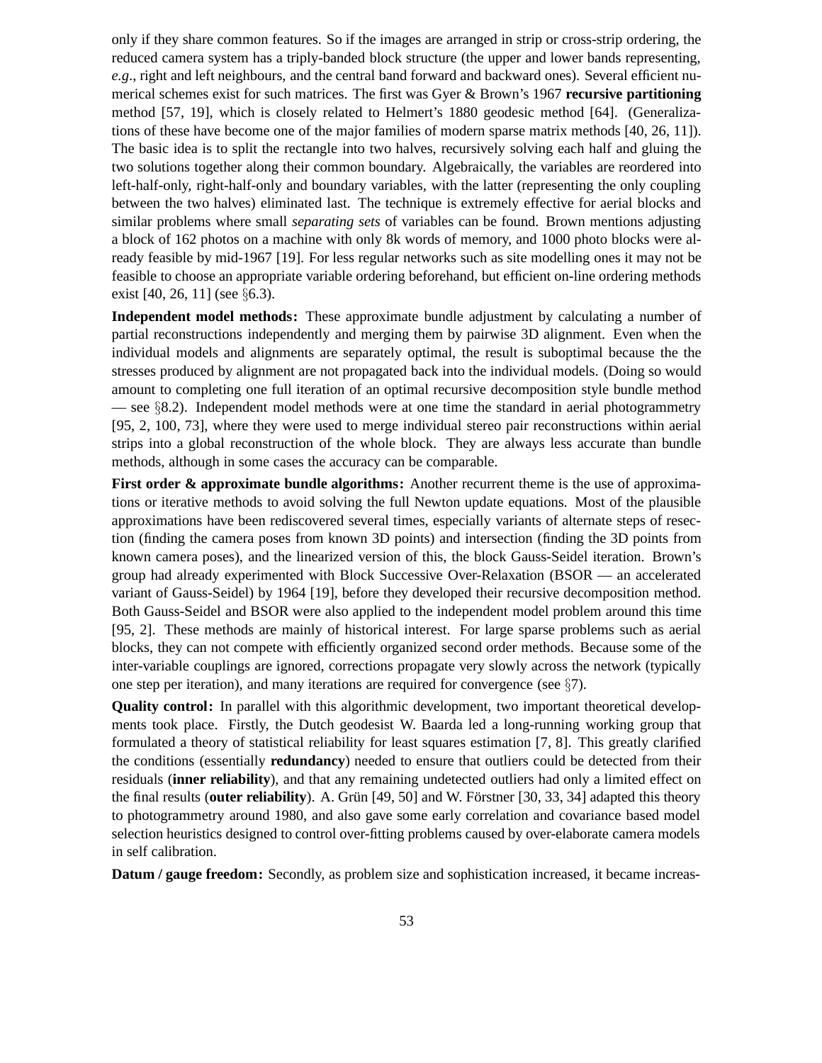only if they share common features. So if the images are arranged in strip or cross-strip ordering, the reduced camera system has a triply-banded block structure (the upper and lower bands representing, *e.g.*, right and left neighbours, and the central band forward and backward ones). Several efficient numerical schemes exist for such matrices. The first was Gyer & Brown's 1967 **recursive partitioning** method [57, 19], which is closely related to Helmert's 1880 geodesic method [64]. (Generalizations of these have become one of the major families of modern sparse matrix methods [40, 26, 11]). The basic idea is to split the rectangle into two halves, recursively solving each half and gluing the two solutions together along their common boundary. Algebraically, the variables are reordered into left-half-only, right-half-only and boundary variables, with the latter (representing the only coupling between the two halves) eliminated last. The technique is extremely effective for aerial blocks and similar problems where small *separating sets* of variables can be found. Brown mentions adjusting a block of 162 photos on a machine with only 8k words of memory, and 1000 photo blocks were already feasible by mid-1967 [19]. For less regular networks such as site modelling ones it may not be feasible to choose an appropriate variable ordering beforehand, but efficient on-line ordering methods exist [40, 26, 11] (see §6.3).

**Independent model methods:** These approximate bundle adjustment by calculating a number of partial reconstructions independently and merging them by pairwise 3D alignment. Even when the individual models and alignments are separately optimal, the result is suboptimal because the the stresses produced by alignment are not propagated back into the individual models. (Doing so would amount to completing one full iteration of an optimal recursive decomposition style bundle method — see §8.2). Independent model methods were at one time the standard in aerial photogrammetry [95, 2, 100, 73], where they were used to merge individual stereo pair reconstructions within aerial strips into a global reconstruction of the whole block. They are always less accurate than bundle methods, although in some cases the accuracy can be comparable.

**First order & approximate bundle algorithms:** Another recurrent theme is the use of approximations or iterative methods to avoid solving the full Newton update equations. Most of the plausible approximations have been rediscovered several times, especially variants of alternate steps of resection (finding the camera poses from known 3D points) and intersection (finding the 3D points from known camera poses), and the linearized version of this, the block Gauss-Seidel iteration. Brown's group had already experimented with Block Successive Over-Relaxation (BSOR — an accelerated variant of Gauss-Seidel) by 1964 [19], before they developed their recursive decomposition method. Both Gauss-Seidel and BSOR were also applied to the independent model problem around this time [95, 2]. These methods are mainly of historical interest. For large sparse problems such as aerial blocks, they can not compete with efficiently organized second order methods. Because some of the inter-variable couplings are ignored, corrections propagate very slowly across the network (typically one step per iteration), and many iterations are required for convergence (see §7).

**Quality control:** In parallel with this algorithmic development, two important theoretical developments took place. Firstly, the Dutch geodesist W. Baarda led a long-running working group that formulated a theory of statistical reliability for least squares estimation [7, 8]. This greatly clarified the conditions (essentially **redundancy**) needed to ensure that outliers could be detected from their residuals (**inner reliability**), and that any remaining undetected outliers had only a limited effect on the final results (**outer reliability**). A. Grün [49, 50] and W. Förstner [30, 33, 34] adapted this theory to photogrammetry around 1980, and also gave some early correlation and covariance based model selection heuristics designed to control over-fitting problems caused by over-elaborate camera models in self calibration.

**Datum / gauge freedom:** Secondly, as problem size and sophistication increased, it became increas-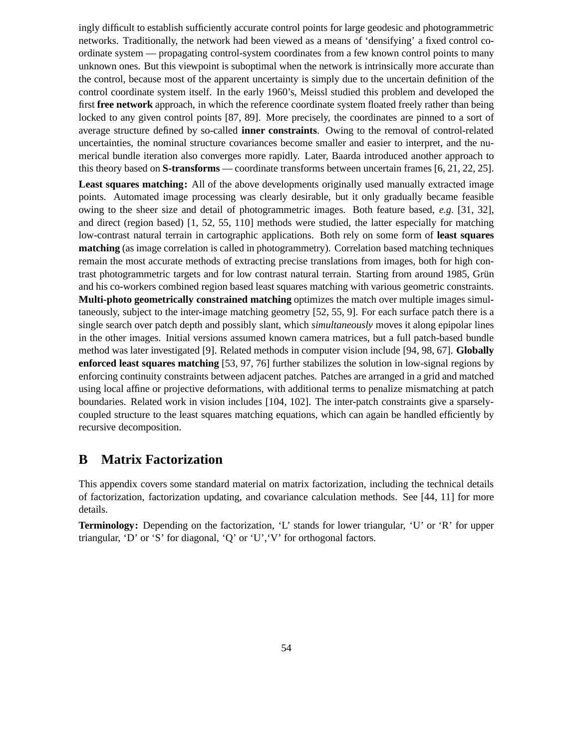ingly difficult to establish sufficiently accurate control points for large geodesic and photogrammetric networks. Traditionally, the network had been viewed as a means of 'densifying' a fixed control coordinate system — propagating control-system coordinates from a few known control points to many unknown ones. But this viewpoint is suboptimal when the network is intrinsically more accurate than the control, because most of the apparent uncertainty is simply due to the uncertain definition of the control coordinate system itself. In the early 1960's, Meissl studied this problem and developed the first **free network** approach, in which the reference coordinate system floated freely rather than being locked to any given control points [87, 89]. More precisely, the coordinates are pinned to a sort of average structure defined by so-called **inner constraints**. Owing to the removal of control-related uncertainties, the nominal structure covariances become smaller and easier to interpret, and the numerical bundle iteration also converges more rapidly. Later, Baarda introduced another approach to this theory based on **S-transforms** — coordinate transforms between uncertain frames [6, 21, 22, 25].

**Least squares matching:** All of the above developments originally used manually extracted image points. Automated image processing was clearly desirable, but it only gradually became feasible owing to the sheer size and detail of photogrammetric images. Both feature based, *e.g.* [31, 32], and direct (region based) [1, 52, 55, 110] methods were studied, the latter especially for matching low-contrast natural terrain in cartographic applications. Both rely on some form of **least squares matching** (as image correlation is called in photogrammetry). Correlation based matching techniques remain the most accurate methods of extracting precise translations from images, both for high contrast photogrammetric targets and for low contrast natural terrain. Starting from around 1985, Grün and his co-workers combined region based least squares matching with various geometric constraints. **Multi-photo geometrically constrained matching** optimizes the match over multiple images simultaneously, subject to the inter-image matching geometry [52, 55, 9]. For each surface patch there is a single search over patch depth and possibly slant, which *simultaneously* moves it along epipolar lines in the other images. Initial versions assumed known camera matrices, but a full patch-based bundle method was later investigated [9]. Related methods in computer vision include [94, 98, 67]. **Globally enforced least squares matching** [53, 97, 76] further stabilizes the solution in low-signal regions by enforcing continuity constraints between adjacent patches. Patches are arranged in a grid and matched using local affine or projective deformations, with additional terms to penalize mismatching at patch boundaries. Related work in vision includes [104, 102]. The inter-patch constraints give a sparsely-coupled structure to the least squares matching equations, which can again be handled efficiently by recursive decomposition.

## B Matrix Factorization

This appendix covers some standard material on matrix factorization, including the technical details of factorization, factorization updating, and covariance calculation methods. See [44, 11] for more details.

**Terminology:** Depending on the factorization, 'L' stands for lower triangular, 'U' or 'R' for upper triangular, 'D' or 'S' for diagonal, 'Q' or 'U','V' for orthogonal factors.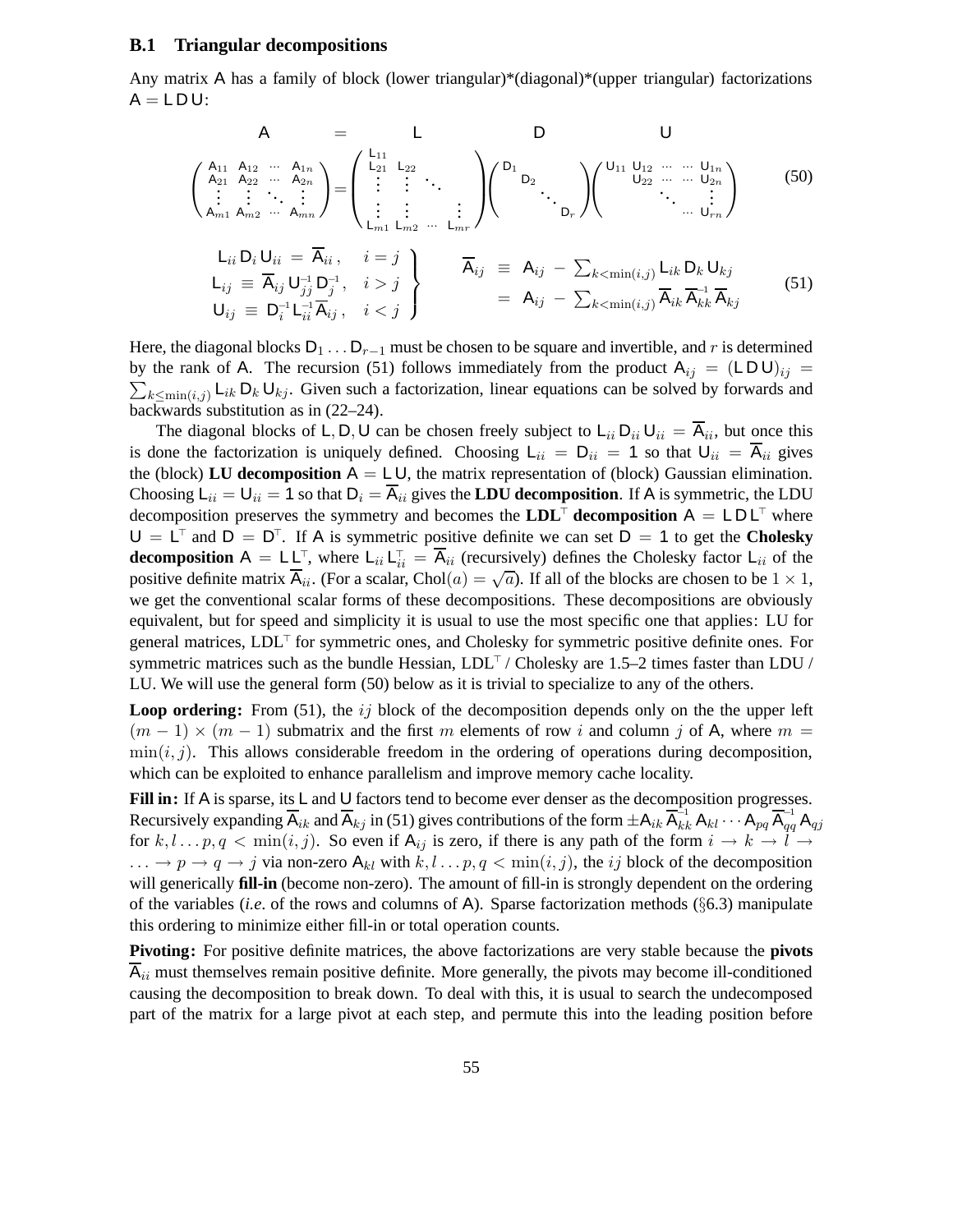### B.1 Triangular decompositions

Any matrix $\mathsf{A}$ has a family of block (lower triangular)*(diagonal)*(upper triangular) factorizations $\mathsf{A} = \mathsf{L}\,\mathsf{D}\,\mathsf{U}$:

$$
\begin{array}{ccccc}
\mathsf{A} & = & \mathsf{L} & \mathsf{D} & \mathsf{U} \\
\begin{pmatrix} \mathsf{A}_{11} & \mathsf{A}_{12} & \cdots & \mathsf{A}_{1n} \\ \mathsf{A}_{21} & \mathsf{A}_{22} & \cdots & \mathsf{A}_{2n} \\ \vdots & \vdots & \ddots & \vdots \\ \mathsf{A}_{m1} & \mathsf{A}_{m2} & \cdots & \mathsf{A}_{mn} \end{pmatrix}
& = &
\begin{pmatrix} \mathsf{L}_{11} & & & \\ \mathsf{L}_{21} & \mathsf{L}_{22} & & \\ \vdots & \vdots & \ddots & \\ \vdots & \vdots & & \vdots \\ \mathsf{L}_{m1} & \mathsf{L}_{m2} & \cdots & \mathsf{L}_{mr} \end{pmatrix}
&
\begin{pmatrix} \mathsf{D}_1 & & & \\ & \mathsf{D}_2 & & \\ & & \ddots & \\ & & & \mathsf{D}_r \end{pmatrix}
&
\begin{pmatrix} \mathsf{U}_{11} & \mathsf{U}_{12} & \cdots & \cdots & \mathsf{U}_{1n} \\ & \mathsf{U}_{22} & \cdots & \cdots & \mathsf{U}_{2n} \\ & & \ddots & & \vdots \\ & & & \cdots & \mathsf{U}_{rn} \end{pmatrix}
\end{array}
\tag{50}
$$

$$
\left.\begin{array}{rll}
\mathsf{L}_{ii}\,\mathsf{D}_i\,\mathsf{U}_{ii} \;=\; \overline{\mathsf{A}}_{ii}\,, & i = j \\
\mathsf{L}_{ij} \;\equiv\; \overline{\mathsf{A}}_{ij}\,\mathsf{U}_{jj}^{-1}\,\mathsf{D}_j^{-1}\,, & i > j \\
\mathsf{U}_{ij} \;\equiv\; \mathsf{D}_i^{-1}\,\mathsf{L}_{ii}^{-1}\,\overline{\mathsf{A}}_{ij}\,, & i < j
\end{array}\right\}
\qquad
\begin{array}{rcl}
\overline{\mathsf{A}}_{ij} & \equiv & \mathsf{A}_{ij} \;-\; \sum_{k<\min(i,j)} \mathsf{L}_{ik}\,\mathsf{D}_k\,\mathsf{U}_{kj} \\
& = & \mathsf{A}_{ij} \;-\; \sum_{k<\min(i,j)} \overline{\mathsf{A}}_{ik}\,\overline{\mathsf{A}}_{kk}^{-1}\,\overline{\mathsf{A}}_{kj}
\end{array}
\tag{51}
$$

Here, the diagonal blocks $\mathsf{D}_1 \ldots \mathsf{D}_{r-1}$ must be chosen to be square and invertible, and $r$ is determined by the rank of $\mathsf{A}$. The recursion (51) follows immediately from the product $\mathsf{A}_{ij} = (\mathsf{L}\,\mathsf{D}\,\mathsf{U})_{ij} = \sum_{k\le\min(i,j)} \mathsf{L}_{ik}\,\mathsf{D}_k\,\mathsf{U}_{kj}$. Given such a factorization, linear equations can be solved by forwards and backwards substitution as in (22–24).

The diagonal blocks of $\mathsf{L}, \mathsf{D}, \mathsf{U}$ can be chosen freely subject to $\mathsf{L}_{ii}\,\mathsf{D}_{ii}\,\mathsf{U}_{ii} = \overline{\mathsf{A}}_{ii}$, but once this is done the factorization is uniquely defined. Choosing $\mathsf{L}_{ii} = \mathsf{D}_{ii} = \mathbf{1}$ so that $\mathsf{U}_{ii} = \overline{\mathsf{A}}_{ii}$ gives the (block) **LU decomposition** $\mathsf{A} = \mathsf{L}\,\mathsf{U}$, the matrix representation of (block) Gaussian elimination. Choosing $\mathsf{L}_{ii} = \mathsf{U}_{ii} = \mathbf{1}$ so that $\mathsf{D}_i = \overline{\mathsf{A}}_{ii}$ gives the **LDU decomposition**. If $\mathsf{A}$ is symmetric, the LDU decomposition preserves the symmetry and becomes the **LDL$^\top$ decomposition** $\mathsf{A} = \mathsf{L}\,\mathsf{D}\,\mathsf{L}^\top$ where $\mathsf{U} = \mathsf{L}^\top$ and $\mathsf{D} = \mathsf{D}^\top$. If $\mathsf{A}$ is symmetric positive definite we can set $\mathsf{D} = \mathbf{1}$ to get the **Cholesky decomposition** $\mathsf{A} = \mathsf{L}\,\mathsf{L}^\top$, where $\mathsf{L}_{ii}\,\mathsf{L}_{ii}^\top = \overline{\mathsf{A}}_{ii}$ (recursively) defines the Cholesky factor $\mathsf{L}_{ii}$ of the positive definite matrix $\overline{\mathsf{A}}_{ii}$. (For a scalar, $\mathrm{Chol}(a) = \sqrt{a}$). If all of the blocks are chosen to be $1 \times 1$, we get the conventional scalar forms of these decompositions. These decompositions are obviously equivalent, but for speed and simplicity it is usual to use the most specific one that applies: LU for general matrices, LDL$^\top$ for symmetric ones, and Cholesky for symmetric positive definite ones. For symmetric matrices such as the bundle Hessian, LDL$^\top$ / Cholesky are 1.5–2 times faster than LDU / LU. We will use the general form (50) below as it is trivial to specialize to any of the others.

**Loop ordering:** From (51), the $ij$ block of the decomposition depends only on the the upper left $(m-1)\times(m-1)$ submatrix and the first $m$ elements of row $i$ and column $j$ of $\mathsf{A}$, where $m = \min(i,j)$. This allows considerable freedom in the ordering of operations during decomposition, which can be exploited to enhance parallelism and improve memory cache locality.

**Fill in:** If $\mathsf{A}$ is sparse, its $\mathsf{L}$ and $\mathsf{U}$ factors tend to become ever denser as the decomposition progresses. Recursively expanding $\overline{\mathsf{A}}_{ik}$ and $\overline{\mathsf{A}}_{kj}$ in (51) gives contributions of the form $\pm\mathsf{A}_{ik}\,\overline{\mathsf{A}}_{kk}^{-1}\,\mathsf{A}_{kl}\cdots\mathsf{A}_{pq}\,\overline{\mathsf{A}}_{qq}^{-1}\,\mathsf{A}_{qj}$ for $k, l \ldots p, q < \min(i,j)$. So even if $\mathsf{A}_{ij}$ is zero, if there is any path of the form $i \to k \to l \to \ldots \to p \to q \to j$ via non-zero $\mathsf{A}_{kl}$ with $k, l \ldots p, q < \min(i,j)$, the $ij$ block of the decomposition will generically **fill-in** (become non-zero). The amount of fill-in is strongly dependent on the ordering of the variables (*i.e.* of the rows and columns of $\mathsf{A}$). Sparse factorization methods (§6.3) manipulate this ordering to minimize either fill-in or total operation counts.

**Pivoting:** For positive definite matrices, the above factorizations are very stable because the **pivots** $\overline{\mathsf{A}}_{ii}$ must themselves remain positive definite. More generally, the pivots may become ill-conditioned causing the decomposition to break down. To deal with this, it is usual to search the undecomposed part of the matrix for a large pivot at each step, and permute this into the leading position before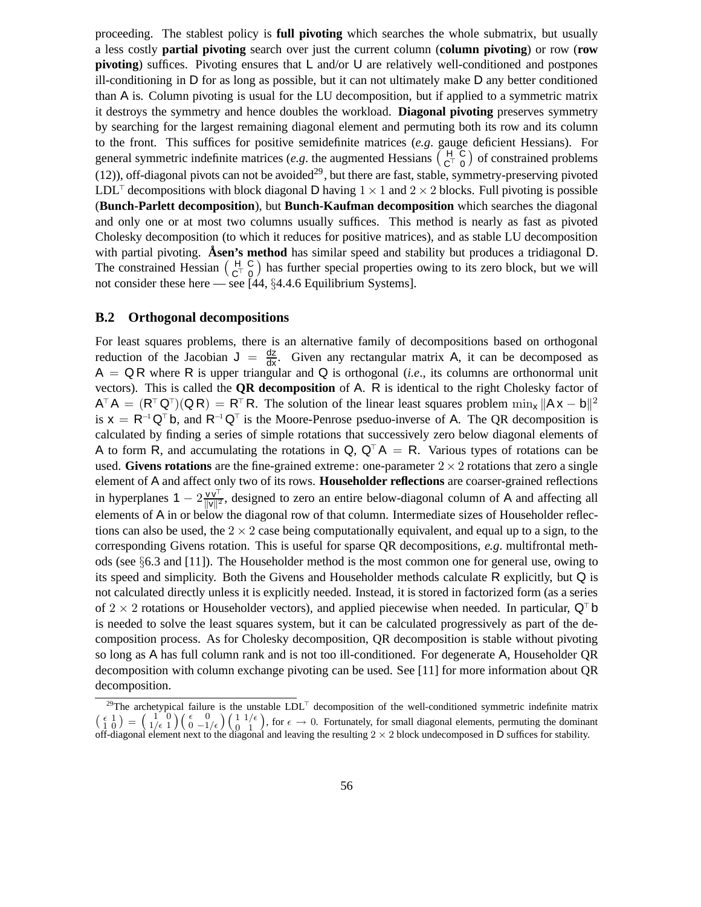proceeding. The stablest policy is **full pivoting** which searches the whole submatrix, but usually a less costly **partial pivoting** search over just the current column (**column pivoting**) or row (**row pivoting**) suffices. Pivoting ensures that $\mathsf{L}$ and/or $\mathsf{U}$ are relatively well-conditioned and postpones ill-conditioning in $\mathsf{D}$ for as long as possible, but it can not ultimately make $\mathsf{D}$ any better conditioned than $\mathsf{A}$ is. Column pivoting is usual for the LU decomposition, but if applied to a symmetric matrix it destroys the symmetry and hence doubles the workload. **Diagonal pivoting** preserves symmetry by searching for the largest remaining diagonal element and permuting both its row and its column to the front. This suffices for positive semidefinite matrices (*e.g.* gauge deficient Hessians). For general symmetric indefinite matrices (*e.g.* the augmented Hessians $\left(\begin{smallmatrix} \mathsf{H} & \mathsf{C} \\ \mathsf{C}^\top & 0 \end{smallmatrix}\right)$ of constrained problems (12)), off-diagonal pivots can not be avoided[29], but there are fast, stable, symmetry-preserving pivoted $\mathrm{LDL}^\top$ decompositions with block diagonal $\mathsf{D}$ having $1\times 1$ and $2\times 2$ blocks. Full pivoting is possible (**Bunch-Parlett decomposition**), but **Bunch-Kaufman decomposition** which searches the diagonal and only one or at most two columns usually suffices. This method is nearly as fast as pivoted Cholesky decomposition (to which it reduces for positive matrices), and as stable LU decomposition with partial pivoting. **Åsen's method** has similar speed and stability but produces a tridiagonal $\mathsf{D}$. The constrained Hessian $\left(\begin{smallmatrix} \mathsf{H} & \mathsf{C} \\ \mathsf{C}^\top & 0 \end{smallmatrix}\right)$ has further special properties owing to its zero block, but we will not consider these here — see [44, §4.4.6 Equilibrium Systems].

### B.2 Orthogonal decompositions

For least squares problems, there is an alternative family of decompositions based on orthogonal reduction of the Jacobian $\mathsf{J} = \frac{d\mathsf{z}}{d\mathsf{x}}$. Given any rectangular matrix $\mathsf{A}$, it can be decomposed as $\mathsf{A} = \mathsf{Q}\,\mathsf{R}$ where $\mathsf{R}$ is upper triangular and $\mathsf{Q}$ is orthogonal (*i.e.*, its columns are orthonormal unit vectors). This is called the **QR decomposition** of $\mathsf{A}$. $\mathsf{R}$ is identical to the right Cholesky factor of $\mathsf{A}^\top\mathsf{A} = (\mathsf{R}^\top\mathsf{Q}^\top)(\mathsf{Q}\,\mathsf{R}) = \mathsf{R}^\top\mathsf{R}$. The solution of the linear least squares problem $\min_{\mathsf{x}} \|\mathsf{A}\,\mathsf{x} - \mathsf{b}\|^2$ is $\mathsf{x} = \mathsf{R}^{-1}\mathsf{Q}^\top\mathsf{b}$, and $\mathsf{R}^{-1}\mathsf{Q}^\top$ is the Moore-Penrose pseduo-inverse of $\mathsf{A}$. The QR decomposition is calculated by finding a series of simple rotations that successively zero below diagonal elements of $\mathsf{A}$ to form $\mathsf{R}$, and accumulating the rotations in $\mathsf{Q}$, $\mathsf{Q}^\top\mathsf{A} = \mathsf{R}$. Various types of rotations can be used. **Givens rotations** are the fine-grained extreme: one-parameter $2\times 2$ rotations that zero a single element of $\mathsf{A}$ and affect only two of its rows. **Householder reflections** are coarser-grained reflections in hyperplanes $1 - 2\frac{\mathsf{v}\,\mathsf{v}^\top}{\|\mathsf{v}\|^2}$, designed to zero an entire below-diagonal column of $\mathsf{A}$ and affecting all elements of $\mathsf{A}$ in or below the diagonal row of that column. Intermediate sizes of Householder reflections can also be used, the $2\times 2$ case being computationally equivalent, and equal up to a sign, to the corresponding Givens rotation. This is useful for sparse QR decompositions, *e.g.* multifrontal methods (see §6.3 and [11]). The Householder method is the most common one for general use, owing to its speed and simplicity. Both the Givens and Householder methods calculate $\mathsf{R}$ explicitly, but $\mathsf{Q}$ is not calculated directly unless it is explicitly needed. Instead, it is stored in factorized form (as a series of $2\times 2$ rotations or Householder vectors), and applied piecewise when needed. In particular, $\mathsf{Q}^\top\mathsf{b}$ is needed to solve the least squares system, but it can be calculated progressively as part of the decomposition process. As for Cholesky decomposition, QR decomposition is stable without pivoting so long as $\mathsf{A}$ has full column rank and is not too ill-conditioned. For degenerate $\mathsf{A}$, Householder QR decomposition with column exchange pivoting can be used. See [11] for more information about QR decomposition.

---

[29] The archetypical failure is the unstable $\mathrm{LDL}^\top$ decomposition of the well-conditioned symmetric indefinite matrix $\left(\begin{smallmatrix} \epsilon & 1 \\ 1 & 0 \end{smallmatrix}\right) = \left(\begin{smallmatrix} 1 & 0 \\ 1/\epsilon & 1 \end{smallmatrix}\right)\left(\begin{smallmatrix} \epsilon & 0 \\ 0 & -1/\epsilon \end{smallmatrix}\right)\left(\begin{smallmatrix} 1 & 1/\epsilon \\ 0 & 1 \end{smallmatrix}\right)$, for $\epsilon \to 0$. Fortunately, for small diagonal elements, permuting the dominant off-diagonal element next to the diagonal and leaving the resulting $2\times 2$ block undecomposed in $\mathsf{D}$ suffices for stability.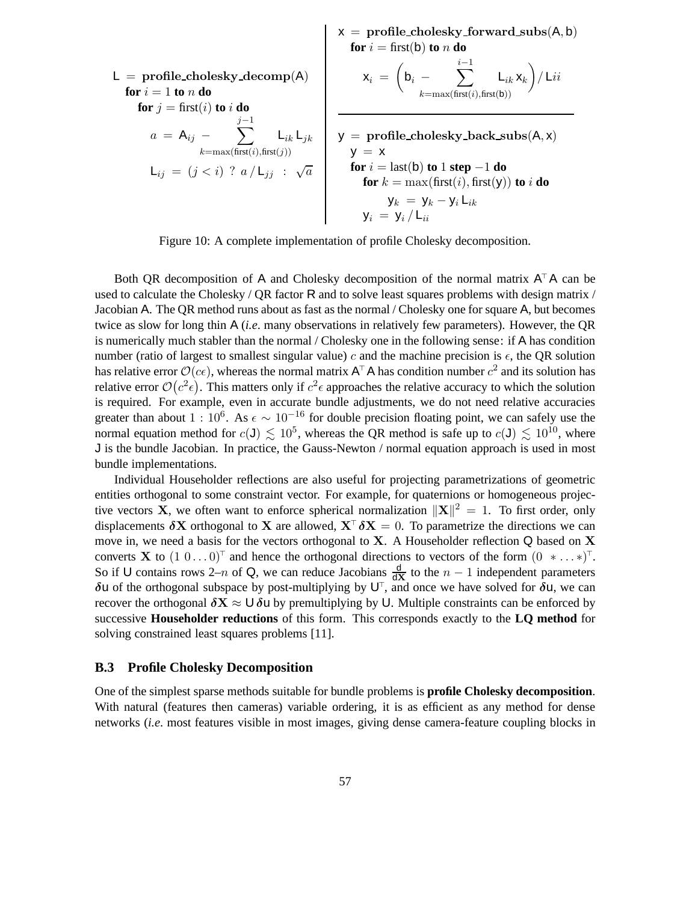```
L = profile_cholesky_decomp(A)
  for i = 1 to n do
    for j = first(i) to i do
      a = A_ij − Σ_{k=max(first(i),first(j))}^{j−1} L_ik L_jk
      L_ij = (j < i) ? a / L_jj : √a
```

```
x = profile_cholesky_forward_subs(A, b)
  for i = first(b) to n do
    x_i = ( b_i − Σ_{k=max(first(i),first(b))}^{i−1} L_ik x_k ) / L_ii
```

```
y = profile_cholesky_back_subs(A, x)
  y = x
  for i = last(b) to 1 step −1 do
    for k = max(first(i), first(y)) to i do
      y_k = y_k − y_i L_ik
    y_i = y_i / L_ii
```

Figure 10: A complete implementation of profile Cholesky decomposition.

Both QR decomposition of $\mathsf{A}$ and Cholesky decomposition of the normal matrix $\mathsf{A}^\top\mathsf{A}$ can be used to calculate the Cholesky / QR factor $\mathsf{R}$ and to solve least squares problems with design matrix / Jacobian $\mathsf{A}$. The QR method runs about as fast as the normal / Cholesky one for square $\mathsf{A}$, but becomes twice as slow for long thin $\mathsf{A}$ (*i.e.* many observations in relatively few parameters). However, the QR is numerically much stabler than the normal / Cholesky one in the following sense: if $\mathsf{A}$ has condition number (ratio of largest to smallest singular value) $c$ and the machine precision is $\epsilon$, the QR solution has relative error $\mathcal{O}(c\epsilon)$, whereas the normal matrix $\mathsf{A}^\top\mathsf{A}$ has condition number $c^2$ and its solution has relative error $\mathcal{O}(c^2\epsilon)$. This matters only if $c^2\epsilon$ approaches the relative accuracy to which the solution is required. For example, even in accurate bundle adjustments, we do not need relative accuracies greater than about $1 : 10^6$. As $\epsilon \sim 10^{-16}$ for double precision floating point, we can safely use the normal equation method for $c(\mathsf{J}) \lesssim 10^5$, whereas the QR method is safe up to $c(\mathsf{J}) \lesssim 10^{10}$, where $\mathsf{J}$ is the bundle Jacobian. In practice, the Gauss-Newton / normal equation approach is used in most bundle implementations.

Individual Householder reflections are also useful for projecting parametrizations of geometric entities orthogonal to some constraint vector. For example, for quaternions or homogeneous projective vectors $\mathbf{X}$, we often want to enforce spherical normalization $\|\mathbf{X}\|^2 = 1$. To first order, only displacements $\boldsymbol{\delta}\mathbf{X}$ orthogonal to $\mathbf{X}$ are allowed, $\mathbf{X}^\top\boldsymbol{\delta}\mathbf{X} = 0$. To parametrize the directions we can move in, we need a basis for the vectors orthogonal to $\mathbf{X}$. A Householder reflection $\mathsf{Q}$ based on $\mathbf{X}$ converts $\mathbf{X}$ to $(1\ 0 \dots 0)^\top$ and hence the orthogonal directions to vectors of the form $(0\ * \dots *)^\top$. So if $\mathsf{U}$ contains rows 2–$n$ of $\mathsf{Q}$, we can reduce Jacobians $\frac{\mathsf{d}}{\mathsf{d}\mathbf{X}}$ to the $n-1$ independent parameters $\boldsymbol{\delta}\mathsf{u}$ of the orthogonal subspace by post-multiplying by $\mathsf{U}^\top$, and once we have solved for $\boldsymbol{\delta}\mathsf{u}$, we can recover the orthogonal $\boldsymbol{\delta}\mathbf{X} \approx \mathsf{U}\,\boldsymbol{\delta}\mathsf{u}$ by premultiplying by $\mathsf{U}$. Multiple constraints can be enforced by successive **Householder reductions** of this form. This corresponds exactly to the **LQ method** for solving constrained least squares problems [11].

### B.3 Profile Cholesky Decomposition

One of the simplest sparse methods suitable for bundle problems is **profile Cholesky decomposition**. With natural (features then cameras) variable ordering, it is as efficient as any method for dense networks (*i.e.* most features visible in most images, giving dense camera-feature coupling blocks in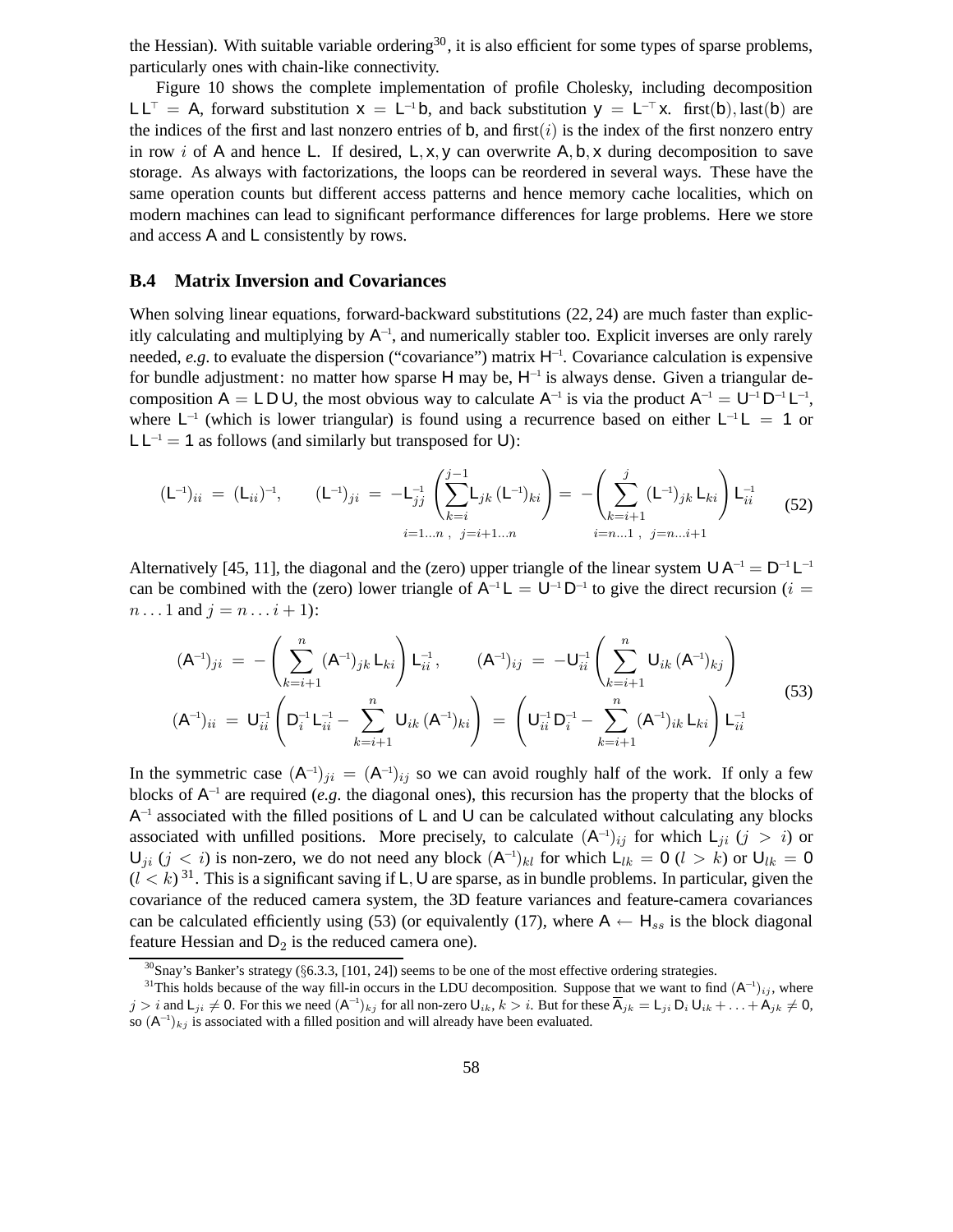the Hessian). With suitable variable ordering[30], it is also efficient for some types of sparse problems, particularly ones with chain-like connectivity.

Figure 10 shows the complete implementation of profile Cholesky, including decomposition $\mathsf{L}\,\mathsf{L}^\top = \mathsf{A}$, forward substitution $\mathsf{x} = \mathsf{L}^{-1}\mathsf{b}$, and back substitution $\mathsf{y} = \mathsf{L}^{-\top}\mathsf{x}$. $\text{first}(\mathsf{b}), \text{last}(\mathsf{b})$ are the indices of the first and last nonzero entries of $\mathsf{b}$, and $\text{first}(i)$ is the index of the first nonzero entry in row $i$ of $\mathsf{A}$ and hence $\mathsf{L}$. If desired, $\mathsf{L}, \mathsf{x}, \mathsf{y}$ can overwrite $\mathsf{A}, \mathsf{b}, \mathsf{x}$ during decomposition to save storage. As always with factorizations, the loops can be reordered in several ways. These have the same operation counts but different access patterns and hence memory cache localities, which on modern machines can lead to significant performance differences for large problems. Here we store and access $\mathsf{A}$ and $\mathsf{L}$ consistently by rows.

## B.4 Matrix Inversion and Covariances

When solving linear equations, forward-backward substitutions (22, 24) are much faster than explicitly calculating and multiplying by $\mathsf{A}^{-1}$, and numerically stabler too. Explicit inverses are only rarely needed, *e.g.* to evaluate the dispersion ("covariance") matrix $\mathsf{H}^{-1}$. Covariance calculation is expensive for bundle adjustment: no matter how sparse $\mathsf{H}$ may be, $\mathsf{H}^{-1}$ is always dense. Given a triangular decomposition $\mathsf{A} = \mathsf{L}\,\mathsf{D}\,\mathsf{U}$, the most obvious way to calculate $\mathsf{A}^{-1}$ is via the product $\mathsf{A}^{-1} = \mathsf{U}^{-1}\mathsf{D}^{-1}\mathsf{L}^{-1}$, where $\mathsf{L}^{-1}$ (which is lower triangular) is found using a recurrence based on either $\mathsf{L}^{-1}\mathsf{L} = \mathbf{1}$ or $\mathsf{L}\,\mathsf{L}^{-1} = \mathbf{1}$ as follows (and similarly but transposed for $\mathsf{U}$):

$$
(\mathsf{L}^{-1})_{ii} \;=\; (\mathsf{L}_{ii})^{-1}, \qquad (\mathsf{L}^{-1})_{ji} \;=\; \underset{i=1\ldots n\;,\;\; j=i+1\ldots n}{-\mathsf{L}_{jj}^{-1}\left(\sum_{k=i}^{j-1} \mathsf{L}_{jk}\,(\mathsf{L}^{-1})_{ki}\right)} \;=\; \underset{i=n\ldots 1\;,\;\; j=n\ldots i+1}{-\left(\sum_{k=i+1}^{j} (\mathsf{L}^{-1})_{jk}\,\mathsf{L}_{ki}\right)\mathsf{L}_{ii}^{-1}} \tag{52}
$$

Alternatively [45, 11], the diagonal and the (zero) upper triangle of the linear system $\mathsf{U}\,\mathsf{A}^{-1} = \mathsf{D}^{-1}\mathsf{L}^{-1}$ can be combined with the (zero) lower triangle of $\mathsf{A}^{-1}\mathsf{L} = \mathsf{U}^{-1}\mathsf{D}^{-1}$ to give the direct recursion ($i = n \ldots 1$ and $j = n \ldots i+1$):

$$
\begin{aligned}
(\mathsf{A}^{-1})_{ji} \;&=\; -\left(\sum_{k=i+1}^{n} (\mathsf{A}^{-1})_{jk}\,\mathsf{L}_{ki}\right)\mathsf{L}_{ii}^{-1}, \qquad (\mathsf{A}^{-1})_{ij} \;=\; -\mathsf{U}_{ii}^{-1}\left(\sum_{k=i+1}^{n} \mathsf{U}_{ik}\,(\mathsf{A}^{-1})_{kj}\right) \\
(\mathsf{A}^{-1})_{ii} \;&=\; \mathsf{U}_{ii}^{-1}\left(\mathsf{D}_i^{-1}\,\mathsf{L}_{ii}^{-1} - \sum_{k=i+1}^{n} \mathsf{U}_{ik}\,(\mathsf{A}^{-1})_{ki}\right) \;=\; \left(\mathsf{U}_{ii}^{-1}\,\mathsf{D}_i^{-1} - \sum_{k=i+1}^{n} (\mathsf{A}^{-1})_{ik}\,\mathsf{L}_{ki}\right)\mathsf{L}_{ii}^{-1}
\end{aligned} \tag{53}
$$

In the symmetric case $(\mathsf{A}^{-1})_{ji} = (\mathsf{A}^{-1})_{ij}$ so we can avoid roughly half of the work. If only a few blocks of $\mathsf{A}^{-1}$ are required (*e.g.* the diagonal ones), this recursion has the property that the blocks of $\mathsf{A}^{-1}$ associated with the filled positions of $\mathsf{L}$ and $\mathsf{U}$ can be calculated without calculating any blocks associated with unfilled positions. More precisely, to calculate $(\mathsf{A}^{-1})_{ij}$ for which $\mathsf{L}_{ji}$ ($j > i$) or $\mathsf{U}_{ji}$ ($j < i$) is non-zero, we do not need any block $(\mathsf{A}^{-1})_{kl}$ for which $\mathsf{L}_{lk} = \mathbf{0}$ ($l > k$) or $\mathsf{U}_{lk} = \mathbf{0}$ ($l < k$)[31]. This is a significant saving if $\mathsf{L}, \mathsf{U}$ are sparse, as in bundle problems. In particular, given the covariance of the reduced camera system, the 3D feature variances and feature-camera covariances can be calculated efficiently using (53) (or equivalently (17), where $\mathsf{A} \leftarrow \mathsf{H}_{ss}$ is the block diagonal feature Hessian and $\mathsf{D}_2$ is the reduced camera one).

---

[30] Snay's Banker's strategy (§6.3.3, [101, 24]) seems to be one of the most effective ordering strategies.

[31] This holds because of the way fill-in occurs in the LDU decomposition. Suppose that we want to find $(\mathsf{A}^{-1})_{ij}$, where $j > i$ and $\mathsf{L}_{ji} \neq \mathbf{0}$. For this we need $(\mathsf{A}^{-1})_{kj}$ for all non-zero $\mathsf{U}_{ik}$, $k > i$. But for these $\overline{\mathsf{A}}_{jk} = \mathsf{L}_{ji}\,\mathsf{D}_i\,\mathsf{U}_{ik} + \ldots + \mathsf{A}_{jk} \neq \mathbf{0}$, so $(\mathsf{A}^{-1})_{kj}$ is associated with a filled position and will already have been evaluated.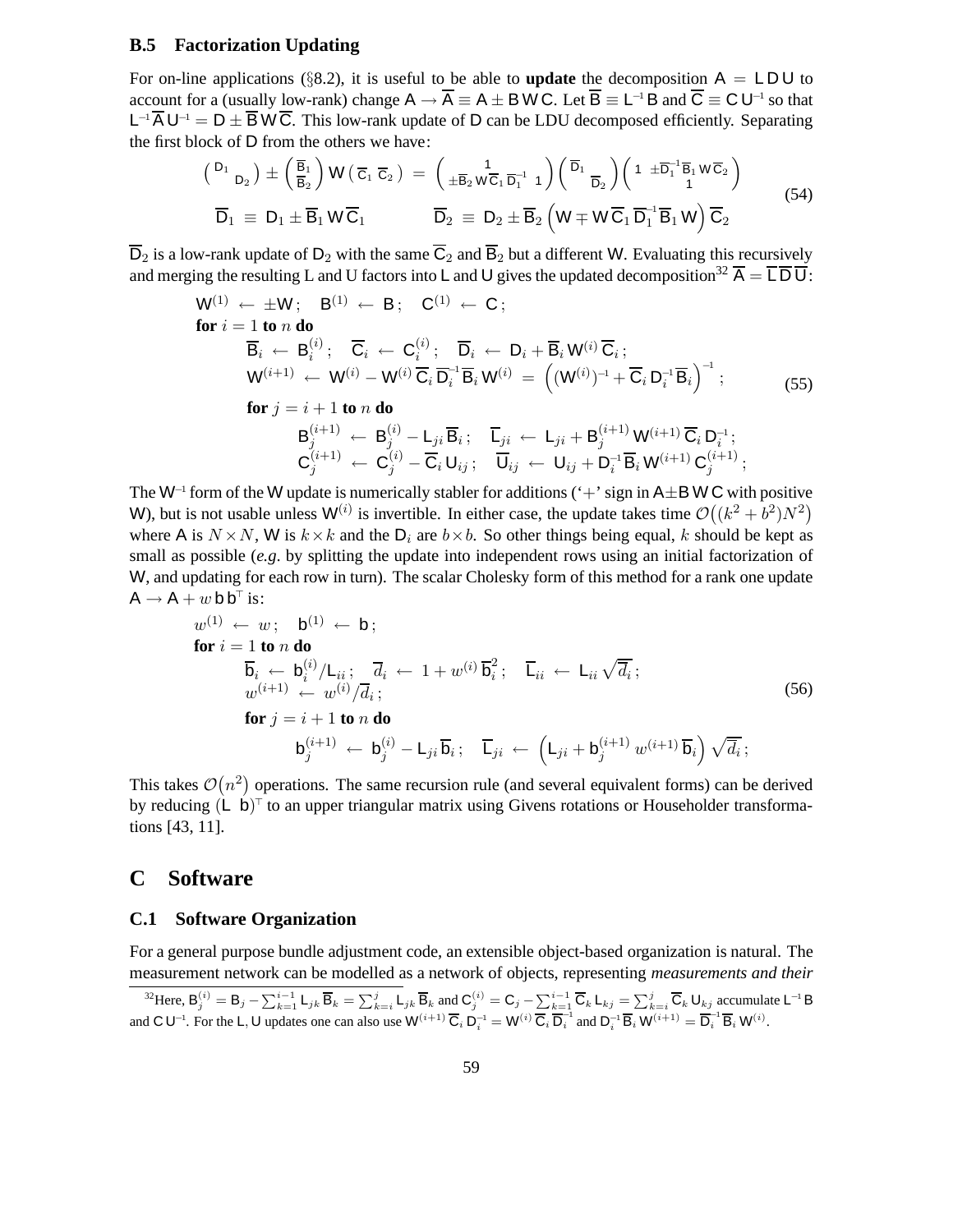### B.5 Factorization Updating

For on-line applications (§8.2), it is useful to be able to **update** the decomposition $\mathsf{A} = \mathsf{L}\,\mathsf{D}\,\mathsf{U}$ to account for a (usually low-rank) change $\mathsf{A} \to \overline{\mathsf{A}} \equiv \mathsf{A} \pm \mathsf{B}\,\mathsf{W}\,\mathsf{C}$. Let $\overline{\mathsf{B}} \equiv \mathsf{L}^{-1}\mathsf{B}$ and $\overline{\mathsf{C}} \equiv \mathsf{C}\,\mathsf{U}^{-1}$ so that $\mathsf{L}^{-1}\overline{\mathsf{A}}\,\mathsf{U}^{-1} = \mathsf{D} \pm \overline{\mathsf{B}}\,\mathsf{W}\,\overline{\mathsf{C}}$. This low-rank update of $\mathsf{D}$ can be LDU decomposed efficiently. Separating the first block of $\mathsf{D}$ from the others we have:

$$
\begin{gathered}
\begin{pmatrix} \mathsf{D}_1 & \\ & \mathsf{D}_2 \end{pmatrix} \pm \begin{pmatrix} \overline{\mathsf{B}}_1 \\ \overline{\mathsf{B}}_2 \end{pmatrix} \mathsf{W} \begin{pmatrix} \overline{\mathsf{C}}_1 & \overline{\mathsf{C}}_2 \end{pmatrix} \;=\; \begin{pmatrix} 1 & \\ \pm\overline{\mathsf{B}}_2\,\mathsf{W}\,\overline{\mathsf{C}}_1\,\overline{\mathsf{D}}_1^{-1} & 1 \end{pmatrix} \begin{pmatrix} \overline{\mathsf{D}}_1 & \\ & \overline{\mathsf{D}}_2 \end{pmatrix} \begin{pmatrix} 1 & \pm\overline{\mathsf{D}}_1^{-1}\overline{\mathsf{B}}_1\,\mathsf{W}\,\overline{\mathsf{C}}_2 \\ & 1 \end{pmatrix} \\
\overline{\mathsf{D}}_1 \;\equiv\; \mathsf{D}_1 \pm \overline{\mathsf{B}}_1\,\mathsf{W}\,\overline{\mathsf{C}}_1 \qquad\qquad \overline{\mathsf{D}}_2 \;\equiv\; \mathsf{D}_2 \pm \overline{\mathsf{B}}_2 \left(\mathsf{W} \mp \mathsf{W}\,\overline{\mathsf{C}}_1\,\overline{\mathsf{D}}_1^{-1}\overline{\mathsf{B}}_1\,\mathsf{W}\right) \overline{\mathsf{C}}_2
\end{gathered}
\tag{54}
$$

$\overline{\mathsf{D}}_2$ is a low-rank update of $\mathsf{D}_2$ with the same $\overline{\mathsf{C}}_2$ and $\overline{\mathsf{B}}_2$ but a different $\mathsf{W}$. Evaluating this recursively and merging the resulting L and U factors into $\mathsf{L}$ and $\mathsf{U}$ gives the updated decomposition[32] $\overline{\mathsf{A}} = \overline{\mathsf{L}}\,\overline{\mathsf{D}}\,\overline{\mathsf{U}}$:

$$
\begin{aligned}
& \mathsf{W}^{(1)} \;\leftarrow\; \pm\mathsf{W}\,; \quad \mathsf{B}^{(1)} \;\leftarrow\; \mathsf{B}\,; \quad \mathsf{C}^{(1)} \;\leftarrow\; \mathsf{C}\,; \\
& \textbf{for } i = 1 \textbf{ to } n \textbf{ do} \\
& \qquad \overline{\mathsf{B}}_i \;\leftarrow\; \mathsf{B}_i^{(i)}\,; \quad \overline{\mathsf{C}}_i \;\leftarrow\; \mathsf{C}_i^{(i)}\,; \quad \overline{\mathsf{D}}_i \;\leftarrow\; \mathsf{D}_i + \overline{\mathsf{B}}_i\,\mathsf{W}^{(i)}\,\overline{\mathsf{C}}_i\,; \\
& \qquad \mathsf{W}^{(i+1)} \;\leftarrow\; \mathsf{W}^{(i)} - \mathsf{W}^{(i)}\,\overline{\mathsf{C}}_i\,\overline{\mathsf{D}}_i^{-1}\,\overline{\mathsf{B}}_i\,\mathsf{W}^{(i)} \;=\; \left((\mathsf{W}^{(i)})^{-1} + \overline{\mathsf{C}}_i\,\mathsf{D}_i^{-1}\,\overline{\mathsf{B}}_i\right)^{-1}\,; \\
& \qquad \textbf{for } j = i+1 \textbf{ to } n \textbf{ do} \\
& \qquad\qquad \mathsf{B}_j^{(i+1)} \;\leftarrow\; \mathsf{B}_j^{(i)} - \mathsf{L}_{ji}\,\overline{\mathsf{B}}_i\,; \quad \overline{\mathsf{L}}_{ji} \;\leftarrow\; \mathsf{L}_{ji} + \mathsf{B}_j^{(i+1)}\,\mathsf{W}^{(i+1)}\,\overline{\mathsf{C}}_i\,\mathsf{D}_i^{-1}\,; \\
& \qquad\qquad \mathsf{C}_j^{(i+1)} \;\leftarrow\; \mathsf{C}_j^{(i)} - \overline{\mathsf{C}}_i\,\mathsf{U}_{ij}\,; \quad \overline{\mathsf{U}}_{ij} \;\leftarrow\; \mathsf{U}_{ij} + \mathsf{D}_i^{-1}\,\overline{\mathsf{B}}_i\,\mathsf{W}^{(i+1)}\,\mathsf{C}_j^{(i+1)}\,;
\end{aligned}
\tag{55}
$$

The $\mathsf{W}^{-1}$ form of the $\mathsf{W}$ update is numerically stabler for additions ('$+$' sign in $\mathsf{A}\pm\mathsf{B}\,\mathsf{W}\,\mathsf{C}$ with positive $\mathsf{W}$), but is not usable unless $\mathsf{W}^{(i)}$ is invertible. In either case, the update takes time $\mathcal{O}\big((k^2+b^2)N^2\big)$ where $\mathsf{A}$ is $N\times N$, $\mathsf{W}$ is $k\times k$ and the $\mathsf{D}_i$ are $b\times b$. So other things being equal, $k$ should be kept as small as possible (*e.g.* by splitting the update into independent rows using an initial factorization of $\mathsf{W}$, and updating for each row in turn). The scalar Cholesky form of this method for a rank one update $\mathsf{A} \to \mathsf{A} + w\,\mathsf{b}\,\mathsf{b}^\top$ is:

$$
\begin{aligned}
& w^{(1)} \;\leftarrow\; w\,; \quad \mathsf{b}^{(1)} \;\leftarrow\; \mathsf{b}\,; \\
& \textbf{for } i = 1 \textbf{ to } n \textbf{ do} \\
& \qquad \overline{\mathsf{b}}_i \;\leftarrow\; \mathsf{b}_i^{(i)}/\mathsf{L}_{ii}\,; \quad \overline{d}_i \;\leftarrow\; 1 + w^{(i)}\,\overline{\mathsf{b}}_i^2\,; \quad \overline{\mathsf{L}}_{ii} \;\leftarrow\; \mathsf{L}_{ii}\,\sqrt{\overline{d}_i}\,; \\
& \qquad w^{(i+1)} \;\leftarrow\; w^{(i)}/\overline{d}_i\,; \\
& \qquad \textbf{for } j = i+1 \textbf{ to } n \textbf{ do} \\
& \qquad\qquad \mathsf{b}_j^{(i+1)} \;\leftarrow\; \mathsf{b}_j^{(i)} - \mathsf{L}_{ji}\,\overline{\mathsf{b}}_i\,; \quad \overline{\mathsf{L}}_{ji} \;\leftarrow\; \left(\mathsf{L}_{ji} + \mathsf{b}_j^{(i+1)}\,w^{(i+1)}\,\overline{\mathsf{b}}_i\right)\sqrt{\overline{d}_i}\,;
\end{aligned}
\tag{56}
$$

This takes $\mathcal{O}\big(n^2\big)$ operations. The same recursion rule (and several equivalent forms) can be derived by reducing $(\mathsf{L} \;\; \mathsf{b})^\top$ to an upper triangular matrix using Givens rotations or Householder transformations [43, 11].

## C Software

### C.1 Software Organization

For a general purpose bundle adjustment code, an extensible object-based organization is natural. The measurement network can be modelled as a network of objects, representing *measurements and their*

[32] Here, $\mathsf{B}_j^{(i)} = \mathsf{B}_j - \sum_{k=1}^{i-1}\mathsf{L}_{jk}\,\overline{\mathsf{B}}_k = \sum_{k=i}^{j}\mathsf{L}_{jk}\,\overline{\mathsf{B}}_k$ and $\mathsf{C}_j^{(i)} = \mathsf{C}_j - \sum_{k=1}^{i-1}\overline{\mathsf{C}}_k\,\mathsf{L}_{kj} = \sum_{k=i}^{j}\overline{\mathsf{C}}_k\,\mathsf{U}_{kj}$ accumulate $\mathsf{L}^{-1}\mathsf{B}$ and $\mathsf{C}\,\mathsf{U}^{-1}$. For the $\mathsf{L},\mathsf{U}$ updates one can also use $\mathsf{W}^{(i+1)}\,\overline{\mathsf{C}}_i\,\mathsf{D}_i^{-1} = \mathsf{W}^{(i)}\,\overline{\mathsf{C}}_i\,\overline{\mathsf{D}}_i^{-1}$ and $\mathsf{D}_i^{-1}\overline{\mathsf{B}}_i\,\mathsf{W}^{(i+1)} = \overline{\mathsf{D}}_i^{-1}\overline{\mathsf{B}}_i\,\mathsf{W}^{(i)}$.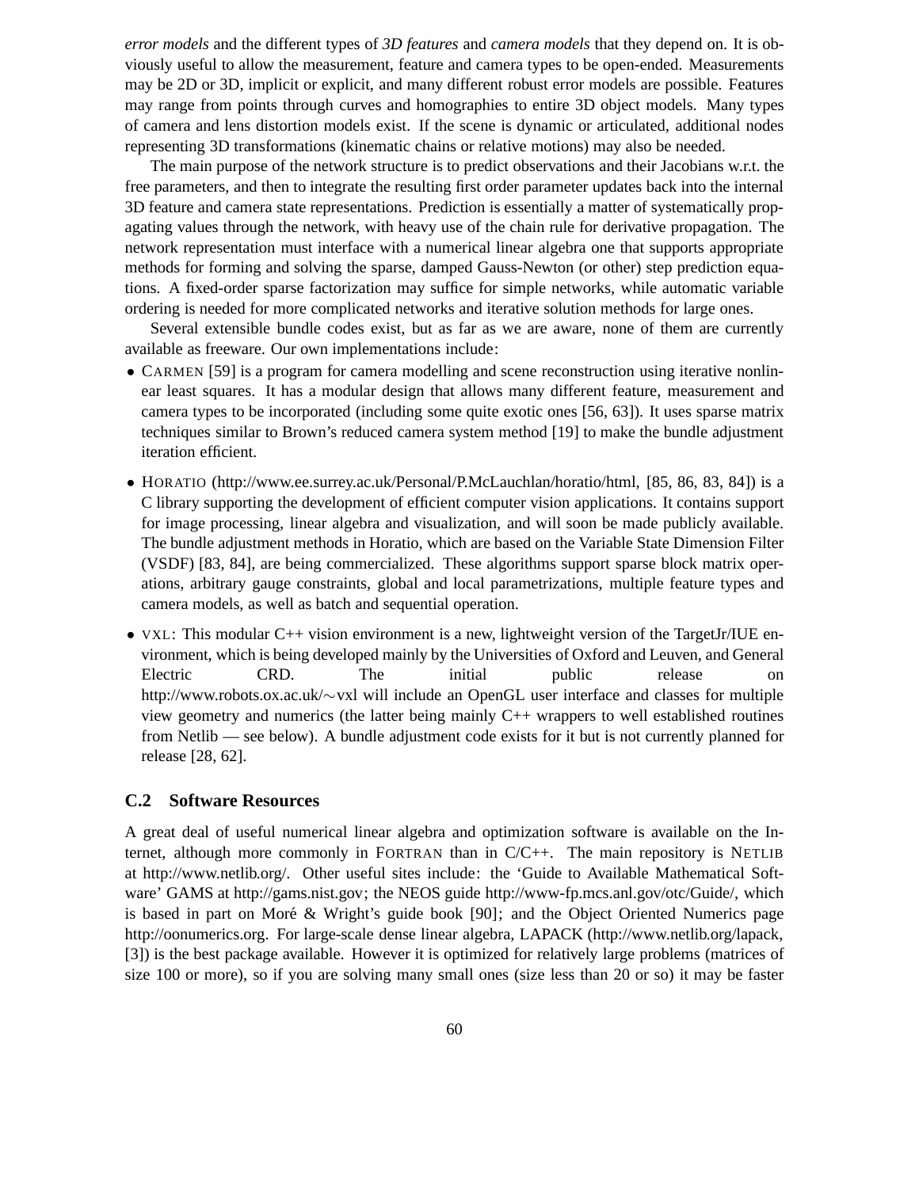*error models* and the different types of *3D features* and *camera models* that they depend on. It is obviously useful to allow the measurement, feature and camera types to be open-ended. Measurements may be 2D or 3D, implicit or explicit, and many different robust error models are possible. Features may range from points through curves and homographies to entire 3D object models. Many types of camera and lens distortion models exist. If the scene is dynamic or articulated, additional nodes representing 3D transformations (kinematic chains or relative motions) may also be needed.

The main purpose of the network structure is to predict observations and their Jacobians w.r.t. the free parameters, and then to integrate the resulting first order parameter updates back into the internal 3D feature and camera state representations. Prediction is essentially a matter of systematically propagating values through the network, with heavy use of the chain rule for derivative propagation. The network representation must interface with a numerical linear algebra one that supports appropriate methods for forming and solving the sparse, damped Gauss-Newton (or other) step prediction equations. A fixed-order sparse factorization may suffice for simple networks, while automatic variable ordering is needed for more complicated networks and iterative solution methods for large ones.

Several extensible bundle codes exist, but as far as we are aware, none of them are currently available as freeware. Our own implementations include:

- CARMEN [59] is a program for camera modelling and scene reconstruction using iterative nonlinear least squares. It has a modular design that allows many different feature, measurement and camera types to be incorporated (including some quite exotic ones [56, 63]). It uses sparse matrix techniques similar to Brown's reduced camera system method [19] to make the bundle adjustment iteration efficient.

- HORATIO (http://www.ee.surrey.ac.uk/Personal/P.McLauchlan/horatio/html, [85, 86, 83, 84]) is a C library supporting the development of efficient computer vision applications. It contains support for image processing, linear algebra and visualization, and will soon be made publicly available. The bundle adjustment methods in Horatio, which are based on the Variable State Dimension Filter (VSDF) [83, 84], are being commercialized. These algorithms support sparse block matrix operations, arbitrary gauge constraints, global and local parametrizations, multiple feature types and camera models, as well as batch and sequential operation.

- VXL: This modular C++ vision environment is a new, lightweight version of the TargetJr/IUE environment, which is being developed mainly by the Universities of Oxford and Leuven, and General Electric CRD. The initial public release on http://www.robots.ox.ac.uk/∼vxl will include an OpenGL user interface and classes for multiple view geometry and numerics (the latter being mainly C++ wrappers to well established routines from Netlib — see below). A bundle adjustment code exists for it but is not currently planned for release [28, 62].

## C.2 Software Resources

A great deal of useful numerical linear algebra and optimization software is available on the Internet, although more commonly in FORTRAN than in C/C++. The main repository is NETLIB at http://www.netlib.org/. Other useful sites include: the 'Guide to Available Mathematical Software' GAMS at http://gams.nist.gov; the NEOS guide http://www-fp.mcs.anl.gov/otc/Guide/, which is based in part on Moré & Wright's guide book [90]; and the Object Oriented Numerics page http://oonumerics.org. For large-scale dense linear algebra, LAPACK (http://www.netlib.org/lapack, [3]) is the best package available. However it is optimized for relatively large problems (matrices of size 100 or more), so if you are solving many small ones (size less than 20 or so) it may be faster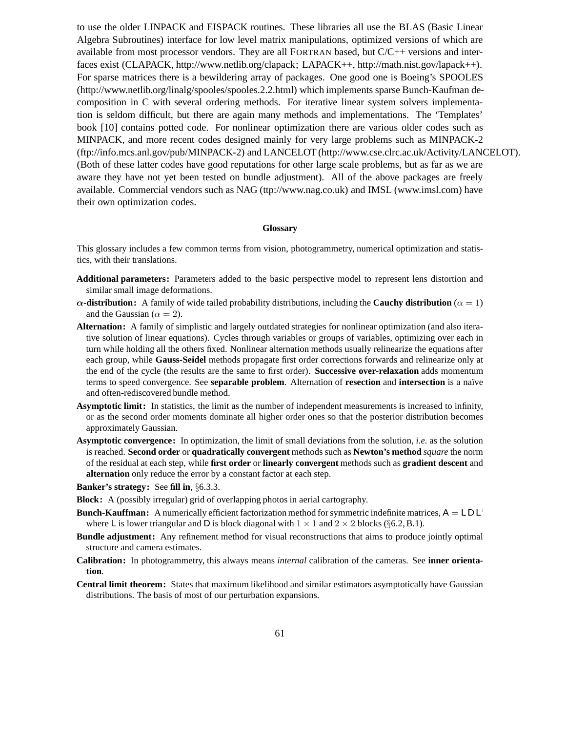to use the older LINPACK and EISPACK routines. These libraries all use the BLAS (Basic Linear Algebra Subroutines) interface for low level matrix manipulations, optimized versions of which are available from most processor vendors. They are all FORTRAN based, but C/C++ versions and interfaces exist (CLAPACK, http://www.netlib.org/clapack; LAPACK++, http://math.nist.gov/lapack++). For sparse matrices there is a bewildering array of packages. One good one is Boeing's SPOOLES (http://www.netlib.org/linalg/spooles/spooles.2.2.html) which implements sparse Bunch-Kaufman decomposition in C with several ordering methods. For iterative linear system solvers implementation is seldom difficult, but there are again many methods and implementations. The 'Templates' book [10] contains potted code. For nonlinear optimization there are various older codes such as MINPACK, and more recent codes designed mainly for very large problems such as MINPACK-2 (ftp://info.mcs.anl.gov/pub/MINPACK-2) and LANCELOT (http://www.cse.clrc.ac.uk/Activity/LANCELOT). (Both of these latter codes have good reputations for other large scale problems, but as far as we are aware they have not yet been tested on bundle adjustment). All of the above packages are freely available. Commercial vendors such as NAG (ttp://www.nag.co.uk) and IMSL (www.imsl.com) have their own optimization codes.

## Glossary

This glossary includes a few common terms from vision, photogrammetry, numerical optimization and statistics, with their translations.

**Additional parameters:** Parameters added to the basic perspective model to represent lens distortion and similar small image deformations.

**$\alpha$-distribution:** A family of wide tailed probability distributions, including the **Cauchy distribution** ($\alpha = 1$) and the Gaussian ($\alpha = 2$).

**Alternation:** A family of simplistic and largely outdated strategies for nonlinear optimization (and also iterative solution of linear equations). Cycles through variables or groups of variables, optimizing over each in turn while holding all the others fixed. Nonlinear alternation methods usually relinearize the equations after each group, while **Gauss-Seidel** methods propagate first order corrections forwards and relinearize only at the end of the cycle (the results are the same to first order). **Successive over-relaxation** adds momentum terms to speed convergence. See **separable problem**. Alternation of **resection** and **intersection** is a naïve and often-rediscovered bundle method.

**Asymptotic limit:** In statistics, the limit as the number of independent measurements is increased to infinity, or as the second order moments dominate all higher order ones so that the posterior distribution becomes approximately Gaussian.

**Asymptotic convergence:** In optimization, the limit of small deviations from the solution, *i.e.* as the solution is reached. **Second order** or **quadratically convergent** methods such as **Newton's method** *square* the norm of the residual at each step, while **first order** or **linearly convergent** methods such as **gradient descent** and **alternation** only reduce the error by a constant factor at each step.

**Banker's strategy:** See **fill in**, §6.3.3.

**Block:** A (possibly irregular) grid of overlapping photos in aerial cartography.

**Bunch-Kauffman:** A numerically efficient factorization method for symmetric indefinite matrices, $\mathsf{A} = \mathsf{L}\,\mathsf{D}\,\mathsf{L}^\top$ where $\mathsf{L}$ is lower triangular and $\mathsf{D}$ is block diagonal with $1 \times 1$ and $2 \times 2$ blocks (§6.2, B.1).

**Bundle adjustment:** Any refinement method for visual reconstructions that aims to produce jointly optimal structure and camera estimates.

**Calibration:** In photogrammetry, this always means *internal* calibration of the cameras. See **inner orientation**.

**Central limit theorem:** States that maximum likelihood and similar estimators asymptotically have Gaussian distributions. The basis of most of our perturbation expansions.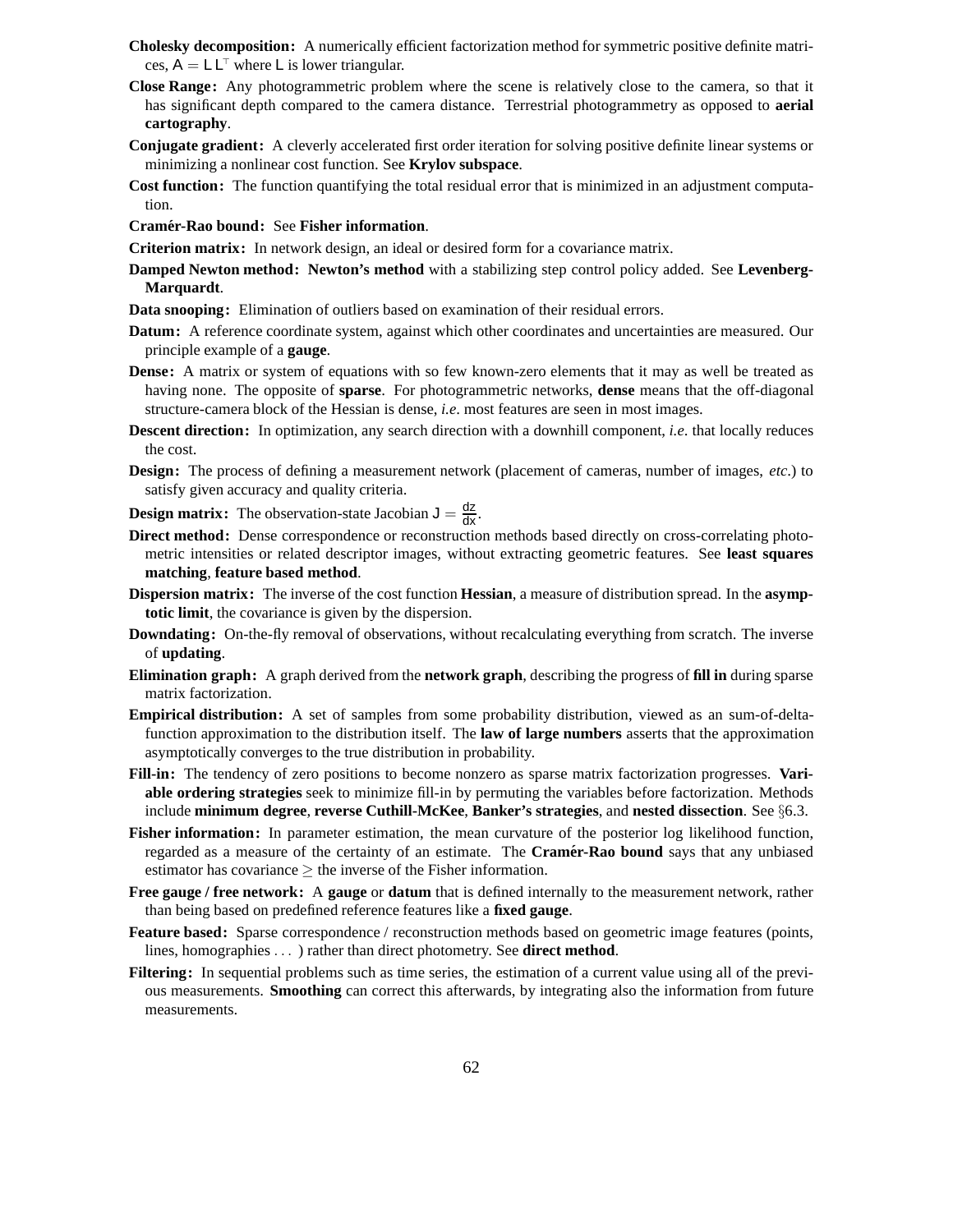**Cholesky decomposition:** A numerically efficient factorization method for symmetric positive definite matrices, $\mathsf{A} = \mathsf{L}\,\mathsf{L}^\top$ where $\mathsf{L}$ is lower triangular.

**Close Range:** Any photogrammetric problem where the scene is relatively close to the camera, so that it has significant depth compared to the camera distance. Terrestrial photogrammetry as opposed to **aerial cartography**.

**Conjugate gradient:** A cleverly accelerated first order iteration for solving positive definite linear systems or minimizing a nonlinear cost function. See **Krylov subspace**.

**Cost function:** The function quantifying the total residual error that is minimized in an adjustment computation.

**Cramér-Rao bound:** See **Fisher information**.

**Criterion matrix:** In network design, an ideal or desired form for a covariance matrix.

**Damped Newton method:** **Newton's method** with a stabilizing step control policy added. See **Levenberg-Marquardt**.

**Data snooping:** Elimination of outliers based on examination of their residual errors.

**Datum:** A reference coordinate system, against which other coordinates and uncertainties are measured. Our principle example of a **gauge**.

**Dense:** A matrix or system of equations with so few known-zero elements that it may as well be treated as having none. The opposite of **sparse**. For photogrammetric networks, **dense** means that the off-diagonal structure-camera block of the Hessian is dense, *i.e.* most features are seen in most images.

**Descent direction:** In optimization, any search direction with a downhill component, *i.e.* that locally reduces the cost.

**Design:** The process of defining a measurement network (placement of cameras, number of images, *etc.*) to satisfy given accuracy and quality criteria.

**Design matrix:** The observation-state Jacobian $\mathsf{J} = \frac{\mathsf{dz}}{\mathsf{dx}}$.

**Direct method:** Dense correspondence or reconstruction methods based directly on cross-correlating photometric intensities or related descriptor images, without extracting geometric features. See **least squares matching**, **feature based method**.

**Dispersion matrix:** The inverse of the cost function **Hessian**, a measure of distribution spread. In the **asymptotic limit**, the covariance is given by the dispersion.

**Downdating:** On-the-fly removal of observations, without recalculating everything from scratch. The inverse of **updating**.

**Elimination graph:** A graph derived from the **network graph**, describing the progress of **fill in** during sparse matrix factorization.

**Empirical distribution:** A set of samples from some probability distribution, viewed as an sum-of-delta-function approximation to the distribution itself. The **law of large numbers** asserts that the approximation asymptotically converges to the true distribution in probability.

**Fill-in:** The tendency of zero positions to become nonzero as sparse matrix factorization progresses. **Variable ordering strategies** seek to minimize fill-in by permuting the variables before factorization. Methods include **minimum degree**, **reverse Cuthill-McKee**, **Banker's strategies**, and **nested dissection**. See §6.3.

**Fisher information:** In parameter estimation, the mean curvature of the posterior log likelihood function, regarded as a measure of the certainty of an estimate. The **Cramér-Rao bound** says that any unbiased estimator has covariance $\geq$ the inverse of the Fisher information.

**Free gauge / free network:** A **gauge** or **datum** that is defined internally to the measurement network, rather than being based on predefined reference features like a **fixed gauge**.

**Feature based:** Sparse correspondence / reconstruction methods based on geometric image features (points, lines, homographies . . . ) rather than direct photometry. See **direct method**.

**Filtering:** In sequential problems such as time series, the estimation of a current value using all of the previous measurements. **Smoothing** can correct this afterwards, by integrating also the information from future measurements.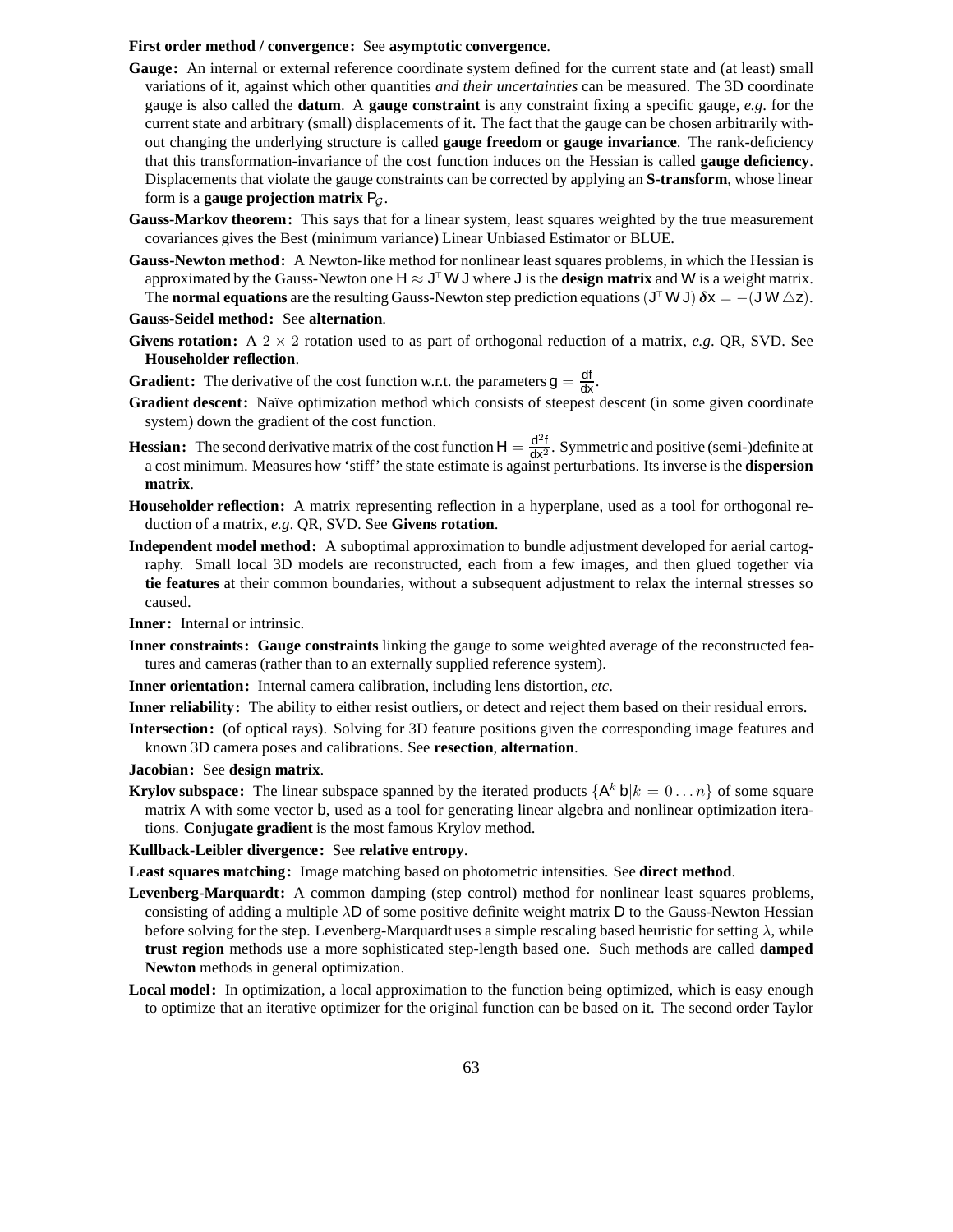**First order method / convergence:** See **asymptotic convergence**.

**Gauge:** An internal or external reference coordinate system defined for the current state and (at least) small variations of it, against which other quantities *and their uncertainties* can be measured. The 3D coordinate gauge is also called the **datum**. A **gauge constraint** is any constraint fixing a specific gauge, *e.g.* for the current state and arbitrary (small) displacements of it. The fact that the gauge can be chosen arbitrarily without changing the underlying structure is called **gauge freedom** or **gauge invariance**. The rank-deficiency that this transformation-invariance of the cost function induces on the Hessian is called **gauge deficiency**. Displacements that violate the gauge constraints can be corrected by applying an **S-transform**, whose linear form is a **gauge projection matrix** $\mathsf{P}_{\mathcal{G}}$.

**Gauss-Markov theorem:** This says that for a linear system, least squares weighted by the true measurement covariances gives the Best (minimum variance) Linear Unbiased Estimator or BLUE.

**Gauss-Newton method:** A Newton-like method for nonlinear least squares problems, in which the Hessian is approximated by the Gauss-Newton one $\mathsf{H} \approx \mathsf{J}^\top \mathsf{W}\,\mathsf{J}$ where $\mathsf{J}$ is the **design matrix** and $\mathsf{W}$ is a weight matrix. The **normal equations** are the resulting Gauss-Newton step prediction equations $(\mathsf{J}^\top \mathsf{W}\,\mathsf{J})\,\boldsymbol{\delta}\mathsf{x} = -(\mathsf{J}\,\mathsf{W}\,\triangle\mathsf{z})$.

**Gauss-Seidel method:** See **alternation**.

**Givens rotation:** A $2 \times 2$ rotation used to as part of orthogonal reduction of a matrix, *e.g.* QR, SVD. See **Householder reflection**.

**Gradient:** The derivative of the cost function w.r.t. the parameters $\mathsf{g} = \frac{\mathsf{df}}{\mathsf{dx}}$.

**Gradient descent:** Naïve optimization method which consists of steepest descent (in some given coordinate system) down the gradient of the cost function.

**Hessian:** The second derivative matrix of the cost function $\mathsf{H} = \frac{\mathsf{d}^2\mathsf{f}}{\mathsf{dx}^2}$. Symmetric and positive (semi-)definite at a cost minimum. Measures how 'stiff' the state estimate is against perturbations. Its inverse is the **dispersion matrix**.

**Householder reflection:** A matrix representing reflection in a hyperplane, used as a tool for orthogonal reduction of a matrix, *e.g.* QR, SVD. See **Givens rotation**.

**Independent model method:** A suboptimal approximation to bundle adjustment developed for aerial cartography. Small local 3D models are reconstructed, each from a few images, and then glued together via **tie features** at their common boundaries, without a subsequent adjustment to relax the internal stresses so caused.

**Inner:** Internal or intrinsic.

**Inner constraints:** **Gauge constraints** linking the gauge to some weighted average of the reconstructed features and cameras (rather than to an externally supplied reference system).

**Inner orientation:** Internal camera calibration, including lens distortion, *etc*.

**Inner reliability:** The ability to either resist outliers, or detect and reject them based on their residual errors.

**Intersection:** (of optical rays). Solving for 3D feature positions given the corresponding image features and known 3D camera poses and calibrations. See **resection**, **alternation**.

**Jacobian:** See **design matrix**.

**Krylov subspace:** The linear subspace spanned by the iterated products $\{\mathsf{A}^k\,\mathsf{b}|k = 0 \ldots n\}$ of some square matrix $\mathsf{A}$ with some vector $\mathsf{b}$, used as a tool for generating linear algebra and nonlinear optimization iterations. **Conjugate gradient** is the most famous Krylov method.

**Kullback-Leibler divergence:** See **relative entropy**.

**Least squares matching:** Image matching based on photometric intensities. See **direct method**.

**Levenberg-Marquardt:** A common damping (step control) method for nonlinear least squares problems, consisting of adding a multiple $\lambda\mathsf{D}$ of some positive definite weight matrix $\mathsf{D}$ to the Gauss-Newton Hessian before solving for the step. Levenberg-Marquardt uses a simple rescaling based heuristic for setting $\lambda$, while **trust region** methods use a more sophisticated step-length based one. Such methods are called **damped Newton** methods in general optimization.

**Local model:** In optimization, a local approximation to the function being optimized, which is easy enough to optimize that an iterative optimizer for the original function can be based on it. The second order Taylor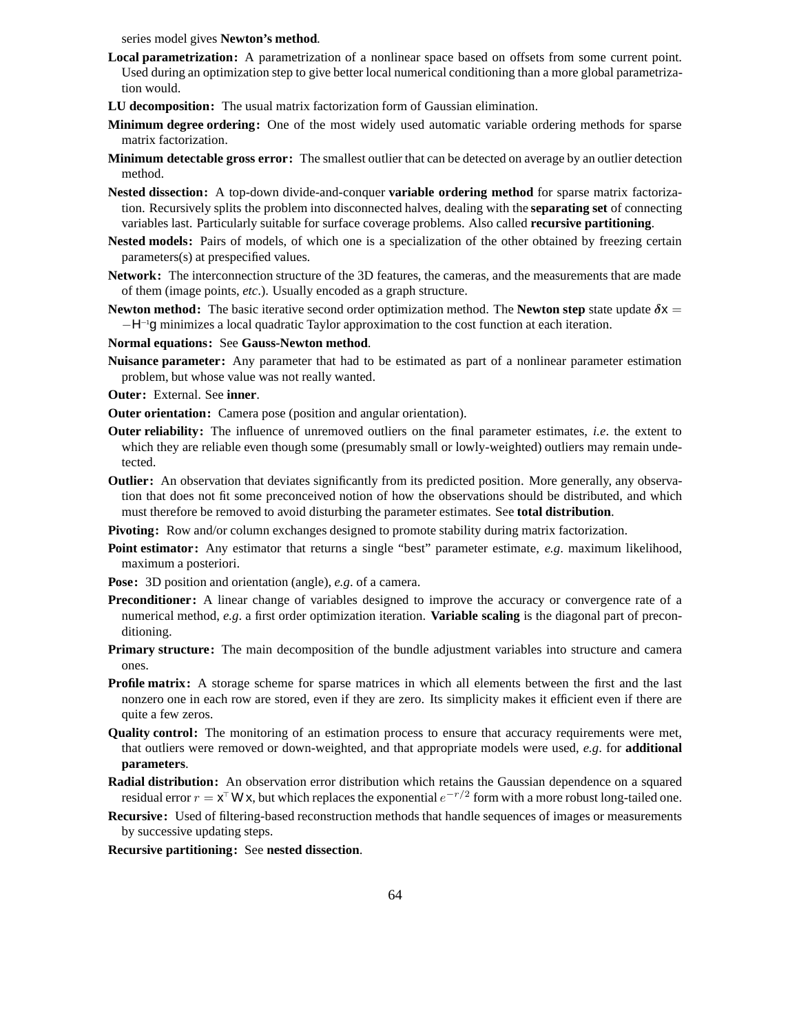series model gives **Newton's method**.

**Local parametrization:** A parametrization of a nonlinear space based on offsets from some current point. Used during an optimization step to give better local numerical conditioning than a more global parametrization would.

**LU decomposition:** The usual matrix factorization form of Gaussian elimination.

**Minimum degree ordering:** One of the most widely used automatic variable ordering methods for sparse matrix factorization.

**Minimum detectable gross error:** The smallest outlier that can be detected on average by an outlier detection method.

**Nested dissection:** A top-down divide-and-conquer **variable ordering method** for sparse matrix factorization. Recursively splits the problem into disconnected halves, dealing with the **separating set** of connecting variables last. Particularly suitable for surface coverage problems. Also called **recursive partitioning**.

**Nested models:** Pairs of models, of which one is a specialization of the other obtained by freezing certain parameters(s) at prespecified values.

**Network:** The interconnection structure of the 3D features, the cameras, and the measurements that are made of them (image points, *etc*.). Usually encoded as a graph structure.

**Newton method:** The basic iterative second order optimization method. The **Newton step** state update $\delta \mathsf{x} = -\mathsf{H}^{-1}\mathsf{g}$ minimizes a local quadratic Taylor approximation to the cost function at each iteration.

**Normal equations:** See **Gauss-Newton method**.

**Nuisance parameter:** Any parameter that had to be estimated as part of a nonlinear parameter estimation problem, but whose value was not really wanted.

**Outer:** External. See **inner**.

**Outer orientation:** Camera pose (position and angular orientation).

**Outer reliability:** The influence of unremoved outliers on the final parameter estimates, *i.e*. the extent to which they are reliable even though some (presumably small or lowly-weighted) outliers may remain undetected.

**Outlier:** An observation that deviates significantly from its predicted position. More generally, any observation that does not fit some preconceived notion of how the observations should be distributed, and which must therefore be removed to avoid disturbing the parameter estimates. See **total distribution**.

**Pivoting:** Row and/or column exchanges designed to promote stability during matrix factorization.

**Point estimator:** Any estimator that returns a single "best" parameter estimate, *e.g*. maximum likelihood, maximum a posteriori.

**Pose:** 3D position and orientation (angle), *e.g*. of a camera.

**Preconditioner:** A linear change of variables designed to improve the accuracy or convergence rate of a numerical method, *e.g*. a first order optimization iteration. **Variable scaling** is the diagonal part of preconditioning.

**Primary structure:** The main decomposition of the bundle adjustment variables into structure and camera ones.

**Profile matrix:** A storage scheme for sparse matrices in which all elements between the first and the last nonzero one in each row are stored, even if they are zero. Its simplicity makes it efficient even if there are quite a few zeros.

**Quality control:** The monitoring of an estimation process to ensure that accuracy requirements were met, that outliers were removed or down-weighted, and that appropriate models were used, *e.g*. for **additional parameters**.

**Radial distribution:** An observation error distribution which retains the Gaussian dependence on a squared residual error $r = \mathsf{x}^\top \mathsf{W}\,\mathsf{x}$, but which replaces the exponential $e^{-r/2}$ form with a more robust long-tailed one.

**Recursive:** Used of filtering-based reconstruction methods that handle sequences of images or measurements by successive updating steps.

**Recursive partitioning:** See **nested dissection**.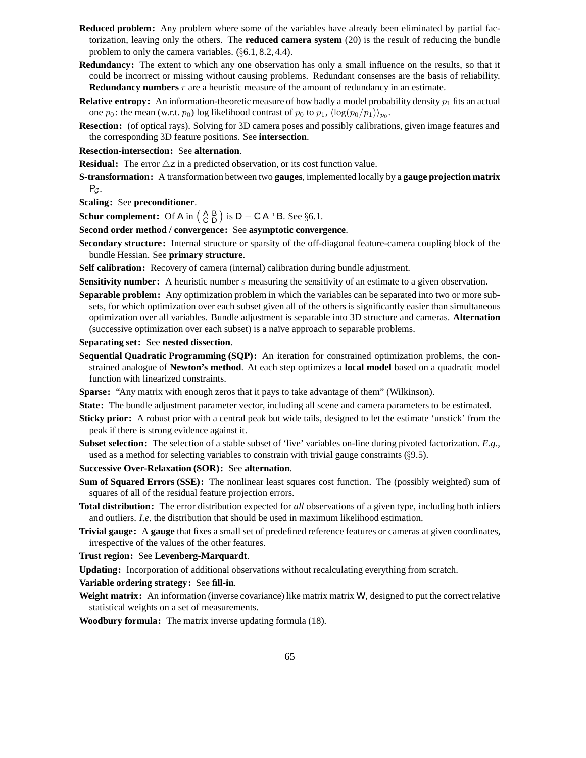**Reduced problem:** Any problem where some of the variables have already been eliminated by partial factorization, leaving only the others. The **reduced camera system** (20) is the result of reducing the bundle problem to only the camera variables. (§6.1, 8.2, 4.4).

**Redundancy:** The extent to which any one observation has only a small influence on the results, so that it could be incorrect or missing without causing problems. Redundant consenses are the basis of reliability. **Redundancy numbers** $r$ are a heuristic measure of the amount of redundancy in an estimate.

**Relative entropy:** An information-theoretic measure of how badly a model probability density $p_1$ fits an actual one $p_0$: the mean (w.r.t. $p_0$) log likelihood contrast of $p_0$ to $p_1$, $\langle \log(p_0/p_1) \rangle_{p_0}$.

**Resection:** (of optical rays). Solving for 3D camera poses and possibly calibrations, given image features and the corresponding 3D feature positions. See **intersection**.

**Resection-intersection:** See **alternation**.

**Residual:** The error $\triangle \mathsf{z}$ in a predicted observation, or its cost function value.

**S-transformation:** A transformation between two **gauges**, implemented locally by a **gauge projection matrix** $\mathsf{P}_{\mathcal{G}}$.

**Scaling:** See **preconditioner**.

**Schur complement:** Of $\mathsf{A}$ in $\left(\begin{smallmatrix} \mathsf{A} & \mathsf{B} \\ \mathsf{C} & \mathsf{D} \end{smallmatrix}\right)$ is $\mathsf{D} - \mathsf{C}\,\mathsf{A}^{-1}\,\mathsf{B}$. See §6.1.

**Second order method / convergence:** See **asymptotic convergence**.

**Secondary structure:** Internal structure or sparsity of the off-diagonal feature-camera coupling block of the bundle Hessian. See **primary structure**.

**Self calibration:** Recovery of camera (internal) calibration during bundle adjustment.

**Sensitivity number:** A heuristic number $s$ measuring the sensitivity of an estimate to a given observation.

**Separable problem:** Any optimization problem in which the variables can be separated into two or more subsets, for which optimization over each subset given all of the others is significantly easier than simultaneous optimization over all variables. Bundle adjustment is separable into 3D structure and cameras. **Alternation** (successive optimization over each subset) is a naïve approach to separable problems.

**Separating set:** See **nested dissection**.

**Sequential Quadratic Programming (SQP):** An iteration for constrained optimization problems, the constrained analogue of **Newton's method**. At each step optimizes a **local model** based on a quadratic model function with linearized constraints.

**Sparse:** "Any matrix with enough zeros that it pays to take advantage of them" (Wilkinson).

**State:** The bundle adjustment parameter vector, including all scene and camera parameters to be estimated.

**Sticky prior:** A robust prior with a central peak but wide tails, designed to let the estimate 'unstick' from the peak if there is strong evidence against it.

**Subset selection:** The selection of a stable subset of 'live' variables on-line during pivoted factorization. *E.g.*, used as a method for selecting variables to constrain with trivial gauge constraints (§9.5).

**Successive Over-Relaxation (SOR):** See **alternation**.

**Sum of Squared Errors (SSE):** The nonlinear least squares cost function. The (possibly weighted) sum of squares of all of the residual feature projection errors.

**Total distribution:** The error distribution expected for *all* observations of a given type, including both inliers and outliers. *I.e.* the distribution that should be used in maximum likelihood estimation.

**Trivial gauge:** A **gauge** that fixes a small set of predefined reference features or cameras at given coordinates, irrespective of the values of the other features.

**Trust region:** See **Levenberg-Marquardt**.

**Updating:** Incorporation of additional observations without recalculating everything from scratch.

**Variable ordering strategy:** See **fill-in**.

**Weight matrix:** An information (inverse covariance) like matrix matrix $\mathsf{W}$, designed to put the correct relative statistical weights on a set of measurements.

**Woodbury formula:** The matrix inverse updating formula (18).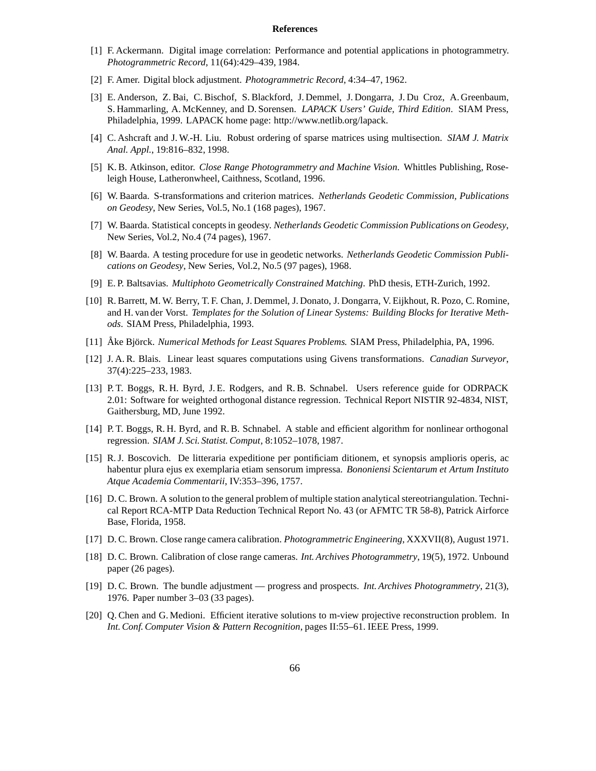**References**

[1] F. Ackermann. Digital image correlation: Performance and potential applications in photogrammetry. *Photogrammetric Record*, 11(64):429–439, 1984.

[2] F. Amer. Digital block adjustment. *Photogrammetric Record*, 4:34–47, 1962.

[3] E. Anderson, Z. Bai, C. Bischof, S. Blackford, J. Demmel, J. Dongarra, J. Du Croz, A. Greenbaum, S. Hammarling, A. McKenney, and D. Sorensen. *LAPACK Users' Guide, Third Edition*. SIAM Press, Philadelphia, 1999. LAPACK home page: http://www.netlib.org/lapack.

[4] C. Ashcraft and J. W.-H. Liu. Robust ordering of sparse matrices using multisection. *SIAM J. Matrix Anal. Appl.*, 19:816–832, 1998.

[5] K. B. Atkinson, editor. *Close Range Photogrammetry and Machine Vision*. Whittles Publishing, Roseleigh House, Latheronwheel, Caithness, Scotland, 1996.

[6] W. Baarda. S-transformations and criterion matrices. *Netherlands Geodetic Commission, Publications on Geodesy*, New Series, Vol.5, No.1 (168 pages), 1967.

[7] W. Baarda. Statistical concepts in geodesy. *Netherlands Geodetic Commission Publications on Geodesy*, New Series, Vol.2, No.4 (74 pages), 1967.

[8] W. Baarda. A testing procedure for use in geodetic networks. *Netherlands Geodetic Commission Publications on Geodesy*, New Series, Vol.2, No.5 (97 pages), 1968.

[9] E. P. Baltsavias. *Multiphoto Geometrically Constrained Matching*. PhD thesis, ETH-Zurich, 1992.

[10] R. Barrett, M. W. Berry, T. F. Chan, J. Demmel, J. Donato, J. Dongarra, V. Eijkhout, R. Pozo, C. Romine, and H. van der Vorst. *Templates for the Solution of Linear Systems: Building Blocks for Iterative Methods*. SIAM Press, Philadelphia, 1993.

[11] Åke Björck. *Numerical Methods for Least Squares Problems.* SIAM Press, Philadelphia, PA, 1996.

[12] J. A. R. Blais. Linear least squares computations using Givens transformations. *Canadian Surveyor*, 37(4):225–233, 1983.

[13] P. T. Boggs, R. H. Byrd, J. E. Rodgers, and R. B. Schnabel. Users reference guide for ODRPACK 2.01: Software for weighted orthogonal distance regression. Technical Report NISTIR 92-4834, NIST, Gaithersburg, MD, June 1992.

[14] P. T. Boggs, R. H. Byrd, and R. B. Schnabel. A stable and efficient algorithm for nonlinear orthogonal regression. *SIAM J. Sci. Statist. Comput*, 8:1052–1078, 1987.

[15] R. J. Boscovich. De litteraria expeditione per pontificiam ditionem, et synopsis amplioris operis, ac habentur plura ejus ex exemplaria etiam sensorum impressa. *Bononiensi Scientarum et Artum Instituto Atque Academia Commentarii*, IV:353–396, 1757.

[16] D. C. Brown. A solution to the general problem of multiple station analytical stereotriangulation. Technical Report RCA-MTP Data Reduction Technical Report No. 43 (or AFMTC TR 58-8), Patrick Airforce Base, Florida, 1958.

[17] D. C. Brown. Close range camera calibration. *Photogrammetric Engineering*, XXXVII(8), August 1971.

[18] D. C. Brown. Calibration of close range cameras. *Int. Archives Photogrammetry*, 19(5), 1972. Unbound paper (26 pages).

[19] D. C. Brown. The bundle adjustment — progress and prospects. *Int. Archives Photogrammetry*, 21(3), 1976. Paper number 3–03 (33 pages).

[20] Q. Chen and G. Medioni. Efficient iterative solutions to m-view projective reconstruction problem. In *Int. Conf. Computer Vision & Pattern Recognition*, pages II:55–61. IEEE Press, 1999.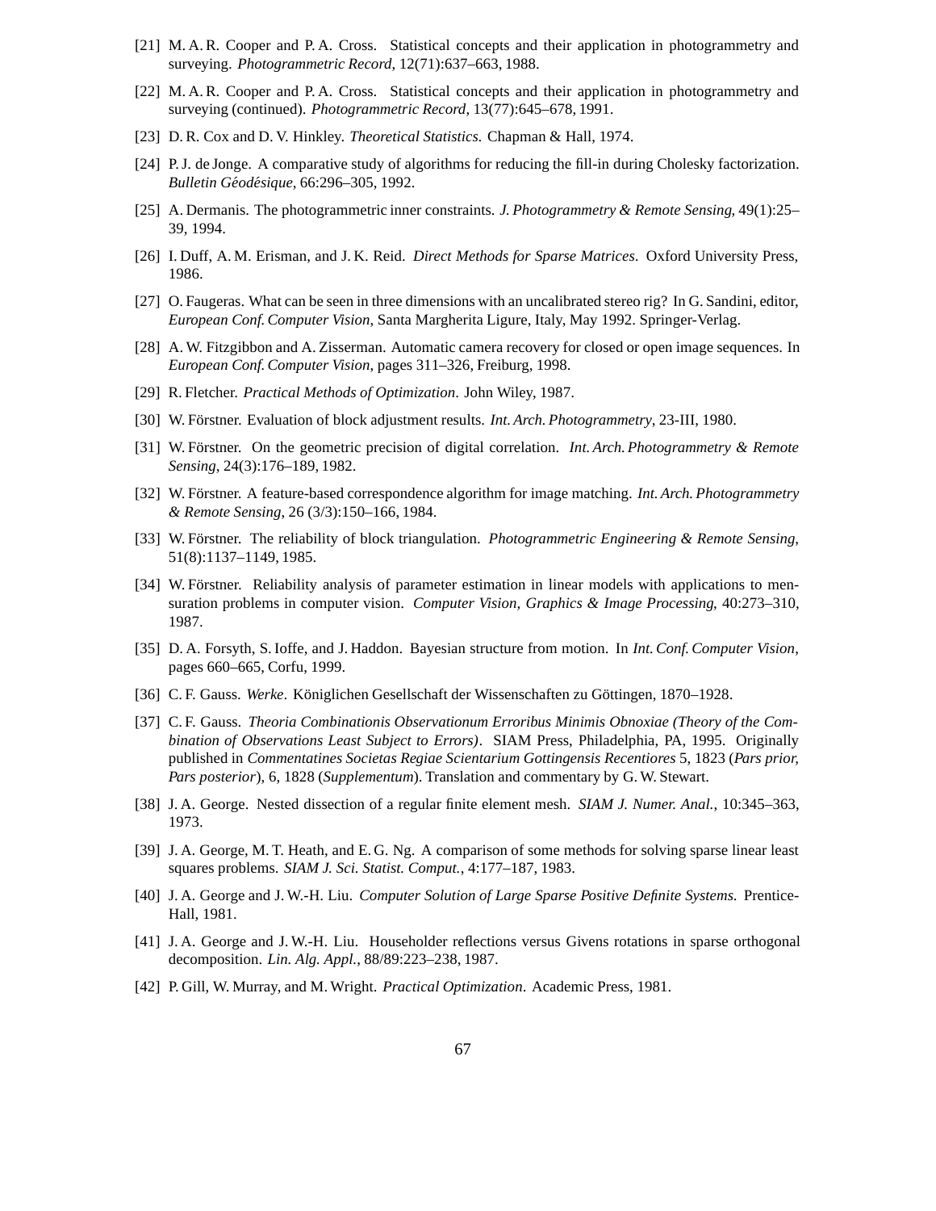[21] M. A. R. Cooper and P. A. Cross. Statistical concepts and their application in photogrammetry and surveying. *Photogrammetric Record*, 12(71):637–663, 1988.

[22] M. A. R. Cooper and P. A. Cross. Statistical concepts and their application in photogrammetry and surveying (continued). *Photogrammetric Record*, 13(77):645–678, 1991.

[23] D. R. Cox and D. V. Hinkley. *Theoretical Statistics*. Chapman & Hall, 1974.

[24] P. J. de Jonge. A comparative study of algorithms for reducing the fill-in during Cholesky factorization. *Bulletin Géodésique*, 66:296–305, 1992.

[25] A. Dermanis. The photogrammetric inner constraints. *J. Photogrammetry & Remote Sensing*, 49(1):25–39, 1994.

[26] I. Duff, A. M. Erisman, and J. K. Reid. *Direct Methods for Sparse Matrices*. Oxford University Press, 1986.

[27] O. Faugeras. What can be seen in three dimensions with an uncalibrated stereo rig? In G. Sandini, editor, *European Conf. Computer Vision*, Santa Margherita Ligure, Italy, May 1992. Springer-Verlag.

[28] A. W. Fitzgibbon and A. Zisserman. Automatic camera recovery for closed or open image sequences. In *European Conf. Computer Vision*, pages 311–326, Freiburg, 1998.

[29] R. Fletcher. *Practical Methods of Optimization*. John Wiley, 1987.

[30] W. Förstner. Evaluation of block adjustment results. *Int. Arch. Photogrammetry*, 23-III, 1980.

[31] W. Förstner. On the geometric precision of digital correlation. *Int. Arch. Photogrammetry & Remote Sensing*, 24(3):176–189, 1982.

[32] W. Förstner. A feature-based correspondence algorithm for image matching. *Int. Arch. Photogrammetry & Remote Sensing*, 26 (3/3):150–166, 1984.

[33] W. Förstner. The reliability of block triangulation. *Photogrammetric Engineering & Remote Sensing*, 51(8):1137–1149, 1985.

[34] W. Förstner. Reliability analysis of parameter estimation in linear models with applications to mensuration problems in computer vision. *Computer Vision, Graphics & Image Processing*, 40:273–310, 1987.

[35] D. A. Forsyth, S. Ioffe, and J. Haddon. Bayesian structure from motion. In *Int. Conf. Computer Vision*, pages 660–665, Corfu, 1999.

[36] C. F. Gauss. *Werke*. Königlichen Gesellschaft der Wissenschaften zu Göttingen, 1870–1928.

[37] C. F. Gauss. *Theoria Combinationis Observationum Erroribus Minimis Obnoxiae (Theory of the Combination of Observations Least Subject to Errors)*. SIAM Press, Philadelphia, PA, 1995. Originally published in *Commentatines Societas Regiae Scientarium Gottingensis Recentiores* 5, 1823 (*Pars prior, Pars posterior*), 6, 1828 (*Supplementum*). Translation and commentary by G. W. Stewart.

[38] J. A. George. Nested dissection of a regular finite element mesh. *SIAM J. Numer. Anal.*, 10:345–363, 1973.

[39] J. A. George, M. T. Heath, and E. G. Ng. A comparison of some methods for solving sparse linear least squares problems. *SIAM J. Sci. Statist. Comput.*, 4:177–187, 1983.

[40] J. A. George and J. W.-H. Liu. *Computer Solution of Large Sparse Positive Definite Systems*. Prentice-Hall, 1981.

[41] J. A. George and J. W.-H. Liu. Householder reflections versus Givens rotations in sparse orthogonal decomposition. *Lin. Alg. Appl.*, 88/89:223–238, 1987.

[42] P. Gill, W. Murray, and M. Wright. *Practical Optimization*. Academic Press, 1981.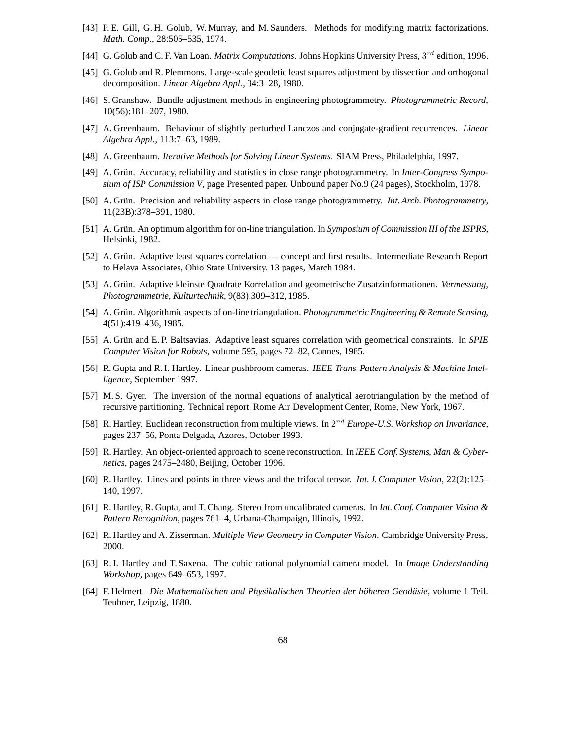[43] P. E. Gill, G. H. Golub, W. Murray, and M. Saunders. Methods for modifying matrix factorizations. *Math. Comp.*, 28:505–535, 1974.

[44] G. Golub and C. F. Van Loan. *Matrix Computations*. Johns Hopkins University Press, $3^{rd}$ edition, 1996.

[45] G. Golub and R. Plemmons. Large-scale geodetic least squares adjustment by dissection and orthogonal decomposition. *Linear Algebra Appl.*, 34:3–28, 1980.

[46] S. Granshaw. Bundle adjustment methods in engineering photogrammetry. *Photogrammetric Record*, 10(56):181–207, 1980.

[47] A. Greenbaum. Behaviour of slightly perturbed Lanczos and conjugate-gradient recurrences. *Linear Algebra Appl.*, 113:7–63, 1989.

[48] A. Greenbaum. *Iterative Methods for Solving Linear Systems*. SIAM Press, Philadelphia, 1997.

[49] A. Grün. Accuracy, reliability and statistics in close range photogrammetry. In *Inter-Congress Symposium of ISP Commission V*, page Presented paper. Unbound paper No.9 (24 pages), Stockholm, 1978.

[50] A. Grün. Precision and reliability aspects in close range photogrammetry. *Int. Arch. Photogrammetry*, 11(23B):378–391, 1980.

[51] A. Grün. An optimum algorithm for on-line triangulation. In *Symposium of Commission III of the ISPRS*, Helsinki, 1982.

[52] A. Grün. Adaptive least squares correlation — concept and first results. Intermediate Research Report to Helava Associates, Ohio State University. 13 pages, March 1984.

[53] A. Grün. Adaptive kleinste Quadrate Korrelation and geometrische Zusatzinformationen. *Vermessung, Photogrammetrie, Kulturtechnik*, 9(83):309–312, 1985.

[54] A. Grün. Algorithmic aspects of on-line triangulation. *Photogrammetric Engineering & Remote Sensing*, 4(51):419–436, 1985.

[55] A. Grün and E. P. Baltsavias. Adaptive least squares correlation with geometrical constraints. In *SPIE Computer Vision for Robots*, volume 595, pages 72–82, Cannes, 1985.

[56] R. Gupta and R. I. Hartley. Linear pushbroom cameras. *IEEE Trans. Pattern Analysis & Machine Intelligence*, September 1997.

[57] M. S. Gyer. The inversion of the normal equations of analytical aerotriangulation by the method of recursive partitioning. Technical report, Rome Air Development Center, Rome, New York, 1967.

[58] R. Hartley. Euclidean reconstruction from multiple views. In $2^{nd}$ *Europe-U.S. Workshop on Invariance*, pages 237–56, Ponta Delgada, Azores, October 1993.

[59] R. Hartley. An object-oriented approach to scene reconstruction. In *IEEE Conf. Systems, Man & Cybernetics*, pages 2475–2480, Beijing, October 1996.

[60] R. Hartley. Lines and points in three views and the trifocal tensor. *Int. J. Computer Vision*, 22(2):125–140, 1997.

[61] R. Hartley, R. Gupta, and T. Chang. Stereo from uncalibrated cameras. In *Int. Conf. Computer Vision & Pattern Recognition*, pages 761–4, Urbana-Champaign, Illinois, 1992.

[62] R. Hartley and A. Zisserman. *Multiple View Geometry in Computer Vision*. Cambridge University Press, 2000.

[63] R. I. Hartley and T. Saxena. The cubic rational polynomial camera model. In *Image Understanding Workshop*, pages 649–653, 1997.

[64] F. Helmert. *Die Mathematischen und Physikalischen Theorien der höheren Geodäsie*, volume 1 Teil. Teubner, Leipzig, 1880.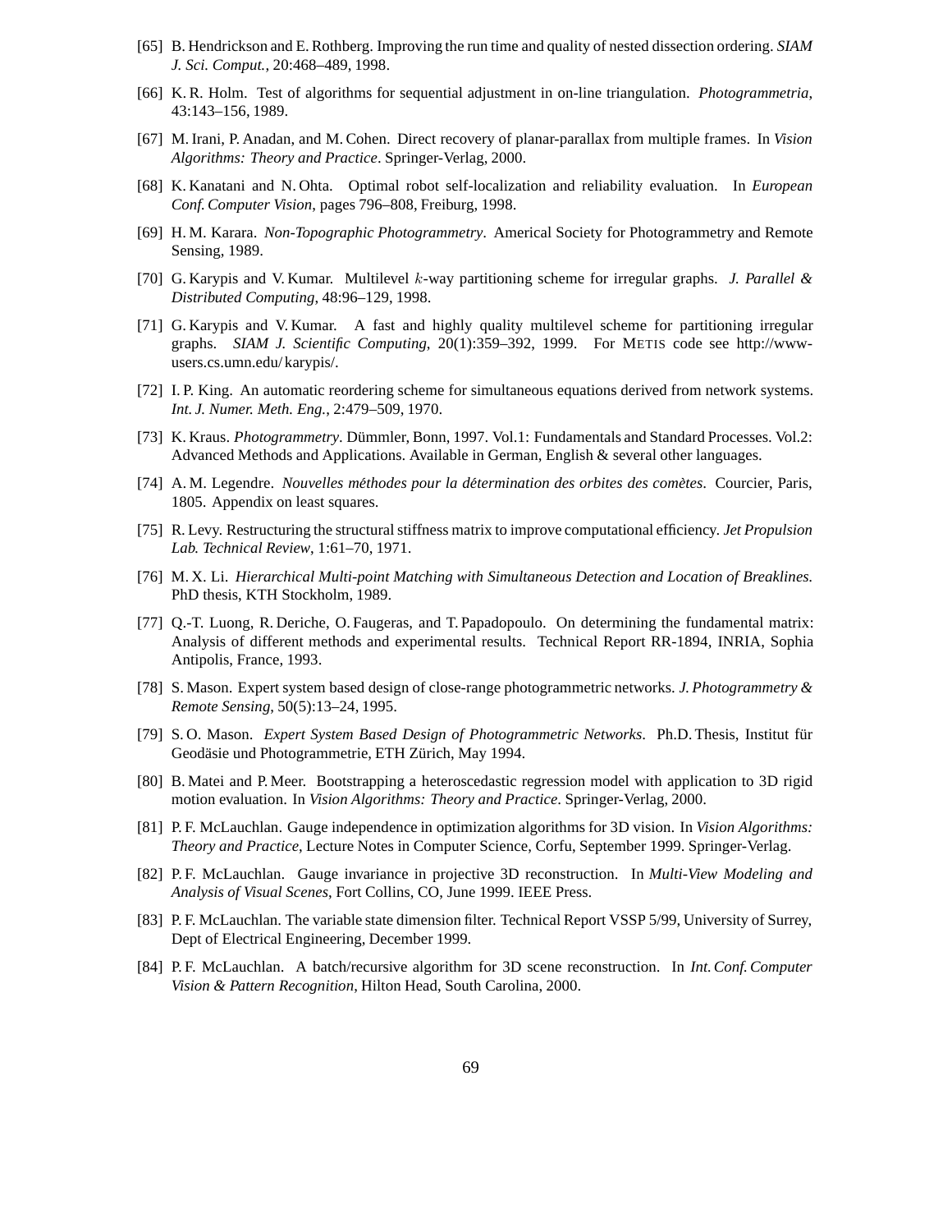[65] B. Hendrickson and E. Rothberg. Improving the run time and quality of nested dissection ordering. *SIAM J. Sci. Comput.*, 20:468–489, 1998.

[66] K. R. Holm. Test of algorithms for sequential adjustment in on-line triangulation. *Photogrammetria*, 43:143–156, 1989.

[67] M. Irani, P. Anadan, and M. Cohen. Direct recovery of planar-parallax from multiple frames. In *Vision Algorithms: Theory and Practice*. Springer-Verlag, 2000.

[68] K. Kanatani and N. Ohta. Optimal robot self-localization and reliability evaluation. In *European Conf. Computer Vision*, pages 796–808, Freiburg, 1998.

[69] H. M. Karara. *Non-Topographic Photogrammetry*. Americal Society for Photogrammetry and Remote Sensing, 1989.

[70] G. Karypis and V. Kumar. Multilevel $k$-way partitioning scheme for irregular graphs. *J. Parallel & Distributed Computing*, 48:96–129, 1998.

[71] G. Karypis and V. Kumar. A fast and highly quality multilevel scheme for partitioning irregular graphs. *SIAM J. Scientific Computing*, 20(1):359–392, 1999. For METIS code see http://www-users.cs.umn.edu/ karypis/.

[72] I. P. King. An automatic reordering scheme for simultaneous equations derived from network systems. *Int. J. Numer. Meth. Eng.*, 2:479–509, 1970.

[73] K. Kraus. *Photogrammetry*. Dümmler, Bonn, 1997. Vol.1: Fundamentals and Standard Processes. Vol.2: Advanced Methods and Applications. Available in German, English & several other languages.

[74] A. M. Legendre. *Nouvelles méthodes pour la détermination des orbites des comètes*. Courcier, Paris, 1805. Appendix on least squares.

[75] R. Levy. Restructuring the structural stiffness matrix to improve computational efficiency. *Jet Propulsion Lab. Technical Review*, 1:61–70, 1971.

[76] M. X. Li. *Hierarchical Multi-point Matching with Simultaneous Detection and Location of Breaklines.* PhD thesis, KTH Stockholm, 1989.

[77] Q.-T. Luong, R. Deriche, O. Faugeras, and T. Papadopoulo. On determining the fundamental matrix: Analysis of different methods and experimental results. Technical Report RR-1894, INRIA, Sophia Antipolis, France, 1993.

[78] S. Mason. Expert system based design of close-range photogrammetric networks. *J. Photogrammetry & Remote Sensing*, 50(5):13–24, 1995.

[79] S. O. Mason. *Expert System Based Design of Photogrammetric Networks*. Ph.D. Thesis, Institut für Geodäsie und Photogrammetrie, ETH Zürich, May 1994.

[80] B. Matei and P. Meer. Bootstrapping a heteroscedastic regression model with application to 3D rigid motion evaluation. In *Vision Algorithms: Theory and Practice*. Springer-Verlag, 2000.

[81] P. F. McLauchlan. Gauge independence in optimization algorithms for 3D vision. In *Vision Algorithms: Theory and Practice*, Lecture Notes in Computer Science, Corfu, September 1999. Springer-Verlag.

[82] P. F. McLauchlan. Gauge invariance in projective 3D reconstruction. In *Multi-View Modeling and Analysis of Visual Scenes*, Fort Collins, CO, June 1999. IEEE Press.

[83] P. F. McLauchlan. The variable state dimension filter. Technical Report VSSP 5/99, University of Surrey, Dept of Electrical Engineering, December 1999.

[84] P. F. McLauchlan. A batch/recursive algorithm for 3D scene reconstruction. In *Int. Conf. Computer Vision & Pattern Recognition*, Hilton Head, South Carolina, 2000.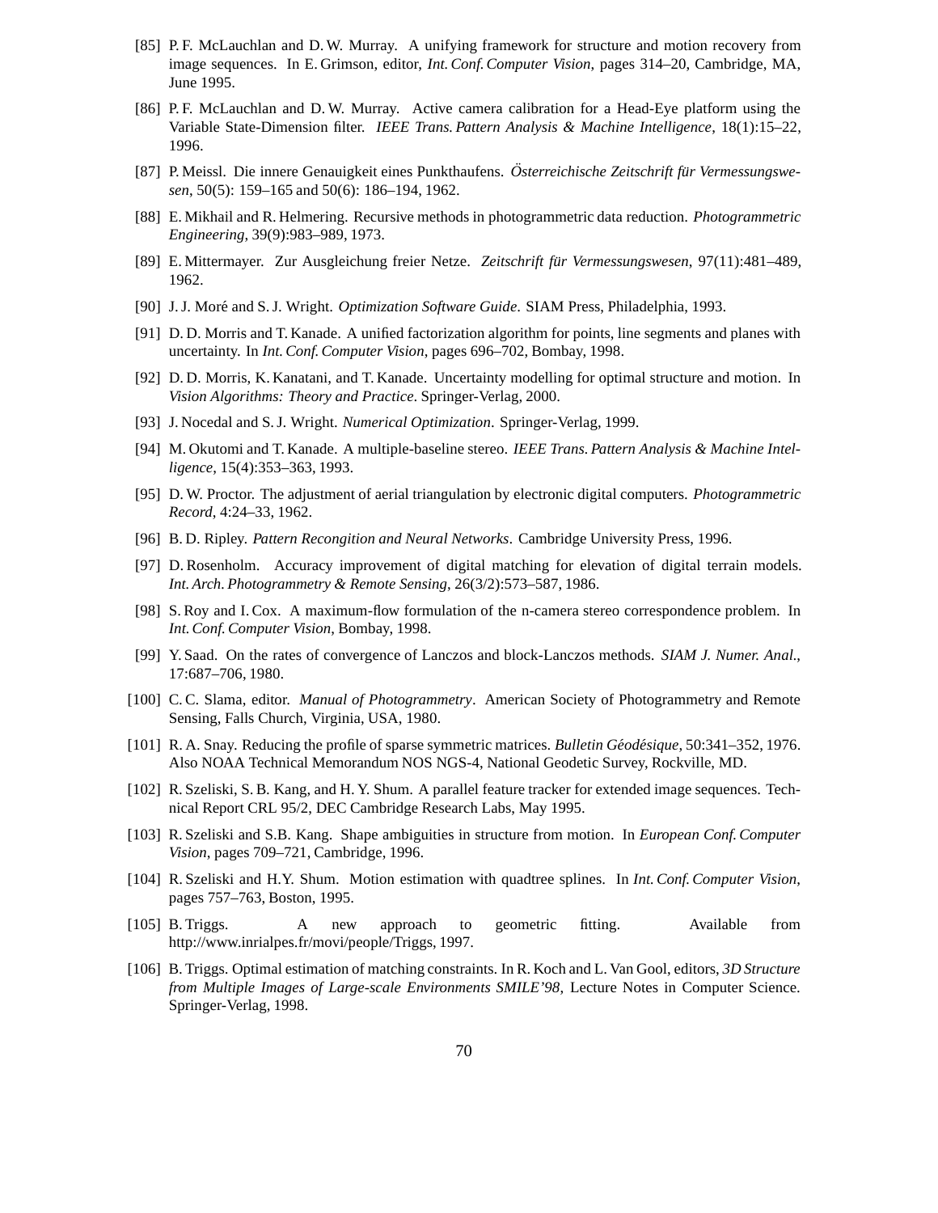[85] P. F. McLauchlan and D. W. Murray. A unifying framework for structure and motion recovery from image sequences. In E. Grimson, editor, *Int. Conf. Computer Vision*, pages 314–20, Cambridge, MA, June 1995.

[86] P. F. McLauchlan and D. W. Murray. Active camera calibration for a Head-Eye platform using the Variable State-Dimension filter. *IEEE Trans. Pattern Analysis & Machine Intelligence*, 18(1):15–22, 1996.

[87] P. Meissl. Die innere Genauigkeit eines Punkthaufens. *Österreichische Zeitschrift für Vermessungswesen*, 50(5): 159–165 and 50(6): 186–194, 1962.

[88] E. Mikhail and R. Helmering. Recursive methods in photogrammetric data reduction. *Photogrammetric Engineering*, 39(9):983–989, 1973.

[89] E. Mittermayer. Zur Ausgleichung freier Netze. *Zeitschrift für Vermessungswesen*, 97(11):481–489, 1962.

[90] J. J. Moré and S. J. Wright. *Optimization Software Guide*. SIAM Press, Philadelphia, 1993.

[91] D. D. Morris and T. Kanade. A unified factorization algorithm for points, line segments and planes with uncertainty. In *Int. Conf. Computer Vision*, pages 696–702, Bombay, 1998.

[92] D. D. Morris, K. Kanatani, and T. Kanade. Uncertainty modelling for optimal structure and motion. In *Vision Algorithms: Theory and Practice*. Springer-Verlag, 2000.

[93] J. Nocedal and S. J. Wright. *Numerical Optimization*. Springer-Verlag, 1999.

[94] M. Okutomi and T. Kanade. A multiple-baseline stereo. *IEEE Trans. Pattern Analysis & Machine Intelligence*, 15(4):353–363, 1993.

[95] D. W. Proctor. The adjustment of aerial triangulation by electronic digital computers. *Photogrammetric Record*, 4:24–33, 1962.

[96] B. D. Ripley. *Pattern Recongition and Neural Networks*. Cambridge University Press, 1996.

[97] D. Rosenholm. Accuracy improvement of digital matching for elevation of digital terrain models. *Int. Arch. Photogrammetry & Remote Sensing*, 26(3/2):573–587, 1986.

[98] S. Roy and I. Cox. A maximum-flow formulation of the n-camera stereo correspondence problem. In *Int. Conf. Computer Vision*, Bombay, 1998.

[99] Y. Saad. On the rates of convergence of Lanczos and block-Lanczos methods. *SIAM J. Numer. Anal.*, 17:687–706, 1980.

[100] C. C. Slama, editor. *Manual of Photogrammetry*. American Society of Photogrammetry and Remote Sensing, Falls Church, Virginia, USA, 1980.

[101] R. A. Snay. Reducing the profile of sparse symmetric matrices. *Bulletin Géodésique*, 50:341–352, 1976. Also NOAA Technical Memorandum NOS NGS-4, National Geodetic Survey, Rockville, MD.

[102] R. Szeliski, S. B. Kang, and H. Y. Shum. A parallel feature tracker for extended image sequences. Technical Report CRL 95/2, DEC Cambridge Research Labs, May 1995.

[103] R. Szeliski and S.B. Kang. Shape ambiguities in structure from motion. In *European Conf. Computer Vision*, pages 709–721, Cambridge, 1996.

[104] R. Szeliski and H.Y. Shum. Motion estimation with quadtree splines. In *Int. Conf. Computer Vision*, pages 757–763, Boston, 1995.

[105] B. Triggs. A new approach to geometric fitting. Available from http://www.inrialpes.fr/movi/people/Triggs, 1997.

[106] B. Triggs. Optimal estimation of matching constraints. In R. Koch and L. Van Gool, editors, *3D Structure from Multiple Images of Large-scale Environments SMILE'98*, Lecture Notes in Computer Science. Springer-Verlag, 1998.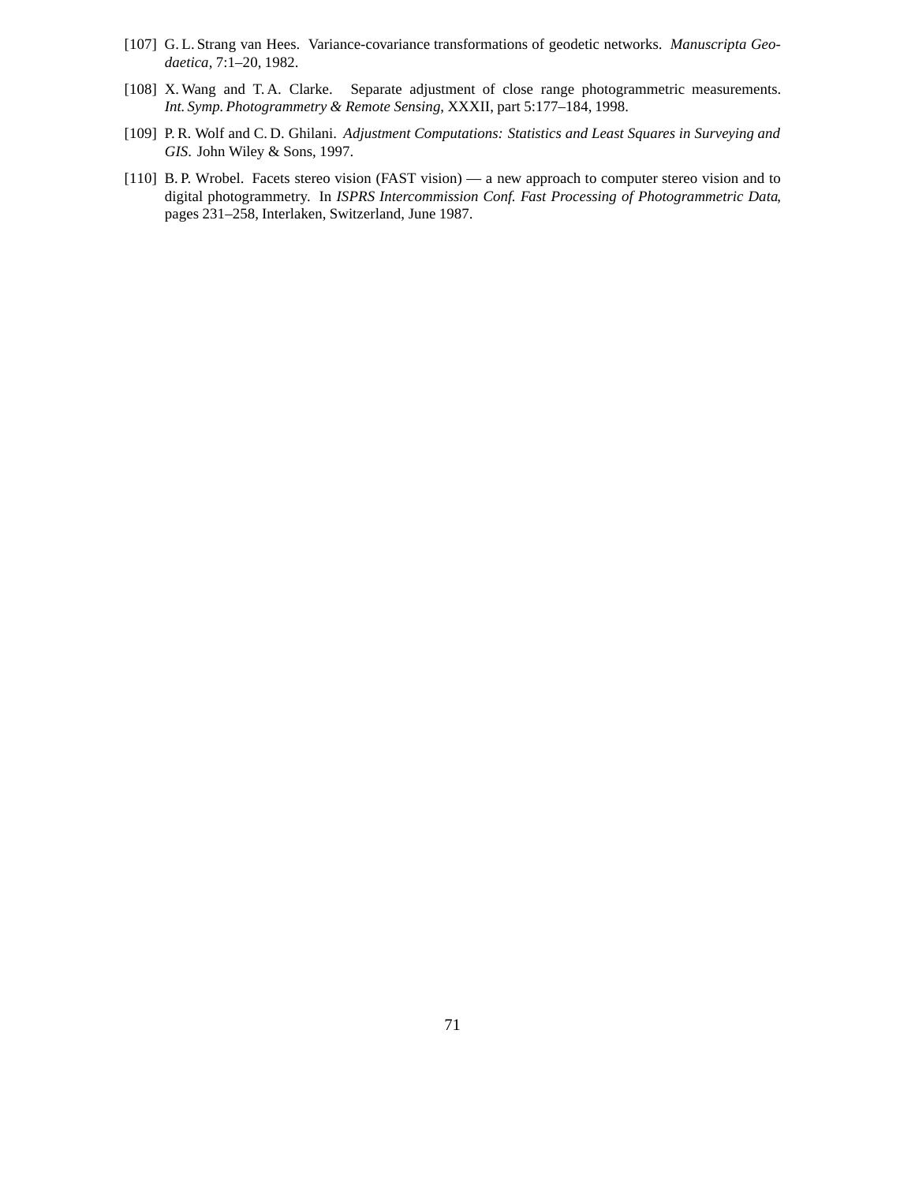[107] G. L. Strang van Hees. Variance-covariance transformations of geodetic networks. *Manuscripta Geodaetica*, 7:1–20, 1982.

[108] X. Wang and T. A. Clarke. Separate adjustment of close range photogrammetric measurements. *Int. Symp. Photogrammetry & Remote Sensing*, XXXII, part 5:177–184, 1998.

[109] P. R. Wolf and C. D. Ghilani. *Adjustment Computations: Statistics and Least Squares in Surveying and GIS*. John Wiley & Sons, 1997.

[110] B. P. Wrobel. Facets stereo vision (FAST vision) — a new approach to computer stereo vision and to digital photogrammetry. In *ISPRS Intercommission Conf. Fast Processing of Photogrammetric Data*, pages 231–258, Interlaken, Switzerland, June 1987.